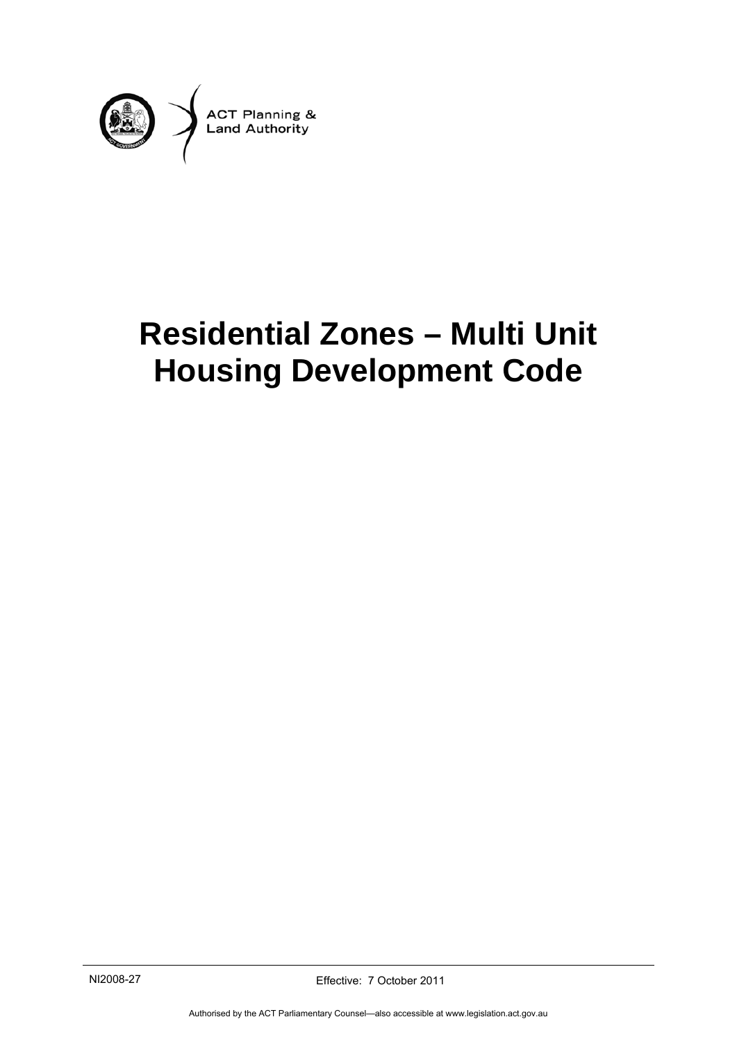ACT Planning &
Land Authority

# Residential Zones – Multi Unit Housing Development Code

NI2008-27

Effective: 7 October 2011

Authorised by the ACT Parliamentary Counsel—also accessible at www.legislation.act.gov.au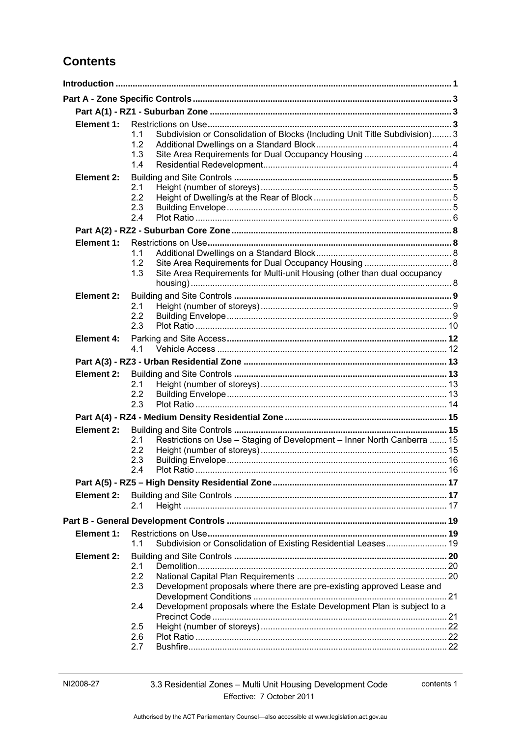# Contents

**Introduction** 1

**Part A - Zone Specific Controls** 3

**Part A(1) - RZ1 - Suburban Zone** 3

**Element 1:** Restrictions on Use 3

- 1.1 Subdivision or Consolidation of Blocks (Including Unit Title Subdivision) 3
- 1.2 Additional Dwellings on a Standard Block 4
- 1.3 Site Area Requirements for Dual Occupancy Housing 4
- 1.4 Residential Redevelopment 4

**Element 2:** Building and Site Controls 5

- 2.1 Height (number of storeys) 5
- 2.2 Height of Dwelling/s at the Rear of Block 5
- 2.3 Building Envelope 5
- 2.4 Plot Ratio 6

**Part A(2) - RZ2 - Suburban Core Zone** 8

**Element 1:** Restrictions on Use 8

- 1.1 Additional Dwellings on a Standard Block 8
- 1.2 Site Area Requirements for Dual Occupancy Housing 8
- 1.3 Site Area Requirements for Multi-unit Housing (other than dual occupancy housing) 8

**Element 2:** Building and Site Controls 9

- 2.1 Height (number of storeys) 9
- 2.2 Building Envelope 9
- 2.3 Plot Ratio 10

**Element 4:** Parking and Site Access 12

- 4.1 Vehicle Access 12

**Part A(3) - RZ3 - Urban Residential Zone** 13

**Element 2:** Building and Site Controls 13

- 2.1 Height (number of storeys) 13
- 2.2 Building Envelope 13
- 2.3 Plot Ratio 14

**Part A(4) - RZ4 - Medium Density Residential Zone** 15

**Element 2:** Building and Site Controls 15

- 2.1 Restrictions on Use – Staging of Development – Inner North Canberra 15
- 2.2 Height (number of storeys) 15
- 2.3 Building Envelope 16
- 2.4 Plot Ratio 16

**Part A(5) - RZ5 – High Density Residential Zone** 17

**Element 2:** Building and Site Controls 17

- 2.1 Height 17

**Part B - General Development Controls** 19

**Element 1:** Restrictions on Use 19

- 1.1 Subdivision or Consolidation of Existing Residential Leases 19

**Element 2:** Building and Site Controls 20

- 2.1 Demolition 20
- 2.2 National Capital Plan Requirements 20
- 2.3 Development proposals where there are pre-existing approved Lease and Development Conditions 21
- 2.4 Development proposals where the Estate Development Plan is subject to a Precinct Code 21
- 2.5 Height (number of storeys) 22
- 2.6 Plot Ratio 22
- 2.7 Bushfire 22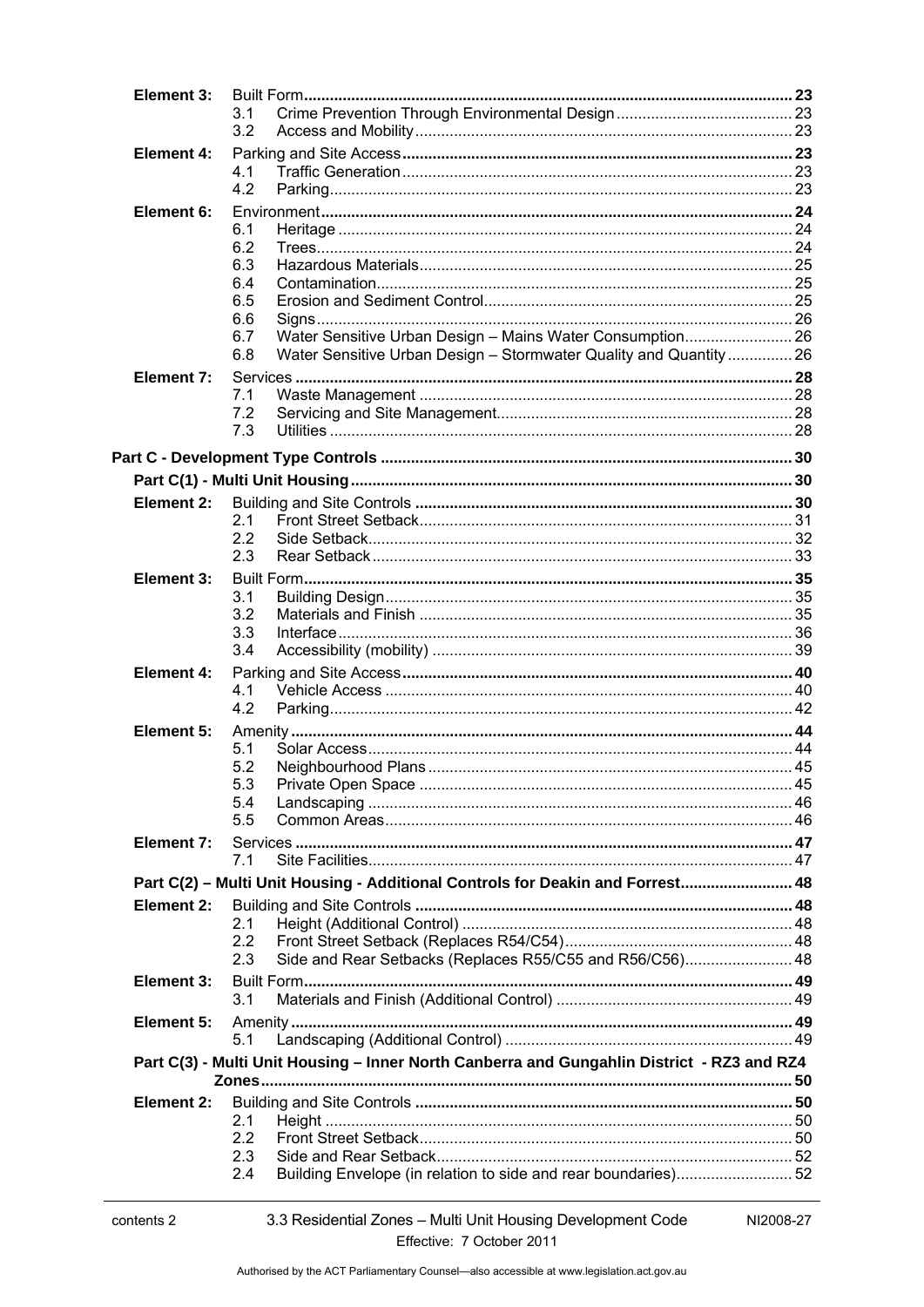| | | | |
|---|---|---|---|
| **Element 3:** | Built Form | | **23** |
| | 3.1 | Crime Prevention Through Environmental Design | 23 |
| | 3.2 | Access and Mobility | 23 |
| **Element 4:** | Parking and Site Access | | **23** |
| | 4.1 | Traffic Generation | 23 |
| | 4.2 | Parking | 23 |
| **Element 6:** | Environment | | **24** |
| | 6.1 | Heritage | 24 |
| | 6.2 | Trees | 24 |
| | 6.3 | Hazardous Materials | 25 |
| | 6.4 | Contamination | 25 |
| | 6.5 | Erosion and Sediment Control | 25 |
| | 6.6 | Signs | 26 |
| | 6.7 | Water Sensitive Urban Design – Mains Water Consumption | 26 |
| | 6.8 | Water Sensitive Urban Design – Stormwater Quality and Quantity | 26 |
| **Element 7:** | Services | | **28** |
| | 7.1 | Waste Management | 28 |
| | 7.2 | Servicing and Site Management | 28 |
| | 7.3 | Utilities | 28 |

**Part C - Development Type Controls** .......... **30**

**Part C(1) - Multi Unit Housing** .......... **30**

| | | | |
|---|---|---|---|
| **Element 2:** | Building and Site Controls | | **30** |
| | 2.1 | Front Street Setback | 31 |
| | 2.2 | Side Setback | 32 |
| | 2.3 | Rear Setback | 33 |
| **Element 3:** | Built Form | | **35** |
| | 3.1 | Building Design | 35 |
| | 3.2 | Materials and Finish | 35 |
| | 3.3 | Interface | 36 |
| | 3.4 | Accessibility (mobility) | 39 |
| **Element 4:** | Parking and Site Access | | **40** |
| | 4.1 | Vehicle Access | 40 |
| | 4.2 | Parking | 42 |
| **Element 5:** | Amenity | | **44** |
| | 5.1 | Solar Access | 44 |
| | 5.2 | Neighbourhood Plans | 45 |
| | 5.3 | Private Open Space | 45 |
| | 5.4 | Landscaping | 46 |
| | 5.5 | Common Areas | 46 |
| **Element 7:** | Services | | **47** |
| | 7.1 | Site Facilities | 47 |

**Part C(2) – Multi Unit Housing - Additional Controls for Deakin and Forrest** .......... **48**

| | | | |
|---|---|---|---|
| **Element 2:** | Building and Site Controls | | **48** |
| | 2.1 | Height (Additional Control) | 48 |
| | 2.2 | Front Street Setback (Replaces R54/C54) | 48 |
| | 2.3 | Side and Rear Setbacks (Replaces R55/C55 and R56/C56) | 48 |
| **Element 3:** | Built Form | | **49** |
| | 3.1 | Materials and Finish (Additional Control) | 49 |
| **Element 5:** | Amenity | | **49** |
| | 5.1 | Landscaping (Additional Control) | 49 |

**Part C(3) - Multi Unit Housing – Inner North Canberra and Gungahlin District - RZ3 and RZ4 Zones** .......... **50**

| | | | |
|---|---|---|---|
| **Element 2:** | Building and Site Controls | | **50** |
| | 2.1 | Height | 50 |
| | 2.2 | Front Street Setback | 50 |
| | 2.3 | Side and Rear Setback | 52 |
| | 2.4 | Building Envelope (in relation to side and rear boundaries) | 52 |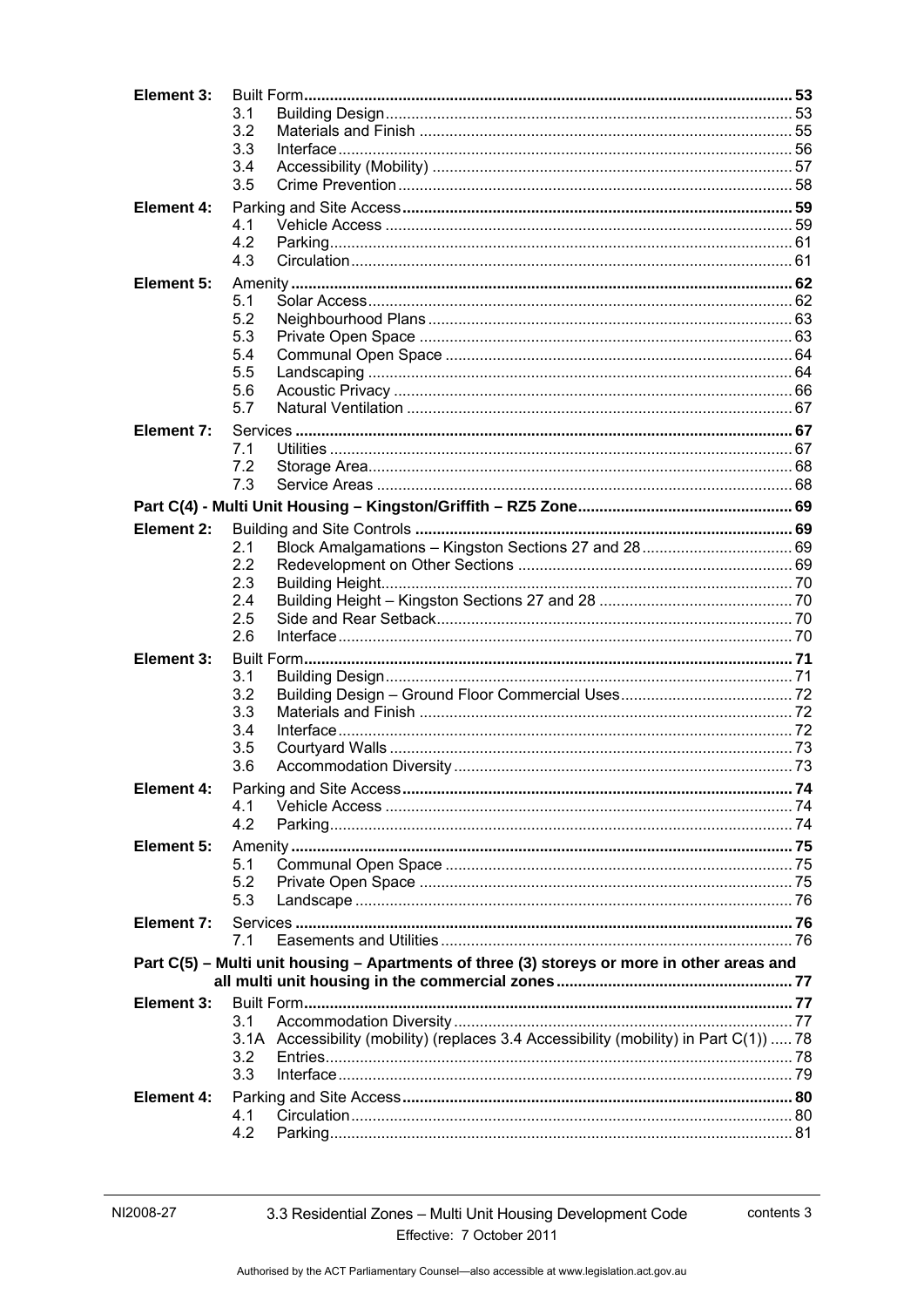**Element 3:** Built Form **53**
- 3.1 Building Design 53
- 3.2 Materials and Finish 55
- 3.3 Interface 56
- 3.4 Accessibility (Mobility) 57
- 3.5 Crime Prevention 58

**Element 4:** Parking and Site Access **59**
- 4.1 Vehicle Access 59
- 4.2 Parking 61
- 4.3 Circulation 61

**Element 5:** Amenity **62**
- 5.1 Solar Access 62
- 5.2 Neighbourhood Plans 63
- 5.3 Private Open Space 63
- 5.4 Communal Open Space 64
- 5.5 Landscaping 64
- 5.6 Acoustic Privacy 66
- 5.7 Natural Ventilation 67

**Element 7:** Services **67**
- 7.1 Utilities 67
- 7.2 Storage Area 68
- 7.3 Service Areas 68

**Part C(4) - Multi Unit Housing – Kingston/Griffith – RZ5 Zone 69**

**Element 2:** Building and Site Controls **69**
- 2.1 Block Amalgamations – Kingston Sections 27 and 28 69
- 2.2 Redevelopment on Other Sections 69
- 2.3 Building Height 70
- 2.4 Building Height – Kingston Sections 27 and 28 70
- 2.5 Side and Rear Setback 70
- 2.6 Interface 70

**Element 3:** Built Form **71**
- 3.1 Building Design 71
- 3.2 Building Design – Ground Floor Commercial Uses 72
- 3.3 Materials and Finish 72
- 3.4 Interface 72
- 3.5 Courtyard Walls 73
- 3.6 Accommodation Diversity 73

**Element 4:** Parking and Site Access **74**
- 4.1 Vehicle Access 74
- 4.2 Parking 74

**Element 5:** Amenity **75**
- 5.1 Communal Open Space 75
- 5.2 Private Open Space 75
- 5.3 Landscape 76

**Element 7:** Services **76**
- 7.1 Easements and Utilities 76

**Part C(5) – Multi unit housing – Apartments of three (3) storeys or more in other areas and all multi unit housing in the commercial zones 77**

**Element 3:** Built Form **77**
- 3.1 Accommodation Diversity 77
- 3.1A Accessibility (mobility) (replaces 3.4 Accessibility (mobility) in Part C(1)) 78
- 3.2 Entries 78
- 3.3 Interface 79

**Element 4:** Parking and Site Access **80**
- 4.1 Circulation 80
- 4.2 Parking 81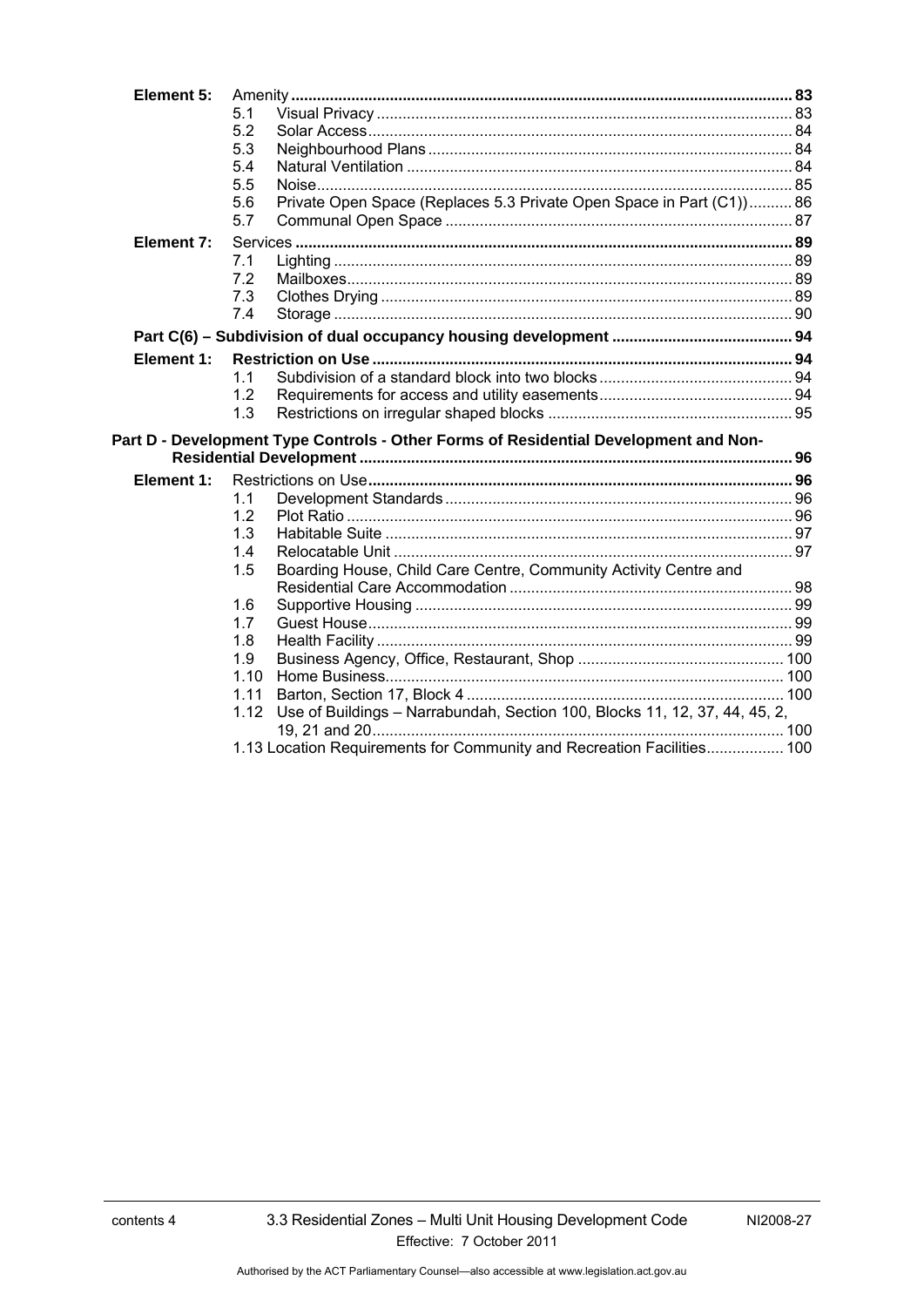| | | | |
|---|---|---|---|
| **Element 5:** | Amenity | | **83** |
| | 5.1 | Visual Privacy | 83 |
| | 5.2 | Solar Access | 84 |
| | 5.3 | Neighbourhood Plans | 84 |
| | 5.4 | Natural Ventilation | 84 |
| | 5.5 | Noise | 85 |
| | 5.6 | Private Open Space (Replaces 5.3 Private Open Space in Part (C1)) | 86 |
| | 5.7 | Communal Open Space | 87 |
| **Element 7:** | Services | | **89** |
| | 7.1 | Lighting | 89 |
| | 7.2 | Mailboxes | 89 |
| | 7.3 | Clothes Drying | 89 |
| | 7.4 | Storage | 90 |
| **Part C(6) – Subdivision of dual occupancy housing development** | | | **94** |
| **Element 1:** | **Restriction on Use** | | **94** |
| | 1.1 | Subdivision of a standard block into two blocks | 94 |
| | 1.2 | Requirements for access and utility easements | 94 |
| | 1.3 | Restrictions on irregular shaped blocks | 95 |
| **Part D - Development Type Controls - Other Forms of Residential Development and Non-Residential Development** | | | **96** |
| **Element 1:** | Restrictions on Use | | **96** |
| | 1.1 | Development Standards | 96 |
| | 1.2 | Plot Ratio | 96 |
| | 1.3 | Habitable Suite | 97 |
| | 1.4 | Relocatable Unit | 97 |
| | 1.5 | Boarding House, Child Care Centre, Community Activity Centre and Residential Care Accommodation | 98 |
| | 1.6 | Supportive Housing | 99 |
| | 1.7 | Guest House | 99 |
| | 1.8 | Health Facility | 99 |
| | 1.9 | Business Agency, Office, Restaurant, Shop | 100 |
| | 1.10 | Home Business | 100 |
| | 1.11 | Barton, Section 17, Block 4 | 100 |
| | 1.12 | Use of Buildings – Narrabundah, Section 100, Blocks 11, 12, 37, 44, 45, 2, 19, 21 and 20 | 100 |
| | 1.13 | Location Requirements for Community and Recreation Facilities | 100 |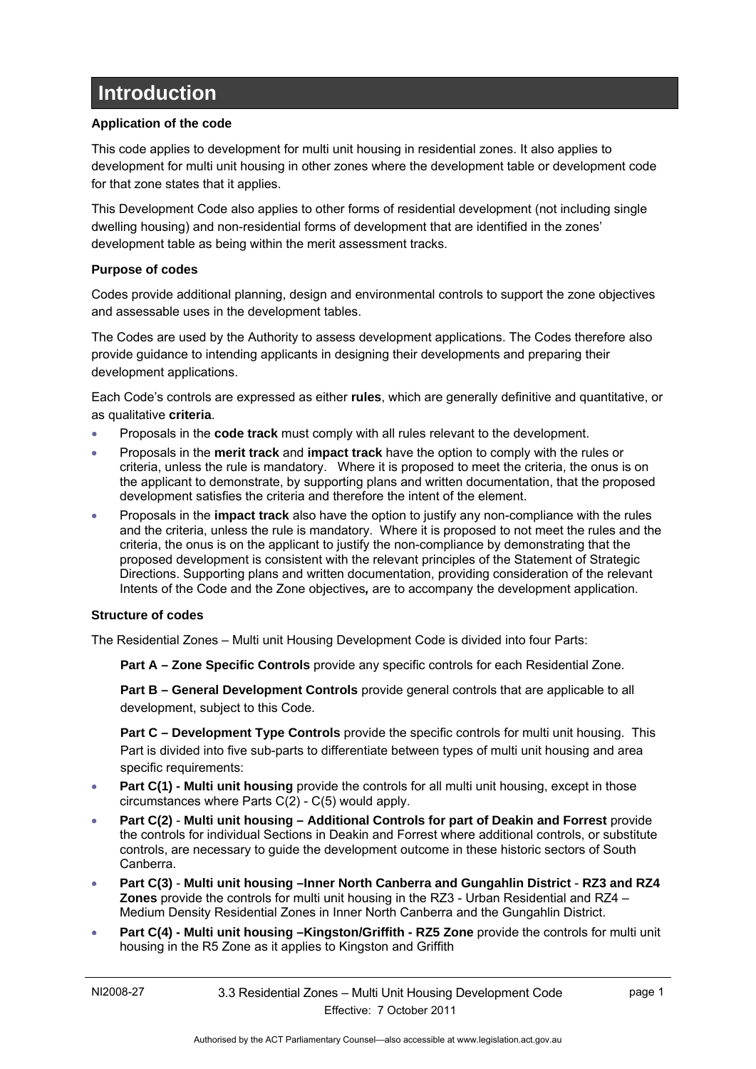# Introduction

**Application of the code**

This code applies to development for multi unit housing in residential zones. It also applies to development for multi unit housing in other zones where the development table or development code for that zone states that it applies.

This Development Code also applies to other forms of residential development (not including single dwelling housing) and non-residential forms of development that are identified in the zones' development table as being within the merit assessment tracks.

**Purpose of codes**

Codes provide additional planning, design and environmental controls to support the zone objectives and assessable uses in the development tables.

The Codes are used by the Authority to assess development applications. The Codes therefore also provide guidance to intending applicants in designing their developments and preparing their development applications.

Each Code's controls are expressed as either **rules**, which are generally definitive and quantitative, or as qualitative **criteria**.

- Proposals in the **code track** must comply with all rules relevant to the development.
- Proposals in the **merit track** and **impact track** have the option to comply with the rules or criteria, unless the rule is mandatory. Where it is proposed to meet the criteria, the onus is on the applicant to demonstrate, by supporting plans and written documentation, that the proposed development satisfies the criteria and therefore the intent of the element.
- Proposals in the **impact track** also have the option to justify any non-compliance with the rules and the criteria, unless the rule is mandatory. Where it is proposed to not meet the rules and the criteria, the onus is on the applicant to justify the non-compliance by demonstrating that the proposed development is consistent with the relevant principles of the Statement of Strategic Directions. Supporting plans and written documentation, providing consideration of the relevant Intents of the Code and the Zone objectives**,** are to accompany the development application.

**Structure of codes**

The Residential Zones – Multi unit Housing Development Code is divided into four Parts:

**Part A – Zone Specific Controls** provide any specific controls for each Residential Zone.

**Part B – General Development Controls** provide general controls that are applicable to all development, subject to this Code.

**Part C – Development Type Controls** provide the specific controls for multi unit housing. This Part is divided into five sub-parts to differentiate between types of multi unit housing and area specific requirements:

- **Part C(1) - Multi unit housing** provide the controls for all multi unit housing, except in those circumstances where Parts C(2) - C(5) would apply.
- **Part C(2)** - **Multi unit housing – Additional Controls for part of Deakin and Forrest** provide the controls for individual Sections in Deakin and Forrest where additional controls, or substitute controls, are necessary to guide the development outcome in these historic sectors of South Canberra.
- **Part C(3)** - **Multi unit housing –Inner North Canberra and Gungahlin District** - **RZ3 and RZ4 Zones** provide the controls for multi unit housing in the RZ3 - Urban Residential and RZ4 – Medium Density Residential Zones in Inner North Canberra and the Gungahlin District.
- **Part C(4) - Multi unit housing –Kingston/Griffith - RZ5 Zone** provide the controls for multi unit housing in the R5 Zone as it applies to Kingston and Griffith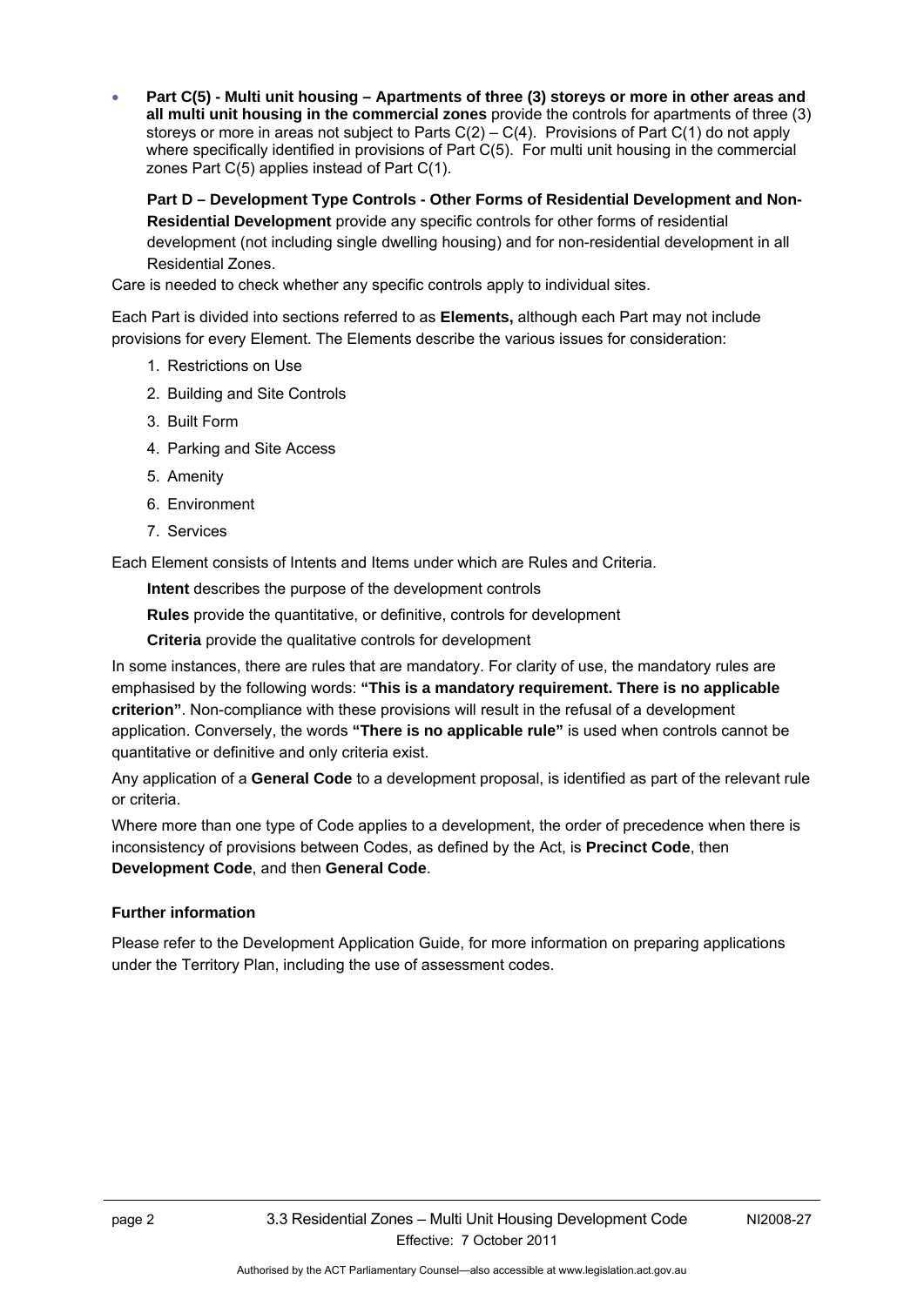- **Part C(5) - Multi unit housing – Apartments of three (3) storeys or more in other areas and all multi unit housing in the commercial zones** provide the controls for apartments of three (3) storeys or more in areas not subject to Parts C(2) – C(4). Provisions of Part C(1) do not apply where specifically identified in provisions of Part C(5). For multi unit housing in the commercial zones Part C(5) applies instead of Part C(1).

  **Part D – Development Type Controls - Other Forms of Residential Development and Non-Residential Development** provide any specific controls for other forms of residential development (not including single dwelling housing) and for non-residential development in all Residential Zones.

Care is needed to check whether any specific controls apply to individual sites.

Each Part is divided into sections referred to as **Elements,** although each Part may not include provisions for every Element. The Elements describe the various issues for consideration:

1. Restrictions on Use
2. Building and Site Controls
3. Built Form
4. Parking and Site Access
5. Amenity
6. Environment
7. Services

Each Element consists of Intents and Items under which are Rules and Criteria.

**Intent** describes the purpose of the development controls

**Rules** provide the quantitative, or definitive, controls for development

**Criteria** provide the qualitative controls for development

In some instances, there are rules that are mandatory. For clarity of use, the mandatory rules are emphasised by the following words: **"This is a mandatory requirement. There is no applicable criterion"**. Non-compliance with these provisions will result in the refusal of a development application. Conversely, the words **"There is no applicable rule"** is used when controls cannot be quantitative or definitive and only criteria exist.

Any application of a **General Code** to a development proposal, is identified as part of the relevant rule or criteria.

Where more than one type of Code applies to a development, the order of precedence when there is inconsistency of provisions between Codes, as defined by the Act, is **Precinct Code**, then **Development Code**, and then **General Code**.

**Further information**

Please refer to the Development Application Guide, for more information on preparing applications under the Territory Plan, including the use of assessment codes.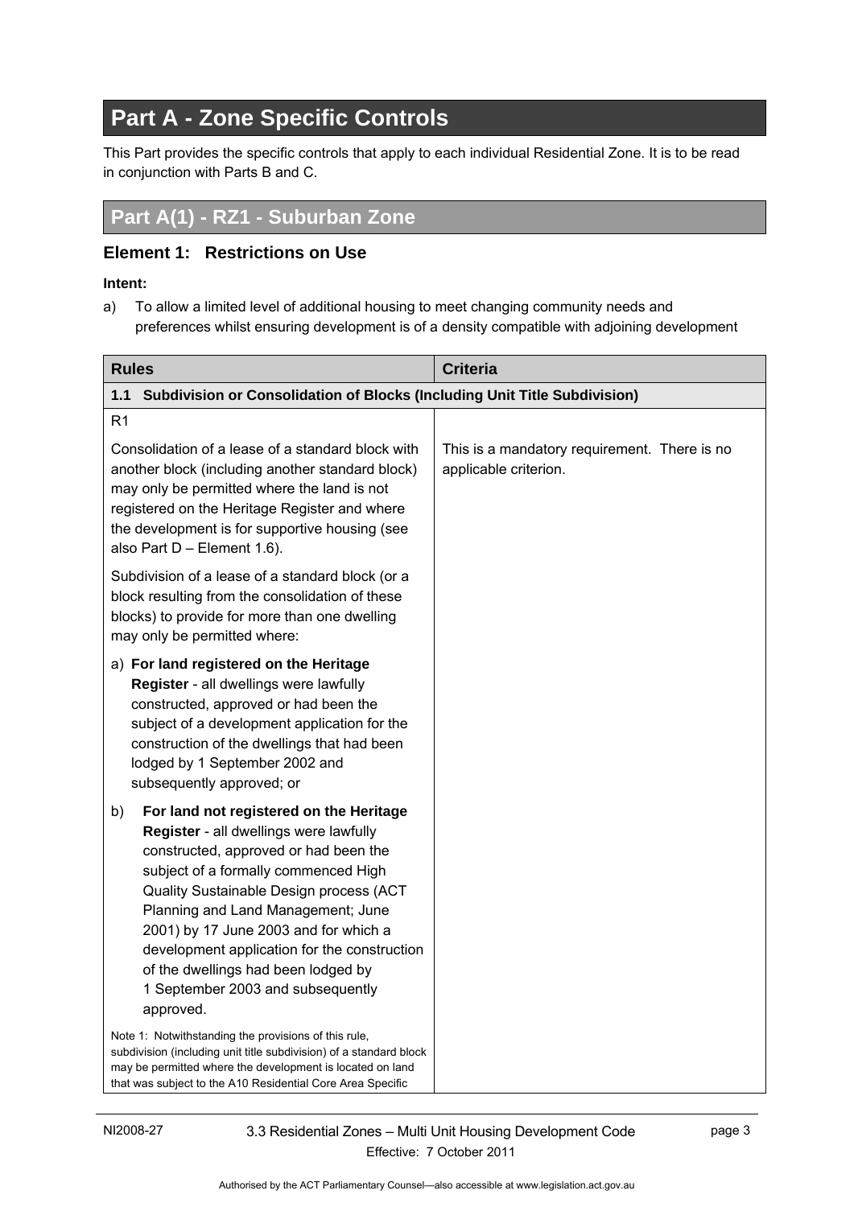# Part A - Zone Specific Controls

This Part provides the specific controls that apply to each individual Residential Zone. It is to be read in conjunction with Parts B and C.

## Part A(1) - RZ1 - Suburban Zone

### Element 1: Restrictions on Use

**Intent:**

a) To allow a limited level of additional housing to meet changing community needs and preferences whilst ensuring development is of a density compatible with adjoining development

| Rules | Criteria |
|---|---|
| **1.1 Subdivision or Consolidation of Blocks (Including Unit Title Subdivision)** | |
| R1<br><br>Consolidation of a lease of a standard block with another block (including another standard block) may only be permitted where the land is not registered on the Heritage Register and where the development is for supportive housing (see also Part D – Element 1.6).<br><br>Subdivision of a lease of a standard block (or a block resulting from the consolidation of these blocks) to provide for more than one dwelling may only be permitted where:<br><br>a) **For land registered on the Heritage Register** - all dwellings were lawfully constructed, approved or had been the subject of a development application for the construction of the dwellings that had been lodged by 1 September 2002 and subsequently approved; or<br><br>b) **For land not registered on the Heritage Register** - all dwellings were lawfully constructed, approved or had been the subject of a formally commenced High Quality Sustainable Design process (ACT Planning and Land Management; June 2001) by 17 June 2003 and for which a development application for the construction of the dwellings had been lodged by 1 September 2003 and subsequently approved.<br><br>Note 1: Notwithstanding the provisions of this rule, subdivision (including unit title subdivision) of a standard block may be permitted where the development is located on land that was subject to the A10 Residential Core Area Specific | This is a mandatory requirement. There is no applicable criterion. |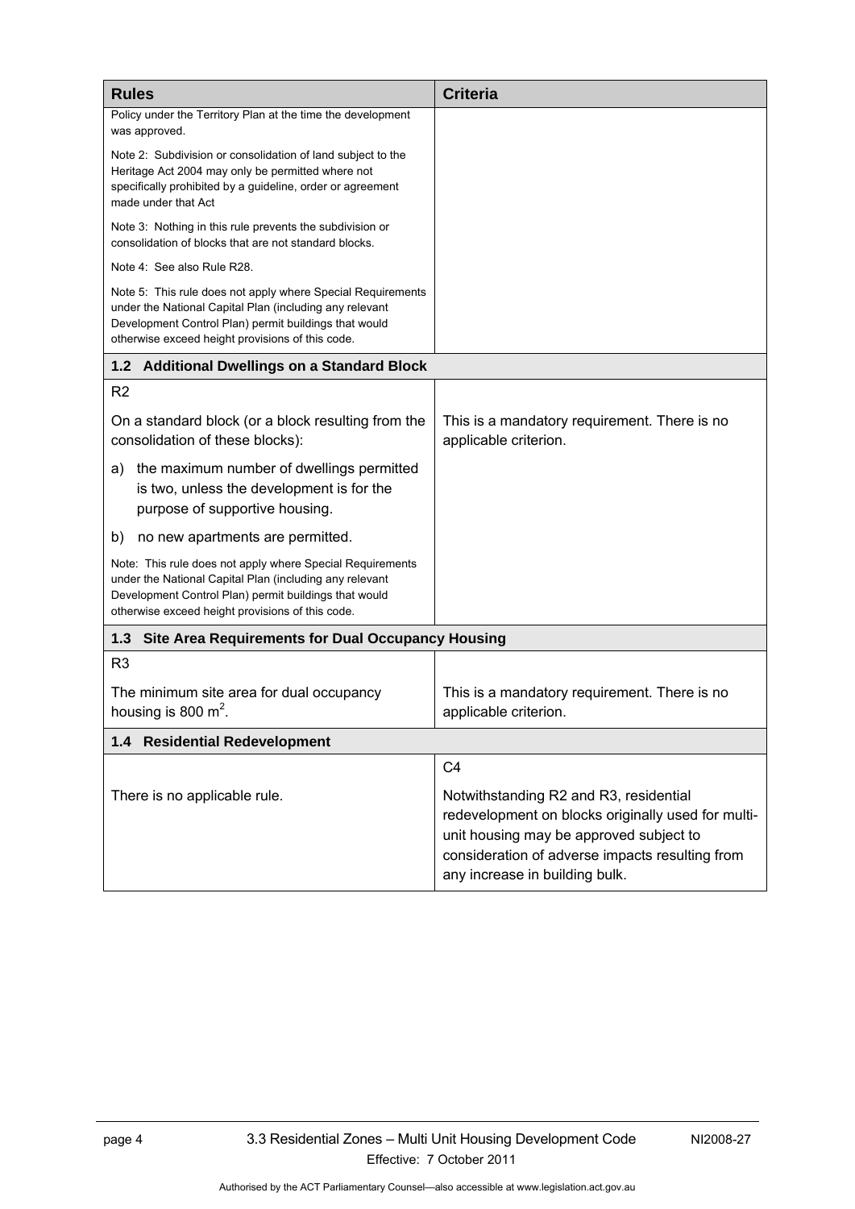| Rules | Criteria |
|---|---|
| Policy under the Territory Plan at the time the development was approved.<br><br>Note 2: Subdivision or consolidation of land subject to the Heritage Act 2004 may only be permitted where not specifically prohibited by a guideline, order or agreement made under that Act<br><br>Note 3: Nothing in this rule prevents the subdivision or consolidation of blocks that are not standard blocks.<br><br>Note 4: See also Rule R28.<br><br>Note 5: This rule does not apply where Special Requirements under the National Capital Plan (including any relevant Development Control Plan) permit buildings that would otherwise exceed height provisions of this code. | |
| **1.2 Additional Dwellings on a Standard Block** | |
| R2<br><br>On a standard block (or a block resulting from the consolidation of these blocks):<br><br>a) the maximum number of dwellings permitted is two, unless the development is for the purpose of supportive housing.<br><br>b) no new apartments are permitted.<br><br>Note: This rule does not apply where Special Requirements under the National Capital Plan (including any relevant Development Control Plan) permit buildings that would otherwise exceed height provisions of this code. | This is a mandatory requirement. There is no applicable criterion. |
| **1.3 Site Area Requirements for Dual Occupancy Housing** | |
| R3<br><br>The minimum site area for dual occupancy housing is 800 $m^2$. | This is a mandatory requirement. There is no applicable criterion. |
| **1.4 Residential Redevelopment** | |
| There is no applicable rule. | C4<br><br>Notwithstanding R2 and R3, residential redevelopment on blocks originally used for multi-unit housing may be approved subject to consideration of adverse impacts resulting from any increase in building bulk. |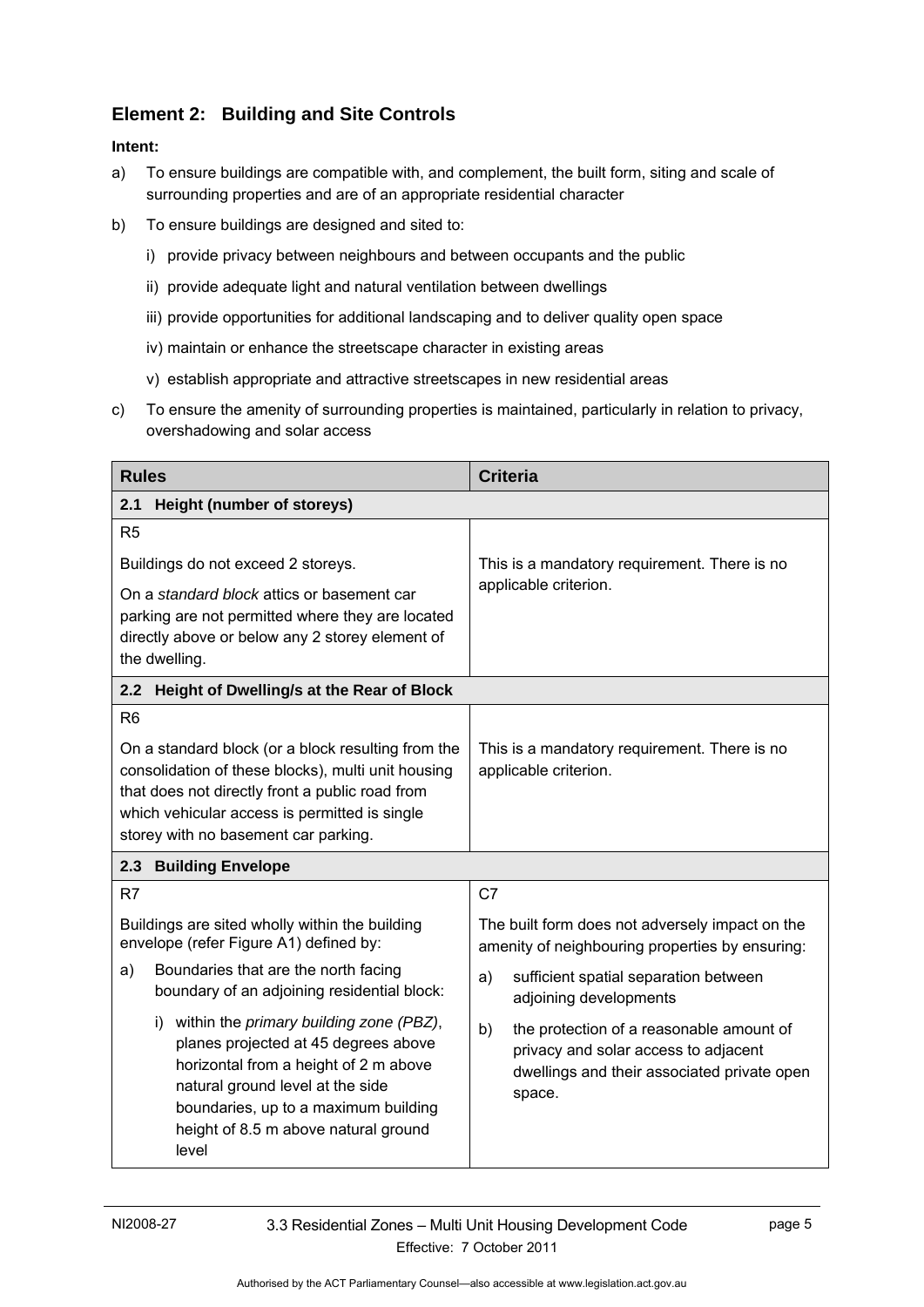## Element 2: Building and Site Controls

**Intent:**

a) To ensure buildings are compatible with, and complement, the built form, siting and scale of surrounding properties and are of an appropriate residential character

b) To ensure buildings are designed and sited to:

   i) provide privacy between neighbours and between occupants and the public

   ii) provide adequate light and natural ventilation between dwellings

   iii) provide opportunities for additional landscaping and to deliver quality open space

   iv) maintain or enhance the streetscape character in existing areas

   v) establish appropriate and attractive streetscapes in new residential areas

c) To ensure the amenity of surrounding properties is maintained, particularly in relation to privacy, overshadowing and solar access

| Rules | Criteria |
|---|---|
| **2.1 Height (number of storeys)** | |
| R5<br><br>Buildings do not exceed 2 storeys.<br><br>On a *standard block* attics or basement car parking are not permitted where they are located directly above or below any 2 storey element of the dwelling. | This is a mandatory requirement. There is no applicable criterion. |
| **2.2 Height of Dwelling/s at the Rear of Block** | |
| R6<br><br>On a standard block (or a block resulting from the consolidation of these blocks), multi unit housing that does not directly front a public road from which vehicular access is permitted is single storey with no basement car parking. | This is a mandatory requirement. There is no applicable criterion. |
| **2.3 Building Envelope** | |
| R7<br><br>Buildings are sited wholly within the building envelope (refer Figure A1) defined by:<br><br>a) Boundaries that are the north facing boundary of an adjoining residential block:<br><br>i) within the *primary building zone (PBZ)*, planes projected at 45 degrees above horizontal from a height of 2 m above natural ground level at the side boundaries, up to a maximum building height of 8.5 m above natural ground level | C7<br><br>The built form does not adversely impact on the amenity of neighbouring properties by ensuring:<br><br>a) sufficient spatial separation between adjoining developments<br><br>b) the protection of a reasonable amount of privacy and solar access to adjacent dwellings and their associated private open space. |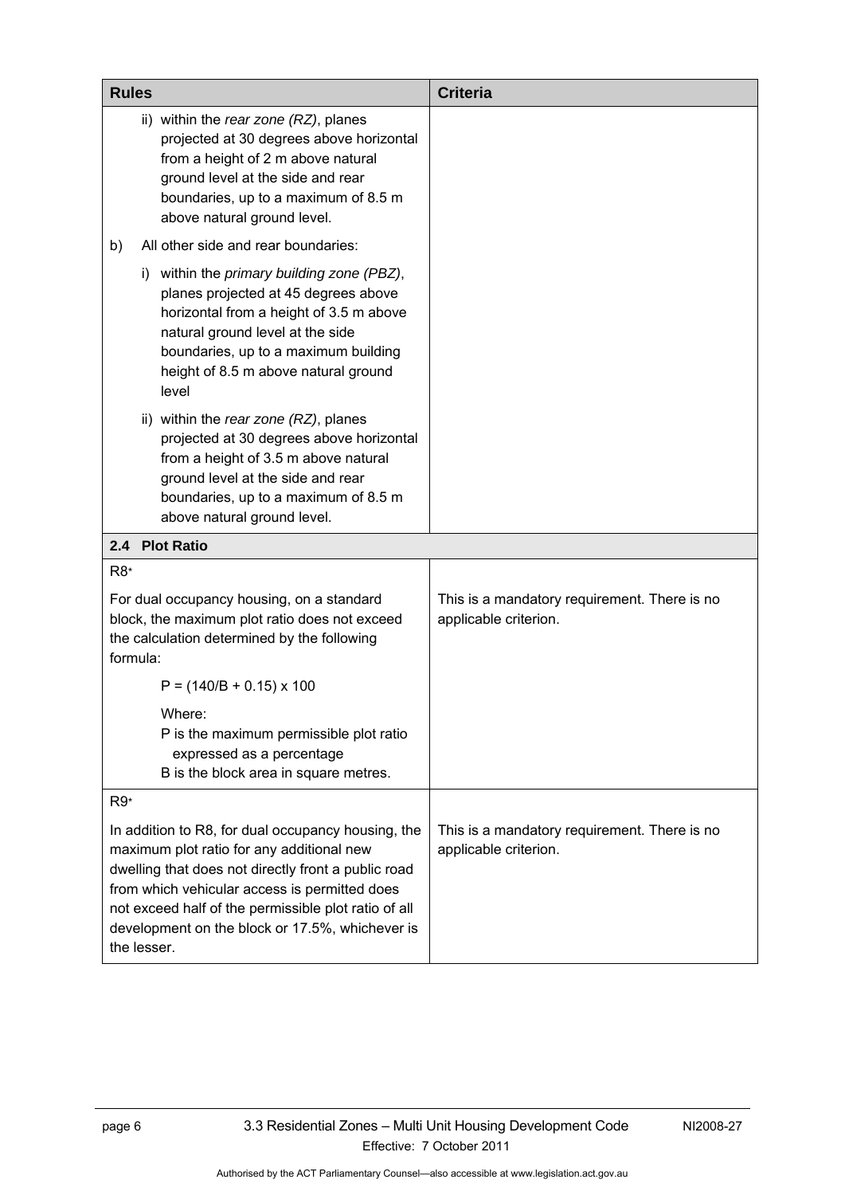| Rules | Criteria |
|---|---|
| ii) within the *rear zone (RZ)*, planes projected at 30 degrees above horizontal from a height of 2 m above natural ground level at the side and rear boundaries, up to a maximum of 8.5 m above natural ground level. | |
| b) All other side and rear boundaries: | |
| i) within the *primary building zone (PBZ)*, planes projected at 45 degrees above horizontal from a height of 3.5 m above natural ground level at the side boundaries, up to a maximum building height of 8.5 m above natural ground level | |
| ii) within the *rear zone (RZ)*, planes projected at 30 degrees above horizontal from a height of 3.5 m above natural ground level at the side and rear boundaries, up to a maximum of 8.5 m above natural ground level. | |
| **2.4 Plot Ratio** | |
| R8* <br><br> For dual occupancy housing, on a standard block, the maximum plot ratio does not exceed the calculation determined by the following formula: <br><br> $P = (140/B + 0.15) \times 100$ <br><br> Where: <br> P is the maximum permissible plot ratio expressed as a percentage <br> B is the block area in square metres. | This is a mandatory requirement. There is no applicable criterion. |
| R9* <br><br> In addition to R8, for dual occupancy housing, the maximum plot ratio for any additional new dwelling that does not directly front a public road from which vehicular access is permitted does not exceed half of the permissible plot ratio of all development on the block or 17.5%, whichever is the lesser. | This is a mandatory requirement. There is no applicable criterion. |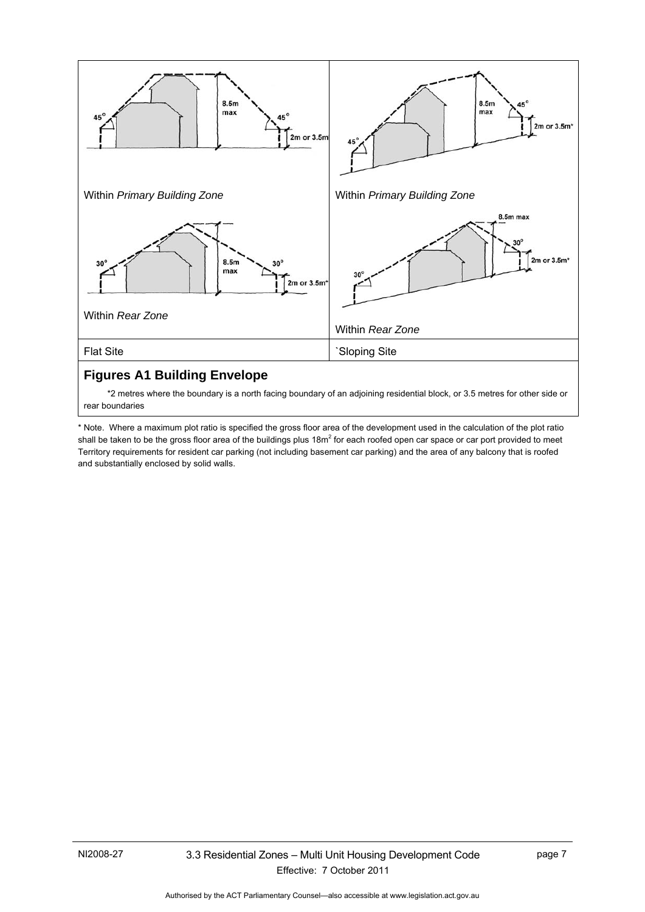| | |
|---|---|
| Within *Primary Building Zone* | Within *Primary Building Zone* |
| Within *Rear Zone* | Within *Rear Zone* |
| Flat Site | `Sloping Site |

## Figures A1 Building Envelope

*2 metres where the boundary is a north facing boundary of an adjoining residential block, or 3.5 metres for other side or rear boundaries

\* Note. Where a maximum plot ratio is specified the gross floor area of the development used in the calculation of the plot ratio shall be taken to be the gross floor area of the buildings plus 18m$^2$ for each roofed open car space or car port provided to meet Territory requirements for resident car parking (not including basement car parking) and the area of any balcony that is roofed and substantially enclosed by solid walls.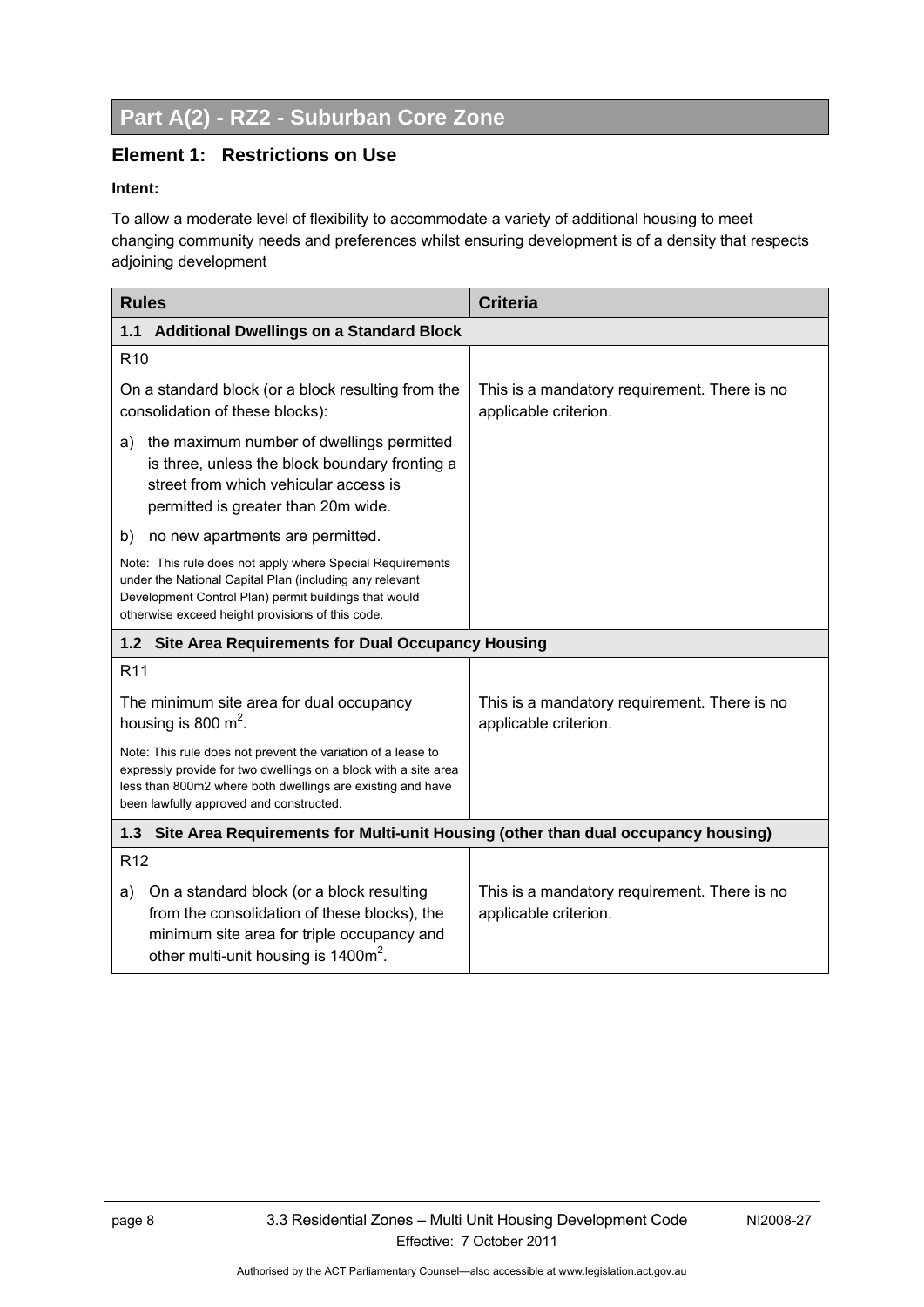# Part A(2) - RZ2 - Suburban Core Zone

## Element 1: Restrictions on Use

**Intent:**

To allow a moderate level of flexibility to accommodate a variety of additional housing to meet changing community needs and preferences whilst ensuring development is of a density that respects adjoining development

| Rules | Criteria |
|---|---|
| **1.1 Additional Dwellings on a Standard Block** | |
| R10<br><br>On a standard block (or a block resulting from the consolidation of these blocks):<br><br>a) the maximum number of dwellings permitted is three, unless the block boundary fronting a street from which vehicular access is permitted is greater than 20m wide.<br><br>b) no new apartments are permitted.<br><br>Note: This rule does not apply where Special Requirements under the National Capital Plan (including any relevant Development Control Plan) permit buildings that would otherwise exceed height provisions of this code. | This is a mandatory requirement. There is no applicable criterion. |
| **1.2 Site Area Requirements for Dual Occupancy Housing** | |
| R11<br><br>The minimum site area for dual occupancy housing is 800 $m^2$.<br><br>Note: This rule does not prevent the variation of a lease to expressly provide for two dwellings on a block with a site area less than 800m2 where both dwellings are existing and have been lawfully approved and constructed. | This is a mandatory requirement. There is no applicable criterion. |
| **1.3 Site Area Requirements for Multi-unit Housing (other than dual occupancy housing)** | |
| R12<br><br>a) On a standard block (or a block resulting from the consolidation of these blocks), the minimum site area for triple occupancy and other multi-unit housing is 1400$m^2$. | This is a mandatory requirement. There is no applicable criterion. |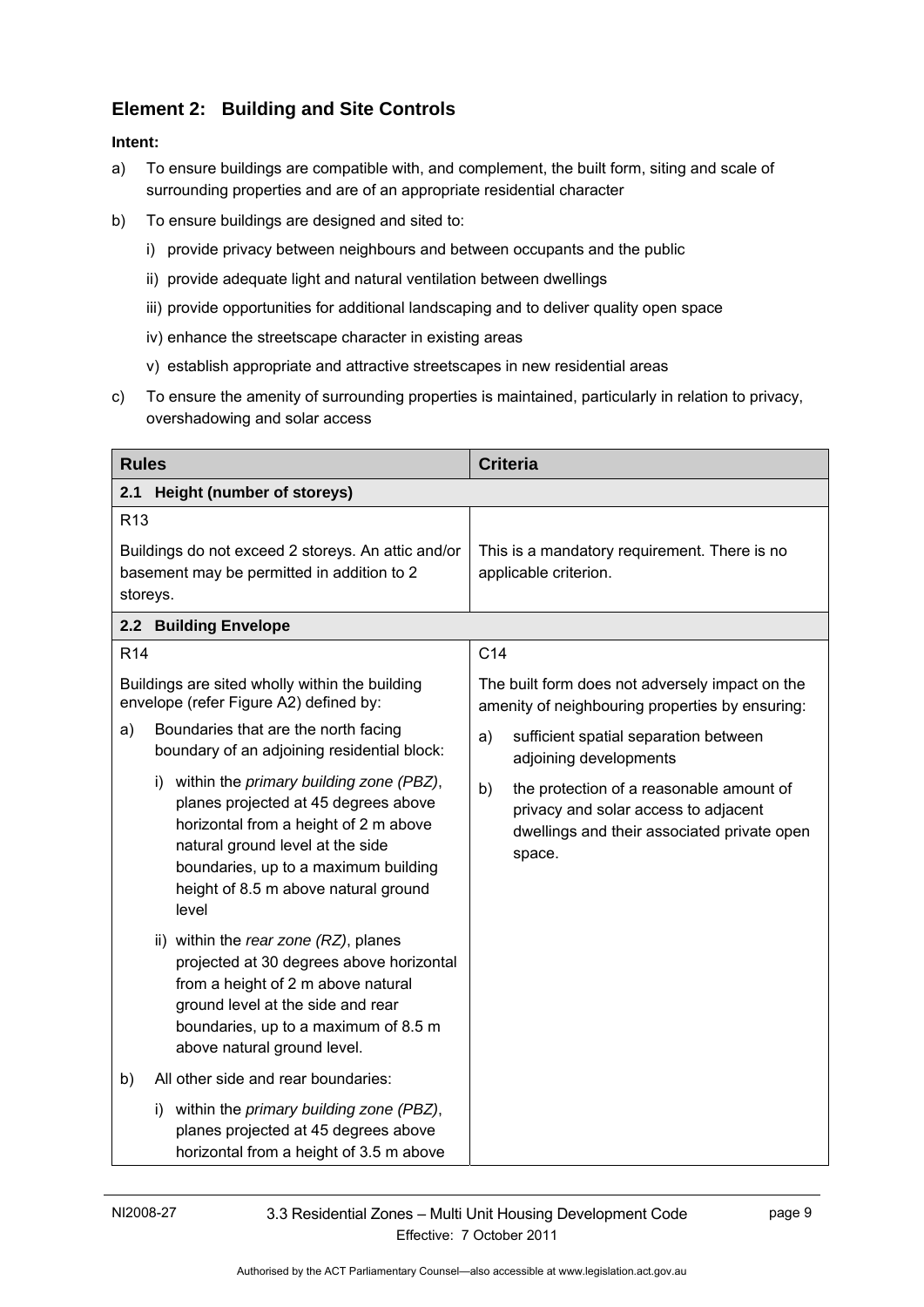## Element 2: Building and Site Controls

**Intent:**

a) To ensure buildings are compatible with, and complement, the built form, siting and scale of surrounding properties and are of an appropriate residential character

b) To ensure buildings are designed and sited to:

   i) provide privacy between neighbours and between occupants and the public

   ii) provide adequate light and natural ventilation between dwellings

   iii) provide opportunities for additional landscaping and to deliver quality open space

   iv) enhance the streetscape character in existing areas

   v) establish appropriate and attractive streetscapes in new residential areas

c) To ensure the amenity of surrounding properties is maintained, particularly in relation to privacy, overshadowing and solar access

| Rules | Criteria |
|---|---|
| **2.1 Height (number of storeys)** | |
| R13<br><br>Buildings do not exceed 2 storeys. An attic and/or basement may be permitted in addition to 2 storeys. | This is a mandatory requirement. There is no applicable criterion. |
| **2.2 Building Envelope** | |
| R14<br><br>Buildings are sited wholly within the building envelope (refer Figure A2) defined by:<br><br>a) Boundaries that are the north facing boundary of an adjoining residential block:<br><br>i) within the *primary building zone (PBZ)*, planes projected at 45 degrees above horizontal from a height of 2 m above natural ground level at the side boundaries, up to a maximum building height of 8.5 m above natural ground level<br><br>ii) within the *rear zone (RZ)*, planes projected at 30 degrees above horizontal from a height of 2 m above natural ground level at the side and rear boundaries, up to a maximum of 8.5 m above natural ground level.<br><br>b) All other side and rear boundaries:<br><br>i) within the *primary building zone (PBZ)*, planes projected at 45 degrees above horizontal from a height of 3.5 m above | C14<br><br>The built form does not adversely impact on the amenity of neighbouring properties by ensuring:<br><br>a) sufficient spatial separation between adjoining developments<br><br>b) the protection of a reasonable amount of privacy and solar access to adjacent dwellings and their associated private open space. |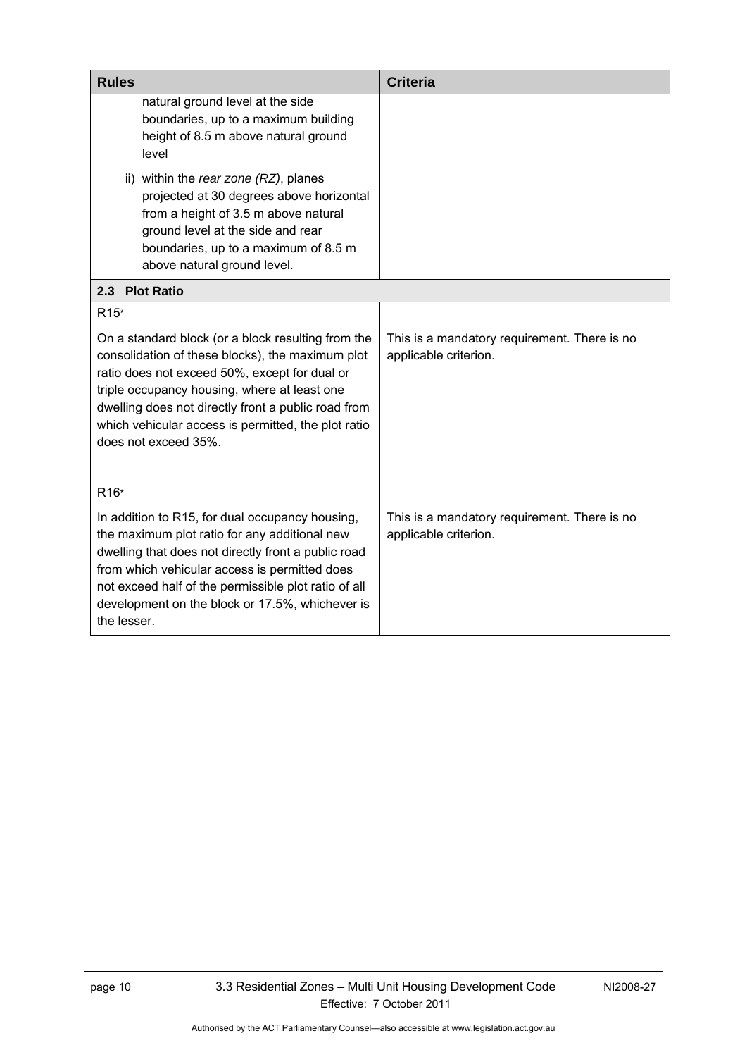| Rules | Criteria |
|---|---|
| natural ground level at the side boundaries, up to a maximum building height of 8.5 m above natural ground level<br><br>ii) within the *rear zone (RZ)*, planes projected at 30 degrees above horizontal from a height of 3.5 m above natural ground level at the side and rear boundaries, up to a maximum of 8.5 m above natural ground level. | |
| **2.3 Plot Ratio** | |
| R15*<br><br>On a standard block (or a block resulting from the consolidation of these blocks), the maximum plot ratio does not exceed 50%, except for dual or triple occupancy housing, where at least one dwelling does not directly front a public road from which vehicular access is permitted, the plot ratio does not exceed 35%. | This is a mandatory requirement. There is no applicable criterion. |
| R16*<br><br>In addition to R15, for dual occupancy housing, the maximum plot ratio for any additional new dwelling that does not directly front a public road from which vehicular access is permitted does not exceed half of the permissible plot ratio of all development on the block or 17.5%, whichever is the lesser. | This is a mandatory requirement. There is no applicable criterion. |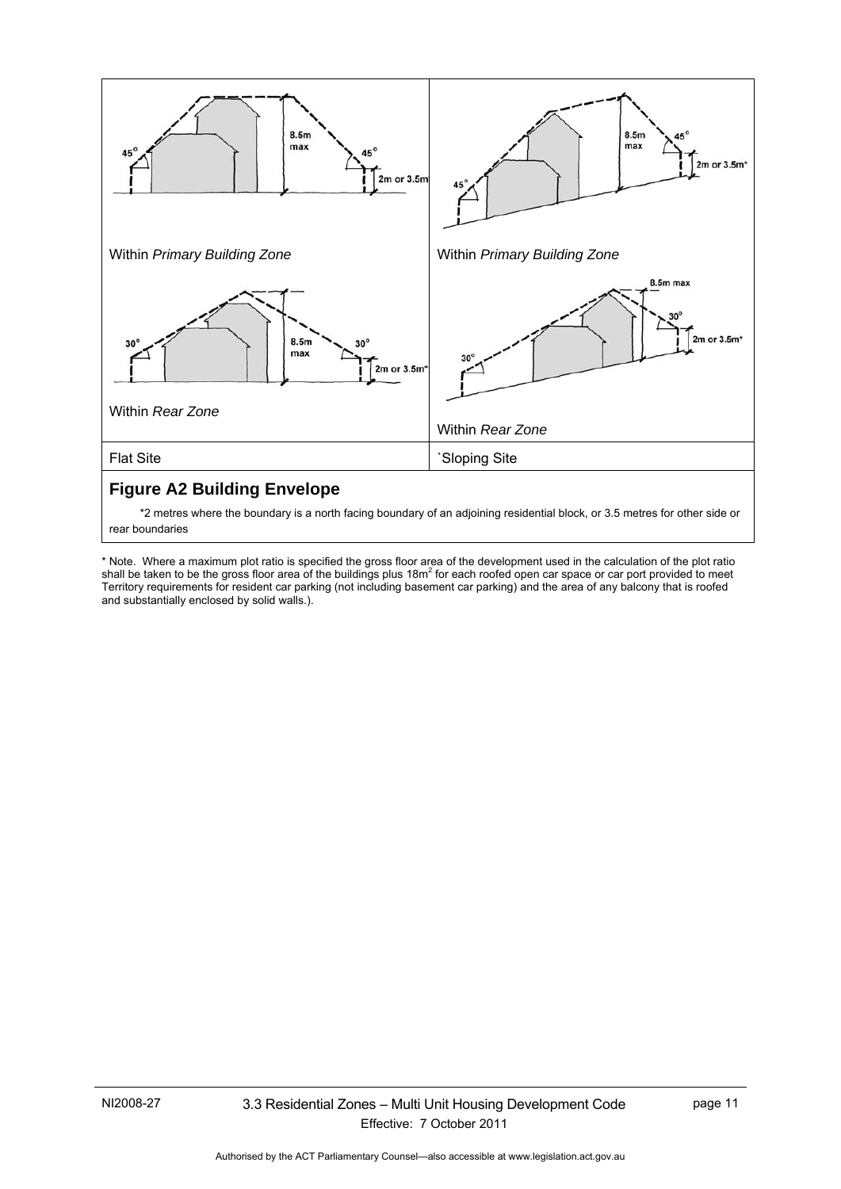| | |
|---|---|
| Within *Primary Building Zone* | Within *Primary Building Zone* |
| Within *Rear Zone* | Within *Rear Zone* |
| Flat Site | `Sloping Site |

## Figure A2 Building Envelope

*2 metres where the boundary is a north facing boundary of an adjoining residential block, or 3.5 metres for other side or rear boundaries

* Note. Where a maximum plot ratio is specified the gross floor area of the development used in the calculation of the plot ratio shall be taken to be the gross floor area of the buildings plus 18m$^2$ for each roofed open car space or car port provided to meet Territory requirements for resident car parking (not including basement car parking) and the area of any balcony that is roofed and substantially enclosed by solid walls.).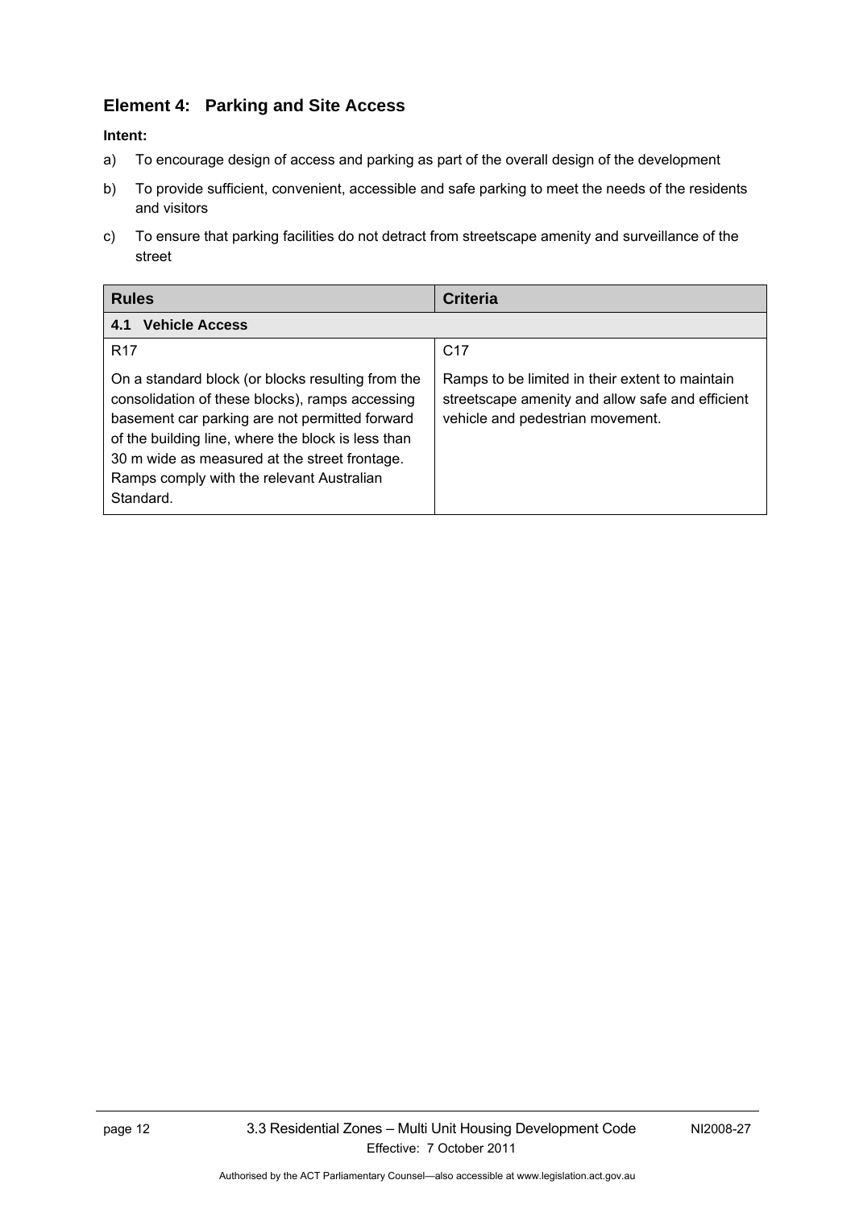## Element 4: Parking and Site Access

**Intent:**

a) To encourage design of access and parking as part of the overall design of the development

b) To provide sufficient, convenient, accessible and safe parking to meet the needs of the residents and visitors

c) To ensure that parking facilities do not detract from streetscape amenity and surveillance of the street

| Rules | Criteria |
| --- | --- |
| **4.1 Vehicle Access** | |
| R17<br><br>On a standard block (or blocks resulting from the consolidation of these blocks), ramps accessing basement car parking are not permitted forward of the building line, where the block is less than 30 m wide as measured at the street frontage. Ramps comply with the relevant Australian Standard. | C17<br><br>Ramps to be limited in their extent to maintain streetscape amenity and allow safe and efficient vehicle and pedestrian movement. |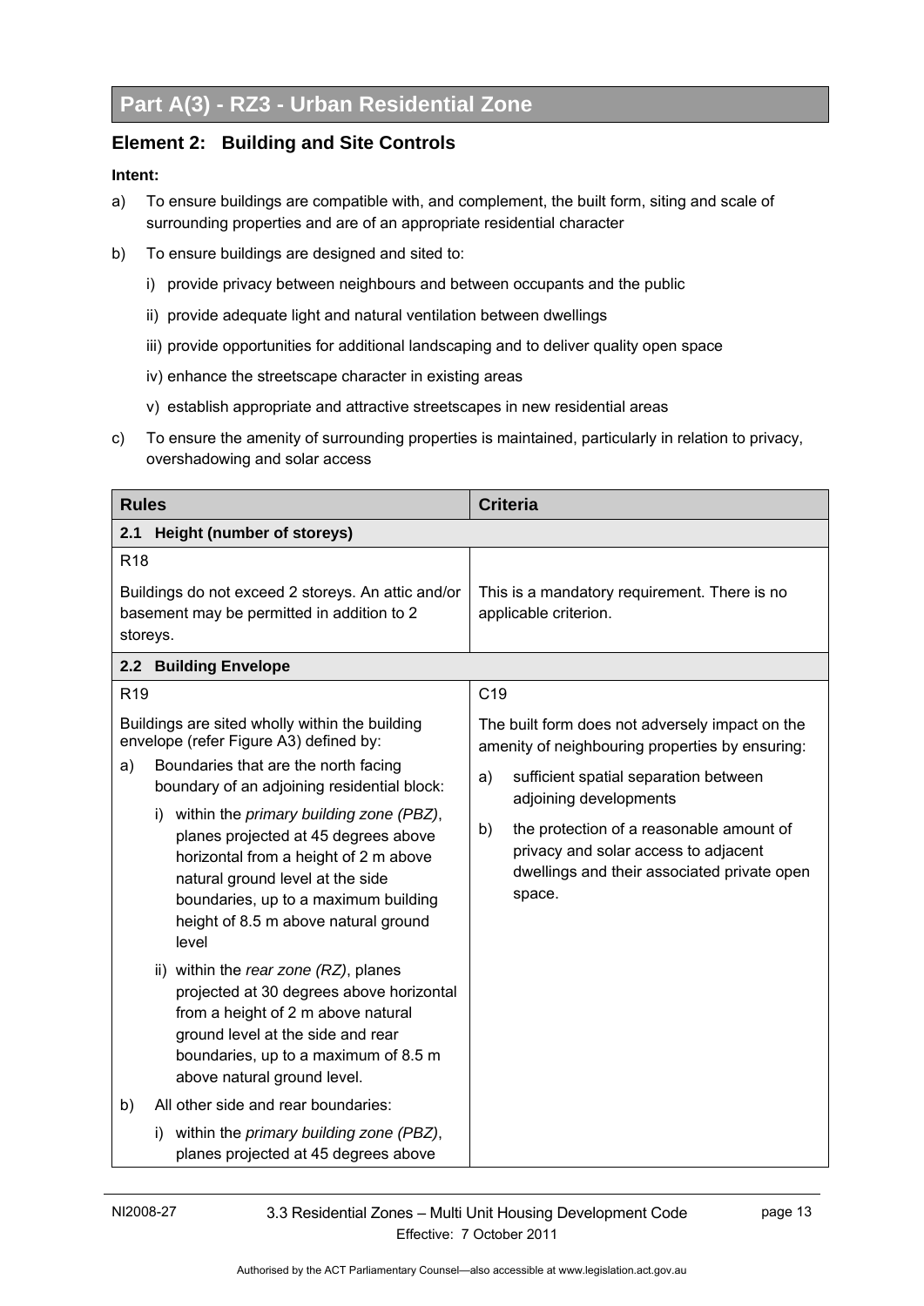# Part A(3) - RZ3 - Urban Residential Zone

## Element 2: Building and Site Controls

**Intent:**

a) To ensure buildings are compatible with, and complement, the built form, siting and scale of surrounding properties and are of an appropriate residential character

b) To ensure buildings are designed and sited to:

  i) provide privacy between neighbours and between occupants and the public

  ii) provide adequate light and natural ventilation between dwellings

  iii) provide opportunities for additional landscaping and to deliver quality open space

  iv) enhance the streetscape character in existing areas

  v) establish appropriate and attractive streetscapes in new residential areas

c) To ensure the amenity of surrounding properties is maintained, particularly in relation to privacy, overshadowing and solar access

| Rules | Criteria |
|---|---|
| **2.1 Height (number of storeys)** | |
| R18<br><br>Buildings do not exceed 2 storeys. An attic and/or basement may be permitted in addition to 2 storeys. | This is a mandatory requirement. There is no applicable criterion. |
| **2.2 Building Envelope** | |
| R19<br><br>Buildings are sited wholly within the building envelope (refer Figure A3) defined by:<br><br>a) Boundaries that are the north facing boundary of an adjoining residential block:<br><br>i) within the *primary building zone (PBZ)*, planes projected at 45 degrees above horizontal from a height of 2 m above natural ground level at the side boundaries, up to a maximum building height of 8.5 m above natural ground level<br><br>ii) within the *rear zone (RZ)*, planes projected at 30 degrees above horizontal from a height of 2 m above natural ground level at the side and rear boundaries, up to a maximum of 8.5 m above natural ground level.<br><br>b) All other side and rear boundaries:<br><br>i) within the *primary building zone (PBZ)*, planes projected at 45 degrees above | C19<br><br>The built form does not adversely impact on the amenity of neighbouring properties by ensuring:<br><br>a) sufficient spatial separation between adjoining developments<br><br>b) the protection of a reasonable amount of privacy and solar access to adjacent dwellings and their associated private open space. |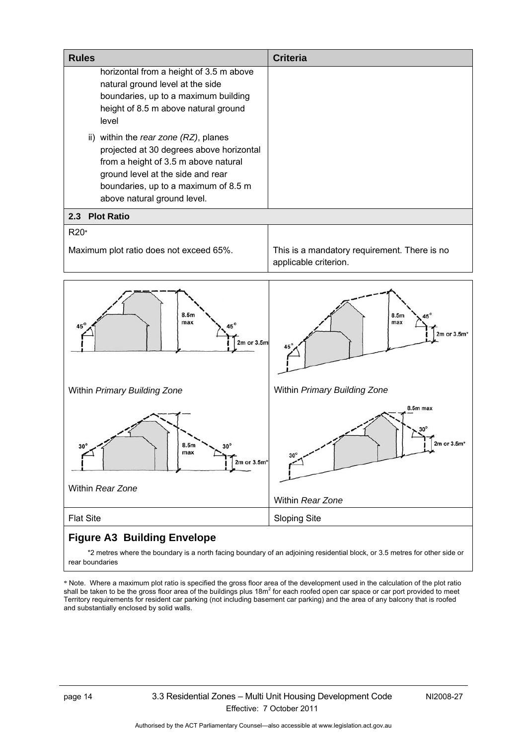| Rules | Criteria |
|---|---|
| horizontal from a height of 3.5 m above natural ground level at the side boundaries, up to a maximum building height of 8.5 m above natural ground level<br><br>ii) within the *rear zone (RZ)*, planes projected at 30 degrees above horizontal from a height of 3.5 m above natural ground level at the side and rear boundaries, up to a maximum of 8.5 m above natural ground level. | |
| **2.3 Plot Ratio** | |
| R20*<br><br>Maximum plot ratio does not exceed 65%. | This is a mandatory requirement. There is no applicable criterion. |

| Flat Site | Sloping Site |
|---|---|
| Within *Primary Building Zone* | Within *Primary Building Zone* |
| Within *Rear Zone* | Within *Rear Zone* |

**Figure A3 Building Envelope**

*2 metres where the boundary is a north facing boundary of an adjoining residential block, or 3.5 metres for other side or rear boundaries

* Note. Where a maximum plot ratio is specified the gross floor area of the development used in the calculation of the plot ratio shall be taken to be the gross floor area of the buildings plus 18m² for each roofed open car space or car port provided to meet Territory requirements for resident car parking (not including basement car parking) and the area of any balcony that is roofed and substantially enclosed by solid walls.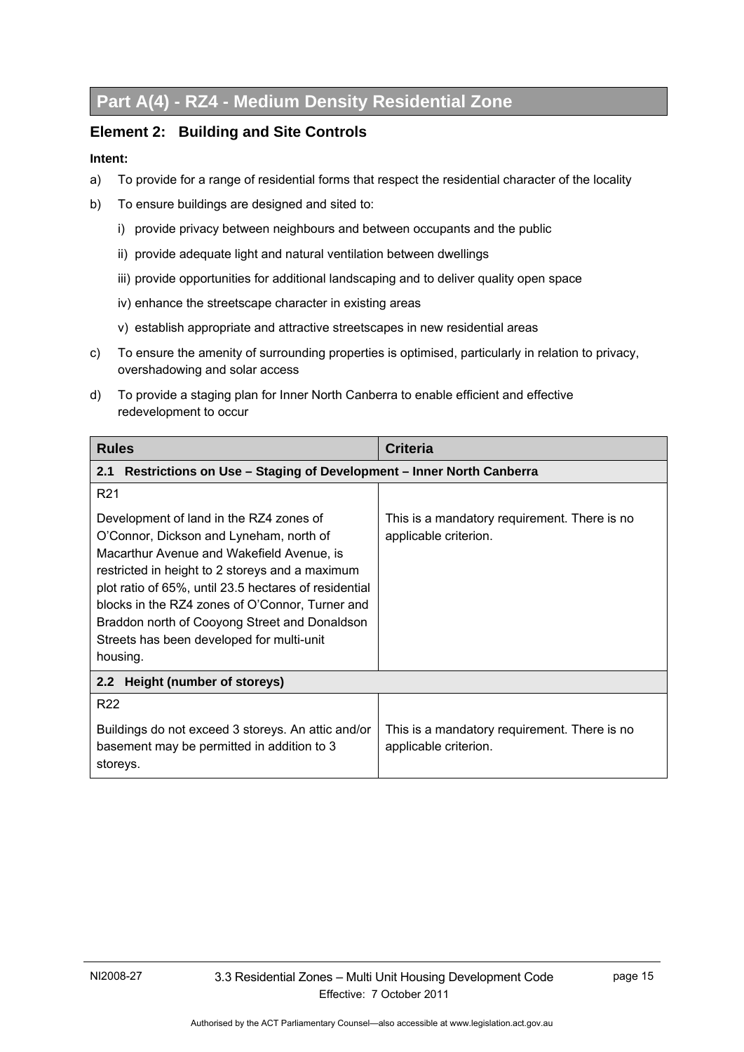# Part A(4) - RZ4 - Medium Density Residential Zone

## Element 2: Building and Site Controls

**Intent:**

a) To provide for a range of residential forms that respect the residential character of the locality

b) To ensure buildings are designed and sited to:

   i) provide privacy between neighbours and between occupants and the public

   ii) provide adequate light and natural ventilation between dwellings

   iii) provide opportunities for additional landscaping and to deliver quality open space

   iv) enhance the streetscape character in existing areas

   v) establish appropriate and attractive streetscapes in new residential areas

c) To ensure the amenity of surrounding properties is optimised, particularly in relation to privacy, overshadowing and solar access

d) To provide a staging plan for Inner North Canberra to enable efficient and effective redevelopment to occur

| Rules | Criteria |
|---|---|
| **2.1 Restrictions on Use – Staging of Development – Inner North Canberra** | |
| R21<br><br>Development of land in the RZ4 zones of O'Connor, Dickson and Lyneham, north of Macarthur Avenue and Wakefield Avenue, is restricted in height to 2 storeys and a maximum plot ratio of 65%, until 23.5 hectares of residential blocks in the RZ4 zones of O'Connor, Turner and Braddon north of Cooyong Street and Donaldson Streets has been developed for multi-unit housing. | This is a mandatory requirement. There is no applicable criterion. |
| **2.2 Height (number of storeys)** | |
| R22<br><br>Buildings do not exceed 3 storeys. An attic and/or basement may be permitted in addition to 3 storeys. | This is a mandatory requirement. There is no applicable criterion. |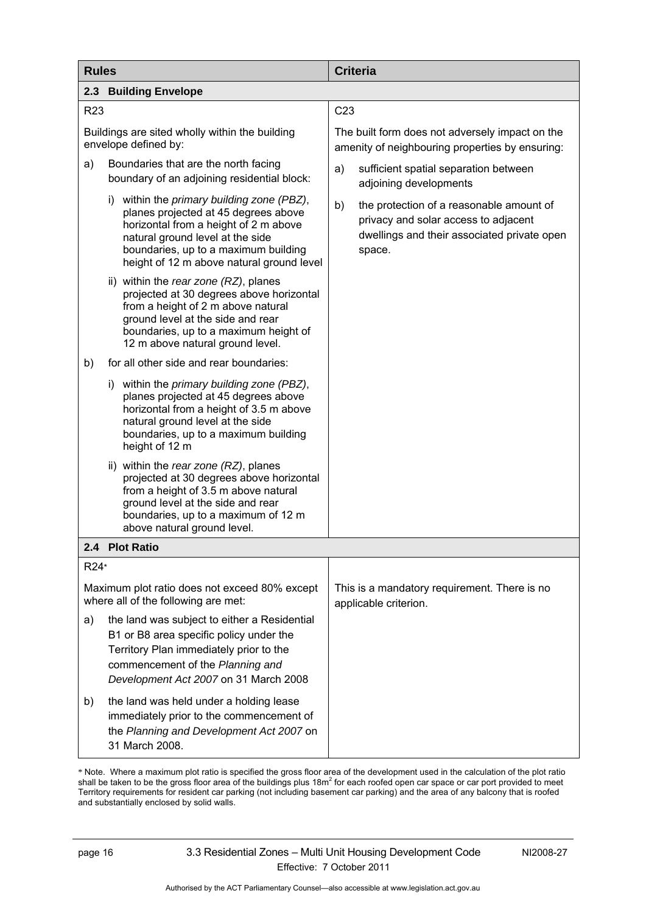| Rules | Criteria |
|---|---|
| **2.3 Building Envelope** | |
| R23 | C23 |
| Buildings are sited wholly within the building envelope defined by: | The built form does not adversely impact on the amenity of neighbouring properties by ensuring: |
| a) Boundaries that are the north facing boundary of an adjoining residential block: | a) sufficient spatial separation between adjoining developments |
| i) within the *primary building zone (PBZ)*, planes projected at 45 degrees above horizontal from a height of 2 m above natural ground level at the side boundaries, up to a maximum building height of 12 m above natural ground level | b) the protection of a reasonable amount of privacy and solar access to adjacent dwellings and their associated private open space. |
| ii) within the *rear zone (RZ)*, planes projected at 30 degrees above horizontal from a height of 2 m above natural ground level at the side and rear boundaries, up to a maximum height of 12 m above natural ground level. | |
| b) for all other side and rear boundaries: | |
| i) within the *primary building zone (PBZ)*, planes projected at 45 degrees above horizontal from a height of 3.5 m above natural ground level at the side boundaries, up to a maximum building height of 12 m | |
| ii) within the *rear zone (RZ)*, planes projected at 30 degrees above horizontal from a height of 3.5 m above natural ground level at the side and rear boundaries, up to a maximum of 12 m above natural ground level. | |
| **2.4 Plot Ratio** | |
| R24* | |
| Maximum plot ratio does not exceed 80% except where all of the following are met: | This is a mandatory requirement. There is no applicable criterion. |
| a) the land was subject to either a Residential B1 or B8 area specific policy under the Territory Plan immediately prior to the commencement of the *Planning and Development Act 2007* on 31 March 2008 | |
| b) the land was held under a holding lease immediately prior to the commencement of the *Planning and Development Act 2007* on 31 March 2008. | |

* Note. Where a maximum plot ratio is specified the gross floor area of the development used in the calculation of the plot ratio shall be taken to be the gross floor area of the buildings plus $18m^2$ for each roofed open car space or car port provided to meet Territory requirements for resident car parking (not including basement car parking) and the area of any balcony that is roofed and substantially enclosed by solid walls.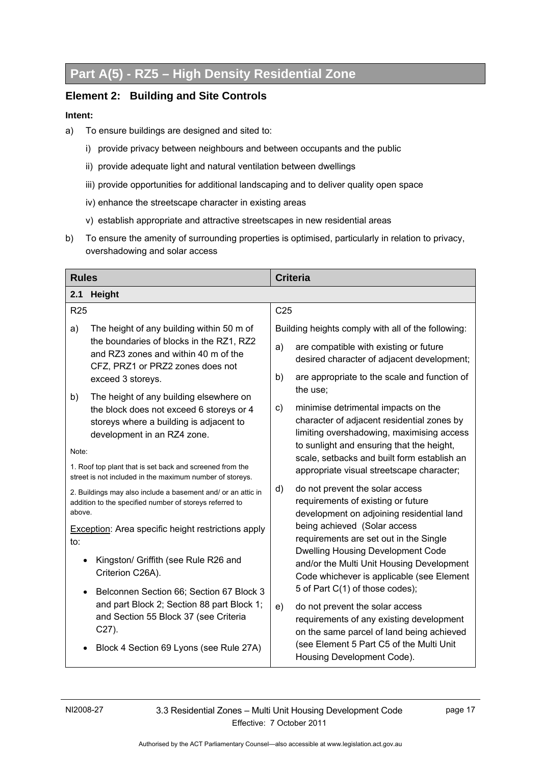# Part A(5) - RZ5 – High Density Residential Zone

## Element 2: Building and Site Controls

**Intent:**

a) To ensure buildings are designed and sited to:

   i) provide privacy between neighbours and between occupants and the public

   ii) provide adequate light and natural ventilation between dwellings

   iii) provide opportunities for additional landscaping and to deliver quality open space

   iv) enhance the streetscape character in existing areas

   v) establish appropriate and attractive streetscapes in new residential areas

b) To ensure the amenity of surrounding properties is optimised, particularly in relation to privacy, overshadowing and solar access

| Rules | Criteria |
|---|---|
| **2.1 Height** | |
| R25<br><br>a) The height of any building within 50 m of the boundaries of blocks in the RZ1, RZ2 and RZ3 zones and within 40 m of the CFZ, PRZ1 or PRZ2 zones does not exceed 3 storeys.<br><br>b) The height of any building elsewhere on the block does not exceed 6 storeys or 4 storeys where a building is adjacent to development in an RZ4 zone.<br><br>Note:<br><br>1. Roof top plant that is set back and screened from the street is not included in the maximum number of storeys.<br><br>2. Buildings may also include a basement and/ or an attic in addition to the specified number of storeys referred to above.<br><br><u>Exception</u>: Area specific height restrictions apply to:<br><br>• Kingston/ Griffith (see Rule R26 and Criterion C26A).<br><br>• Belconnen Section 66; Section 67 Block 3 and part Block 2; Section 88 part Block 1; and Section 55 Block 37 (see Criteria C27).<br><br>• Block 4 Section 69 Lyons (see Rule 27A) | C25<br><br>Building heights comply with all of the following:<br><br>a) are compatible with existing or future desired character of adjacent development;<br><br>b) are appropriate to the scale and function of the use;<br><br>c) minimise detrimental impacts on the character of adjacent residential zones by limiting overshadowing, maximising access to sunlight and ensuring that the height, scale, setbacks and built form establish an appropriate visual streetscape character;<br><br>d) do not prevent the solar access requirements of existing or future development on adjoining residential land being achieved (Solar access requirements are set out in the Single Dwelling Housing Development Code and/or the Multi Unit Housing Development Code whichever is applicable (see Element 5 of Part C(1) of those codes);<br><br>e) do not prevent the solar access requirements of any existing development on the same parcel of land being achieved (see Element 5 Part C5 of the Multi Unit Housing Development Code). |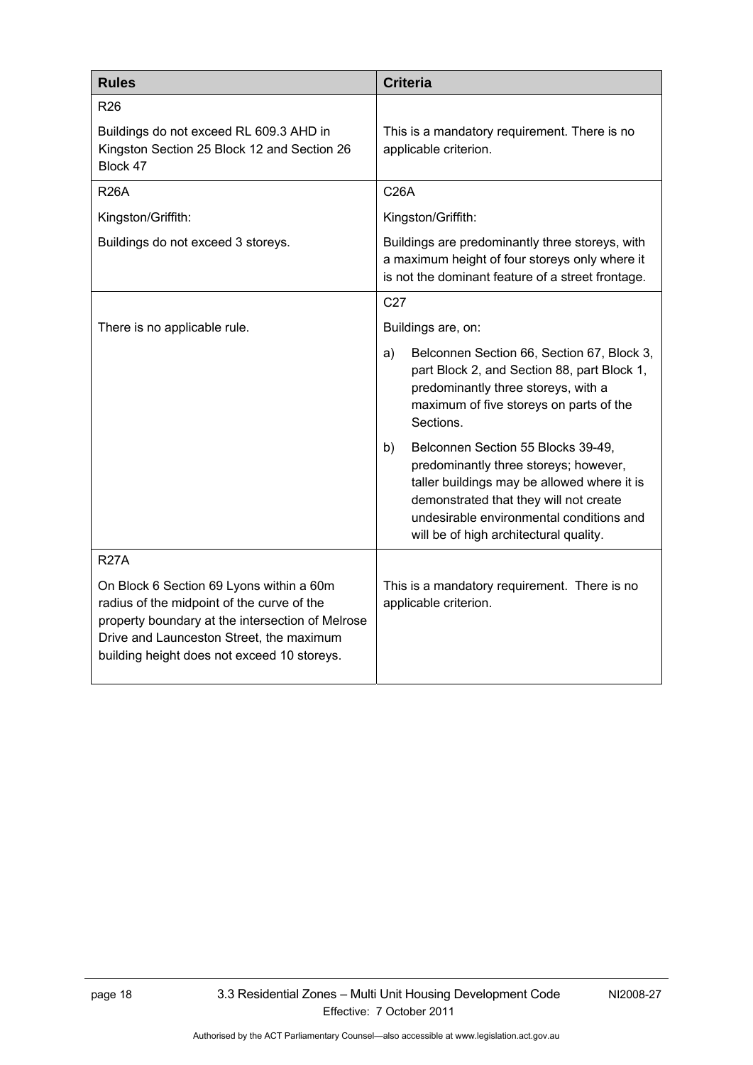| Rules | Criteria |
|---|---|
| R26<br><br>Buildings do not exceed RL 609.3 AHD in Kingston Section 25 Block 12 and Section 26 Block 47 | This is a mandatory requirement. There is no applicable criterion. |
| R26A<br><br>Kingston/Griffith:<br><br>Buildings do not exceed 3 storeys. | C26A<br><br>Kingston/Griffith:<br><br>Buildings are predominantly three storeys, with a maximum height of four storeys only where it is not the dominant feature of a street frontage. |
| There is no applicable rule. | C27<br><br>Buildings are, on:<br><br>a) Belconnen Section 66, Section 67, Block 3, part Block 2, and Section 88, part Block 1, predominantly three storeys, with a maximum of five storeys on parts of the Sections.<br><br>b) Belconnen Section 55 Blocks 39-49, predominantly three storeys; however, taller buildings may be allowed where it is demonstrated that they will not create undesirable environmental conditions and will be of high architectural quality. |
| R27A<br><br>On Block 6 Section 69 Lyons within a 60m radius of the midpoint of the curve of the property boundary at the intersection of Melrose Drive and Launceston Street, the maximum building height does not exceed 10 storeys. | This is a mandatory requirement. There is no applicable criterion. |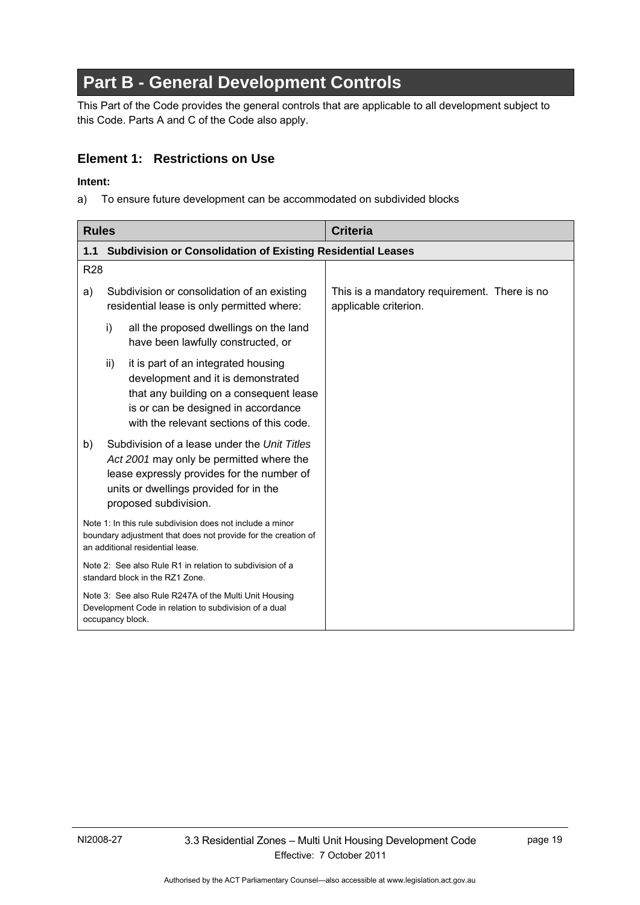# Part B - General Development Controls

This Part of the Code provides the general controls that are applicable to all development subject to this Code. Parts A and C of the Code also apply.

## Element 1: Restrictions on Use

**Intent:**

a) To ensure future development can be accommodated on subdivided blocks

| Rules | Criteria |
|---|---|
| **1.1 Subdivision or Consolidation of Existing Residential Leases** | |
| R28<br><br>a) Subdivision or consolidation of an existing residential lease is only permitted where:<br><br>i) all the proposed dwellings on the land have been lawfully constructed, or<br><br>ii) it is part of an integrated housing development and it is demonstrated that any building on a consequent lease is or can be designed in accordance with the relevant sections of this code.<br><br>b) Subdivision of a lease under the *Unit Titles Act 2001* may only be permitted where the lease expressly provides for the number of units or dwellings provided for in the proposed subdivision.<br><br>Note 1: In this rule subdivision does not include a minor boundary adjustment that does not provide for the creation of an additional residential lease.<br><br>Note 2: See also Rule R1 in relation to subdivision of a standard block in the RZ1 Zone.<br><br>Note 3: See also Rule R247A of the Multi Unit Housing Development Code in relation to subdivision of a dual occupancy block. | This is a mandatory requirement. There is no applicable criterion. |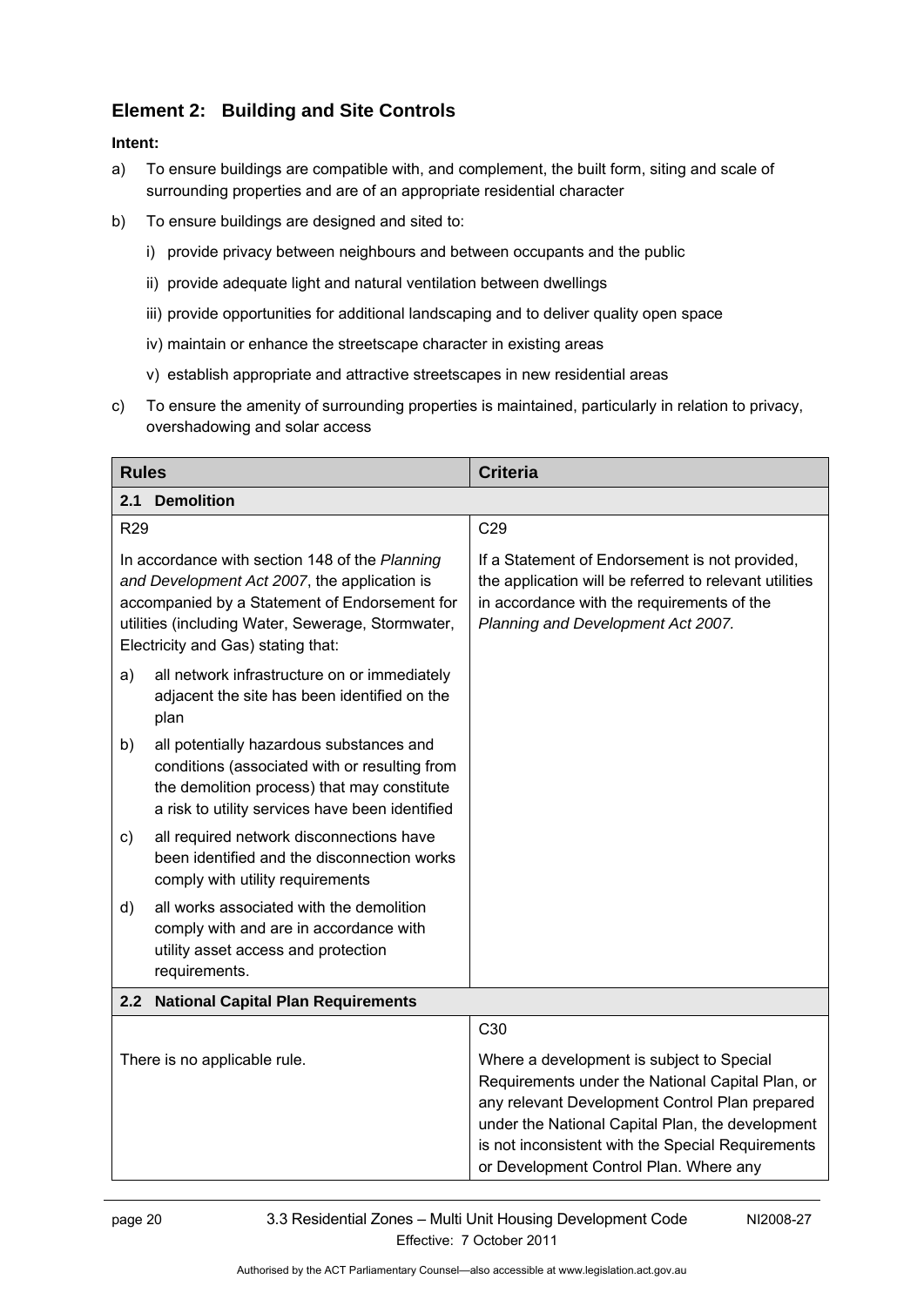## Element 2: Building and Site Controls

**Intent:**

a) To ensure buildings are compatible with, and complement, the built form, siting and scale of surrounding properties and are of an appropriate residential character

b) To ensure buildings are designed and sited to:

   i) provide privacy between neighbours and between occupants and the public

   ii) provide adequate light and natural ventilation between dwellings

   iii) provide opportunities for additional landscaping and to deliver quality open space

   iv) maintain or enhance the streetscape character in existing areas

   v) establish appropriate and attractive streetscapes in new residential areas

c) To ensure the amenity of surrounding properties is maintained, particularly in relation to privacy, overshadowing and solar access

| Rules | Criteria |
|---|---|
| **2.1 Demolition** | |
| R29<br><br>In accordance with section 148 of the *Planning and Development Act 2007*, the application is accompanied by a Statement of Endorsement for utilities (including Water, Sewerage, Stormwater, Electricity and Gas) stating that:<br><br>a) all network infrastructure on or immediately adjacent the site has been identified on the plan<br><br>b) all potentially hazardous substances and conditions (associated with or resulting from the demolition process) that may constitute a risk to utility services have been identified<br><br>c) all required network disconnections have been identified and the disconnection works comply with utility requirements<br><br>d) all works associated with the demolition comply with and are in accordance with utility asset access and protection requirements. | C29<br><br>If a Statement of Endorsement is not provided, the application will be referred to relevant utilities in accordance with the requirements of the *Planning and Development Act 2007.* |
| **2.2 National Capital Plan Requirements** | |
| There is no applicable rule. | C30<br><br>Where a development is subject to Special Requirements under the National Capital Plan, or any relevant Development Control Plan prepared under the National Capital Plan, the development is not inconsistent with the Special Requirements or Development Control Plan. Where any |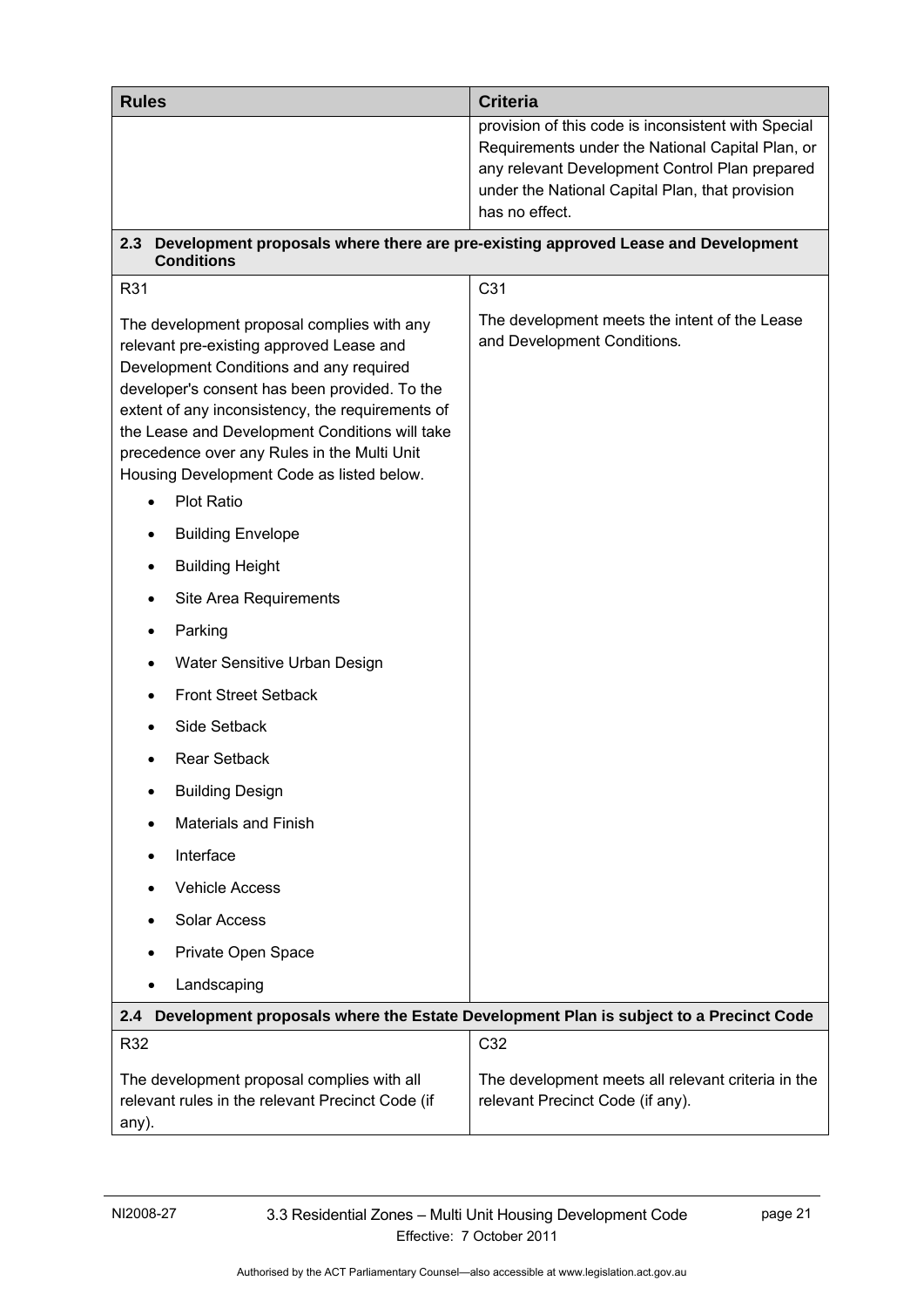| Rules | Criteria |
|---|---|
| | provision of this code is inconsistent with Special Requirements under the National Capital Plan, or any relevant Development Control Plan prepared under the National Capital Plan, that provision has no effect. |
| **2.3 Development proposals where there are pre-existing approved Lease and Development Conditions** | |
| R31<br><br>The development proposal complies with any relevant pre-existing approved Lease and Development Conditions and any required developer's consent has been provided. To the extent of any inconsistency, the requirements of the Lease and Development Conditions will take precedence over any Rules in the Multi Unit Housing Development Code as listed below.<br>• Plot Ratio<br>• Building Envelope<br>• Building Height<br>• Site Area Requirements<br>• Parking<br>• Water Sensitive Urban Design<br>• Front Street Setback<br>• Side Setback<br>• Rear Setback<br>• Building Design<br>• Materials and Finish<br>• Interface<br>• Vehicle Access<br>• Solar Access<br>• Private Open Space<br>• Landscaping | C31<br><br>The development meets the intent of the Lease and Development Conditions. |
| **2.4 Development proposals where the Estate Development Plan is subject to a Precinct Code** | |
| R32<br><br>The development proposal complies with all relevant rules in the relevant Precinct Code (if any). | C32<br><br>The development meets all relevant criteria in the relevant Precinct Code (if any). |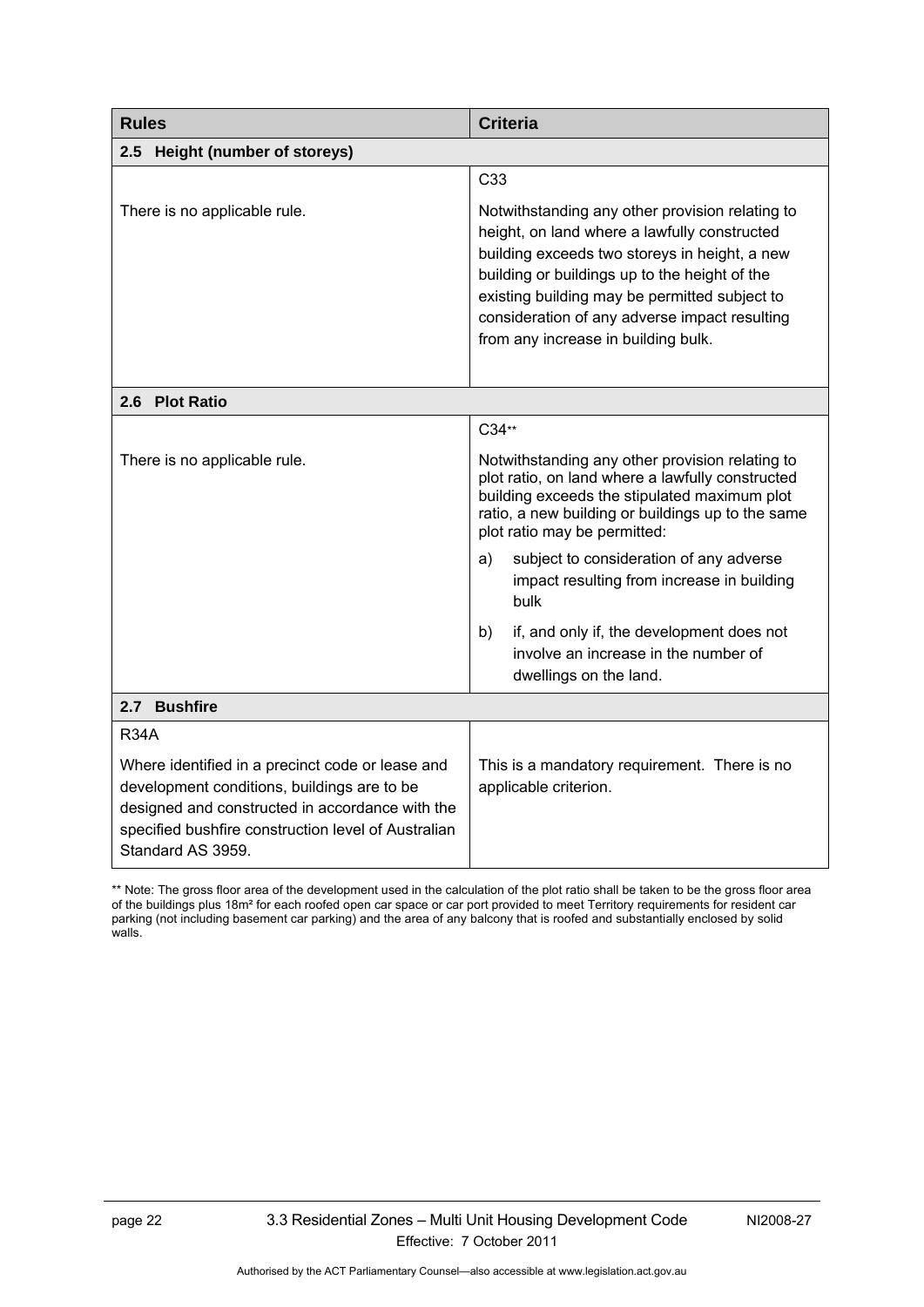| Rules | Criteria |
|---|---|
| **2.5 Height (number of storeys)** | |
| There is no applicable rule. | C33<br><br>Notwithstanding any other provision relating to height, on land where a lawfully constructed building exceeds two storeys in height, a new building or buildings up to the height of the existing building may be permitted subject to consideration of any adverse impact resulting from any increase in building bulk. |
| **2.6 Plot Ratio** | |
| There is no applicable rule. | C34**<br><br>Notwithstanding any other provision relating to plot ratio, on land where a lawfully constructed building exceeds the stipulated maximum plot ratio, a new building or buildings up to the same plot ratio may be permitted:<br><br>a) subject to consideration of any adverse impact resulting from increase in building bulk<br><br>b) if, and only if, the development does not involve an increase in the number of dwellings on the land. |
| **2.7 Bushfire** | |
| R34A<br><br>Where identified in a precinct code or lease and development conditions, buildings are to be designed and constructed in accordance with the specified bushfire construction level of Australian Standard AS 3959. | This is a mandatory requirement. There is no applicable criterion. |

** Note: The gross floor area of the development used in the calculation of the plot ratio shall be taken to be the gross floor area of the buildings plus 18m² for each roofed open car space or car port provided to meet Territory requirements for resident car parking (not including basement car parking) and the area of any balcony that is roofed and substantially enclosed by solid walls.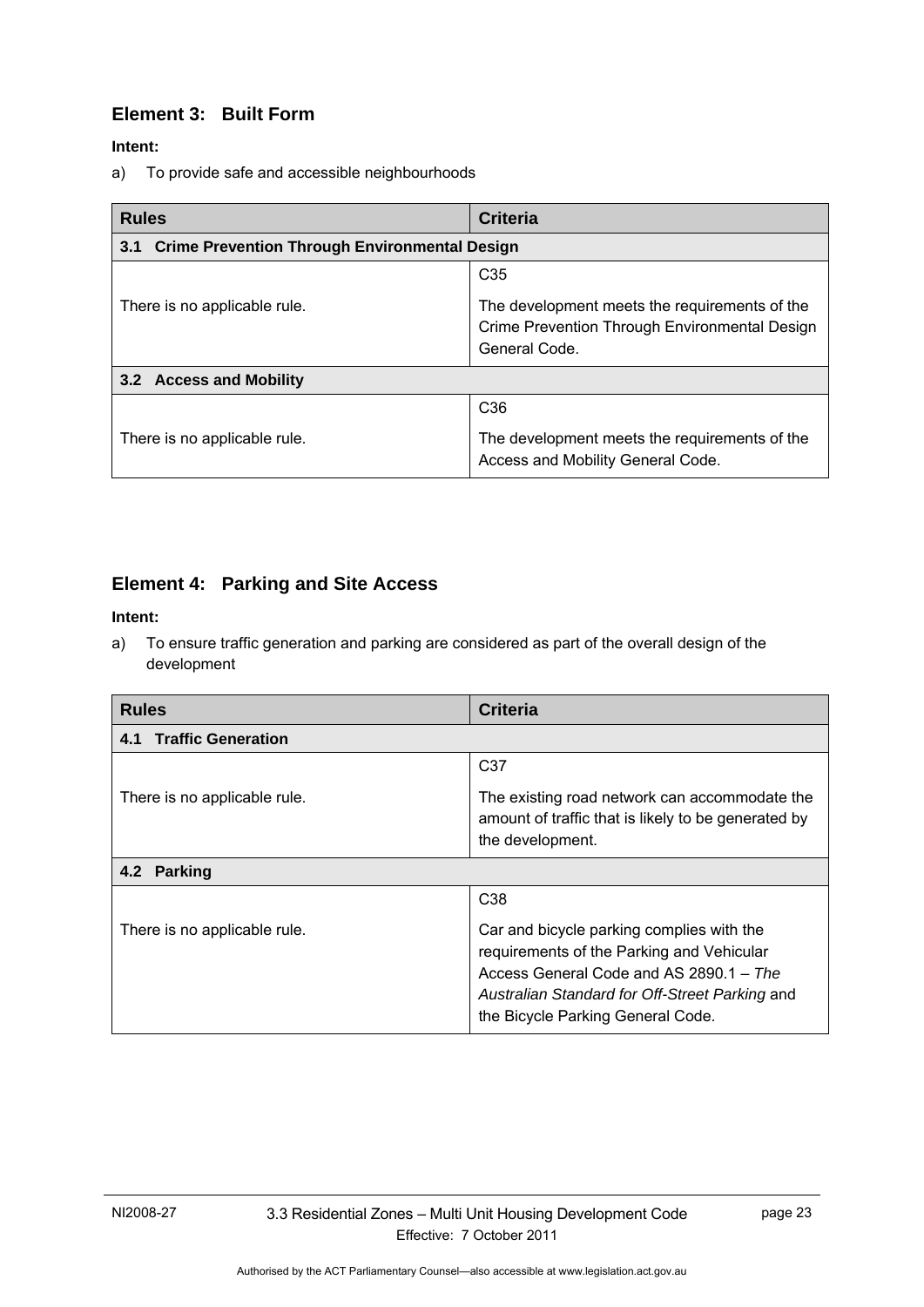## Element 3: Built Form

**Intent:**

a) To provide safe and accessible neighbourhoods

| Rules | Criteria |
|---|---|
| **3.1 Crime Prevention Through Environmental Design** | |
| There is no applicable rule. | C35<br><br>The development meets the requirements of the Crime Prevention Through Environmental Design General Code. |
| **3.2 Access and Mobility** | |
| There is no applicable rule. | C36<br><br>The development meets the requirements of the Access and Mobility General Code. |

## Element 4: Parking and Site Access

**Intent:**

a) To ensure traffic generation and parking are considered as part of the overall design of the development

| Rules | Criteria |
|---|---|
| **4.1 Traffic Generation** | |
| There is no applicable rule. | C37<br><br>The existing road network can accommodate the amount of traffic that is likely to be generated by the development. |
| **4.2 Parking** | |
| There is no applicable rule. | C38<br><br>Car and bicycle parking complies with the requirements of the Parking and Vehicular Access General Code and AS 2890.1 – *The Australian Standard for Off-Street Parking* and the Bicycle Parking General Code. |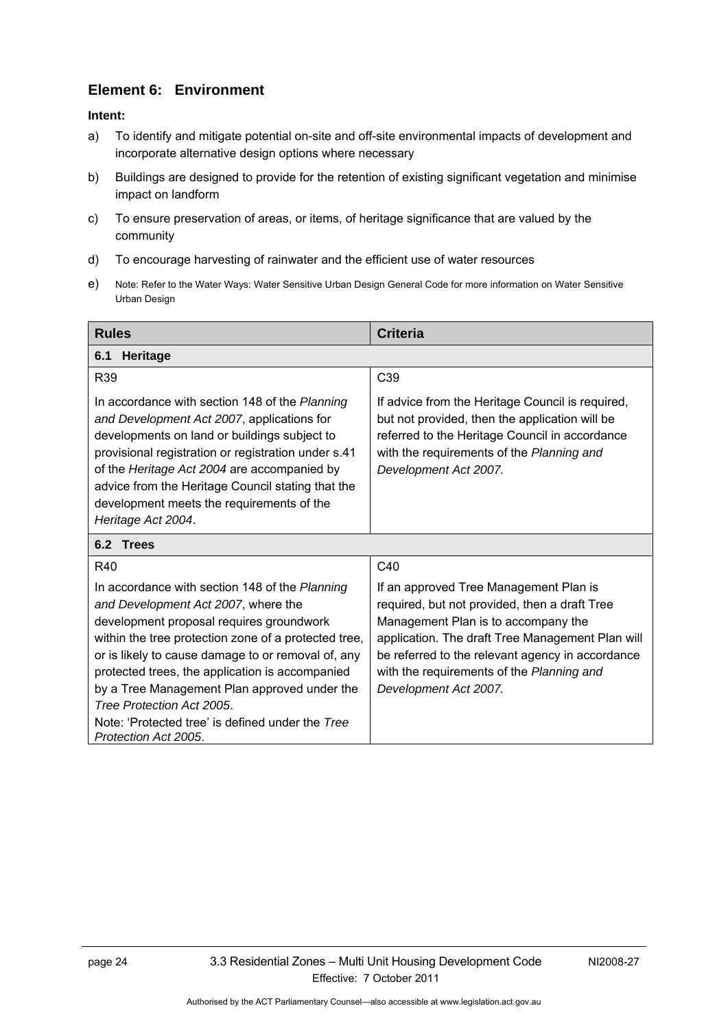## Element 6: Environment

**Intent:**

a) To identify and mitigate potential on-site and off-site environmental impacts of development and incorporate alternative design options where necessary

b) Buildings are designed to provide for the retention of existing significant vegetation and minimise impact on landform

c) To ensure preservation of areas, or items, of heritage significance that are valued by the community

d) To encourage harvesting of rainwater and the efficient use of water resources

e) Note: Refer to the Water Ways: Water Sensitive Urban Design General Code for more information on Water Sensitive Urban Design

| Rules | Criteria |
|---|---|
| **6.1 Heritage** | |
| R39<br><br>In accordance with section 148 of the *Planning and Development Act 2007*, applications for developments on land or buildings subject to provisional registration or registration under s.41 of the *Heritage Act 2004* are accompanied by advice from the Heritage Council stating that the development meets the requirements of the *Heritage Act 2004*. | C39<br><br>If advice from the Heritage Council is required, but not provided, then the application will be referred to the Heritage Council in accordance with the requirements of the *Planning and Development Act 2007.* |
| **6.2 Trees** | |
| R40<br><br>In accordance with section 148 of the *Planning and Development Act 2007*, where the development proposal requires groundwork within the tree protection zone of a protected tree, or is likely to cause damage to or removal of, any protected trees, the application is accompanied by a Tree Management Plan approved under the *Tree Protection Act 2005*.<br>Note: 'Protected tree' is defined under the *Tree Protection Act 2005*. | C40<br><br>If an approved Tree Management Plan is required, but not provided, then a draft Tree Management Plan is to accompany the application. The draft Tree Management Plan will be referred to the relevant agency in accordance with the requirements of the *Planning and Development Act 2007.* |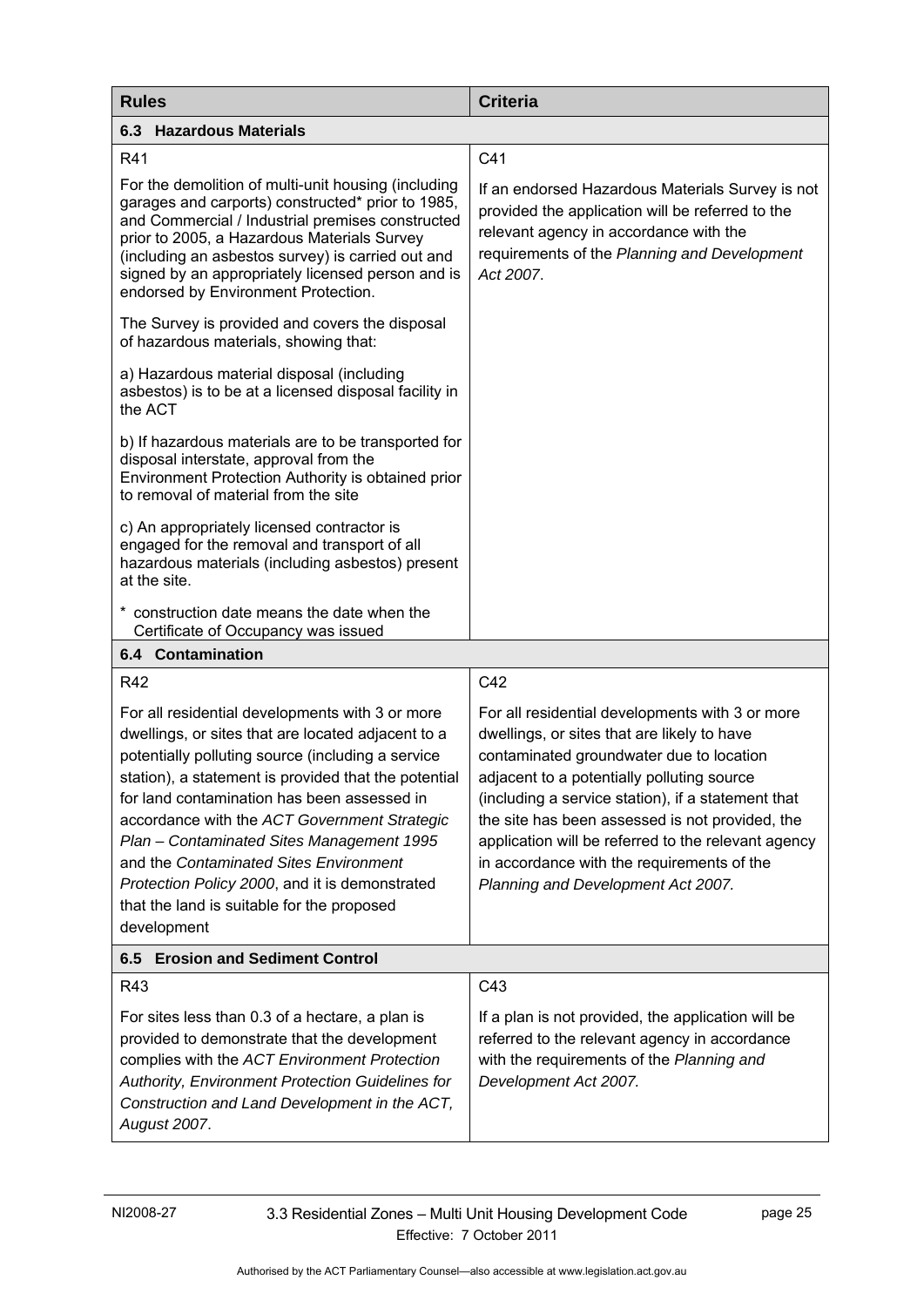| Rules | Criteria |
|---|---|
| **6.3 Hazardous Materials** | |
| R41<br><br>For the demolition of multi-unit housing (including garages and carports) constructed* prior to 1985, and Commercial / Industrial premises constructed prior to 2005, a Hazardous Materials Survey (including an asbestos survey) is carried out and signed by an appropriately licensed person and is endorsed by Environment Protection.<br><br>The Survey is provided and covers the disposal of hazardous materials, showing that:<br><br>a) Hazardous material disposal (including asbestos) is to be at a licensed disposal facility in the ACT<br><br>b) If hazardous materials are to be transported for disposal interstate, approval from the Environment Protection Authority is obtained prior to removal of material from the site<br><br>c) An appropriately licensed contractor is engaged for the removal and transport of all hazardous materials (including asbestos) present at the site.<br><br>* construction date means the date when the Certificate of Occupancy was issued | C41<br><br>If an endorsed Hazardous Materials Survey is not provided the application will be referred to the relevant agency in accordance with the requirements of the *Planning and Development Act 2007*. |
| **6.4 Contamination** | |
| R42<br><br>For all residential developments with 3 or more dwellings, or sites that are located adjacent to a potentially polluting source (including a service station), a statement is provided that the potential for land contamination has been assessed in accordance with the *ACT Government Strategic Plan – Contaminated Sites Management 1995* and the *Contaminated Sites Environment Protection Policy 2000*, and it is demonstrated that the land is suitable for the proposed development | C42<br><br>For all residential developments with 3 or more dwellings, or sites that are likely to have contaminated groundwater due to location adjacent to a potentially polluting source (including a service station), if a statement that the site has been assessed is not provided, the application will be referred to the relevant agency in accordance with the requirements of the *Planning and Development Act 2007.* |
| **6.5 Erosion and Sediment Control** | |
| R43<br><br>For sites less than 0.3 of a hectare, a plan is provided to demonstrate that the development complies with the *ACT Environment Protection Authority, Environment Protection Guidelines for Construction and Land Development in the ACT, August 2007*. | C43<br><br>If a plan is not provided, the application will be referred to the relevant agency in accordance with the requirements of the *Planning and Development Act 2007.* |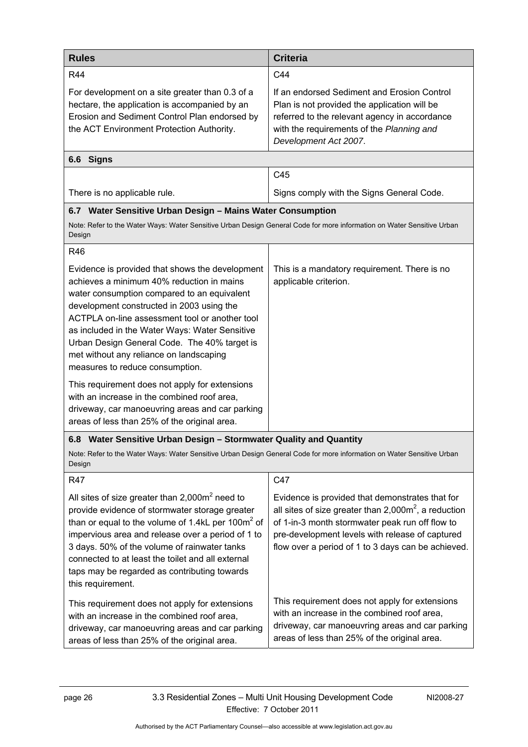| Rules | Criteria |
| --- | --- |
| R44 | C44 |
| For development on a site greater than 0.3 of a hectare, the application is accompanied by an Erosion and Sediment Control Plan endorsed by the ACT Environment Protection Authority. | If an endorsed Sediment and Erosion Control Plan is not provided the application will be referred to the relevant agency in accordance with the requirements of the *Planning and Development Act 2007*. |
| **6.6 Signs** | |
| | C45 |
| There is no applicable rule. | Signs comply with the Signs General Code. |
| **6.7 Water Sensitive Urban Design – Mains Water Consumption**<br>Note: Refer to the Water Ways: Water Sensitive Urban Design General Code for more information on Water Sensitive Urban Design | |
| R46 | |
| Evidence is provided that shows the development achieves a minimum 40% reduction in mains water consumption compared to an equivalent development constructed in 2003 using the ACTPLA on-line assessment tool or another tool as included in the Water Ways: Water Sensitive Urban Design General Code. The 40% target is met without any reliance on landscaping measures to reduce consumption.<br><br>This requirement does not apply for extensions with an increase in the combined roof area, driveway, car manoeuvring areas and car parking areas of less than 25% of the original area. | This is a mandatory requirement. There is no applicable criterion. |
| **6.8 Water Sensitive Urban Design – Stormwater Quality and Quantity**<br>Note: Refer to the Water Ways: Water Sensitive Urban Design General Code for more information on Water Sensitive Urban Design | |
| R47 | C47 |
| All sites of size greater than 2,000m$^2$ need to provide evidence of stormwater storage greater than or equal to the volume of 1.4kL per 100m$^2$ of impervious area and release over a period of 1 to 3 days. 50% of the volume of rainwater tanks connected to at least the toilet and all external taps may be regarded as contributing towards this requirement.<br><br>This requirement does not apply for extensions with an increase in the combined roof area, driveway, car manoeuvring areas and car parking areas of less than 25% of the original area. | Evidence is provided that demonstrates that for all sites of size greater than 2,000m$^2$, a reduction of 1-in-3 month stormwater peak run off flow to pre-development levels with release of captured flow over a period of 1 to 3 days can be achieved.<br><br>This requirement does not apply for extensions with an increase in the combined roof area, driveway, car manoeuvring areas and car parking areas of less than 25% of the original area. |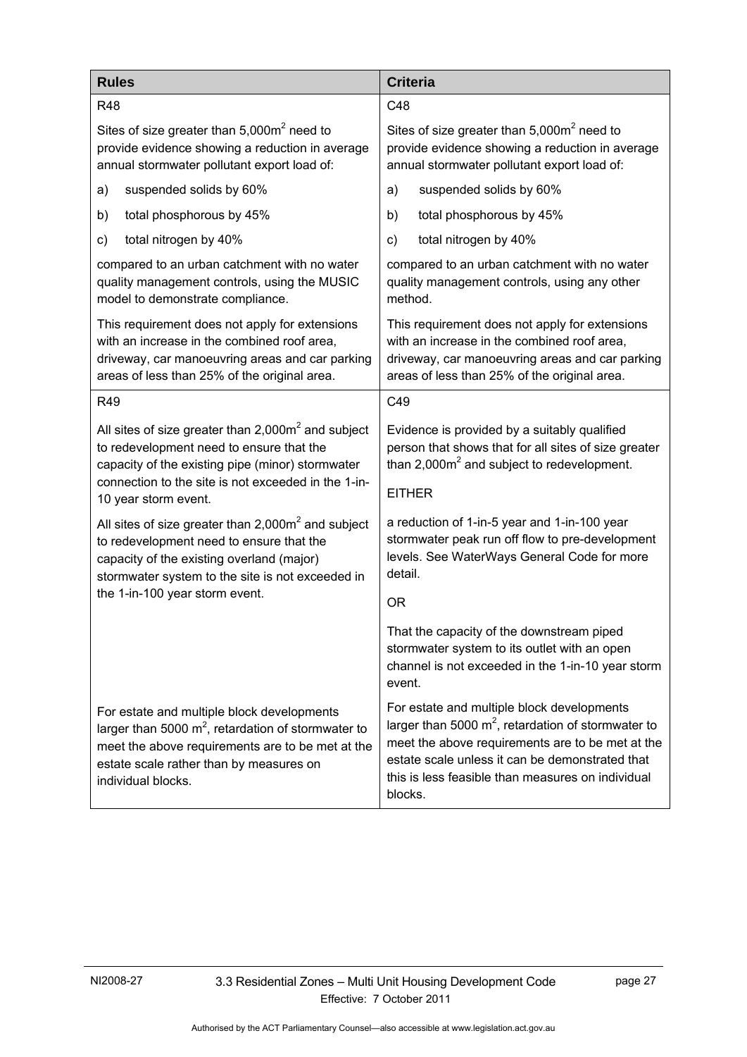| Rules | Criteria |
| --- | --- |
| R48<br><br>Sites of size greater than 5,000m$^2$ need to provide evidence showing a reduction in average annual stormwater pollutant export load of:<br><br>a) suspended solids by 60%<br><br>b) total phosphorous by 45%<br><br>c) total nitrogen by 40%<br><br>compared to an urban catchment with no water quality management controls, using the MUSIC model to demonstrate compliance.<br><br>This requirement does not apply for extensions with an increase in the combined roof area, driveway, car manoeuvring areas and car parking areas of less than 25% of the original area. | C48<br><br>Sites of size greater than 5,000m$^2$ need to provide evidence showing a reduction in average annual stormwater pollutant export load of:<br><br>a) suspended solids by 60%<br><br>b) total phosphorous by 45%<br><br>c) total nitrogen by 40%<br><br>compared to an urban catchment with no water quality management controls, using any other method.<br><br>This requirement does not apply for extensions with an increase in the combined roof area, driveway, car manoeuvring areas and car parking areas of less than 25% of the original area. |
| R49<br><br>All sites of size greater than 2,000m$^2$ and subject to redevelopment need to ensure that the capacity of the existing pipe (minor) stormwater connection to the site is not exceeded in the 1-in-10 year storm event.<br><br>All sites of size greater than 2,000m$^2$ and subject to redevelopment need to ensure that the capacity of the existing overland (major) stormwater system to the site is not exceeded in the 1-in-100 year storm event.<br><br>For estate and multiple block developments larger than 5000 m$^2$, retardation of stormwater to meet the above requirements are to be met at the estate scale rather than by measures on individual blocks. | C49<br><br>Evidence is provided by a suitably qualified person that shows that for all sites of size greater than 2,000m$^2$ and subject to redevelopment.<br><br>EITHER<br><br>a reduction of 1-in-5 year and 1-in-100 year stormwater peak run off flow to pre-development levels. See WaterWays General Code for more detail.<br><br>OR<br><br>That the capacity of the downstream piped stormwater system to its outlet with an open channel is not exceeded in the 1-in-10 year storm event.<br><br>For estate and multiple block developments larger than 5000 m$^2$, retardation of stormwater to meet the above requirements are to be met at the estate scale unless it can be demonstrated that this is less feasible than measures on individual blocks. |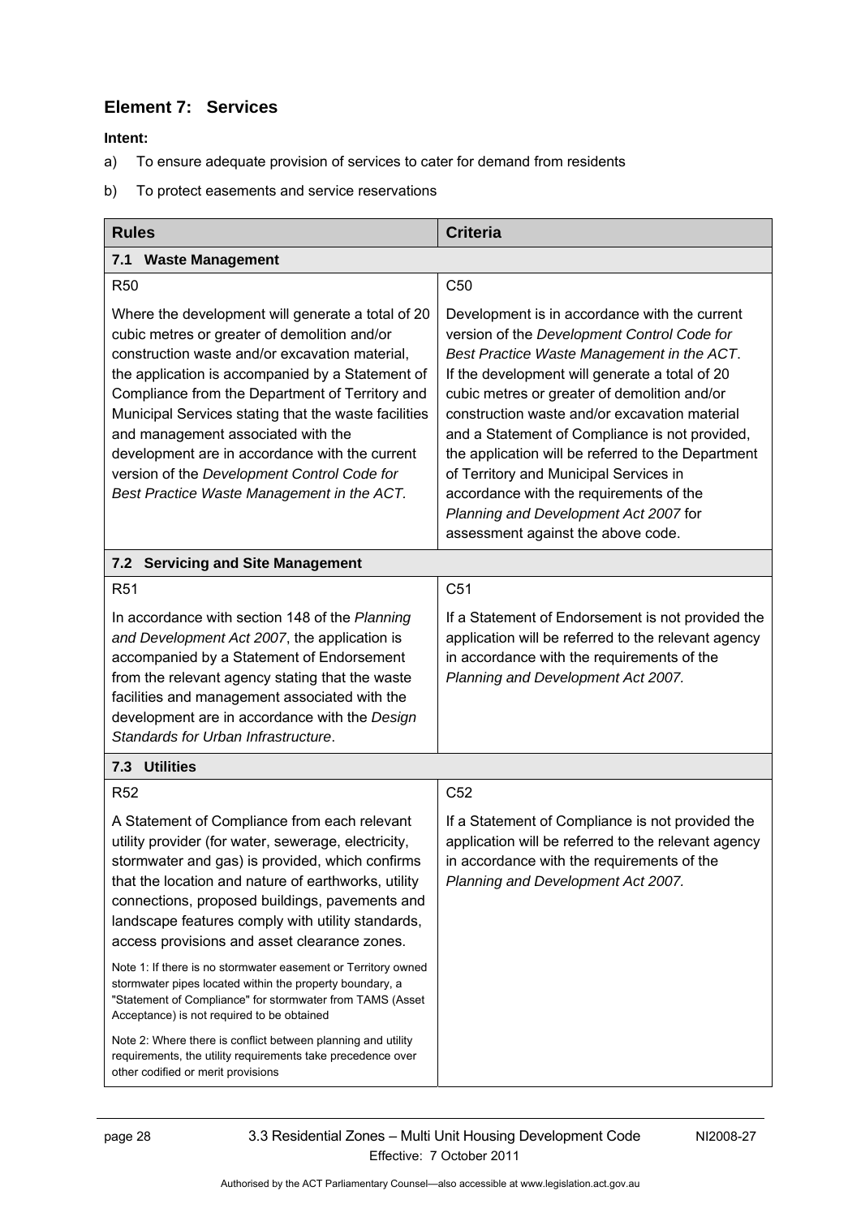## Element 7: Services

**Intent:**

a) To ensure adequate provision of services to cater for demand from residents

b) To protect easements and service reservations

| Rules | Criteria |
|---|---|
| **7.1 Waste Management** | |
| R50<br><br>Where the development will generate a total of 20 cubic metres or greater of demolition and/or construction waste and/or excavation material, the application is accompanied by a Statement of Compliance from the Department of Territory and Municipal Services stating that the waste facilities and management associated with the development are in accordance with the current version of the *Development Control Code for Best Practice Waste Management in the ACT*. | C50<br><br>Development is in accordance with the current version of the *Development Control Code for Best Practice Waste Management in the ACT*. If the development will generate a total of 20 cubic metres or greater of demolition and/or construction waste and/or excavation material and a Statement of Compliance is not provided, the application will be referred to the Department of Territory and Municipal Services in accordance with the requirements of the *Planning and Development Act 2007* for assessment against the above code. |
| **7.2 Servicing and Site Management** | |
| R51<br><br>In accordance with section 148 of the *Planning and Development Act 2007*, the application is accompanied by a Statement of Endorsement from the relevant agency stating that the waste facilities and management associated with the development are in accordance with the *Design Standards for Urban Infrastructure*. | C51<br><br>If a Statement of Endorsement is not provided the application will be referred to the relevant agency in accordance with the requirements of the *Planning and Development Act 2007.* |
| **7.3 Utilities** | |
| R52<br><br>A Statement of Compliance from each relevant utility provider (for water, sewerage, electricity, stormwater and gas) is provided, which confirms that the location and nature of earthworks, utility connections, proposed buildings, pavements and landscape features comply with utility standards, access provisions and asset clearance zones.<br><br>Note 1: If there is no stormwater easement or Territory owned stormwater pipes located within the property boundary, a "Statement of Compliance" for stormwater from TAMS (Asset Acceptance) is not required to be obtained<br><br>Note 2: Where there is conflict between planning and utility requirements, the utility requirements take precedence over other codified or merit provisions | C52<br><br>If a Statement of Compliance is not provided the application will be referred to the relevant agency in accordance with the requirements of the *Planning and Development Act 2007.* |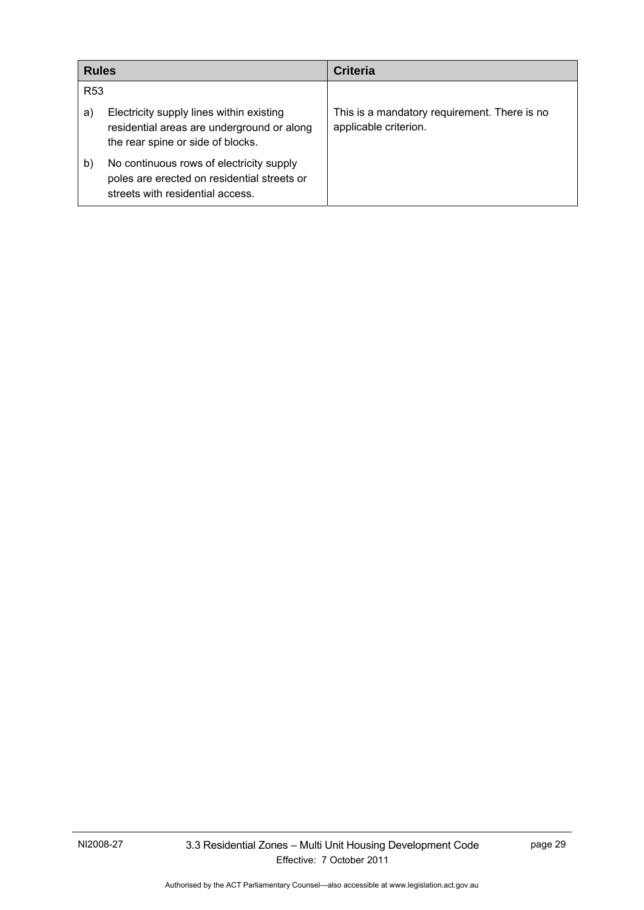| Rules | Criteria |
|---|---|
| R53 | |
| a) Electricity supply lines within existing residential areas are underground or along the rear spine or side of blocks. | This is a mandatory requirement. There is no applicable criterion. |
| b) No continuous rows of electricity supply poles are erected on residential streets or streets with residential access. | |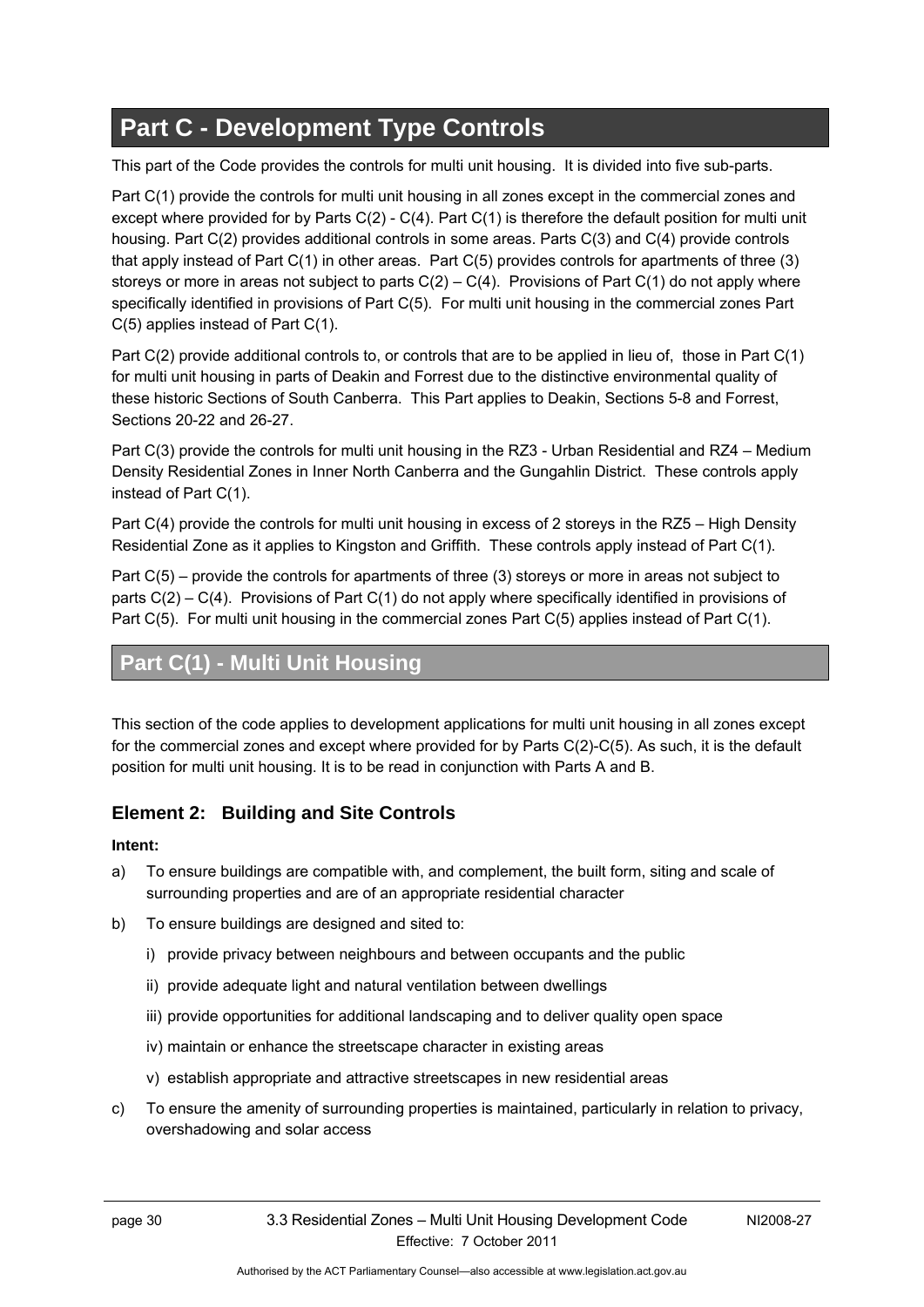# Part C - Development Type Controls

This part of the Code provides the controls for multi unit housing. It is divided into five sub-parts.

Part C(1) provide the controls for multi unit housing in all zones except in the commercial zones and except where provided for by Parts C(2) - C(4). Part C(1) is therefore the default position for multi unit housing. Part C(2) provides additional controls in some areas. Parts C(3) and C(4) provide controls that apply instead of Part C(1) in other areas. Part C(5) provides controls for apartments of three (3) storeys or more in areas not subject to parts C(2) – C(4). Provisions of Part C(1) do not apply where specifically identified in provisions of Part C(5). For multi unit housing in the commercial zones Part C(5) applies instead of Part C(1).

Part C(2) provide additional controls to, or controls that are to be applied in lieu of, those in Part C(1) for multi unit housing in parts of Deakin and Forrest due to the distinctive environmental quality of these historic Sections of South Canberra. This Part applies to Deakin, Sections 5-8 and Forrest, Sections 20-22 and 26-27.

Part C(3) provide the controls for multi unit housing in the RZ3 - Urban Residential and RZ4 – Medium Density Residential Zones in Inner North Canberra and the Gungahlin District. These controls apply instead of Part C(1).

Part C(4) provide the controls for multi unit housing in excess of 2 storeys in the RZ5 – High Density Residential Zone as it applies to Kingston and Griffith. These controls apply instead of Part C(1).

Part C(5) – provide the controls for apartments of three (3) storeys or more in areas not subject to parts C(2) – C(4). Provisions of Part C(1) do not apply where specifically identified in provisions of Part C(5). For multi unit housing in the commercial zones Part C(5) applies instead of Part C(1).

## Part C(1) - Multi Unit Housing

This section of the code applies to development applications for multi unit housing in all zones except for the commercial zones and except where provided for by Parts C(2)-C(5). As such, it is the default position for multi unit housing. It is to be read in conjunction with Parts A and B.

### Element 2: Building and Site Controls

**Intent:**

a) To ensure buildings are compatible with, and complement, the built form, siting and scale of surrounding properties and are of an appropriate residential character

b) To ensure buildings are designed and sited to:

  i) provide privacy between neighbours and between occupants and the public

  ii) provide adequate light and natural ventilation between dwellings

  iii) provide opportunities for additional landscaping and to deliver quality open space

  iv) maintain or enhance the streetscape character in existing areas

  v) establish appropriate and attractive streetscapes in new residential areas

c) To ensure the amenity of surrounding properties is maintained, particularly in relation to privacy, overshadowing and solar access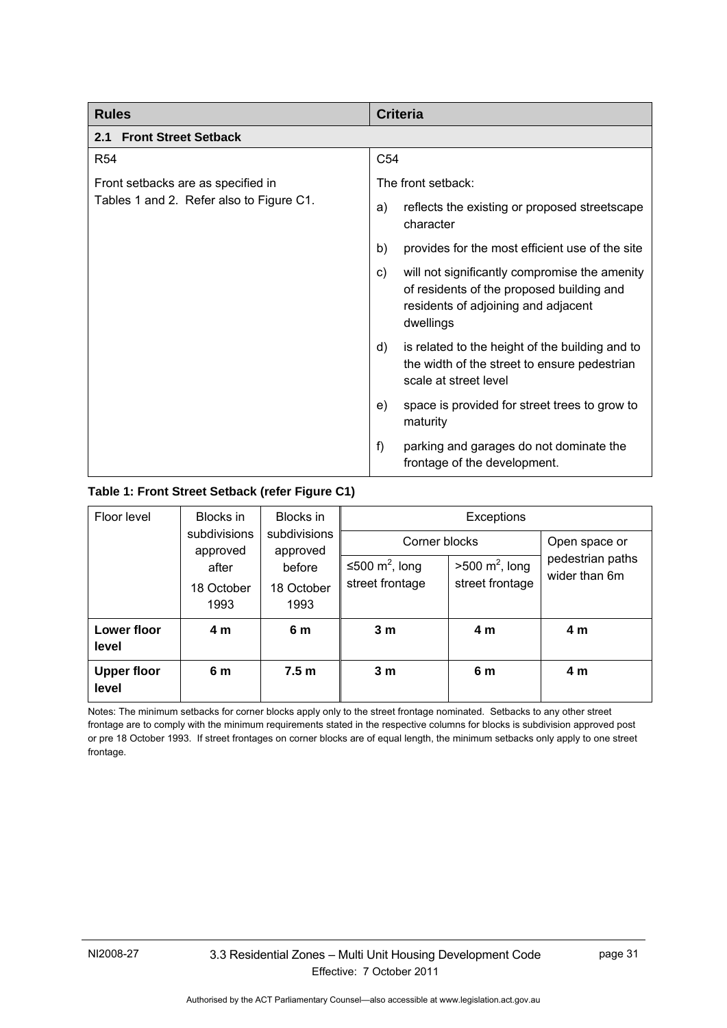| Rules | Criteria |
| --- | --- |
| **2.1 Front Street Setback** | |
| R54<br><br>Front setbacks are as specified in Tables 1 and 2. Refer also to Figure C1. | C54<br><br>The front setback:<br><br>a) reflects the existing or proposed streetscape character<br><br>b) provides for the most efficient use of the site<br><br>c) will not significantly compromise the amenity of residents of the proposed building and residents of adjoining and adjacent dwellings<br><br>d) is related to the height of the building and to the width of the street to ensure pedestrian scale at street level<br><br>e) space is provided for street trees to grow to maturity<br><br>f) parking and garages do not dominate the frontage of the development. |

**Table 1: Front Street Setback (refer Figure C1)**

| Floor level | Blocks in subdivisions approved after 18 October 1993 | Blocks in subdivisions approved before 18 October 1993 | Exceptions | | |
| --- | --- | --- | --- | --- | --- |
| | | | Corner blocks | | Open space or pedestrian paths wider than 6m |
| | | | ≤500 $m^2$, long street frontage | >500 $m^2$, long street frontage | |
| **Lower floor level** | **4 m** | **6 m** | **3 m** | **4 m** | **4 m** |
| **Upper floor level** | **6 m** | **7.5 m** | **3 m** | **6 m** | **4 m** |

Notes: The minimum setbacks for corner blocks apply only to the street frontage nominated. Setbacks to any other street frontage are to comply with the minimum requirements stated in the respective columns for blocks is subdivision approved post or pre 18 October 1993. If street frontages on corner blocks are of equal length, the minimum setbacks only apply to one street frontage.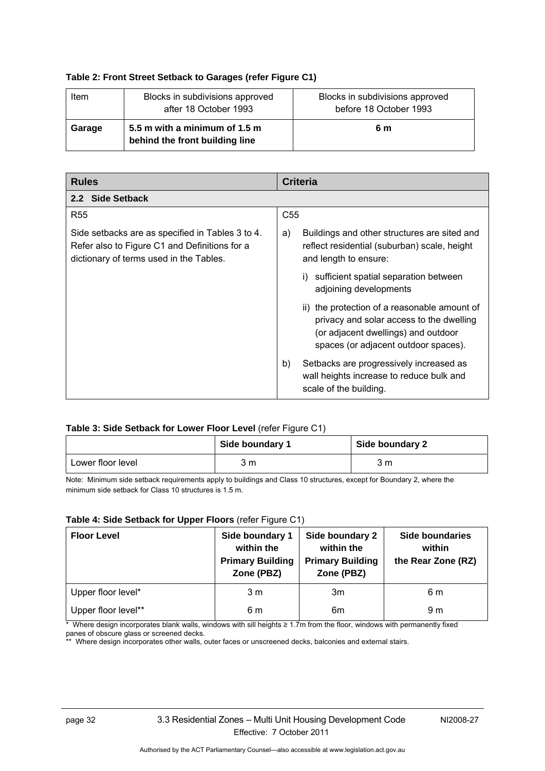**Table 2: Front Street Setback to Garages (refer Figure C1)**

| Item | Blocks in subdivisions approved after 18 October 1993 | Blocks in subdivisions approved before 18 October 1993 |
|---|---|---|
| **Garage** | **5.5 m with a minimum of 1.5 m behind the front building line** | **6 m** |

| **Rules** | **Criteria** |
|---|---|
| **2.2 Side Setback** | |
| R55<br><br>Side setbacks are as specified in Tables 3 to 4. Refer also to Figure C1 and Definitions for a dictionary of terms used in the Tables. | C55<br><br>a) Buildings and other structures are sited and reflect residential (suburban) scale, height and length to ensure:<br>i) sufficient spatial separation between adjoining developments<br>ii) the protection of a reasonable amount of privacy and solar access to the dwelling (or adjacent dwellings) and outdoor spaces (or adjacent outdoor spaces).<br><br>b) Setbacks are progressively increased as wall heights increase to reduce bulk and scale of the building. |

**Table 3: Side Setback for Lower Floor Level** (refer Figure C1)

| | **Side boundary 1** | **Side boundary 2** |
|---|---|---|
| Lower floor level | 3 m | 3 m |

Note: Minimum side setback requirements apply to buildings and Class 10 structures, except for Boundary 2, where the minimum side setback for Class 10 structures is 1.5 m.

**Table 4: Side Setback for Upper Floors** (refer Figure C1)

| **Floor Level** | **Side boundary 1 within the Primary Building Zone (PBZ)** | **Side boundary 2 within the Primary Building Zone (PBZ)** | **Side boundaries within the Rear Zone (RZ)** |
|---|---|---|---|
| Upper floor level* | 3 m | 3m | 6 m |
| Upper floor level** | 6 m | 6m | 9 m |

\* Where design incorporates blank walls, windows with sill heights ≥ 1.7m from the floor, windows with permanently fixed panes of obscure glass or screened decks.

\*\* Where design incorporates other walls, outer faces or unscreened decks, balconies and external stairs.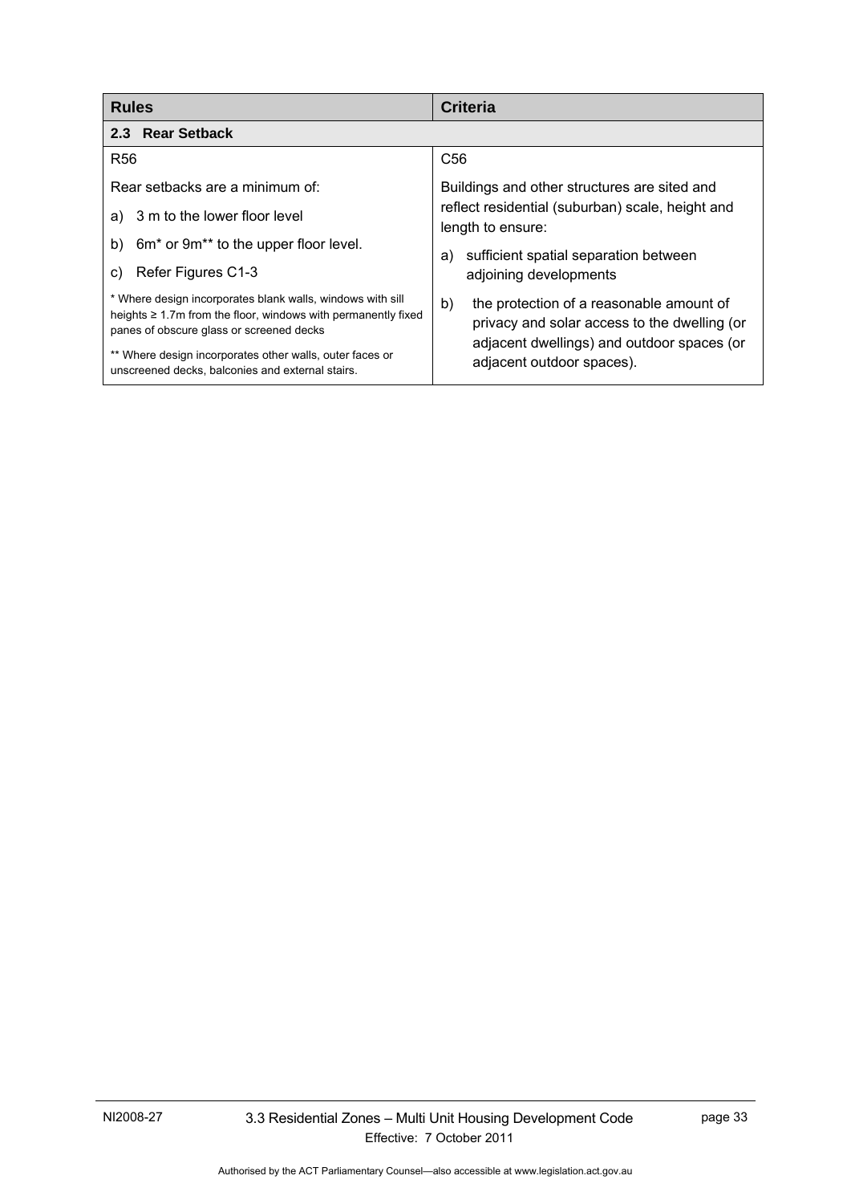| Rules | Criteria |
|---|---|
| **2.3 Rear Setback** | |
| R56<br><br>Rear setbacks are a minimum of:<br>a) 3 m to the lower floor level<br>b) 6m* or 9m** to the upper floor level.<br>c) Refer Figures C1-3<br><br>* Where design incorporates blank walls, windows with sill heights ≥ 1.7m from the floor, windows with permanently fixed panes of obscure glass or screened decks<br><br>** Where design incorporates other walls, outer faces or unscreened decks, balconies and external stairs. | C56<br><br>Buildings and other structures are sited and reflect residential (suburban) scale, height and length to ensure:<br>a) sufficient spatial separation between adjoining developments<br>b) the protection of a reasonable amount of privacy and solar access to the dwelling (or adjacent dwellings) and outdoor spaces (or adjacent outdoor spaces). |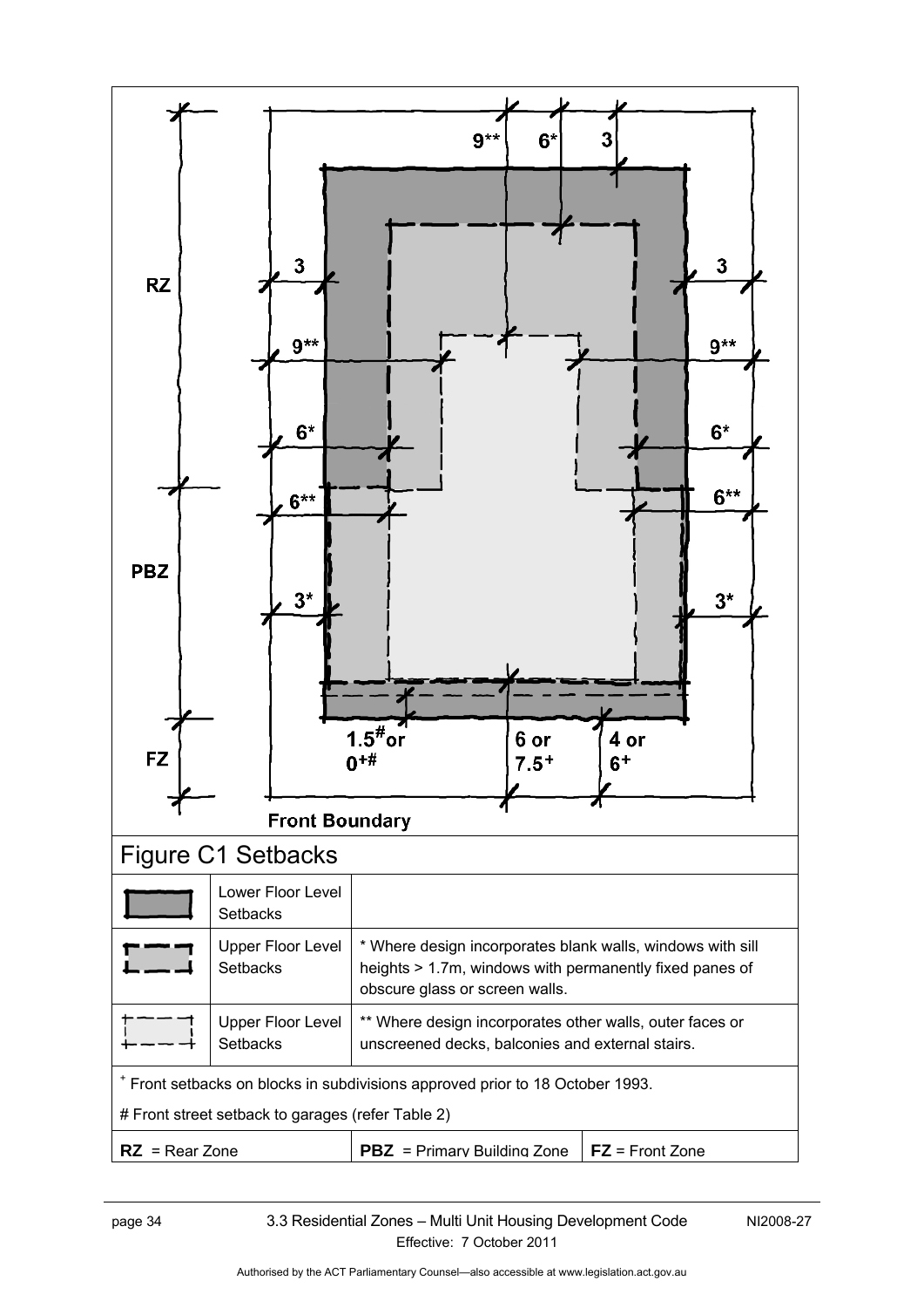RZ

PBZ

FZ

9** 6* 3

3 3

9** 9**

6* 6*

6** 6**

3* 3*

1.5[#] or 0[+#]

6 or 7.5[+]

4 or 6[+]

Front Boundary

## Figure C1 Setbacks

| | | |
|---|---|---|
| (solid line) | Lower Floor Level Setbacks | |
| (dashed line) | Upper Floor Level Setbacks | * Where design incorporates blank walls, windows with sill heights > 1.7m, windows with permanently fixed panes of obscure glass or screen walls. |
| (dashed line) | Upper Floor Level Setbacks | ** Where design incorporates other walls, outer faces or unscreened decks, balconies and external stairs. |

[+] Front setbacks on blocks in subdivisions approved prior to 18 October 1993.

# Front street setback to garages (refer Table 2)

| | | |
|---|---|---|
| **RZ** = Rear Zone | **PBZ** = Primary Building Zone | **FZ** = Front Zone |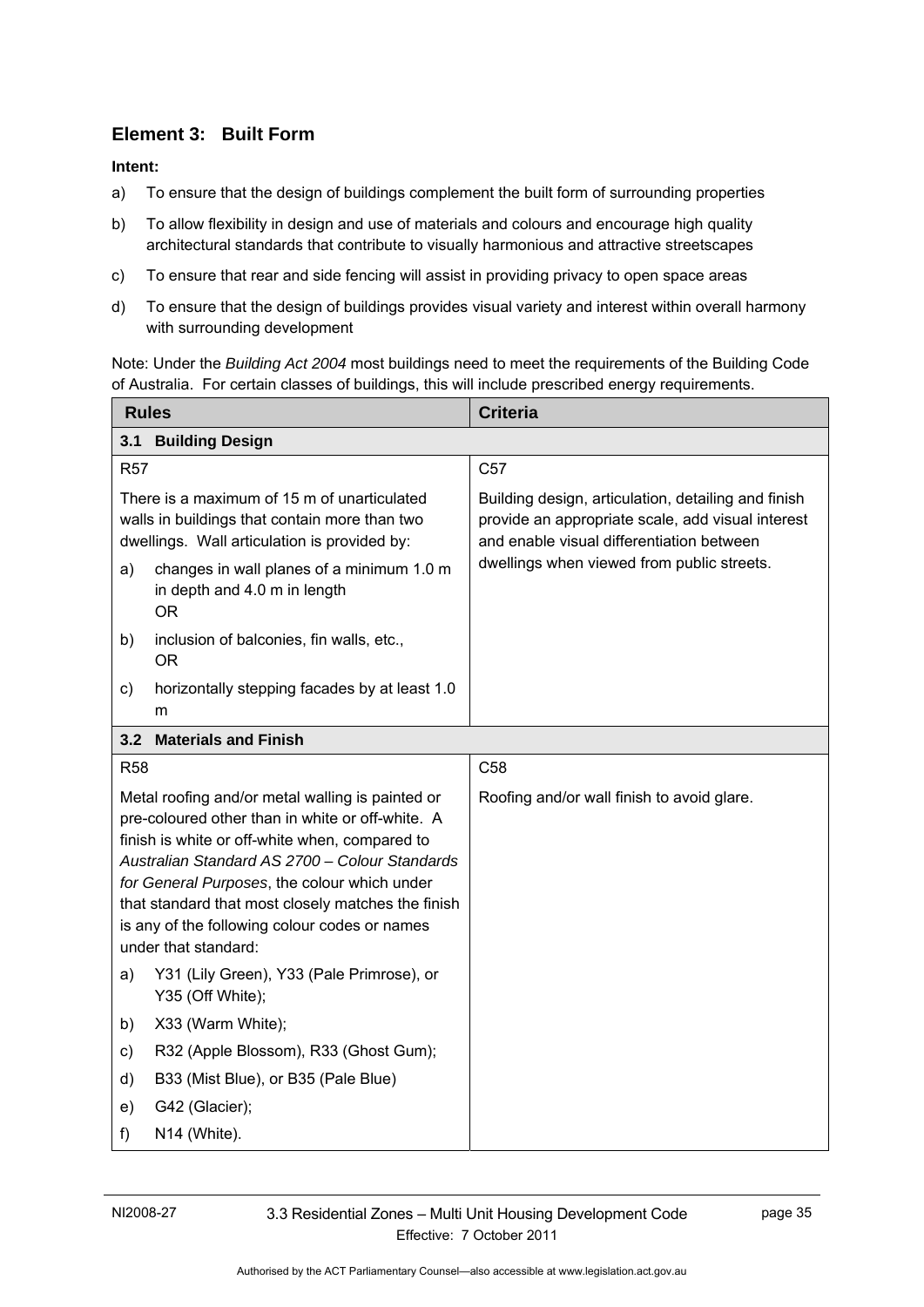## Element 3: Built Form

**Intent:**

a) To ensure that the design of buildings complement the built form of surrounding properties

b) To allow flexibility in design and use of materials and colours and encourage high quality architectural standards that contribute to visually harmonious and attractive streetscapes

c) To ensure that rear and side fencing will assist in providing privacy to open space areas

d) To ensure that the design of buildings provides visual variety and interest within overall harmony with surrounding development

Note: Under the *Building Act 2004* most buildings need to meet the requirements of the Building Code of Australia. For certain classes of buildings, this will include prescribed energy requirements.

| Rules | Criteria |
|---|---|
| **3.1 Building Design** | |
| R57<br><br>There is a maximum of 15 m of unarticulated walls in buildings that contain more than two dwellings. Wall articulation is provided by:<br><br>a) changes in wall planes of a minimum 1.0 m in depth and 4.0 m in length<br>OR<br><br>b) inclusion of balconies, fin walls, etc.,<br>OR<br><br>c) horizontally stepping facades by at least 1.0 m | C57<br><br>Building design, articulation, detailing and finish provide an appropriate scale, add visual interest and enable visual differentiation between dwellings when viewed from public streets. |
| **3.2 Materials and Finish** | |
| R58<br><br>Metal roofing and/or metal walling is painted or pre-coloured other than in white or off-white. A finish is white or off-white when, compared to *Australian Standard AS 2700 – Colour Standards for General Purposes*, the colour which under that standard that most closely matches the finish is any of the following colour codes or names under that standard:<br><br>a) Y31 (Lily Green), Y33 (Pale Primrose), or Y35 (Off White);<br><br>b) X33 (Warm White);<br><br>c) R32 (Apple Blossom), R33 (Ghost Gum);<br><br>d) B33 (Mist Blue), or B35 (Pale Blue)<br><br>e) G42 (Glacier);<br><br>f) N14 (White). | C58<br><br>Roofing and/or wall finish to avoid glare. |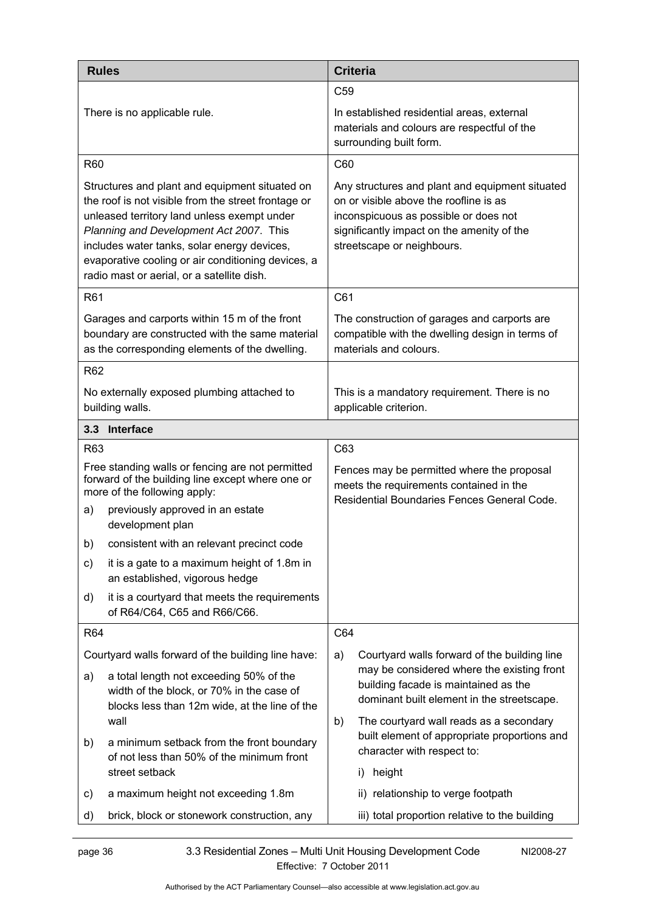| Rules | Criteria |
| --- | --- |
| There is no applicable rule. | C59<br>In established residential areas, external materials and colours are respectful of the surrounding built form. |
| R60<br>Structures and plant and equipment situated on the roof is not visible from the street frontage or unleased territory land unless exempt under *Planning and Development Act 2007*. This includes water tanks, solar energy devices, evaporative cooling or air conditioning devices, a radio mast or aerial, or a satellite dish. | C60<br>Any structures and plant and equipment situated on or visible above the roofline is as inconspicuous as possible or does not significantly impact on the amenity of the streetscape or neighbours. |
| R61<br>Garages and carports within 15 m of the front boundary are constructed with the same material as the corresponding elements of the dwelling. | C61<br>The construction of garages and carports are compatible with the dwelling design in terms of materials and colours. |
| R62<br>No externally exposed plumbing attached to building walls. | This is a mandatory requirement. There is no applicable criterion. |
| **3.3 Interface** | |
| R63<br>Free standing walls or fencing are not permitted forward of the building line except where one or more of the following apply:<br>a) previously approved in an estate development plan<br>b) consistent with an relevant precinct code<br>c) it is a gate to a maximum height of 1.8m in an established, vigorous hedge<br>d) it is a courtyard that meets the requirements of R64/C64, C65 and R66/C66. | C63<br>Fences may be permitted where the proposal meets the requirements contained in the Residential Boundaries Fences General Code. |
| R64<br>Courtyard walls forward of the building line have:<br>a) a total length not exceeding 50% of the width of the block, or 70% in the case of blocks less than 12m wide, at the line of the wall<br>b) a minimum setback from the front boundary of not less than 50% of the minimum front street setback<br>c) a maximum height not exceeding 1.8m<br>d) brick, block or stonework construction, any | C64<br>a) Courtyard walls forward of the building line may be considered where the existing front building facade is maintained as the dominant built element in the streetscape.<br>b) The courtyard wall reads as a secondary built element of appropriate proportions and character with respect to:<br>i) height<br>ii) relationship to verge footpath<br>iii) total proportion relative to the building |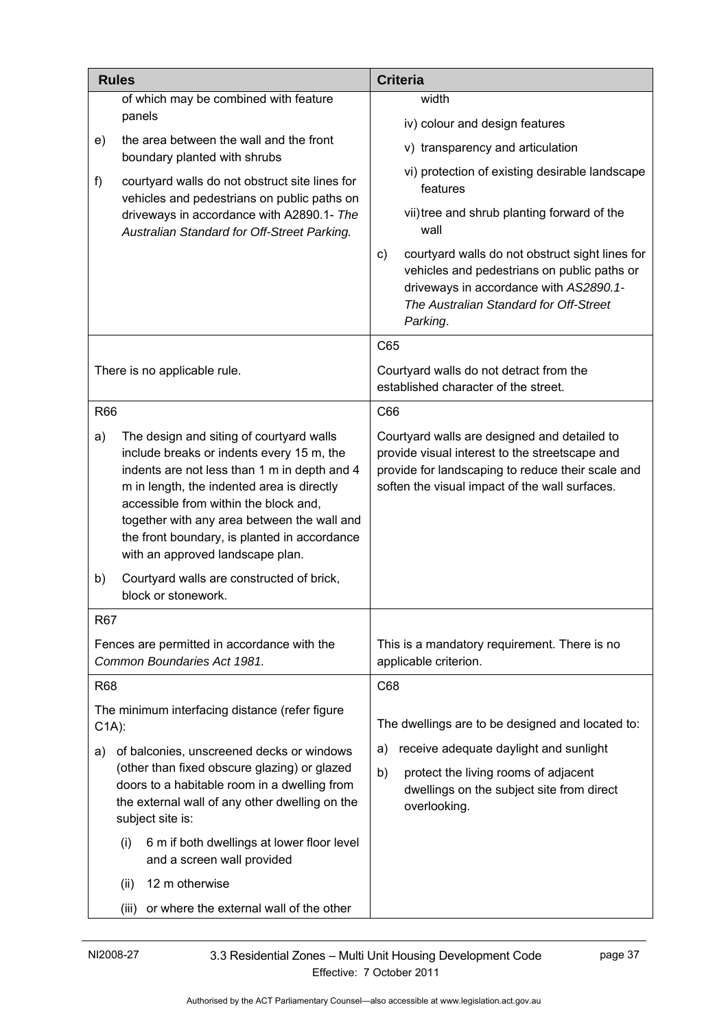| Rules | Criteria |
|---|---|
| of which may be combined with feature panels<br>e) the area between the wall and the front boundary planted with shrubs<br>f) courtyard walls do not obstruct site lines for vehicles and pedestrians on public paths on driveways in accordance with A2890.1- *The Australian Standard for Off-Street Parking.* | width<br>iv) colour and design features<br>v) transparency and articulation<br>vi) protection of existing desirable landscape features<br>vii) tree and shrub planting forward of the wall<br>c) courtyard walls do not obstruct sight lines for vehicles and pedestrians on public paths or driveways in accordance with *AS2890.1- The Australian Standard for Off-Street Parking*. |
| There is no applicable rule. | C65<br>Courtyard walls do not detract from the established character of the street. |
| R66<br>a) The design and siting of courtyard walls include breaks or indents every 15 m, the indents are not less than 1 m in depth and 4 m in length, the indented area is directly accessible from within the block and, together with any area between the wall and the front boundary, is planted in accordance with an approved landscape plan.<br>b) Courtyard walls are constructed of brick, block or stonework. | C66<br>Courtyard walls are designed and detailed to provide visual interest to the streetscape and provide for landscaping to reduce their scale and soften the visual impact of the wall surfaces. |
| R67<br>Fences are permitted in accordance with the *Common Boundaries Act 1981.* | This is a mandatory requirement. There is no applicable criterion. |
| R68<br>The minimum interfacing distance (refer figure C1A):<br>a) of balconies, unscreened decks or windows (other than fixed obscure glazing) or glazed doors to a habitable room in a dwelling from the external wall of any other dwelling on the subject site is:<br>(i) 6 m if both dwellings at lower floor level and a screen wall provided<br>(ii) 12 m otherwise<br>(iii) or where the external wall of the other | C68<br>The dwellings are to be designed and located to:<br>a) receive adequate daylight and sunlight<br>b) protect the living rooms of adjacent dwellings on the subject site from direct overlooking. |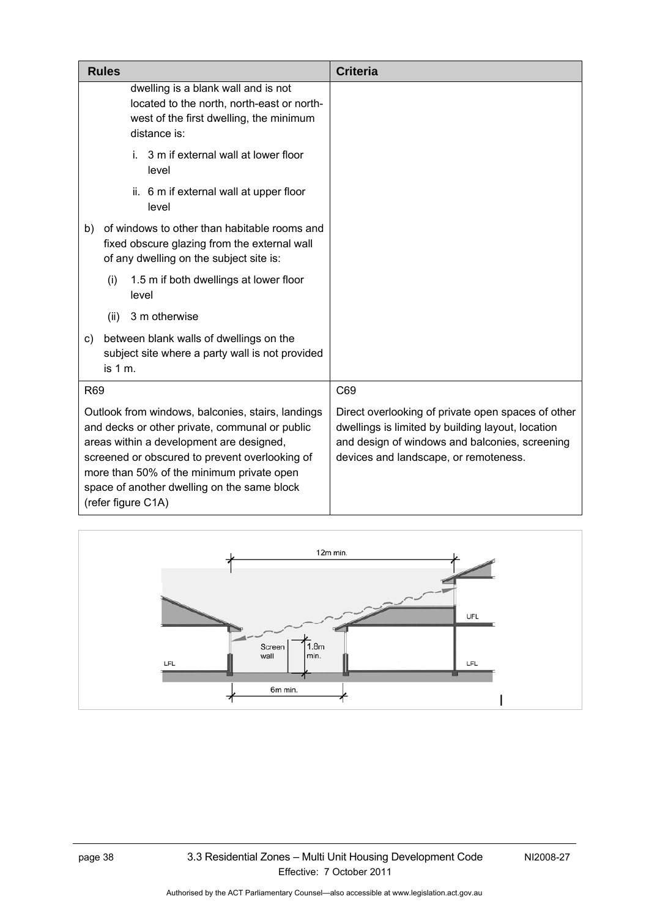| Rules | Criteria |
|---|---|
| dwelling is a blank wall and is not located to the north, north-east or north-west of the first dwelling, the minimum distance is:<br><br>i. 3 m if external wall at lower floor level<br><br>ii. 6 m if external wall at upper floor level<br><br>b) of windows to other than habitable rooms and fixed obscure glazing from the external wall of any dwelling on the subject site is:<br><br>(i) 1.5 m if both dwellings at lower floor level<br><br>(ii) 3 m otherwise<br><br>c) between blank walls of dwellings on the subject site where a party wall is not provided is 1 m. | |
| R69<br><br>Outlook from windows, balconies, stairs, landings and decks or other private, communal or public areas within a development are designed, screened or obscured to prevent overlooking of more than 50% of the minimum private open space of another dwelling on the same block (refer figure C1A) | C69<br><br>Direct overlooking of private open spaces of other dwellings is limited by building layout, location and design of windows and balconies, screening devices and landscape, or remoteness. |

12m min.

UFL

Screen wall

1.8m min.

LFL

LFL

6m min.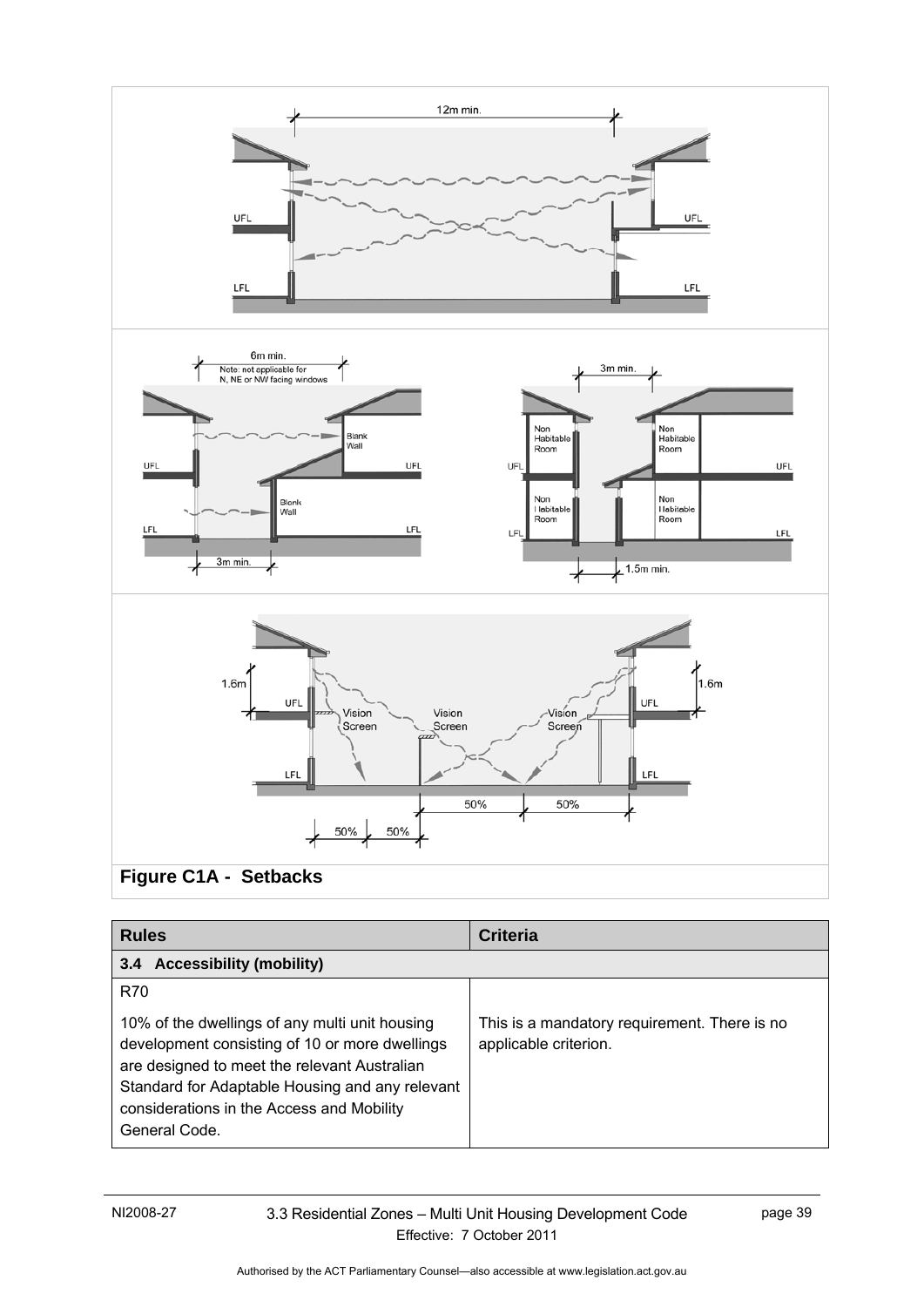**Figure C1A - Setbacks**

| Rules | Criteria |
|---|---|
| **3.4 Accessibility (mobility)** | |
| R70<br><br>10% of the dwellings of any multi unit housing development consisting of 10 or more dwellings are designed to meet the relevant Australian Standard for Adaptable Housing and any relevant considerations in the Access and Mobility General Code. | This is a mandatory requirement. There is no applicable criterion. |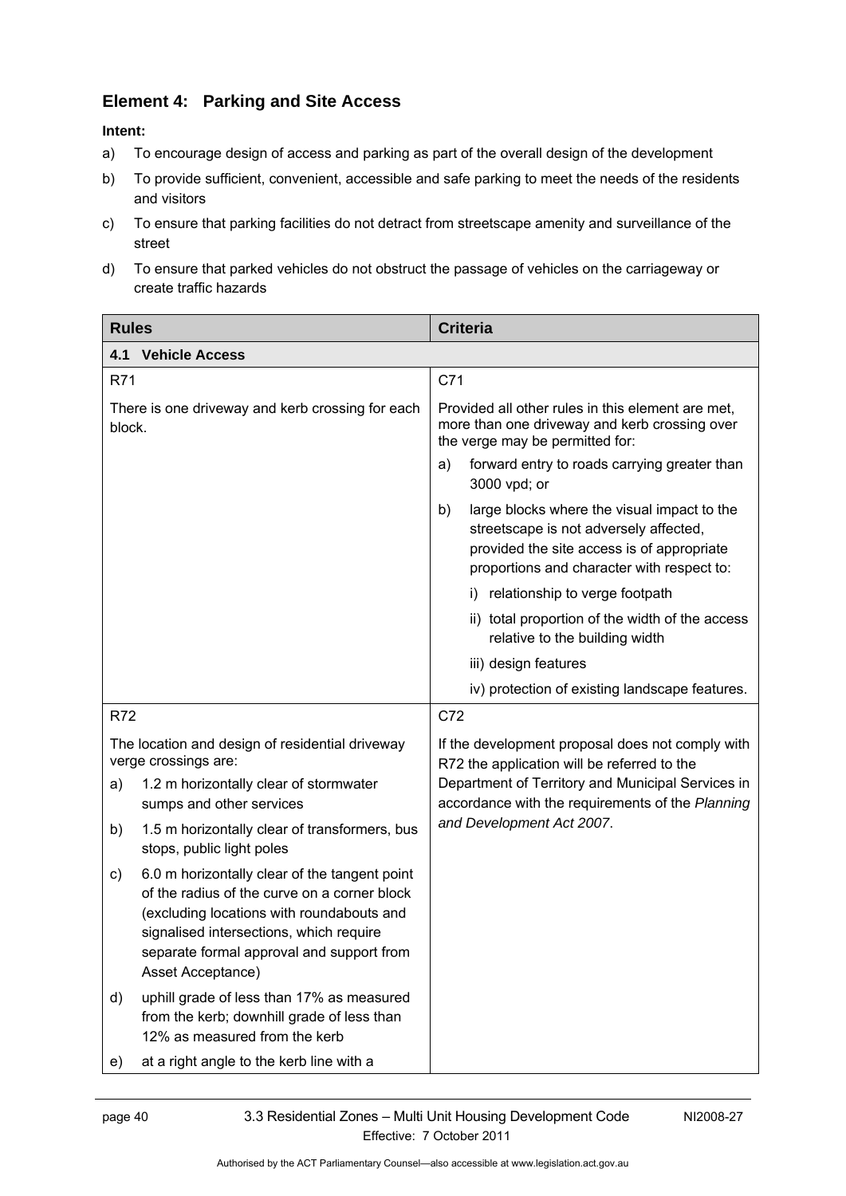## Element 4: Parking and Site Access

**Intent:**

a) To encourage design of access and parking as part of the overall design of the development

b) To provide sufficient, convenient, accessible and safe parking to meet the needs of the residents and visitors

c) To ensure that parking facilities do not detract from streetscape amenity and surveillance of the street

d) To ensure that parked vehicles do not obstruct the passage of vehicles on the carriageway or create traffic hazards

| Rules | Criteria |
|---|---|
| **4.1 Vehicle Access** | |
| R71<br><br>There is one driveway and kerb crossing for each block. | C71<br><br>Provided all other rules in this element are met, more than one driveway and kerb crossing over the verge may be permitted for:<br>a) forward entry to roads carrying greater than 3000 vpd; or<br>b) large blocks where the visual impact to the streetscape is not adversely affected, provided the site access is of appropriate proportions and character with respect to:<br>i) relationship to verge footpath<br>ii) total proportion of the width of the access relative to the building width<br>iii) design features<br>iv) protection of existing landscape features. |
| R72<br><br>The location and design of residential driveway verge crossings are:<br>a) 1.2 m horizontally clear of stormwater sumps and other services<br>b) 1.5 m horizontally clear of transformers, bus stops, public light poles<br>c) 6.0 m horizontally clear of the tangent point of the radius of the curve on a corner block (excluding locations with roundabouts and signalised intersections, which require separate formal approval and support from Asset Acceptance)<br>d) uphill grade of less than 17% as measured from the kerb; downhill grade of less than 12% as measured from the kerb<br>e) at a right angle to the kerb line with a | C72<br><br>If the development proposal does not comply with R72 the application will be referred to the Department of Territory and Municipal Services in accordance with the requirements of the *Planning and Development Act 2007*. |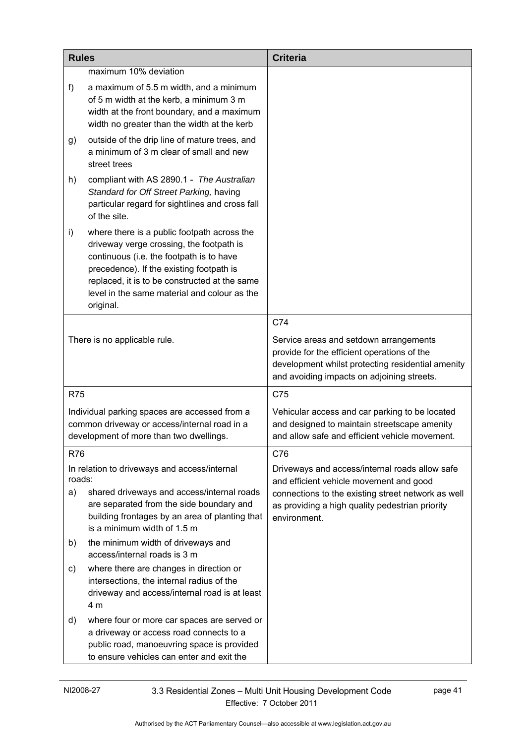| Rules | Criteria |
|---|---|
| maximum 10% deviation<br>f) a maximum of 5.5 m width, and a minimum of 5 m width at the kerb, a minimum 3 m width at the front boundary, and a maximum width no greater than the width at the kerb<br>g) outside of the drip line of mature trees, and a minimum of 3 m clear of small and new street trees<br>h) compliant with AS 2890.1 - *The Australian Standard for Off Street Parking,* having particular regard for sightlines and cross fall of the site.<br>i) where there is a public footpath across the driveway verge crossing, the footpath is continuous (i.e. the footpath is to have precedence). If the existing footpath is replaced, it is to be constructed at the same level in the same material and colour as the original. | |
| There is no applicable rule. | C74<br>Service areas and setdown arrangements provide for the efficient operations of the development whilst protecting residential amenity and avoiding impacts on adjoining streets. |
| R75<br>Individual parking spaces are accessed from a common driveway or access/internal road in a development of more than two dwellings. | C75<br>Vehicular access and car parking to be located and designed to maintain streetscape amenity and allow safe and efficient vehicle movement. |
| R76<br>In relation to driveways and access/internal roads:<br>a) shared driveways and access/internal roads are separated from the side boundary and building frontages by an area of planting that is a minimum width of 1.5 m<br>b) the minimum width of driveways and access/internal roads is 3 m<br>c) where there are changes in direction or intersections, the internal radius of the driveway and access/internal road is at least 4 m<br>d) where four or more car spaces are served or a driveway or access road connects to a public road, manoeuvring space is provided to ensure vehicles can enter and exit the | C76<br>Driveways and access/internal roads allow safe and efficient vehicle movement and good connections to the existing street network as well as providing a high quality pedestrian priority environment. |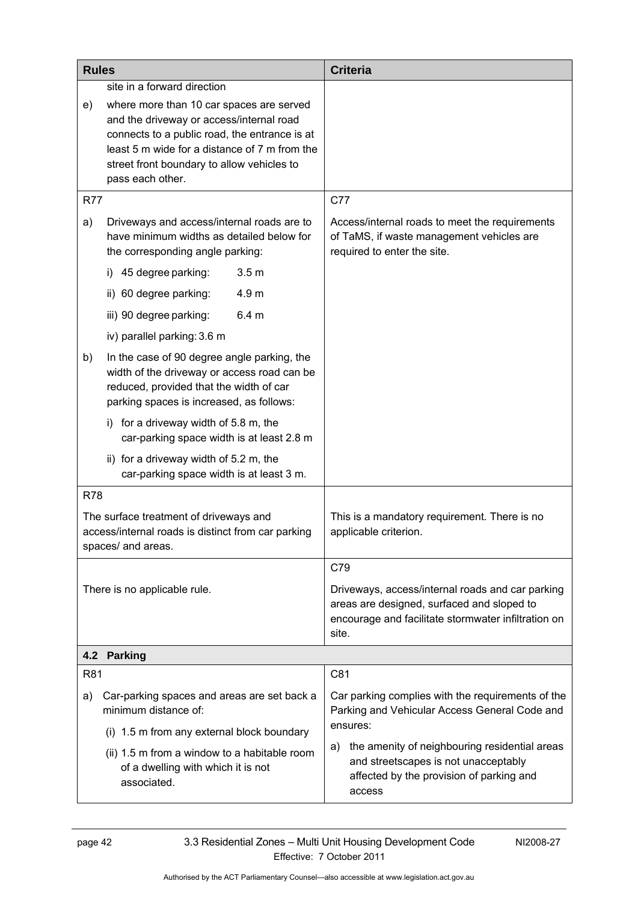| Rules | Criteria |
|---|---|
| site in a forward direction<br>e) where more than 10 car spaces are served and the driveway or access/internal road connects to a public road, the entrance is at least 5 m wide for a distance of 7 m from the street front boundary to allow vehicles to pass each other. | |
| R77<br>a) Driveways and access/internal roads are to have minimum widths as detailed below for the corresponding angle parking:<br>i) 45 degree parking: 3.5 m<br>ii) 60 degree parking: 4.9 m<br>iii) 90 degree parking: 6.4 m<br>iv) parallel parking: 3.6 m<br>b) In the case of 90 degree angle parking, the width of the driveway or access road can be reduced, provided that the width of car parking spaces is increased, as follows:<br>i) for a driveway width of 5.8 m, the car-parking space width is at least 2.8 m<br>ii) for a driveway width of 5.2 m, the car-parking space width is at least 3 m. | C77<br>Access/internal roads to meet the requirements of TaMS, if waste management vehicles are required to enter the site. |
| R78<br>The surface treatment of driveways and access/internal roads is distinct from car parking spaces/ and areas. | This is a mandatory requirement. There is no applicable criterion. |
| There is no applicable rule. | C79<br>Driveways, access/internal roads and car parking areas are designed, surfaced and sloped to encourage and facilitate stormwater infiltration on site. |
| **4.2 Parking** | |
| R81<br>a) Car-parking spaces and areas are set back a minimum distance of:<br>(i) 1.5 m from any external block boundary<br>(ii) 1.5 m from a window to a habitable room of a dwelling with which it is not associated. | C81<br>Car parking complies with the requirements of the Parking and Vehicular Access General Code and ensures:<br>a) the amenity of neighbouring residential areas and streetscapes is not unacceptably affected by the provision of parking and access |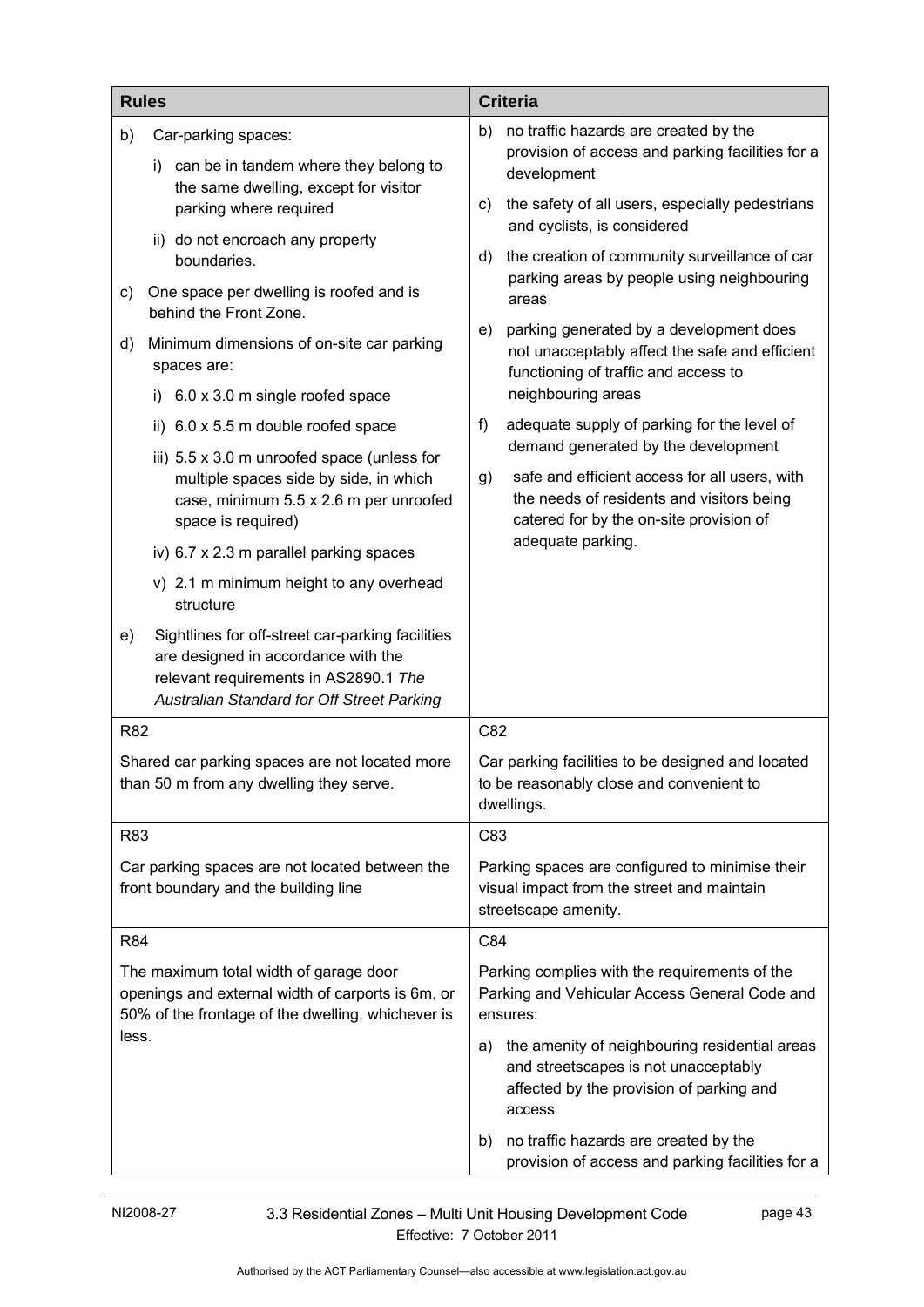| Rules | Criteria |
|---|---|
| b) Car-parking spaces:<br>i) can be in tandem where they belong to the same dwelling, except for visitor parking where required<br>ii) do not encroach any property boundaries.<br>c) One space per dwelling is roofed and is behind the Front Zone.<br>d) Minimum dimensions of on-site car parking spaces are:<br>i) 6.0 x 3.0 m single roofed space<br>ii) 6.0 x 5.5 m double roofed space<br>iii) 5.5 x 3.0 m unroofed space (unless for multiple spaces side by side, in which case, minimum 5.5 x 2.6 m per unroofed space is required)<br>iv) 6.7 x 2.3 m parallel parking spaces<br>v) 2.1 m minimum height to any overhead structure<br>e) Sightlines for off-street car-parking facilities are designed in accordance with the relevant requirements in AS2890.1 *The Australian Standard for Off Street Parking* | b) no traffic hazards are created by the provision of access and parking facilities for a development<br>c) the safety of all users, especially pedestrians and cyclists, is considered<br>d) the creation of community surveillance of car parking areas by people using neighbouring areas<br>e) parking generated by a development does not unacceptably affect the safe and efficient functioning of traffic and access to neighbouring areas<br>f) adequate supply of parking for the level of demand generated by the development<br>g) safe and efficient access for all users, with the needs of residents and visitors being catered for by the on-site provision of adequate parking. |
| R82<br><br>Shared car parking spaces are not located more than 50 m from any dwelling they serve. | C82<br><br>Car parking facilities to be designed and located to be reasonably close and convenient to dwellings. |
| R83<br><br>Car parking spaces are not located between the front boundary and the building line | C83<br><br>Parking spaces are configured to minimise their visual impact from the street and maintain streetscape amenity. |
| R84<br><br>The maximum total width of garage door openings and external width of carports is 6m, or 50% of the frontage of the dwelling, whichever is less. | C84<br><br>Parking complies with the requirements of the Parking and Vehicular Access General Code and ensures:<br>a) the amenity of neighbouring residential areas and streetscapes is not unacceptably affected by the provision of parking and access<br>b) no traffic hazards are created by the provision of access and parking facilities for a |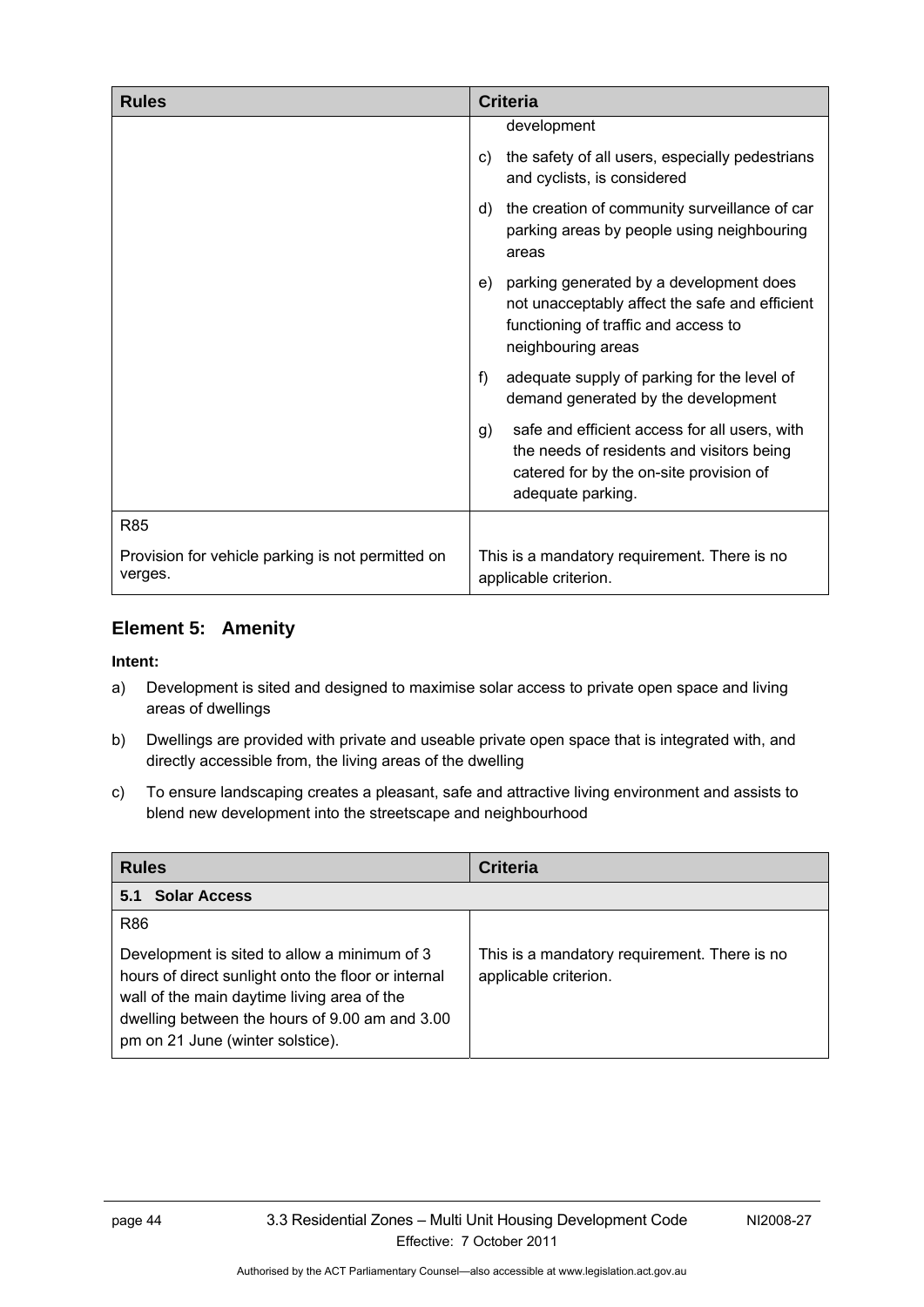| Rules | Criteria |
|---|---|
| | development<br><br>c) the safety of all users, especially pedestrians and cyclists, is considered<br><br>d) the creation of community surveillance of car parking areas by people using neighbouring areas<br><br>e) parking generated by a development does not unacceptably affect the safe and efficient functioning of traffic and access to neighbouring areas<br><br>f) adequate supply of parking for the level of demand generated by the development<br><br>g) safe and efficient access for all users, with the needs of residents and visitors being catered for by the on-site provision of adequate parking. |
| R85<br><br>Provision for vehicle parking is not permitted on verges. | This is a mandatory requirement. There is no applicable criterion. |

## Element 5: Amenity

**Intent:**

a) Development is sited and designed to maximise solar access to private open space and living areas of dwellings

b) Dwellings are provided with private and useable private open space that is integrated with, and directly accessible from, the living areas of the dwelling

c) To ensure landscaping creates a pleasant, safe and attractive living environment and assists to blend new development into the streetscape and neighbourhood

| Rules | Criteria |
|---|---|
| **5.1 Solar Access** | |
| R86<br><br>Development is sited to allow a minimum of 3 hours of direct sunlight onto the floor or internal wall of the main daytime living area of the dwelling between the hours of 9.00 am and 3.00 pm on 21 June (winter solstice). | This is a mandatory requirement. There is no applicable criterion. |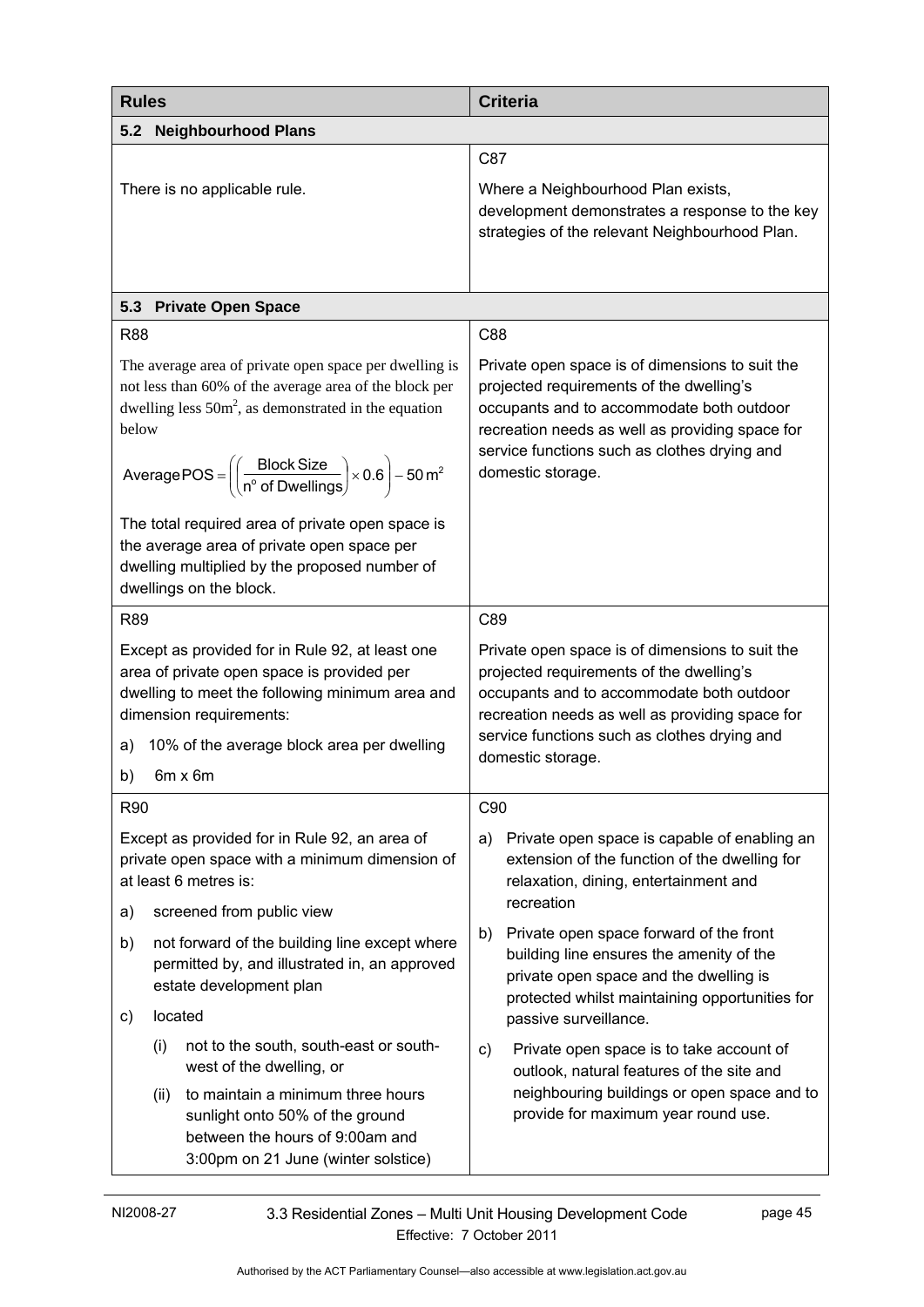| Rules | Criteria |
|---|---|
| **5.2 Neighbourhood Plans** | |
| | C87 |
| There is no applicable rule. | Where a Neighbourhood Plan exists, development demonstrates a response to the key strategies of the relevant Neighbourhood Plan. |
| **5.3 Private Open Space** | |
| R88<br><br>The average area of private open space per dwelling is not less than 60% of the average area of the block per dwelling less $50m^2$, as demonstrated in the equation below<br><br>$\text{Average POS} = \left( \left( \frac{\text{Block Size}}{\text{n}^{\text{o}} \text{ of Dwellings}} \right) \times 0.6 \right) - 50\,\text{m}^2$<br><br>The total required area of private open space is the average area of private open space per dwelling multiplied by the proposed number of dwellings on the block. | C88<br><br>Private open space is of dimensions to suit the projected requirements of the dwelling's occupants and to accommodate both outdoor recreation needs as well as providing space for service functions such as clothes drying and domestic storage. |
| R89<br><br>Except as provided for in Rule 92, at least one area of private open space is provided per dwelling to meet the following minimum area and dimension requirements:<br><br>a) 10% of the average block area per dwelling<br><br>b) 6m x 6m | C89<br><br>Private open space is of dimensions to suit the projected requirements of the dwelling's occupants and to accommodate both outdoor recreation needs as well as providing space for service functions such as clothes drying and domestic storage. |
| R90<br><br>Except as provided for in Rule 92, an area of private open space with a minimum dimension of at least 6 metres is:<br><br>a) screened from public view<br><br>b) not forward of the building line except where permitted by, and illustrated in, an approved estate development plan<br><br>c) located<br><br>(i) not to the south, south-east or south-west of the dwelling, or<br><br>(ii) to maintain a minimum three hours sunlight onto 50% of the ground between the hours of 9:00am and 3:00pm on 21 June (winter solstice) | C90<br><br>a) Private open space is capable of enabling an extension of the function of the dwelling for relaxation, dining, entertainment and recreation<br><br>b) Private open space forward of the front building line ensures the amenity of the private open space and the dwelling is protected whilst maintaining opportunities for passive surveillance.<br><br>c) Private open space is to take account of outlook, natural features of the site and neighbouring buildings or open space and to provide for maximum year round use. |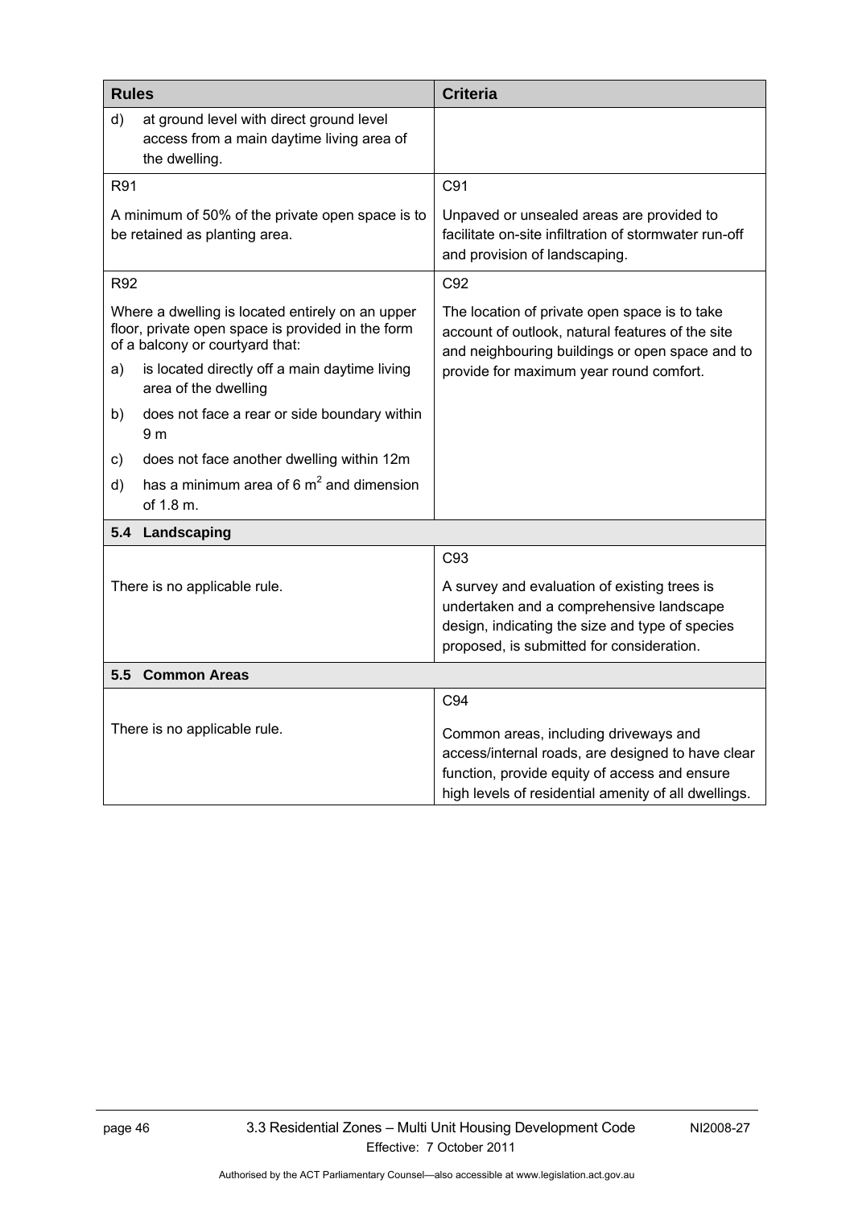| Rules | Criteria |
|---|---|
| d) at ground level with direct ground level access from a main daytime living area of the dwelling. | |
| R91<br><br>A minimum of 50% of the private open space is to be retained as planting area. | C91<br><br>Unpaved or unsealed areas are provided to facilitate on-site infiltration of stormwater run-off and provision of landscaping. |
| R92<br><br>Where a dwelling is located entirely on an upper floor, private open space is provided in the form of a balcony or courtyard that:<br>a) is located directly off a main daytime living area of the dwelling<br>b) does not face a rear or side boundary within 9 m<br>c) does not face another dwelling within 12m<br>d) has a minimum area of 6 $m^2$ and dimension of 1.8 m. | C92<br><br>The location of private open space is to take account of outlook, natural features of the site and neighbouring buildings or open space and to provide for maximum year round comfort. |
| **5.4 Landscaping** | |
| There is no applicable rule. | C93<br><br>A survey and evaluation of existing trees is undertaken and a comprehensive landscape design, indicating the size and type of species proposed, is submitted for consideration. |
| **5.5 Common Areas** | |
| There is no applicable rule. | C94<br><br>Common areas, including driveways and access/internal roads, are designed to have clear function, provide equity of access and ensure high levels of residential amenity of all dwellings. |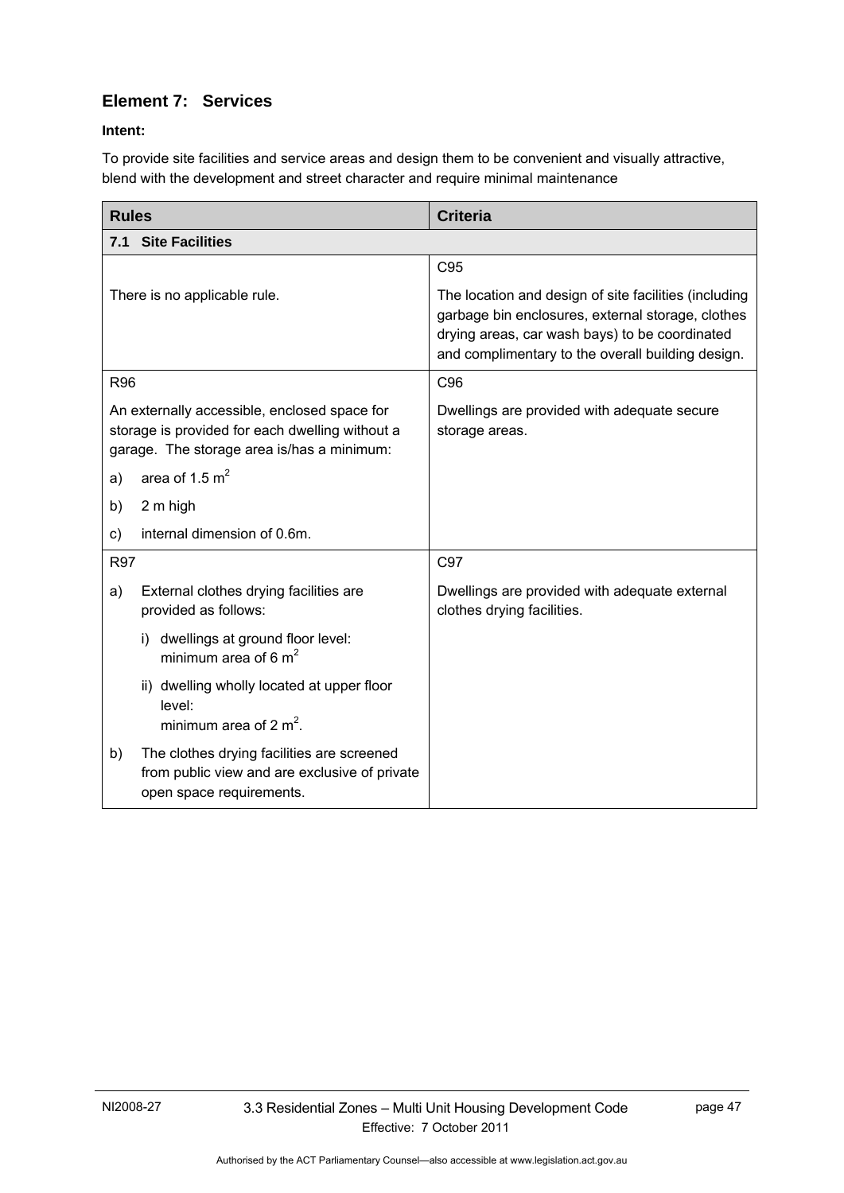## Element 7: Services

**Intent:**

To provide site facilities and service areas and design them to be convenient and visually attractive, blend with the development and street character and require minimal maintenance

| Rules | Criteria |
|---|---|
| **7.1 Site Facilities** | |
| There is no applicable rule. | C95<br><br>The location and design of site facilities (including garbage bin enclosures, external storage, clothes drying areas, car wash bays) to be coordinated and complimentary to the overall building design. |
| R96<br><br>An externally accessible, enclosed space for storage is provided for each dwelling without a garage. The storage area is/has a minimum:<br><br>a) area of 1.5 $m^2$<br><br>b) 2 m high<br><br>c) internal dimension of 0.6m. | C96<br><br>Dwellings are provided with adequate secure storage areas. |
| R97<br><br>a) External clothes drying facilities are provided as follows:<br><br>i) dwellings at ground floor level: minimum area of 6 $m^2$<br><br>ii) dwelling wholly located at upper floor level: minimum area of 2 $m^2$.<br><br>b) The clothes drying facilities are screened from public view and are exclusive of private open space requirements. | C97<br><br>Dwellings are provided with adequate external clothes drying facilities. |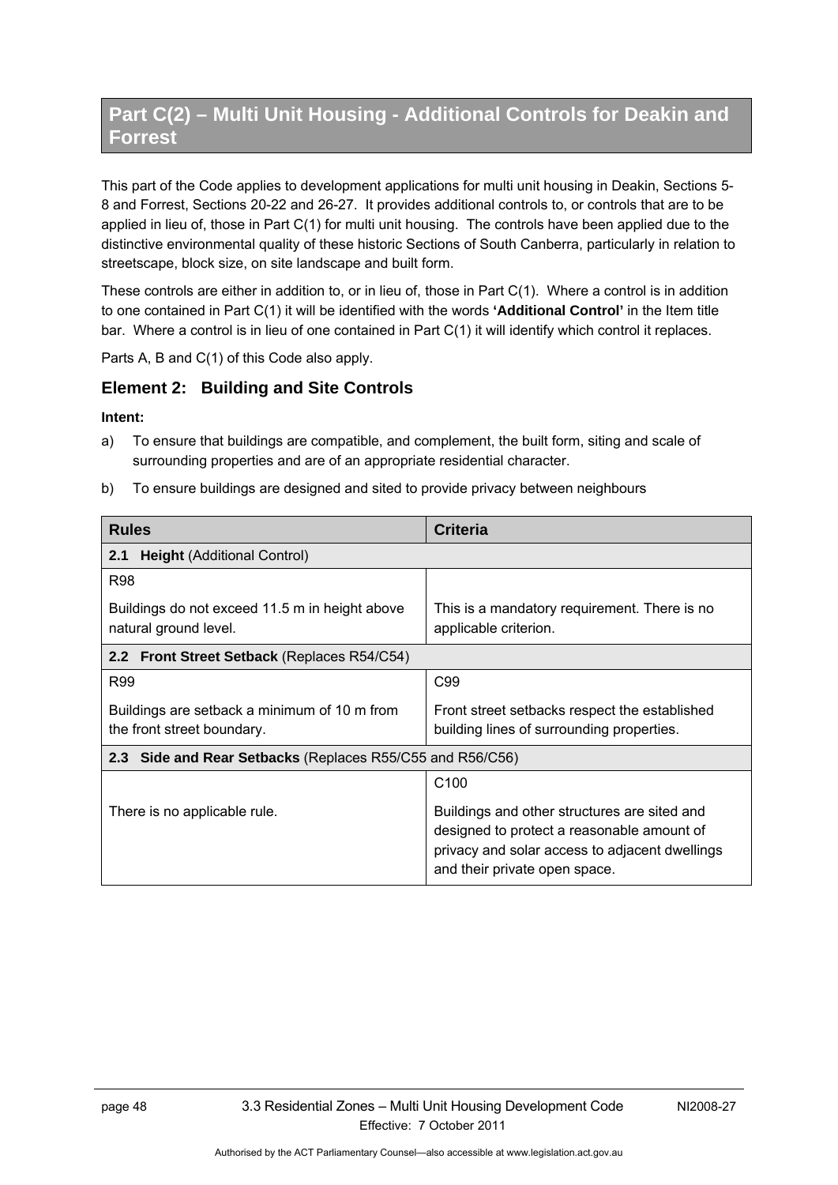# Part C(2) – Multi Unit Housing - Additional Controls for Deakin and Forrest

This part of the Code applies to development applications for multi unit housing in Deakin, Sections 5-8 and Forrest, Sections 20-22 and 26-27. It provides additional controls to, or controls that are to be applied in lieu of, those in Part C(1) for multi unit housing. The controls have been applied due to the distinctive environmental quality of these historic Sections of South Canberra, particularly in relation to streetscape, block size, on site landscape and built form.

These controls are either in addition to, or in lieu of, those in Part C(1). Where a control is in addition to one contained in Part C(1) it will be identified with the words **'Additional Control'** in the Item title bar. Where a control is in lieu of one contained in Part C(1) it will identify which control it replaces.

Parts A, B and C(1) of this Code also apply.

## Element 2: Building and Site Controls

**Intent:**

a) To ensure that buildings are compatible, and complement, the built form, siting and scale of surrounding properties and are of an appropriate residential character.

b) To ensure buildings are designed and sited to provide privacy between neighbours

| Rules | Criteria |
|---|---|
| **2.1 Height** (Additional Control) | |
| R98<br><br>Buildings do not exceed 11.5 m in height above natural ground level. | This is a mandatory requirement. There is no applicable criterion. |
| **2.2 Front Street Setback** (Replaces R54/C54) | |
| R99<br><br>Buildings are setback a minimum of 10 m from the front street boundary. | C99<br><br>Front street setbacks respect the established building lines of surrounding properties. |
| **2.3 Side and Rear Setbacks** (Replaces R55/C55 and R56/C56) | |
| There is no applicable rule. | C100<br><br>Buildings and other structures are sited and designed to protect a reasonable amount of privacy and solar access to adjacent dwellings and their private open space. |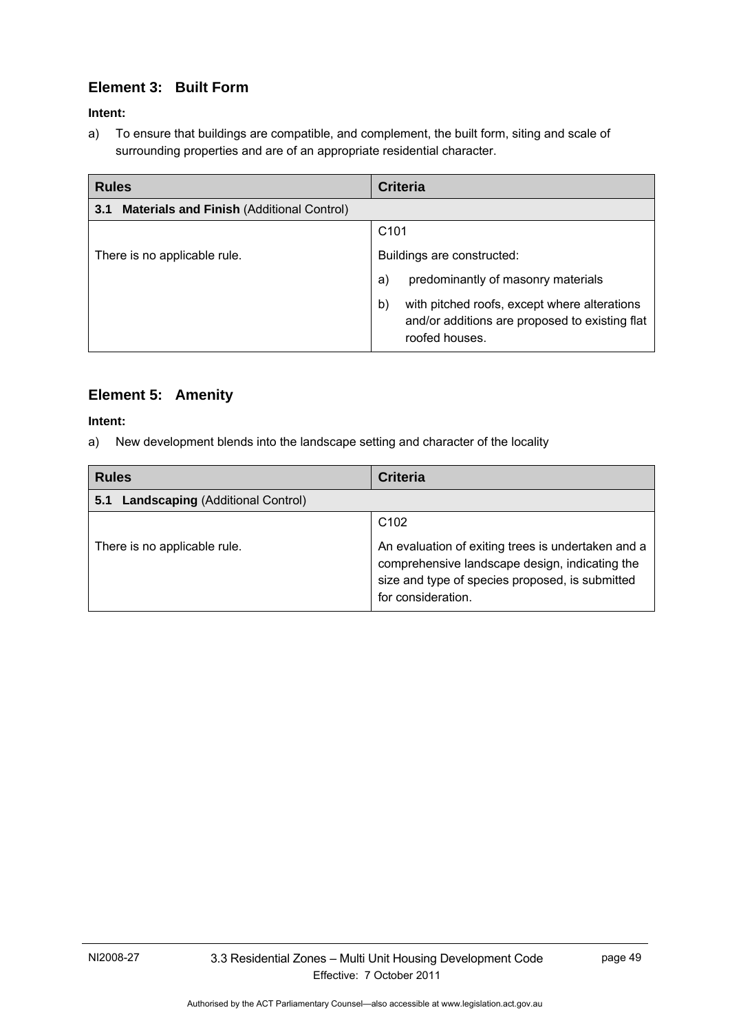## Element 3: Built Form

**Intent:**

a) To ensure that buildings are compatible, and complement, the built form, siting and scale of surrounding properties and are of an appropriate residential character.

| Rules | Criteria |
|---|---|
| **3.1 Materials and Finish** (Additional Control) | |
| There is no applicable rule. | C101<br><br>Buildings are constructed:<br><br>a) predominantly of masonry materials<br><br>b) with pitched roofs, except where alterations and/or additions are proposed to existing flat roofed houses. |

## Element 5: Amenity

**Intent:**

a) New development blends into the landscape setting and character of the locality

| Rules | Criteria |
|---|---|
| **5.1 Landscaping** (Additional Control) | |
| There is no applicable rule. | C102<br><br>An evaluation of exiting trees is undertaken and a comprehensive landscape design, indicating the size and type of species proposed, is submitted for consideration. |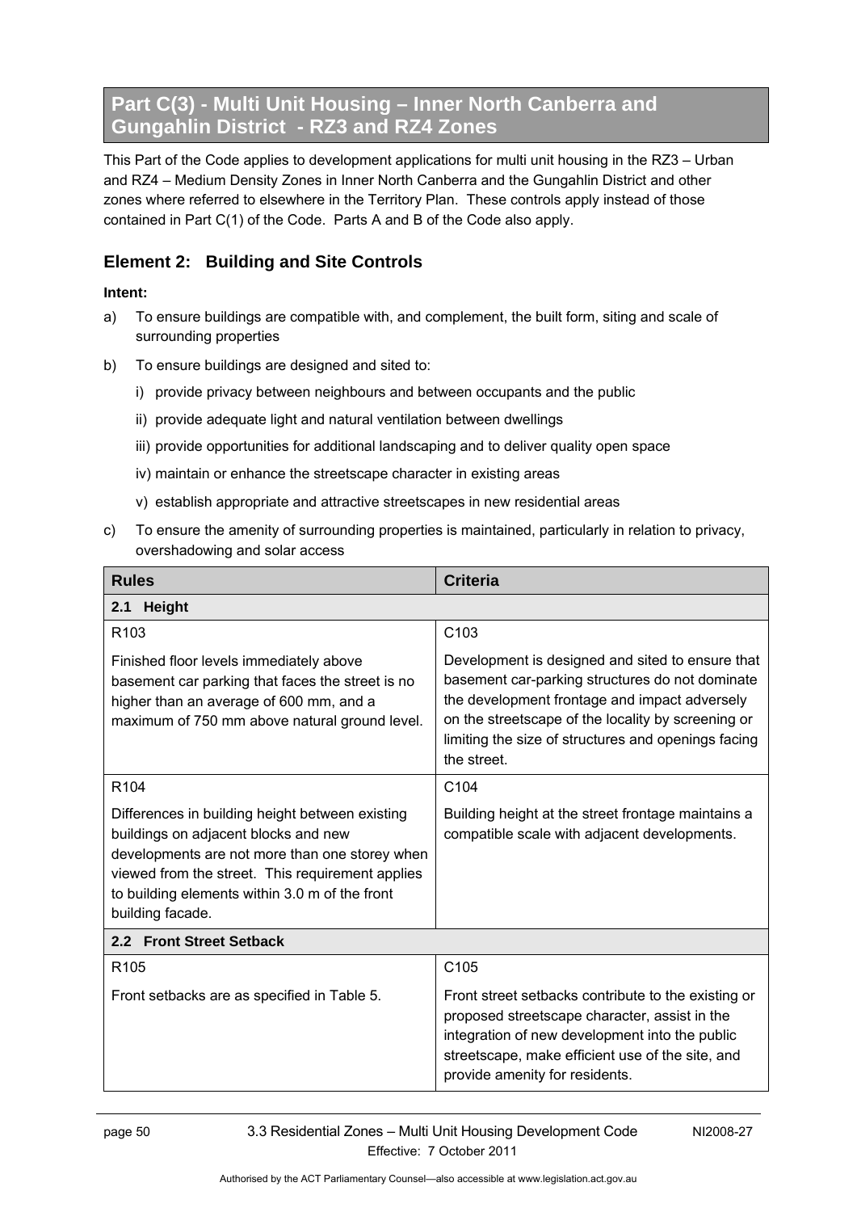# Part C(3) - Multi Unit Housing – Inner North Canberra and Gungahlin District - RZ3 and RZ4 Zones

This Part of the Code applies to development applications for multi unit housing in the RZ3 – Urban and RZ4 – Medium Density Zones in Inner North Canberra and the Gungahlin District and other zones where referred to elsewhere in the Territory Plan. These controls apply instead of those contained in Part C(1) of the Code. Parts A and B of the Code also apply.

## Element 2: Building and Site Controls

**Intent:**

a) To ensure buildings are compatible with, and complement, the built form, siting and scale of surrounding properties

b) To ensure buildings are designed and sited to:

  i) provide privacy between neighbours and between occupants and the public

  ii) provide adequate light and natural ventilation between dwellings

  iii) provide opportunities for additional landscaping and to deliver quality open space

  iv) maintain or enhance the streetscape character in existing areas

  v) establish appropriate and attractive streetscapes in new residential areas

c) To ensure the amenity of surrounding properties is maintained, particularly in relation to privacy, overshadowing and solar access

| Rules | Criteria |
|---|---|
| **2.1 Height** | |
| R103<br><br>Finished floor levels immediately above basement car parking that faces the street is no higher than an average of 600 mm, and a maximum of 750 mm above natural ground level. | C103<br><br>Development is designed and sited to ensure that basement car-parking structures do not dominate the development frontage and impact adversely on the streetscape of the locality by screening or limiting the size of structures and openings facing the street. |
| R104<br><br>Differences in building height between existing buildings on adjacent blocks and new developments are not more than one storey when viewed from the street. This requirement applies to building elements within 3.0 m of the front building facade. | C104<br><br>Building height at the street frontage maintains a compatible scale with adjacent developments. |
| **2.2 Front Street Setback** | |
| R105<br><br>Front setbacks are as specified in Table 5. | C105<br><br>Front street setbacks contribute to the existing or proposed streetscape character, assist in the integration of new development into the public streetscape, make efficient use of the site, and provide amenity for residents. |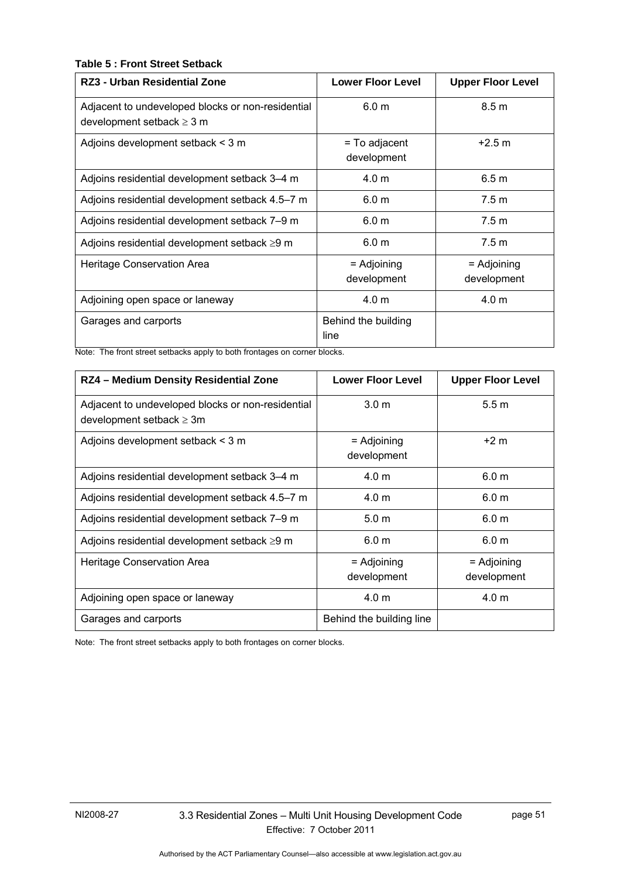**Table 5 : Front Street Setback**

| RZ3 - Urban Residential Zone | Lower Floor Level | Upper Floor Level |
|---|---|---|
| Adjacent to undeveloped blocks or non-residential development setback ≥ 3 m | 6.0 m | 8.5 m |
| Adjoins development setback < 3 m | = To adjacent development | +2.5 m |
| Adjoins residential development setback 3–4 m | 4.0 m | 6.5 m |
| Adjoins residential development setback 4.5–7 m | 6.0 m | 7.5 m |
| Adjoins residential development setback 7–9 m | 6.0 m | 7.5 m |
| Adjoins residential development setback ≥9 m | 6.0 m | 7.5 m |
| Heritage Conservation Area | = Adjoining development | = Adjoining development |
| Adjoining open space or laneway | 4.0 m | 4.0 m |
| Garages and carports | Behind the building line | |

Note: The front street setbacks apply to both frontages on corner blocks.

| RZ4 – Medium Density Residential Zone | Lower Floor Level | Upper Floor Level |
|---|---|---|
| Adjacent to undeveloped blocks or non-residential development setback ≥ 3m | 3.0 m | 5.5 m |
| Adjoins development setback < 3 m | = Adjoining development | +2 m |
| Adjoins residential development setback 3–4 m | 4.0 m | 6.0 m |
| Adjoins residential development setback 4.5–7 m | 4.0 m | 6.0 m |
| Adjoins residential development setback 7–9 m | 5.0 m | 6.0 m |
| Adjoins residential development setback ≥9 m | 6.0 m | 6.0 m |
| Heritage Conservation Area | = Adjoining development | = Adjoining development |
| Adjoining open space or laneway | 4.0 m | 4.0 m |
| Garages and carports | Behind the building line | |

Note: The front street setbacks apply to both frontages on corner blocks.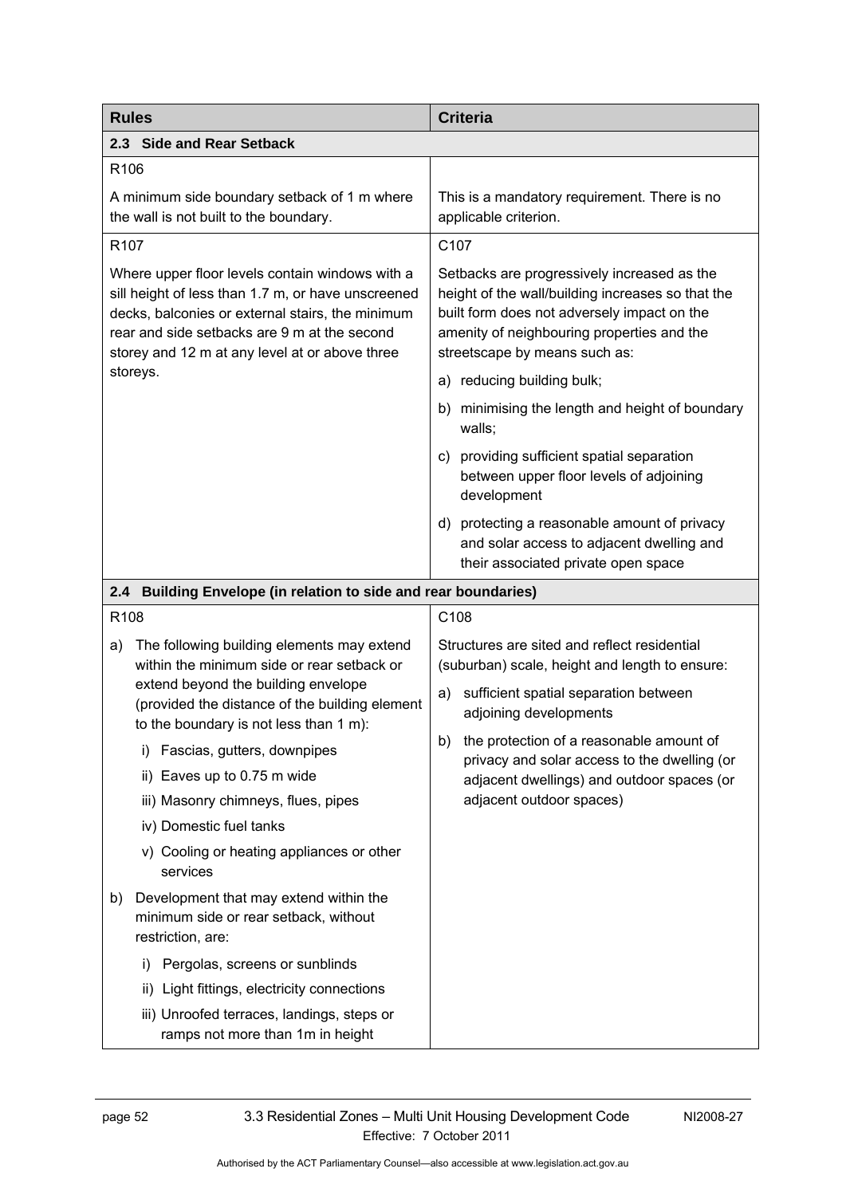| Rules | Criteria |
|---|---|
| **2.3 Side and Rear Setback** | |
| R106<br><br>A minimum side boundary setback of 1 m where the wall is not built to the boundary. | This is a mandatory requirement. There is no applicable criterion. |
| R107<br><br>Where upper floor levels contain windows with a sill height of less than 1.7 m, or have unscreened decks, balconies or external stairs, the minimum rear and side setbacks are 9 m at the second storey and 12 m at any level at or above three storeys. | C107<br><br>Setbacks are progressively increased as the height of the wall/building increases so that the built form does not adversely impact on the amenity of neighbouring properties and the streetscape by means such as:<br><br>a) reducing building bulk;<br><br>b) minimising the length and height of boundary walls;<br><br>c) providing sufficient spatial separation between upper floor levels of adjoining development<br><br>d) protecting a reasonable amount of privacy and solar access to adjacent dwelling and their associated private open space |
| **2.4 Building Envelope (in relation to side and rear boundaries)** | |
| R108<br><br>a) The following building elements may extend within the minimum side or rear setback or extend beyond the building envelope (provided the distance of the building element to the boundary is not less than 1 m):<br><br>i) Fascias, gutters, downpipes<br><br>ii) Eaves up to 0.75 m wide<br><br>iii) Masonry chimneys, flues, pipes<br><br>iv) Domestic fuel tanks<br><br>v) Cooling or heating appliances or other services<br><br>b) Development that may extend within the minimum side or rear setback, without restriction, are:<br><br>i) Pergolas, screens or sunblinds<br><br>ii) Light fittings, electricity connections<br><br>iii) Unroofed terraces, landings, steps or ramps not more than 1m in height | C108<br><br>Structures are sited and reflect residential (suburban) scale, height and length to ensure:<br><br>a) sufficient spatial separation between adjoining developments<br><br>b) the protection of a reasonable amount of privacy and solar access to the dwelling (or adjacent dwellings) and outdoor spaces (or adjacent outdoor spaces) |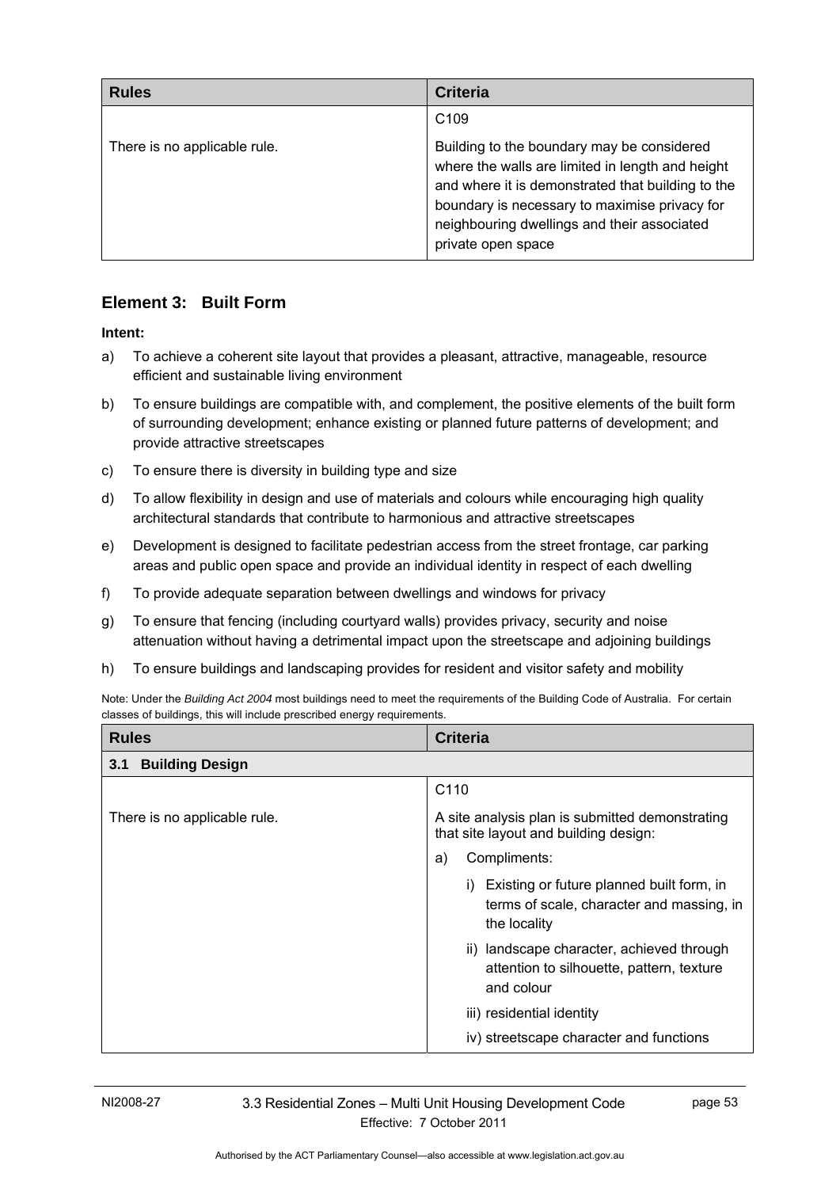| Rules | Criteria |
|---|---|
| There is no applicable rule. | C109<br><br>Building to the boundary may be considered where the walls are limited in length and height and where it is demonstrated that building to the boundary is necessary to maximise privacy for neighbouring dwellings and their associated private open space |

## Element 3: Built Form

**Intent:**

a) To achieve a coherent site layout that provides a pleasant, attractive, manageable, resource efficient and sustainable living environment

b) To ensure buildings are compatible with, and complement, the positive elements of the built form of surrounding development; enhance existing or planned future patterns of development; and provide attractive streetscapes

c) To ensure there is diversity in building type and size

d) To allow flexibility in design and use of materials and colours while encouraging high quality architectural standards that contribute to harmonious and attractive streetscapes

e) Development is designed to facilitate pedestrian access from the street frontage, car parking areas and public open space and provide an individual identity in respect of each dwelling

f) To provide adequate separation between dwellings and windows for privacy

g) To ensure that fencing (including courtyard walls) provides privacy, security and noise attenuation without having a detrimental impact upon the streetscape and adjoining buildings

h) To ensure buildings and landscaping provides for resident and visitor safety and mobility

Note: Under the *Building Act 2004* most buildings need to meet the requirements of the Building Code of Australia. For certain classes of buildings, this will include prescribed energy requirements.

| Rules | Criteria |
|---|---|
| **3.1 Building Design** | |
| There is no applicable rule. | C110<br><br>A site analysis plan is submitted demonstrating that site layout and building design:<br><br>a) Compliments:<br><br>i) Existing or future planned built form, in terms of scale, character and massing, in the locality<br><br>ii) landscape character, achieved through attention to silhouette, pattern, texture and colour<br><br>iii) residential identity<br><br>iv) streetscape character and functions |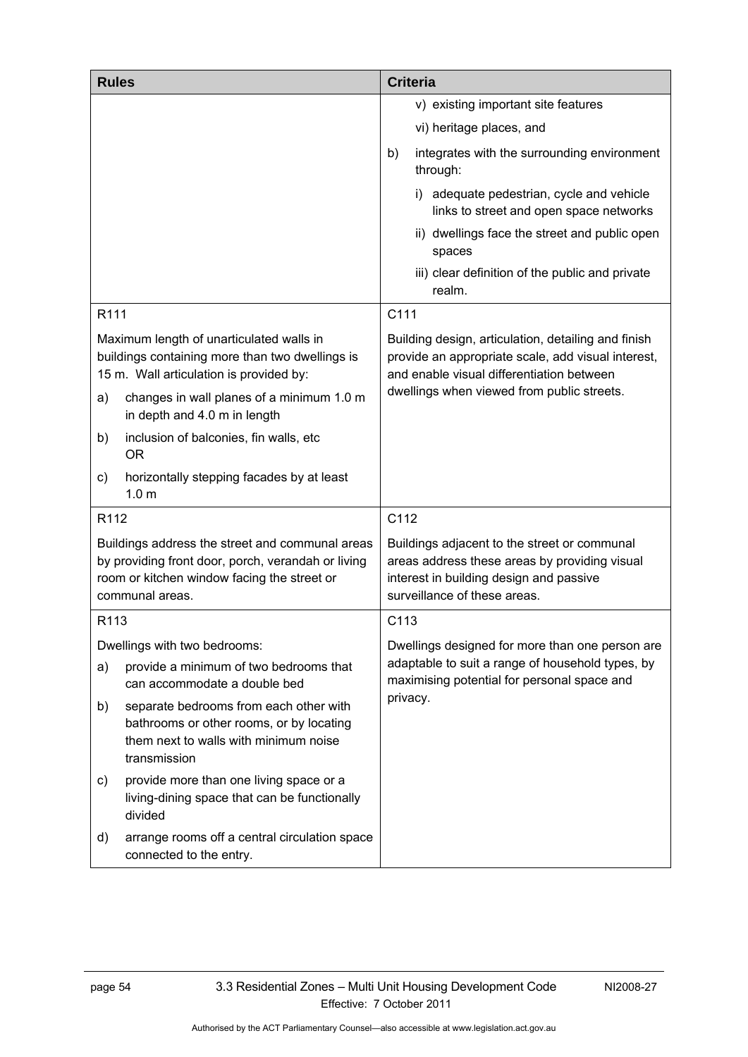| Rules | Criteria |
|---|---|
| | v) existing important site features<br>vi) heritage places, and<br>b) integrates with the surrounding environment through:<br>i) adequate pedestrian, cycle and vehicle links to street and open space networks<br>ii) dwellings face the street and public open spaces<br>iii) clear definition of the public and private realm. |
| R111<br><br>Maximum length of unarticulated walls in buildings containing more than two dwellings is 15 m. Wall articulation is provided by:<br>a) changes in wall planes of a minimum 1.0 m in depth and 4.0 m in length<br>b) inclusion of balconies, fin walls, etc<br>OR<br>c) horizontally stepping facades by at least 1.0 m | C111<br><br>Building design, articulation, detailing and finish provide an appropriate scale, add visual interest, and enable visual differentiation between dwellings when viewed from public streets. |
| R112<br><br>Buildings address the street and communal areas by providing front door, porch, verandah or living room or kitchen window facing the street or communal areas. | C112<br><br>Buildings adjacent to the street or communal areas address these areas by providing visual interest in building design and passive surveillance of these areas. |
| R113<br><br>Dwellings with two bedrooms:<br>a) provide a minimum of two bedrooms that can accommodate a double bed<br>b) separate bedrooms from each other with bathrooms or other rooms, or by locating them next to walls with minimum noise transmission<br>c) provide more than one living space or a living-dining space that can be functionally divided<br>d) arrange rooms off a central circulation space connected to the entry. | C113<br><br>Dwellings designed for more than one person are adaptable to suit a range of household types, by maximising potential for personal space and privacy. |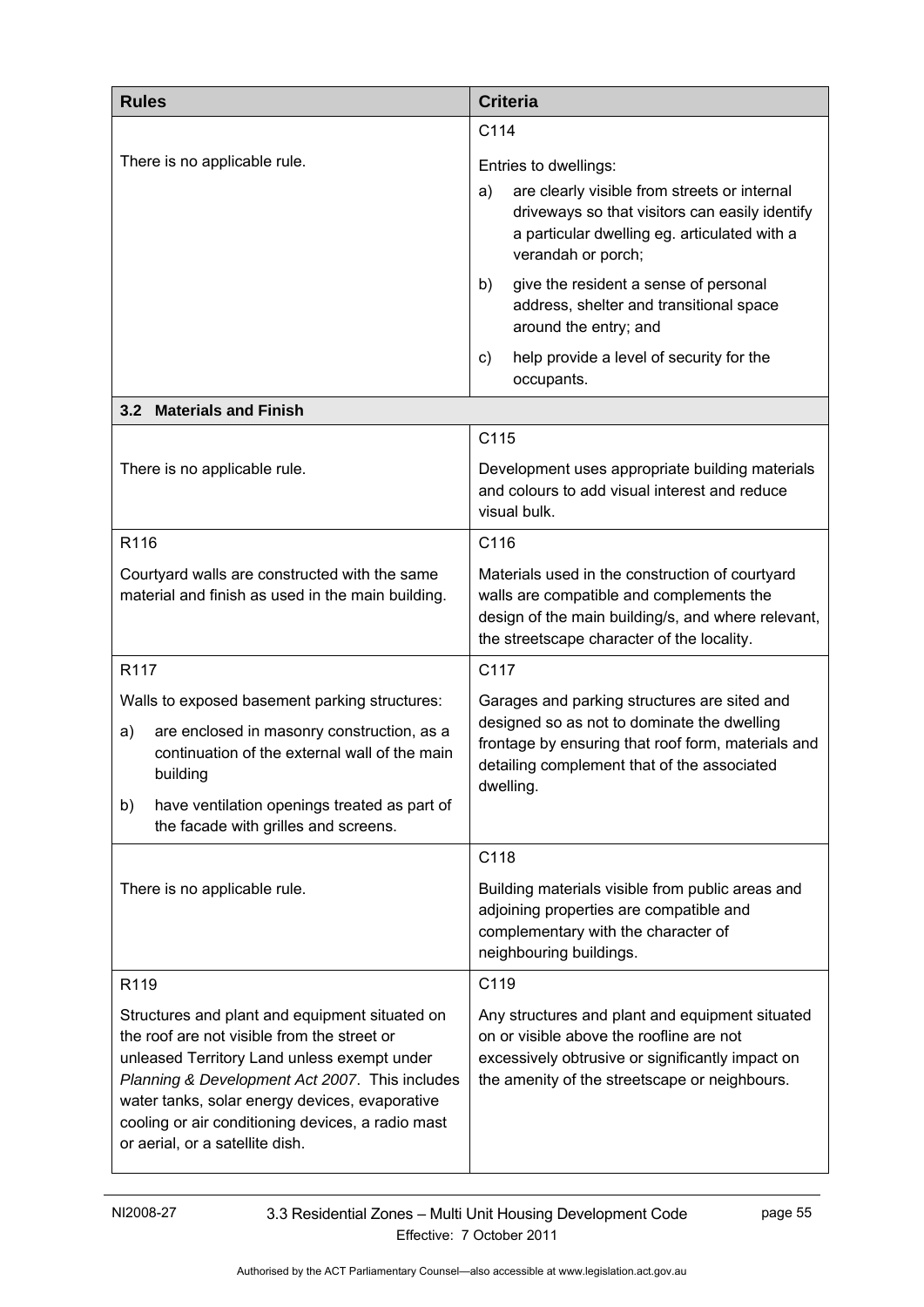| Rules | Criteria |
|---|---|
| There is no applicable rule. | C114<br><br>Entries to dwellings:<br>a) are clearly visible from streets or internal driveways so that visitors can easily identify a particular dwelling eg. articulated with a verandah or porch;<br>b) give the resident a sense of personal address, shelter and transitional space around the entry; and<br>c) help provide a level of security for the occupants. |
| **3.2 Materials and Finish** | |
| There is no applicable rule. | C115<br><br>Development uses appropriate building materials and colours to add visual interest and reduce visual bulk. |
| R116<br><br>Courtyard walls are constructed with the same material and finish as used in the main building. | C116<br><br>Materials used in the construction of courtyard walls are compatible and complements the design of the main building/s, and where relevant, the streetscape character of the locality. |
| R117<br><br>Walls to exposed basement parking structures:<br>a) are enclosed in masonry construction, as a continuation of the external wall of the main building<br>b) have ventilation openings treated as part of the facade with grilles and screens. | C117<br><br>Garages and parking structures are sited and designed so as not to dominate the dwelling frontage by ensuring that roof form, materials and detailing complement that of the associated dwelling. |
| There is no applicable rule. | C118<br><br>Building materials visible from public areas and adjoining properties are compatible and complementary with the character of neighbouring buildings. |
| R119<br><br>Structures and plant and equipment situated on the roof are not visible from the street or unleased Territory Land unless exempt under *Planning & Development Act 2007*. This includes water tanks, solar energy devices, evaporative cooling or air conditioning devices, a radio mast or aerial, or a satellite dish. | C119<br><br>Any structures and plant and equipment situated on or visible above the roofline are not excessively obtrusive or significantly impact on the amenity of the streetscape or neighbours. |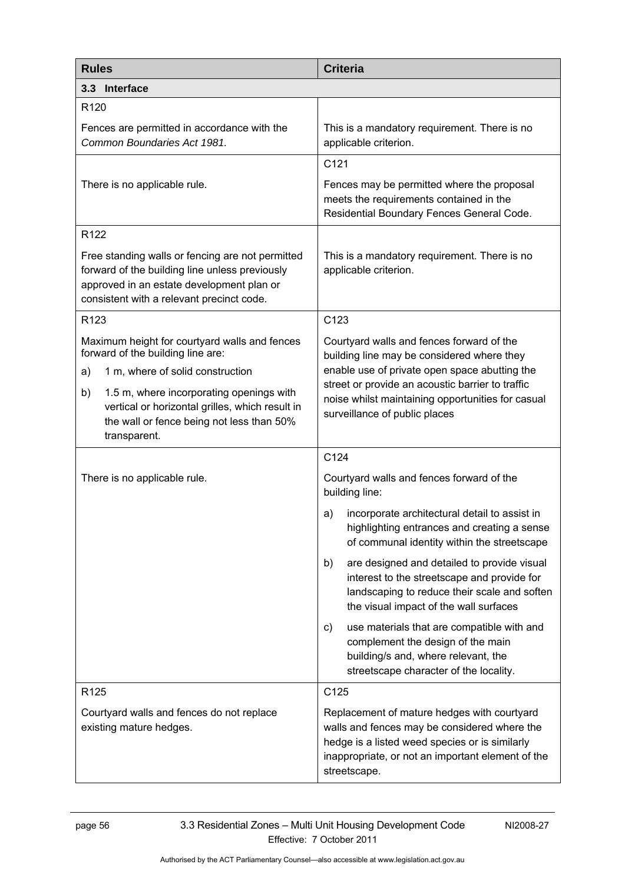| Rules | Criteria |
| --- | --- |
| **3.3 Interface** | |
| R120<br><br>Fences are permitted in accordance with the *Common Boundaries Act 1981.* | This is a mandatory requirement. There is no applicable criterion. |
| There is no applicable rule. | C121<br><br>Fences may be permitted where the proposal meets the requirements contained in the Residential Boundary Fences General Code. |
| R122<br><br>Free standing walls or fencing are not permitted forward of the building line unless previously approved in an estate development plan or consistent with a relevant precinct code. | This is a mandatory requirement. There is no applicable criterion. |
| R123<br><br>Maximum height for courtyard walls and fences forward of the building line are:<br>a) 1 m, where of solid construction<br>b) 1.5 m, where incorporating openings with vertical or horizontal grilles, which result in the wall or fence being not less than 50% transparent. | C123<br><br>Courtyard walls and fences forward of the building line may be considered where they enable use of private open space abutting the street or provide an acoustic barrier to traffic noise whilst maintaining opportunities for casual surveillance of public places |
| There is no applicable rule. | C124<br><br>Courtyard walls and fences forward of the building line:<br>a) incorporate architectural detail to assist in highlighting entrances and creating a sense of communal identity within the streetscape<br>b) are designed and detailed to provide visual interest to the streetscape and provide for landscaping to reduce their scale and soften the visual impact of the wall surfaces<br>c) use materials that are compatible with and complement the design of the main building/s and, where relevant, the streetscape character of the locality. |
| R125<br><br>Courtyard walls and fences do not replace existing mature hedges. | C125<br><br>Replacement of mature hedges with courtyard walls and fences may be considered where the hedge is a listed weed species or is similarly inappropriate, or not an important element of the streetscape. |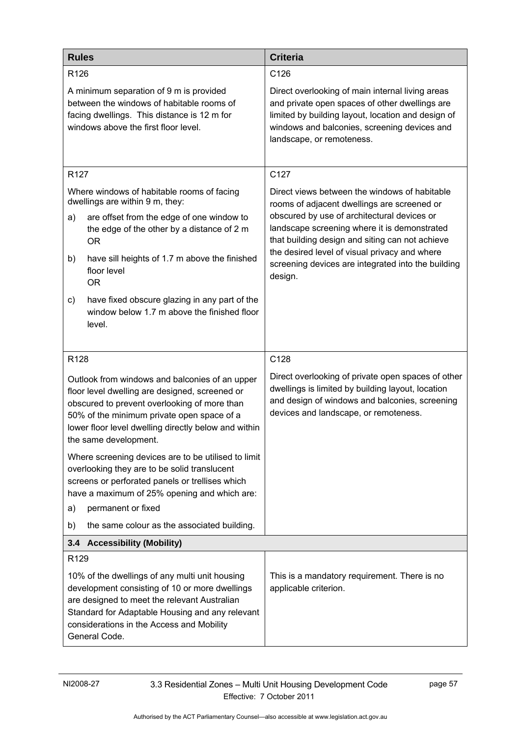| Rules | Criteria |
|---|---|
| R126<br><br>A minimum separation of 9 m is provided between the windows of habitable rooms of facing dwellings. This distance is 12 m for windows above the first floor level. | C126<br><br>Direct overlooking of main internal living areas and private open spaces of other dwellings are limited by building layout, location and design of windows and balconies, screening devices and landscape, or remoteness. |
| R127<br><br>Where windows of habitable rooms of facing dwellings are within 9 m, they:<br>a) are offset from the edge of one window to the edge of the other by a distance of 2 m OR<br>b) have sill heights of 1.7 m above the finished floor level OR<br>c) have fixed obscure glazing in any part of the window below 1.7 m above the finished floor level. | C127<br><br>Direct views between the windows of habitable rooms of adjacent dwellings are screened or obscured by use of architectural devices or landscape screening where it is demonstrated that building design and siting can not achieve the desired level of visual privacy and where screening devices are integrated into the building design. |
| R128<br><br>Outlook from windows and balconies of an upper floor level dwelling are designed, screened or obscured to prevent overlooking of more than 50% of the minimum private open space of a lower floor level dwelling directly below and within the same development.<br><br>Where screening devices are to be utilised to limit overlooking they are to be solid translucent screens or perforated panels or trellises which have a maximum of 25% opening and which are:<br>a) permanent or fixed<br>b) the same colour as the associated building. | C128<br><br>Direct overlooking of private open spaces of other dwellings is limited by building layout, location and design of windows and balconies, screening devices and landscape, or remoteness. |
| **3.4 Accessibility (Mobility)** | |
| R129<br><br>10% of the dwellings of any multi unit housing development consisting of 10 or more dwellings are designed to meet the relevant Australian Standard for Adaptable Housing and any relevant considerations in the Access and Mobility General Code. | This is a mandatory requirement. There is no applicable criterion. |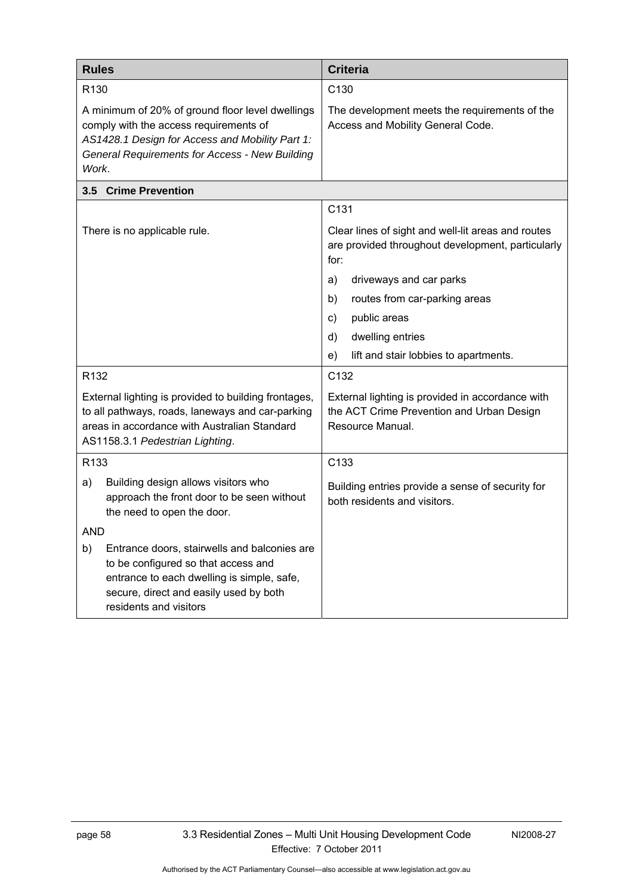| Rules | Criteria |
| --- | --- |
| R130<br><br>A minimum of 20% of ground floor level dwellings comply with the access requirements of *AS1428.1 Design for Access and Mobility Part 1: General Requirements for Access - New Building Work*. | C130<br><br>The development meets the requirements of the Access and Mobility General Code. |
| **3.5 Crime Prevention** | |
| There is no applicable rule. | C131<br><br>Clear lines of sight and well-lit areas and routes are provided throughout development, particularly for:<br><br>a) driveways and car parks<br>b) routes from car-parking areas<br>c) public areas<br>d) dwelling entries<br>e) lift and stair lobbies to apartments. |
| R132<br><br>External lighting is provided to building frontages, to all pathways, roads, laneways and car-parking areas in accordance with Australian Standard AS1158.3.1 *Pedestrian Lighting*. | C132<br><br>External lighting is provided in accordance with the ACT Crime Prevention and Urban Design Resource Manual. |
| R133<br><br>a) Building design allows visitors who approach the front door to be seen without the need to open the door.<br><br>AND<br><br>b) Entrance doors, stairwells and balconies are to be configured so that access and entrance to each dwelling is simple, safe, secure, direct and easily used by both residents and visitors | C133<br><br>Building entries provide a sense of security for both residents and visitors. |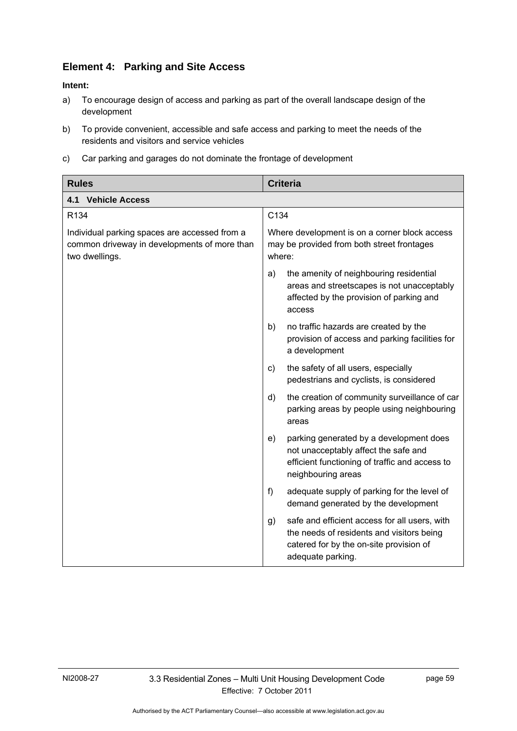## Element 4: Parking and Site Access

**Intent:**

a) To encourage design of access and parking as part of the overall landscape design of the development

b) To provide convenient, accessible and safe access and parking to meet the needs of the residents and visitors and service vehicles

c) Car parking and garages do not dominate the frontage of development

| Rules | Criteria |
|---|---|
| **4.1 Vehicle Access** | |
| R134<br><br>Individual parking spaces are accessed from a common driveway in developments of more than two dwellings. | C134<br><br>Where development is on a corner block access may be provided from both street frontages where:<br><br>a) the amenity of neighbouring residential areas and streetscapes is not unacceptably affected by the provision of parking and access<br><br>b) no traffic hazards are created by the provision of access and parking facilities for a development<br><br>c) the safety of all users, especially pedestrians and cyclists, is considered<br><br>d) the creation of community surveillance of car parking areas by people using neighbouring areas<br><br>e) parking generated by a development does not unacceptably affect the safe and efficient functioning of traffic and access to neighbouring areas<br><br>f) adequate supply of parking for the level of demand generated by the development<br><br>g) safe and efficient access for all users, with the needs of residents and visitors being catered for by the on-site provision of adequate parking. |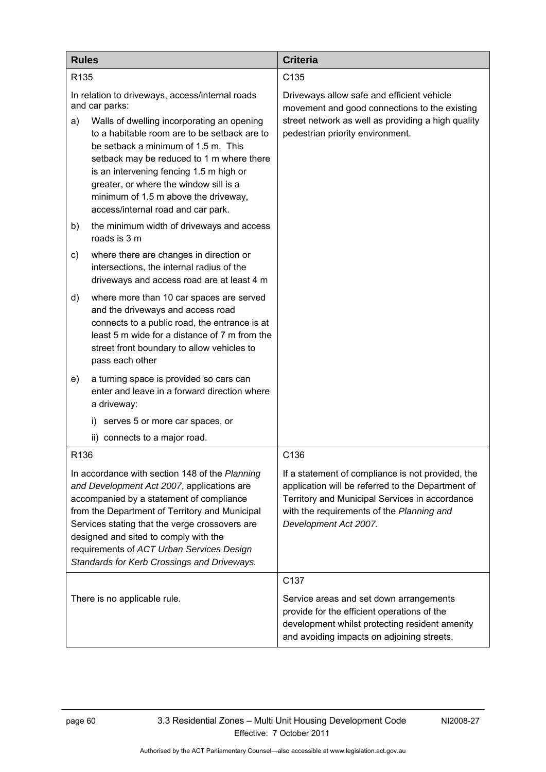| Rules | Criteria |
|---|---|
| R135<br><br>In relation to driveways, access/internal roads and car parks:<br><br>a) Walls of dwelling incorporating an opening to a habitable room are to be setback are to be setback a minimum of 1.5 m. This setback may be reduced to 1 m where there is an intervening fencing 1.5 m high or greater, or where the window sill is a minimum of 1.5 m above the driveway, access/internal road and car park.<br><br>b) the minimum width of driveways and access roads is 3 m<br><br>c) where there are changes in direction or intersections, the internal radius of the driveways and access road are at least 4 m<br><br>d) where more than 10 car spaces are served and the driveways and access road connects to a public road, the entrance is at least 5 m wide for a distance of 7 m from the street front boundary to allow vehicles to pass each other<br><br>e) a turning space is provided so cars can enter and leave in a forward direction where a driveway:<br><br>i) serves 5 or more car spaces, or<br><br>ii) connects to a major road. | C135<br><br>Driveways allow safe and efficient vehicle movement and good connections to the existing street network as well as providing a high quality pedestrian priority environment. |
| R136<br><br>In accordance with section 148 of the *Planning and Development Act 2007*, applications are accompanied by a statement of compliance from the Department of Territory and Municipal Services stating that the verge crossovers are designed and sited to comply with the requirements of *ACT Urban Services Design Standards for Kerb Crossings and Driveways.* | C136<br><br>If a statement of compliance is not provided, the application will be referred to the Department of Territory and Municipal Services in accordance with the requirements of the *Planning and Development Act 2007.* |
| There is no applicable rule. | C137<br><br>Service areas and set down arrangements provide for the efficient operations of the development whilst protecting resident amenity and avoiding impacts on adjoining streets. |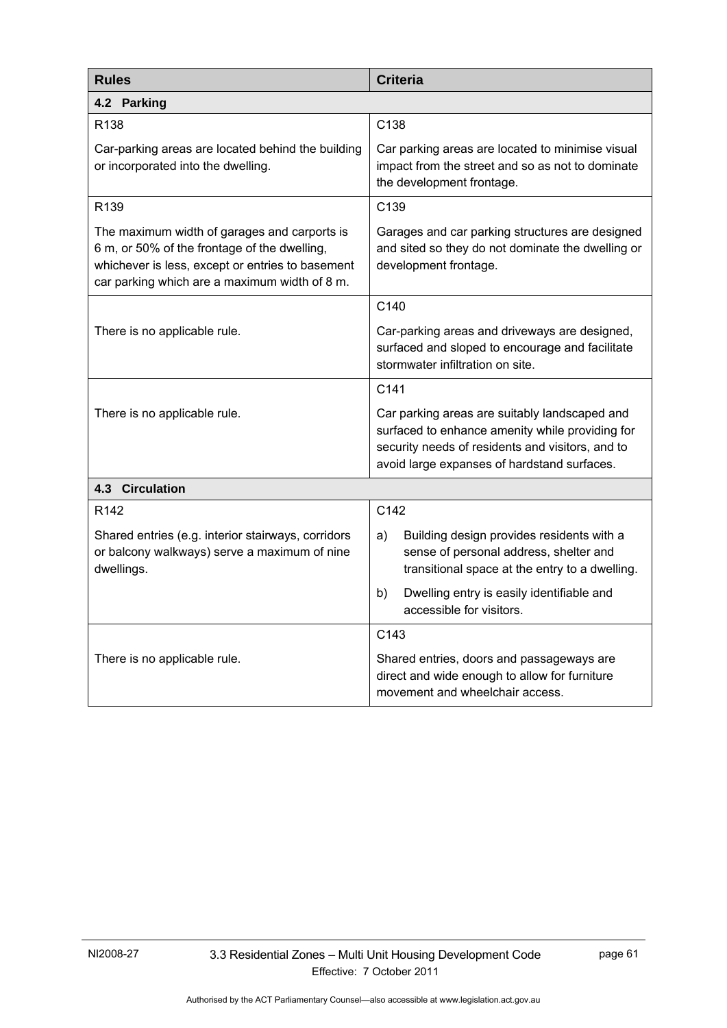| Rules | Criteria |
|---|---|
| **4.2 Parking** | |
| R138<br><br>Car-parking areas are located behind the building or incorporated into the dwelling. | C138<br><br>Car parking areas are located to minimise visual impact from the street and so as not to dominate the development frontage. |
| R139<br><br>The maximum width of garages and carports is 6 m, or 50% of the frontage of the dwelling, whichever is less, except or entries to basement car parking which are a maximum width of 8 m. | C139<br><br>Garages and car parking structures are designed and sited so they do not dominate the dwelling or development frontage. |
| There is no applicable rule. | C140<br><br>Car-parking areas and driveways are designed, surfaced and sloped to encourage and facilitate stormwater infiltration on site. |
| There is no applicable rule. | C141<br><br>Car parking areas are suitably landscaped and surfaced to enhance amenity while providing for security needs of residents and visitors, and to avoid large expanses of hardstand surfaces. |
| **4.3 Circulation** | |
| R142<br><br>Shared entries (e.g. interior stairways, corridors or balcony walkways) serve a maximum of nine dwellings. | C142<br><br>a) Building design provides residents with a sense of personal address, shelter and transitional space at the entry to a dwelling.<br><br>b) Dwelling entry is easily identifiable and accessible for visitors. |
| There is no applicable rule. | C143<br><br>Shared entries, doors and passageways are direct and wide enough to allow for furniture movement and wheelchair access. |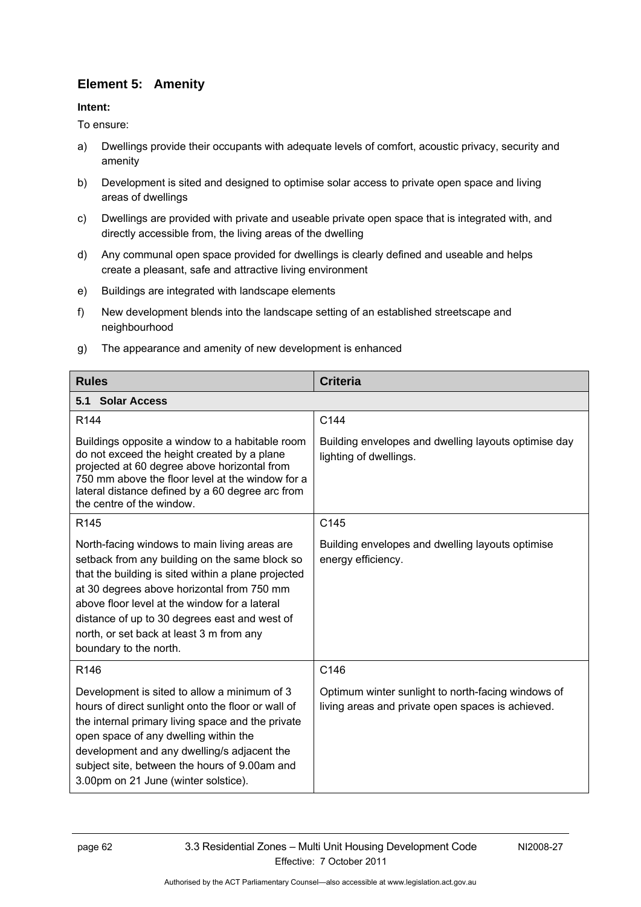## Element 5: Amenity

**Intent:**

To ensure:

a) Dwellings provide their occupants with adequate levels of comfort, acoustic privacy, security and amenity

b) Development is sited and designed to optimise solar access to private open space and living areas of dwellings

c) Dwellings are provided with private and useable private open space that is integrated with, and directly accessible from, the living areas of the dwelling

d) Any communal open space provided for dwellings is clearly defined and useable and helps create a pleasant, safe and attractive living environment

e) Buildings are integrated with landscape elements

f) New development blends into the landscape setting of an established streetscape and neighbourhood

g) The appearance and amenity of new development is enhanced

| Rules | Criteria |
|---|---|
| **5.1 Solar Access** | |
| R144<br><br>Buildings opposite a window to a habitable room do not exceed the height created by a plane projected at 60 degree above horizontal from 750 mm above the floor level at the window for a lateral distance defined by a 60 degree arc from the centre of the window. | C144<br><br>Building envelopes and dwelling layouts optimise day lighting of dwellings. |
| R145<br><br>North-facing windows to main living areas are setback from any building on the same block so that the building is sited within a plane projected at 30 degrees above horizontal from 750 mm above floor level at the window for a lateral distance of up to 30 degrees east and west of north, or set back at least 3 m from any boundary to the north. | C145<br><br>Building envelopes and dwelling layouts optimise energy efficiency. |
| R146<br><br>Development is sited to allow a minimum of 3 hours of direct sunlight onto the floor or wall of the internal primary living space and the private open space of any dwelling within the development and any dwelling/s adjacent the subject site, between the hours of 9.00am and 3.00pm on 21 June (winter solstice). | C146<br><br>Optimum winter sunlight to north-facing windows of living areas and private open spaces is achieved. |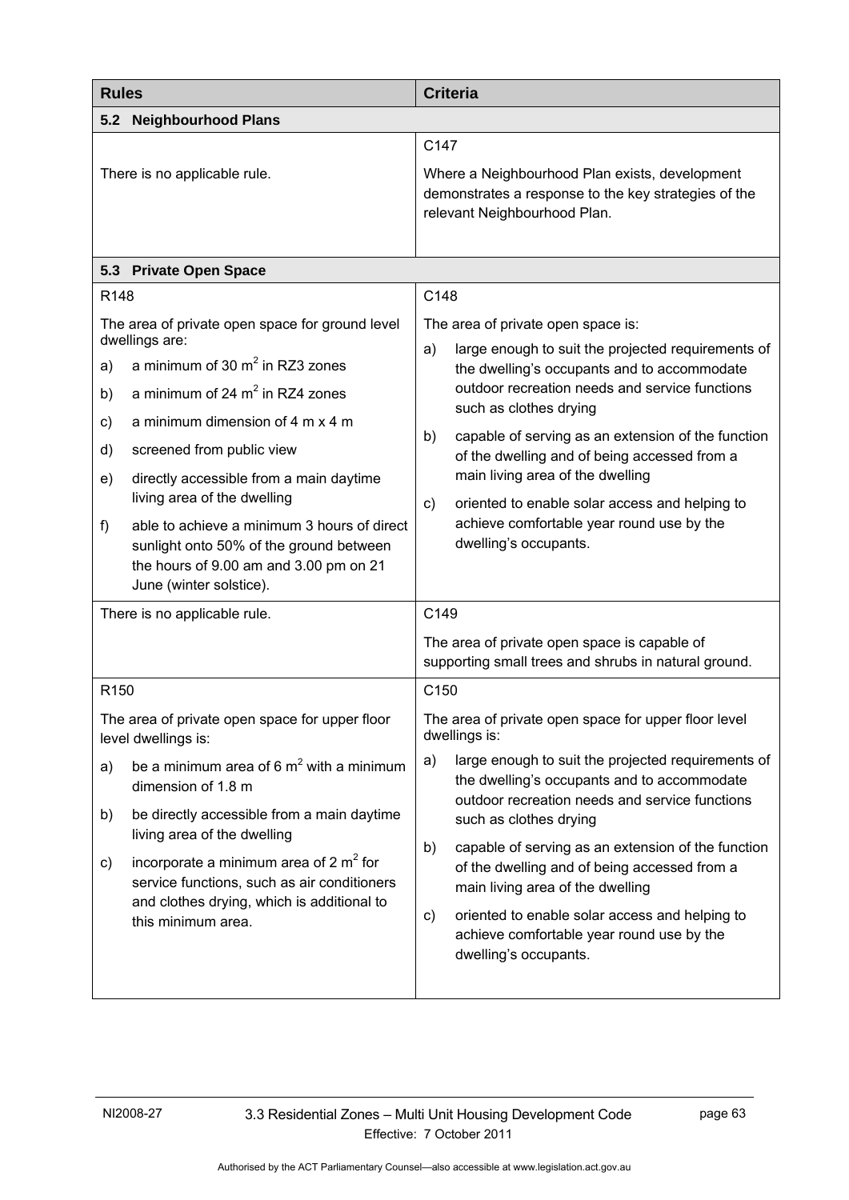| Rules | Criteria |
|---|---|
| **5.2 Neighbourhood Plans** | |
| There is no applicable rule. | C147<br><br>Where a Neighbourhood Plan exists, development demonstrates a response to the key strategies of the relevant Neighbourhood Plan. |
| **5.3 Private Open Space** | |
| R148<br><br>The area of private open space for ground level dwellings are:<br><br>a) a minimum of 30 $m^2$ in RZ3 zones<br><br>b) a minimum of 24 $m^2$ in RZ4 zones<br><br>c) a minimum dimension of 4 m x 4 m<br><br>d) screened from public view<br><br>e) directly accessible from a main daytime living area of the dwelling<br><br>f) able to achieve a minimum 3 hours of direct sunlight onto 50% of the ground between the hours of 9.00 am and 3.00 pm on 21 June (winter solstice). | C148<br><br>The area of private open space is:<br><br>a) large enough to suit the projected requirements of the dwelling's occupants and to accommodate outdoor recreation needs and service functions such as clothes drying<br><br>b) capable of serving as an extension of the function of the dwelling and of being accessed from a main living area of the dwelling<br><br>c) oriented to enable solar access and helping to achieve comfortable year round use by the dwelling's occupants. |
| There is no applicable rule. | C149<br><br>The area of private open space is capable of supporting small trees and shrubs in natural ground. |
| R150<br><br>The area of private open space for upper floor level dwellings is:<br><br>a) be a minimum area of 6 $m^2$ with a minimum dimension of 1.8 m<br><br>b) be directly accessible from a main daytime living area of the dwelling<br><br>c) incorporate a minimum area of 2 $m^2$ for service functions, such as air conditioners and clothes drying, which is additional to this minimum area. | C150<br><br>The area of private open space for upper floor level dwellings is:<br><br>a) large enough to suit the projected requirements of the dwelling's occupants and to accommodate outdoor recreation needs and service functions such as clothes drying<br><br>b) capable of serving as an extension of the function of the dwelling and of being accessed from a main living area of the dwelling<br><br>c) oriented to enable solar access and helping to achieve comfortable year round use by the dwelling's occupants. |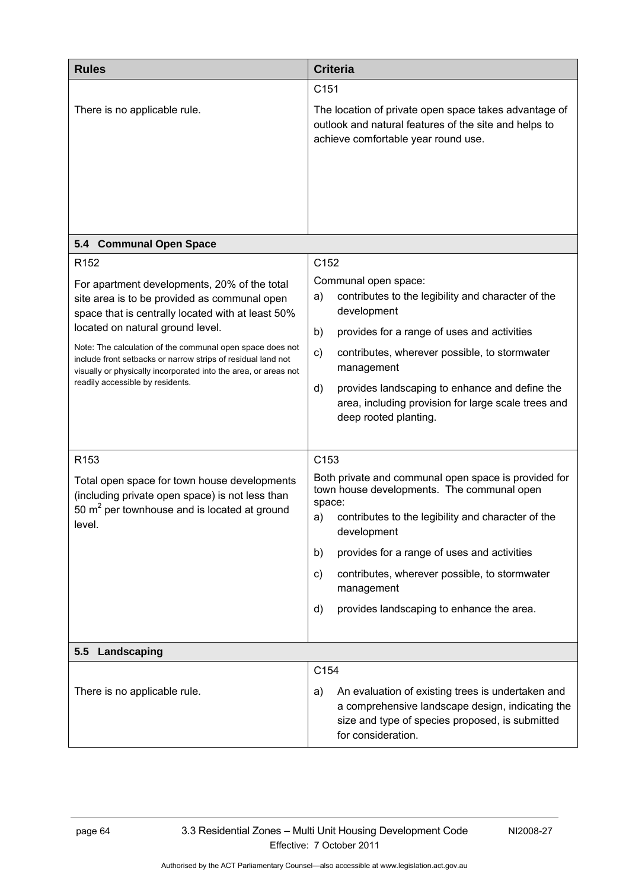| Rules | Criteria |
|---|---|
| There is no applicable rule. | C151<br><br>The location of private open space takes advantage of outlook and natural features of the site and helps to achieve comfortable year round use. |
| **5.4 Communal Open Space** | |
| R152<br><br>For apartment developments, 20% of the total site area is to be provided as communal open space that is centrally located with at least 50% located on natural ground level.<br><br>Note: The calculation of the communal open space does not include front setbacks or narrow strips of residual land not visually or physically incorporated into the area, or areas not readily accessible by residents. | C152<br><br>Communal open space:<br>a) contributes to the legibility and character of the development<br>b) provides for a range of uses and activities<br>c) contributes, wherever possible, to stormwater management<br>d) provides landscaping to enhance and define the area, including provision for large scale trees and deep rooted planting. |
| R153<br><br>Total open space for town house developments (including private open space) is not less than 50 $m^2$ per townhouse and is located at ground level. | C153<br><br>Both private and communal open space is provided for town house developments. The communal open space:<br>a) contributes to the legibility and character of the development<br>b) provides for a range of uses and activities<br>c) contributes, wherever possible, to stormwater management<br>d) provides landscaping to enhance the area. |
| **5.5 Landscaping** | |
| There is no applicable rule. | C154<br><br>a) An evaluation of existing trees is undertaken and a comprehensive landscape design, indicating the size and type of species proposed, is submitted for consideration. |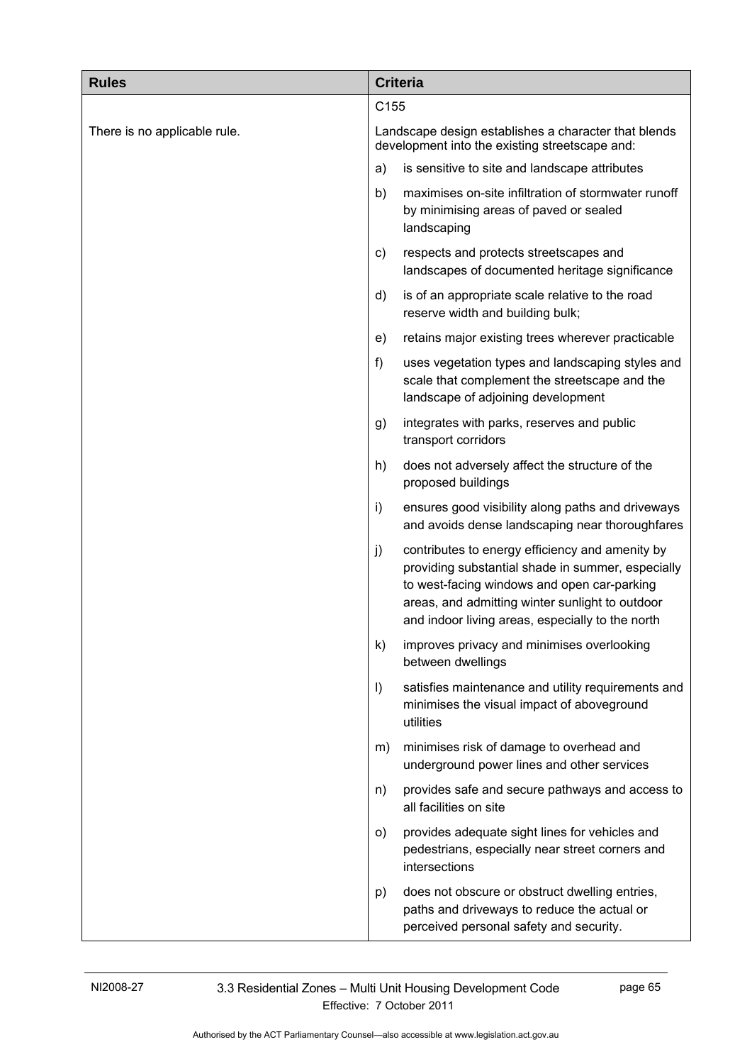| Rules | Criteria |
|---|---|
| There is no applicable rule. | C155<br><br>Landscape design establishes a character that blends development into the existing streetscape and:<br><br>a) is sensitive to site and landscape attributes<br><br>b) maximises on-site infiltration of stormwater runoff by minimising areas of paved or sealed landscaping<br><br>c) respects and protects streetscapes and landscapes of documented heritage significance<br><br>d) is of an appropriate scale relative to the road reserve width and building bulk;<br><br>e) retains major existing trees wherever practicable<br><br>f) uses vegetation types and landscaping styles and scale that complement the streetscape and the landscape of adjoining development<br><br>g) integrates with parks, reserves and public transport corridors<br><br>h) does not adversely affect the structure of the proposed buildings<br><br>i) ensures good visibility along paths and driveways and avoids dense landscaping near thoroughfares<br><br>j) contributes to energy efficiency and amenity by providing substantial shade in summer, especially to west-facing windows and open car-parking areas, and admitting winter sunlight to outdoor and indoor living areas, especially to the north<br><br>k) improves privacy and minimises overlooking between dwellings<br><br>l) satisfies maintenance and utility requirements and minimises the visual impact of aboveground utilities<br><br>m) minimises risk of damage to overhead and underground power lines and other services<br><br>n) provides safe and secure pathways and access to all facilities on site<br><br>o) provides adequate sight lines for vehicles and pedestrians, especially near street corners and intersections<br><br>p) does not obscure or obstruct dwelling entries, paths and driveways to reduce the actual or perceived personal safety and security. |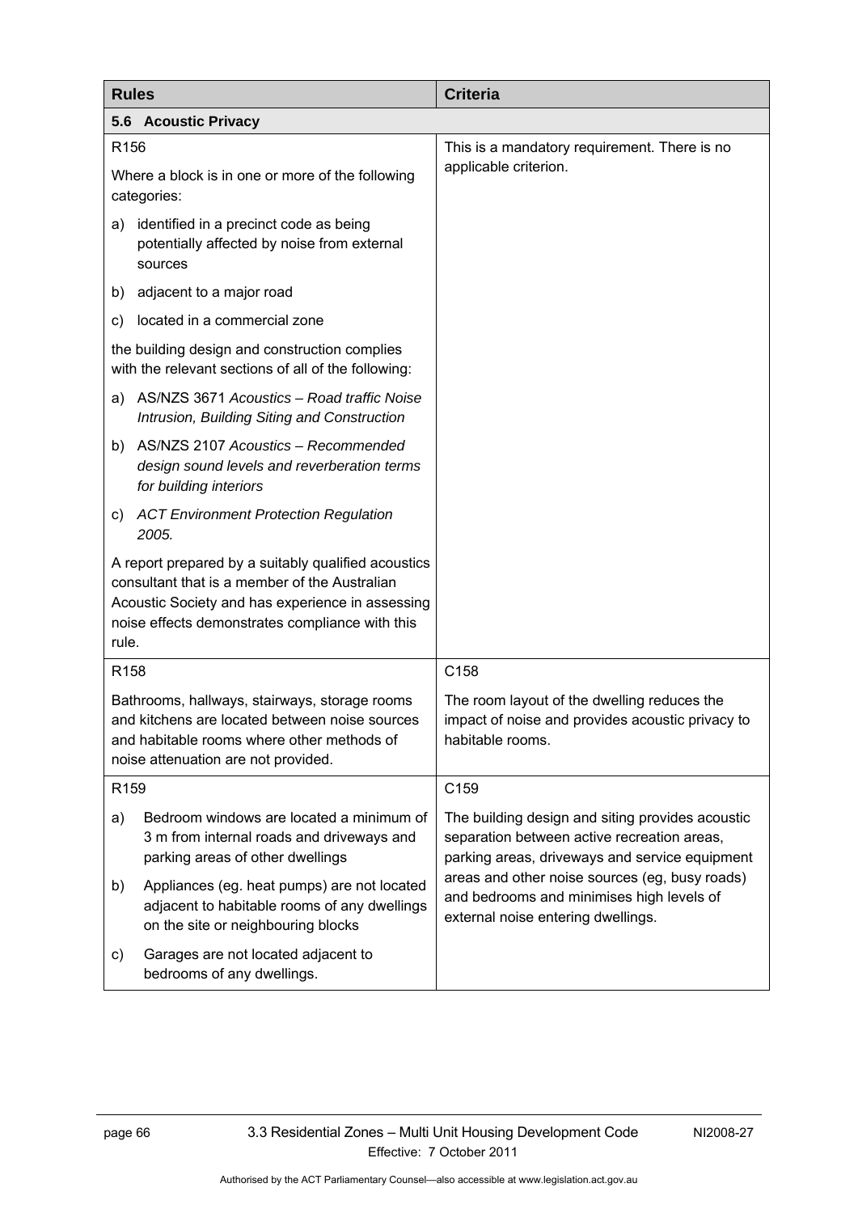| Rules | Criteria |
|---|---|
| **5.6 Acoustic Privacy** | |
| R156<br><br>Where a block is in one or more of the following categories:<br><br>a) identified in a precinct code as being potentially affected by noise from external sources<br><br>b) adjacent to a major road<br><br>c) located in a commercial zone<br><br>the building design and construction complies with the relevant sections of all of the following:<br><br>a) AS/NZS 3671 *Acoustics – Road traffic Noise Intrusion, Building Siting and Construction*<br><br>b) AS/NZS 2107 *Acoustics – Recommended design sound levels and reverberation terms for building interiors*<br><br>c) *ACT Environment Protection Regulation 2005.*<br><br>A report prepared by a suitably qualified acoustics consultant that is a member of the Australian Acoustic Society and has experience in assessing noise effects demonstrates compliance with this rule. | This is a mandatory requirement. There is no applicable criterion. |
| R158<br><br>Bathrooms, hallways, stairways, storage rooms and kitchens are located between noise sources and habitable rooms where other methods of noise attenuation are not provided. | C158<br><br>The room layout of the dwelling reduces the impact of noise and provides acoustic privacy to habitable rooms. |
| R159<br><br>a) Bedroom windows are located a minimum of 3 m from internal roads and driveways and parking areas of other dwellings<br><br>b) Appliances (eg. heat pumps) are not located adjacent to habitable rooms of any dwellings on the site or neighbouring blocks<br><br>c) Garages are not located adjacent to bedrooms of any dwellings. | C159<br><br>The building design and siting provides acoustic separation between active recreation areas, parking areas, driveways and service equipment areas and other noise sources (eg, busy roads) and bedrooms and minimises high levels of external noise entering dwellings. |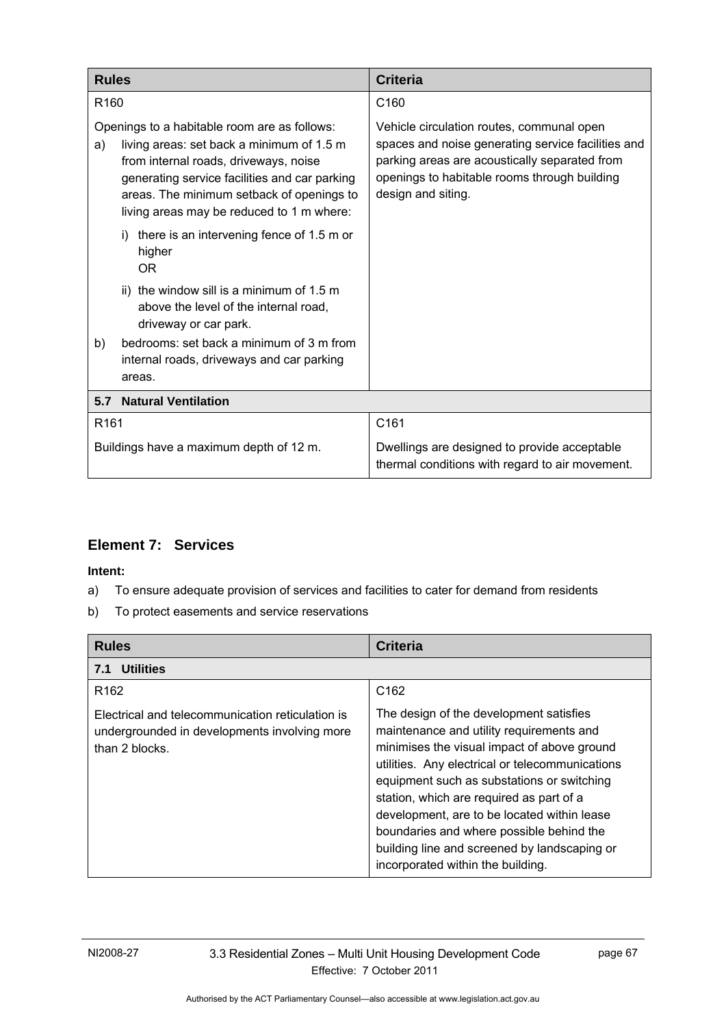| Rules | Criteria |
|---|---|
| R160<br><br>Openings to a habitable room are as follows:<br>a) living areas: set back a minimum of 1.5 m from internal roads, driveways, noise generating service facilities and car parking areas. The minimum setback of openings to living areas may be reduced to 1 m where:<br>i) there is an intervening fence of 1.5 m or higher<br>OR<br>ii) the window sill is a minimum of 1.5 m above the level of the internal road, driveway or car park.<br>b) bedrooms: set back a minimum of 3 m from internal roads, driveways and car parking areas. | C160<br><br>Vehicle circulation routes, communal open spaces and noise generating service facilities and parking areas are acoustically separated from openings to habitable rooms through building design and siting. |
| **5.7 Natural Ventilation** | |
| R161<br><br>Buildings have a maximum depth of 12 m. | C161<br><br>Dwellings are designed to provide acceptable thermal conditions with regard to air movement. |

## Element 7: Services

**Intent:**

a) To ensure adequate provision of services and facilities to cater for demand from residents

b) To protect easements and service reservations

| Rules | Criteria |
|---|---|
| **7.1 Utilities** | |
| R162<br><br>Electrical and telecommunication reticulation is undergrounded in developments involving more than 2 blocks. | C162<br><br>The design of the development satisfies maintenance and utility requirements and minimises the visual impact of above ground utilities. Any electrical or telecommunications equipment such as substations or switching station, which are required as part of a development, are to be located within lease boundaries and where possible behind the building line and screened by landscaping or incorporated within the building. |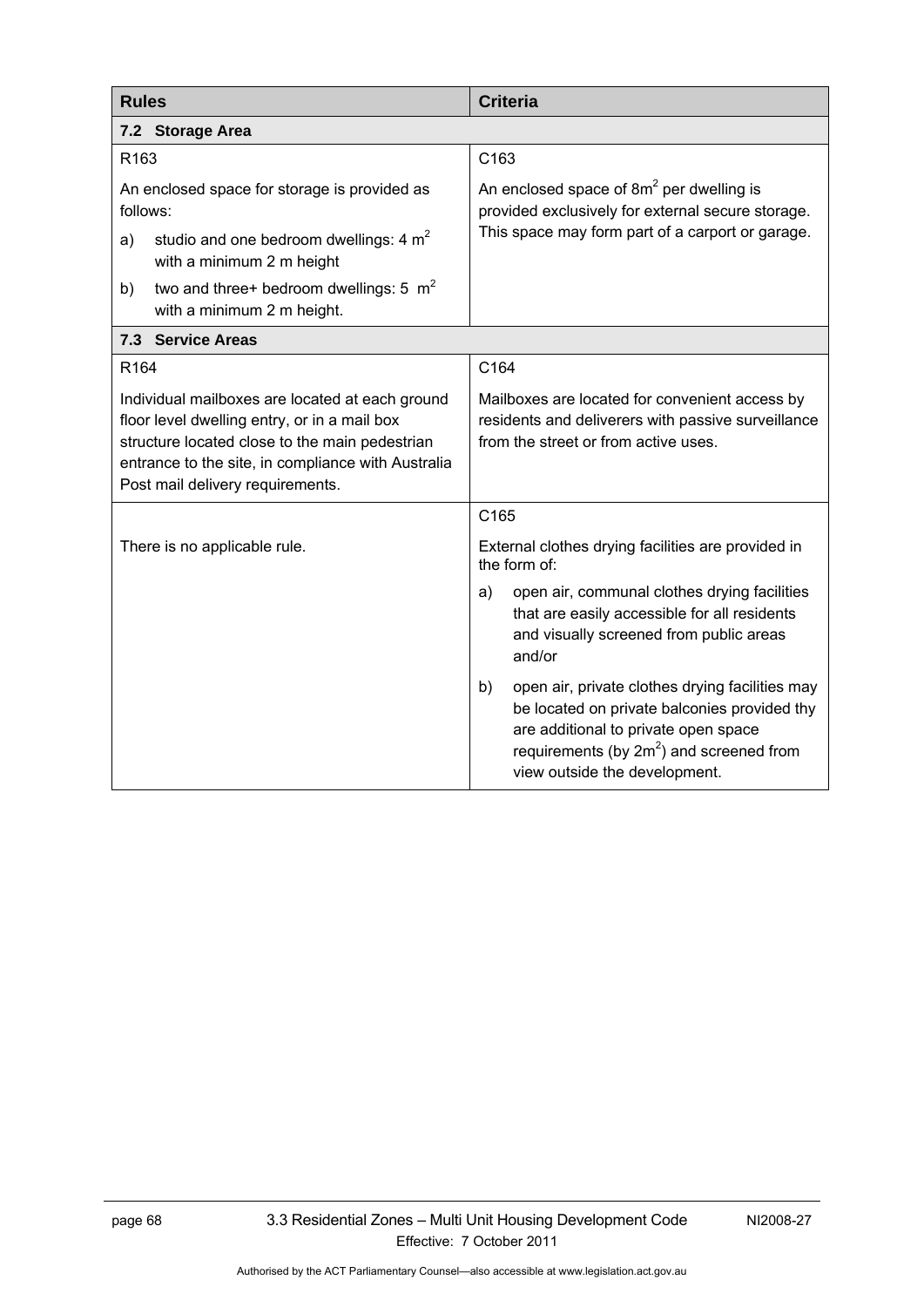| Rules | Criteria |
|---|---|
| **7.2 Storage Area** | |
| R163<br><br>An enclosed space for storage is provided as follows:<br><br>a) studio and one bedroom dwellings: 4 $m^2$ with a minimum 2 m height<br><br>b) two and three+ bedroom dwellings: 5 $m^2$ with a minimum 2 m height. | C163<br><br>An enclosed space of 8$m^2$ per dwelling is provided exclusively for external secure storage. This space may form part of a carport or garage. |
| **7.3 Service Areas** | |
| R164<br><br>Individual mailboxes are located at each ground floor level dwelling entry, or in a mail box structure located close to the main pedestrian entrance to the site, in compliance with Australia Post mail delivery requirements. | C164<br><br>Mailboxes are located for convenient access by residents and deliverers with passive surveillance from the street or from active uses. |
| There is no applicable rule. | C165<br><br>External clothes drying facilities are provided in the form of:<br><br>a) open air, communal clothes drying facilities that are easily accessible for all residents and visually screened from public areas and/or<br><br>b) open air, private clothes drying facilities may be located on private balconies provided thy are additional to private open space requirements (by 2$m^2$) and screened from view outside the development. |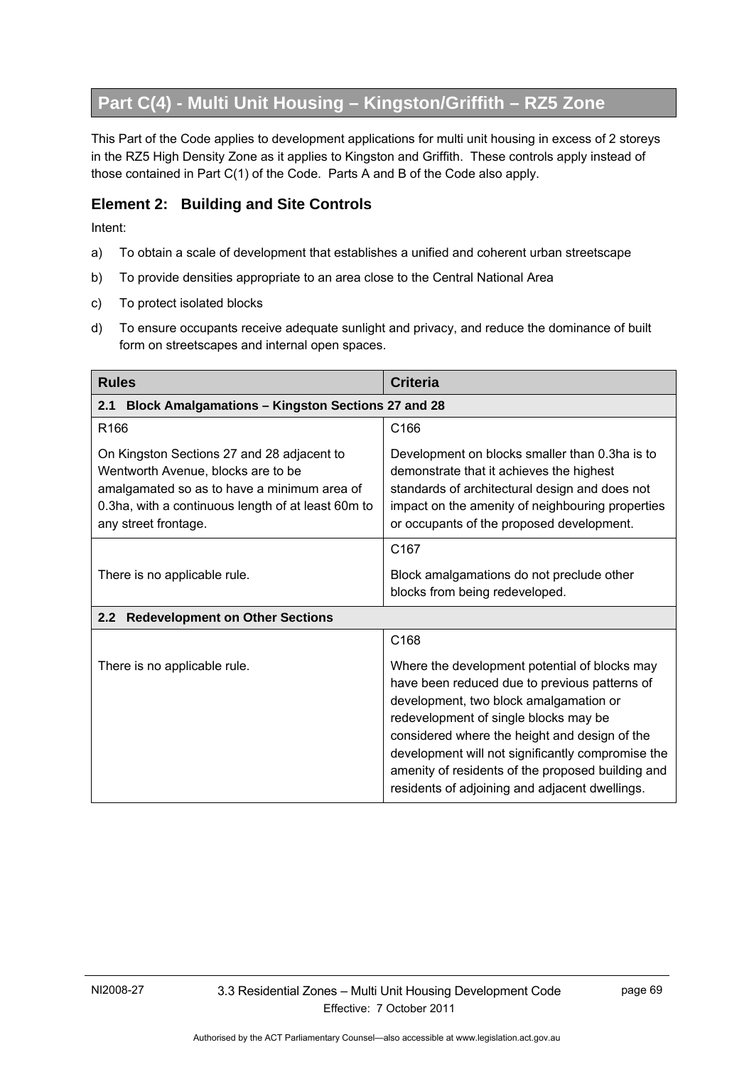## Part C(4) - Multi Unit Housing – Kingston/Griffith – RZ5 Zone

This Part of the Code applies to development applications for multi unit housing in excess of 2 storeys in the RZ5 High Density Zone as it applies to Kingston and Griffith. These controls apply instead of those contained in Part C(1) of the Code. Parts A and B of the Code also apply.

### Element 2: Building and Site Controls

Intent:

a) To obtain a scale of development that establishes a unified and coherent urban streetscape

b) To provide densities appropriate to an area close to the Central National Area

c) To protect isolated blocks

d) To ensure occupants receive adequate sunlight and privacy, and reduce the dominance of built form on streetscapes and internal open spaces.

| Rules | Criteria |
|---|---|
| **2.1 Block Amalgamations – Kingston Sections 27 and 28** | |
| R166<br><br>On Kingston Sections 27 and 28 adjacent to Wentworth Avenue, blocks are to be amalgamated so as to have a minimum area of 0.3ha, with a continuous length of at least 60m to any street frontage. | C166<br><br>Development on blocks smaller than 0.3ha is to demonstrate that it achieves the highest standards of architectural design and does not impact on the amenity of neighbouring properties or occupants of the proposed development. |
| There is no applicable rule. | C167<br><br>Block amalgamations do not preclude other blocks from being redeveloped. |
| **2.2 Redevelopment on Other Sections** | |
| There is no applicable rule. | C168<br><br>Where the development potential of blocks may have been reduced due to previous patterns of development, two block amalgamation or redevelopment of single blocks may be considered where the height and design of the development will not significantly compromise the amenity of residents of the proposed building and residents of adjoining and adjacent dwellings. |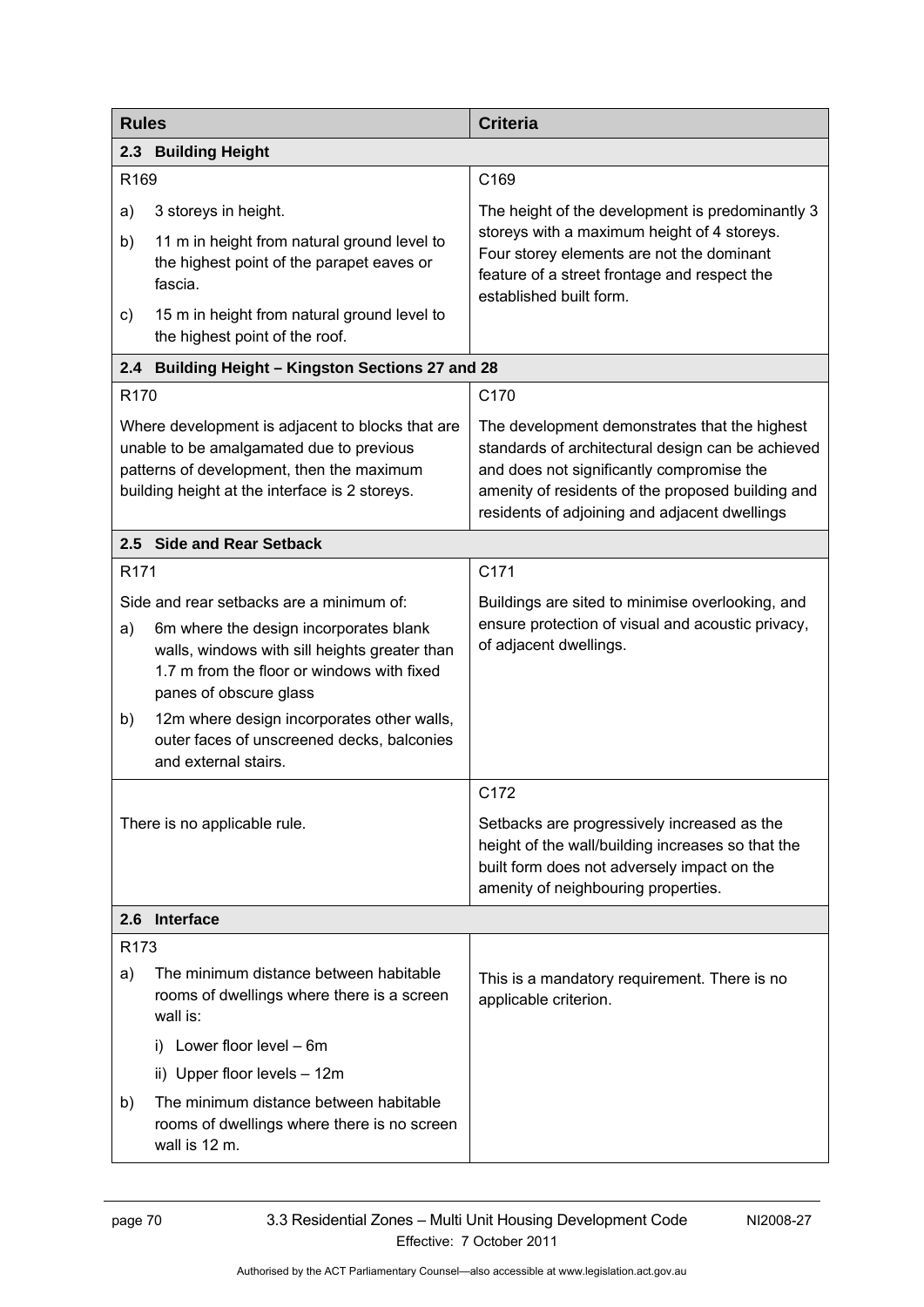| Rules | Criteria |
|---|---|
| **2.3 Building Height** | |
| R169<br>a) 3 storeys in height.<br>b) 11 m in height from natural ground level to the highest point of the parapet eaves or fascia.<br>c) 15 m in height from natural ground level to the highest point of the roof. | C169<br>The height of the development is predominantly 3 storeys with a maximum height of 4 storeys. Four storey elements are not the dominant feature of a street frontage and respect the established built form. |
| **2.4 Building Height – Kingston Sections 27 and 28** | |
| R170<br>Where development is adjacent to blocks that are unable to be amalgamated due to previous patterns of development, then the maximum building height at the interface is 2 storeys. | C170<br>The development demonstrates that the highest standards of architectural design can be achieved and does not significantly compromise the amenity of residents of the proposed building and residents of adjoining and adjacent dwellings |
| **2.5 Side and Rear Setback** | |
| R171<br>Side and rear setbacks are a minimum of:<br>a) 6m where the design incorporates blank walls, windows with sill heights greater than 1.7 m from the floor or windows with fixed panes of obscure glass<br>b) 12m where design incorporates other walls, outer faces of unscreened decks, balconies and external stairs. | C171<br>Buildings are sited to minimise overlooking, and ensure protection of visual and acoustic privacy, of adjacent dwellings. |
| There is no applicable rule. | C172<br>Setbacks are progressively increased as the height of the wall/building increases so that the built form does not adversely impact on the amenity of neighbouring properties. |
| **2.6 Interface** | |
| R173<br>a) The minimum distance between habitable rooms of dwellings where there is a screen wall is:<br>i) Lower floor level – 6m<br>ii) Upper floor levels – 12m<br>b) The minimum distance between habitable rooms of dwellings where there is no screen wall is 12 m. | This is a mandatory requirement. There is no applicable criterion. |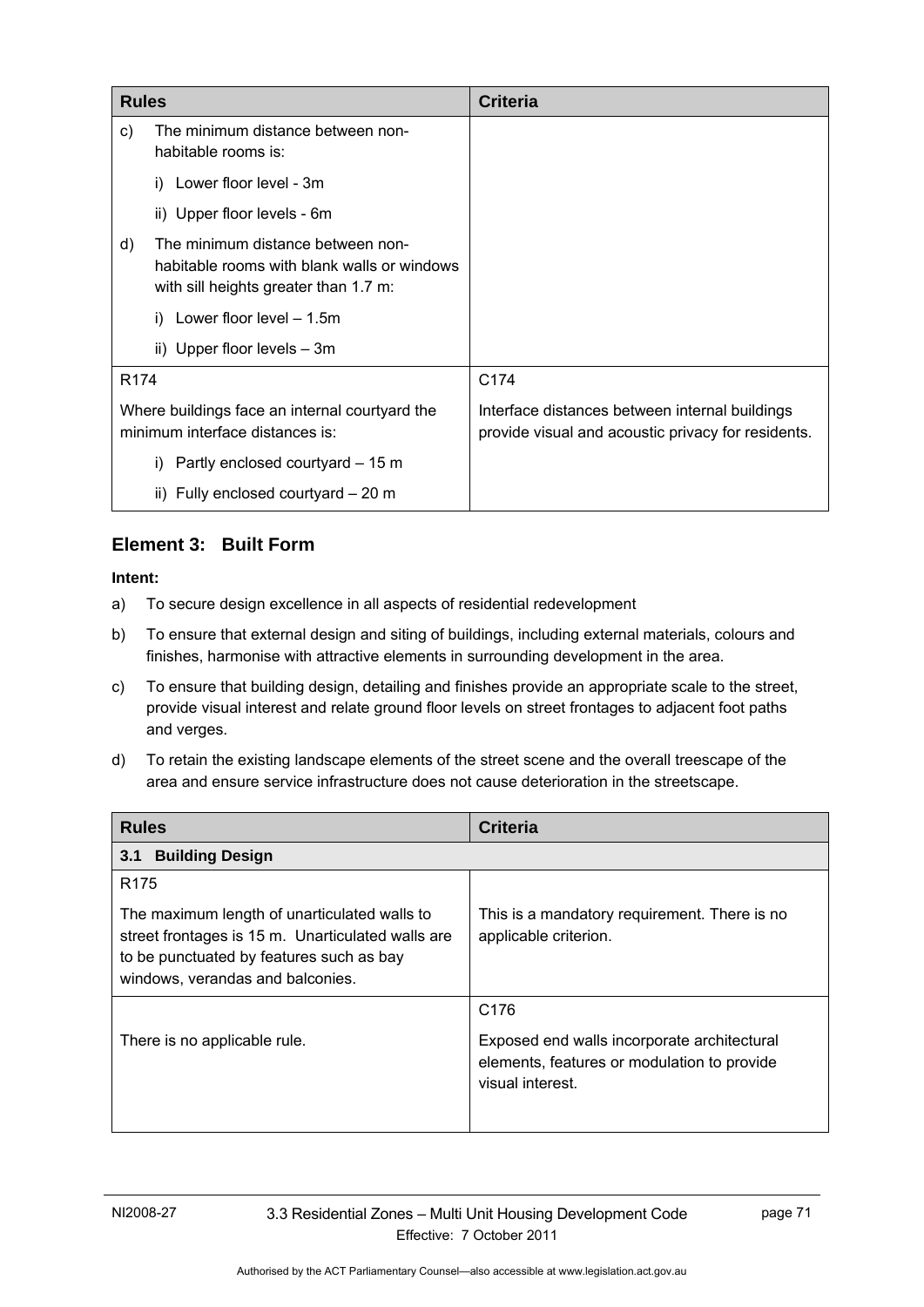| Rules | Criteria |
|---|---|
| c) The minimum distance between non-habitable rooms is:<br>i) Lower floor level - 3m<br>ii) Upper floor levels - 6m<br>d) The minimum distance between non-habitable rooms with blank walls or windows with sill heights greater than 1.7 m:<br>i) Lower floor level – 1.5m<br>ii) Upper floor levels – 3m | |
| R174<br>Where buildings face an internal courtyard the minimum interface distances is:<br>i) Partly enclosed courtyard – 15 m<br>ii) Fully enclosed courtyard – 20 m | C174<br>Interface distances between internal buildings provide visual and acoustic privacy for residents. |

## Element 3: Built Form

**Intent:**

a) To secure design excellence in all aspects of residential redevelopment

b) To ensure that external design and siting of buildings, including external materials, colours and finishes, harmonise with attractive elements in surrounding development in the area.

c) To ensure that building design, detailing and finishes provide an appropriate scale to the street, provide visual interest and relate ground floor levels on street frontages to adjacent foot paths and verges.

d) To retain the existing landscape elements of the street scene and the overall treescape of the area and ensure service infrastructure does not cause deterioration in the streetscape.

| Rules | Criteria |
|---|---|
| **3.1 Building Design** | |
| R175<br>The maximum length of unarticulated walls to street frontages is 15 m. Unarticulated walls are to be punctuated by features such as bay windows, verandas and balconies. | This is a mandatory requirement. There is no applicable criterion. |
| There is no applicable rule. | C176<br>Exposed end walls incorporate architectural elements, features or modulation to provide visual interest. |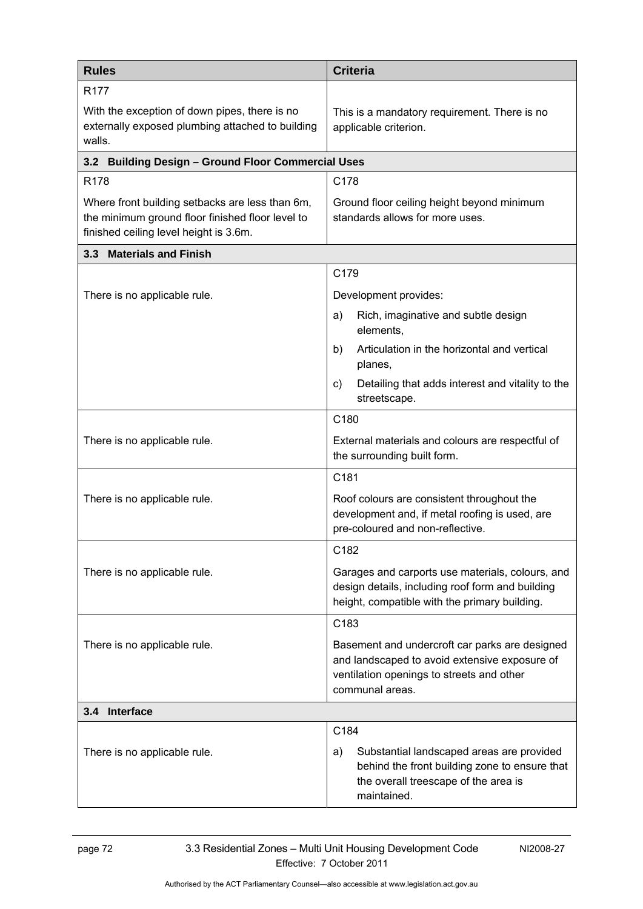| Rules | Criteria |
|---|---|
| R177<br><br>With the exception of down pipes, there is no externally exposed plumbing attached to building walls. | This is a mandatory requirement. There is no applicable criterion. |
| **3.2 Building Design – Ground Floor Commercial Uses** | |
| R178<br><br>Where front building setbacks are less than 6m, the minimum ground floor finished floor level to finished ceiling level height is 3.6m. | C178<br><br>Ground floor ceiling height beyond minimum standards allows for more uses. |
| **3.3 Materials and Finish** | |
| There is no applicable rule. | C179<br><br>Development provides:<br>a) Rich, imaginative and subtle design elements,<br>b) Articulation in the horizontal and vertical planes,<br>c) Detailing that adds interest and vitality to the streetscape. |
| There is no applicable rule. | C180<br><br>External materials and colours are respectful of the surrounding built form. |
| There is no applicable rule. | C181<br><br>Roof colours are consistent throughout the development and, if metal roofing is used, are pre-coloured and non-reflective. |
| There is no applicable rule. | C182<br><br>Garages and carports use materials, colours, and design details, including roof form and building height, compatible with the primary building. |
| There is no applicable rule. | C183<br><br>Basement and undercroft car parks are designed and landscaped to avoid extensive exposure of ventilation openings to streets and other communal areas. |
| **3.4 Interface** | |
| There is no applicable rule. | C184<br><br>a) Substantial landscaped areas are provided behind the front building zone to ensure that the overall treescape of the area is maintained. |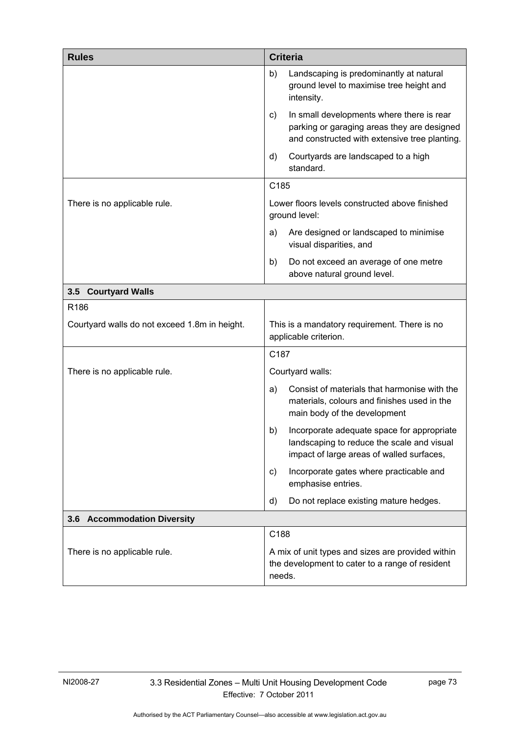| Rules | Criteria |
|---|---|
| | b) Landscaping is predominantly at natural ground level to maximise tree height and intensity.<br>c) In small developments where there is rear parking or garaging areas they are designed and constructed with extensive tree planting.<br>d) Courtyards are landscaped to a high standard. |
| There is no applicable rule. | C185<br>Lower floors levels constructed above finished ground level:<br>a) Are designed or landscaped to minimise visual disparities, and<br>b) Do not exceed an average of one metre above natural ground level. |
| **3.5 Courtyard Walls** | |
| R186<br>Courtyard walls do not exceed 1.8m in height. | This is a mandatory requirement. There is no applicable criterion. |
| There is no applicable rule. | C187<br>Courtyard walls:<br>a) Consist of materials that harmonise with the materials, colours and finishes used in the main body of the development<br>b) Incorporate adequate space for appropriate landscaping to reduce the scale and visual impact of large areas of walled surfaces,<br>c) Incorporate gates where practicable and emphasise entries.<br>d) Do not replace existing mature hedges. |
| **3.6 Accommodation Diversity** | |
| There is no applicable rule. | C188<br>A mix of unit types and sizes are provided within the development to cater to a range of resident needs. |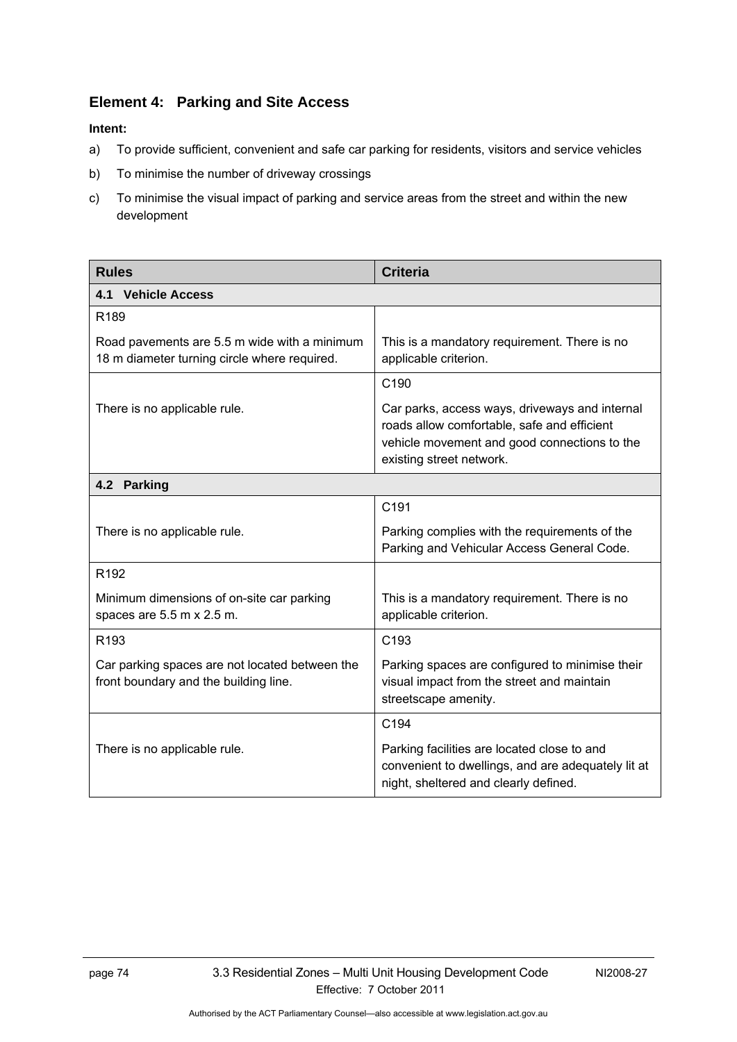## Element 4: Parking and Site Access

**Intent:**

a) To provide sufficient, convenient and safe car parking for residents, visitors and service vehicles

b) To minimise the number of driveway crossings

c) To minimise the visual impact of parking and service areas from the street and within the new development

| Rules | Criteria |
|---|---|
| **4.1 Vehicle Access** | |
| R189<br><br>Road pavements are 5.5 m wide with a minimum 18 m diameter turning circle where required. | This is a mandatory requirement. There is no applicable criterion. |
| There is no applicable rule. | C190<br><br>Car parks, access ways, driveways and internal roads allow comfortable, safe and efficient vehicle movement and good connections to the existing street network. |
| **4.2 Parking** | |
| There is no applicable rule. | C191<br><br>Parking complies with the requirements of the Parking and Vehicular Access General Code. |
| R192<br><br>Minimum dimensions of on-site car parking spaces are 5.5 m x 2.5 m. | This is a mandatory requirement. There is no applicable criterion. |
| R193<br><br>Car parking spaces are not located between the front boundary and the building line. | C193<br><br>Parking spaces are configured to minimise their visual impact from the street and maintain streetscape amenity. |
| There is no applicable rule. | C194<br><br>Parking facilities are located close to and convenient to dwellings, and are adequately lit at night, sheltered and clearly defined. |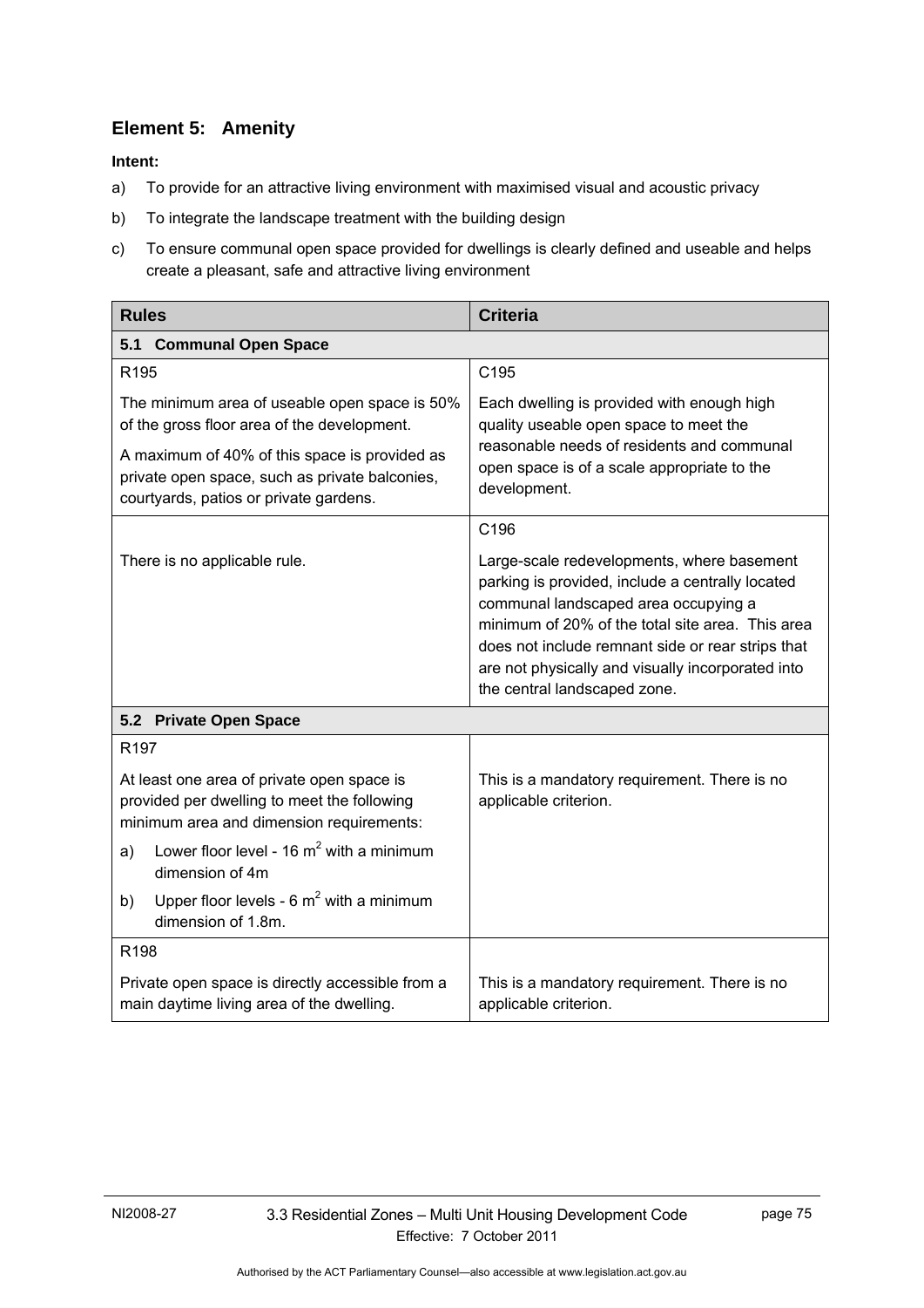## Element 5: Amenity

**Intent:**

a) To provide for an attractive living environment with maximised visual and acoustic privacy

b) To integrate the landscape treatment with the building design

c) To ensure communal open space provided for dwellings is clearly defined and useable and helps create a pleasant, safe and attractive living environment

| Rules | Criteria |
|---|---|
| **5.1 Communal Open Space** | |
| R195<br><br>The minimum area of useable open space is 50% of the gross floor area of the development.<br><br>A maximum of 40% of this space is provided as private open space, such as private balconies, courtyards, patios or private gardens. | C195<br><br>Each dwelling is provided with enough high quality useable open space to meet the reasonable needs of residents and communal open space is of a scale appropriate to the development. |
| There is no applicable rule. | C196<br><br>Large-scale redevelopments, where basement parking is provided, include a centrally located communal landscaped area occupying a minimum of 20% of the total site area. This area does not include remnant side or rear strips that are not physically and visually incorporated into the central landscaped zone. |
| **5.2 Private Open Space** | |
| R197<br><br>At least one area of private open space is provided per dwelling to meet the following minimum area and dimension requirements:<br><br>a) Lower floor level - 16 $m^2$ with a minimum dimension of 4m<br><br>b) Upper floor levels - 6 $m^2$ with a minimum dimension of 1.8m. | This is a mandatory requirement. There is no applicable criterion. |
| R198<br><br>Private open space is directly accessible from a main daytime living area of the dwelling. | This is a mandatory requirement. There is no applicable criterion. |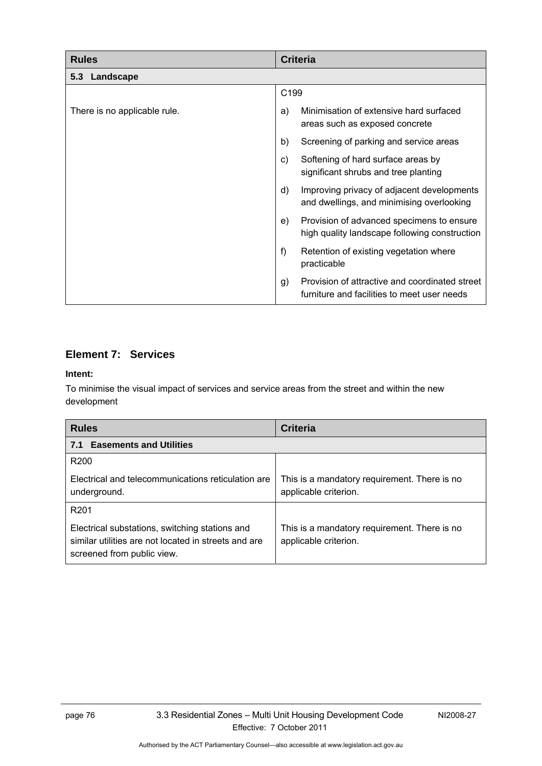| Rules | Criteria |
|---|---|
| **5.3 Landscape** | |
| There is no applicable rule. | C199<br>a) Minimisation of extensive hard surfaced areas such as exposed concrete<br>b) Screening of parking and service areas<br>c) Softening of hard surface areas by significant shrubs and tree planting<br>d) Improving privacy of adjacent developments and dwellings, and minimising overlooking<br>e) Provision of advanced specimens to ensure high quality landscape following construction<br>f) Retention of existing vegetation where practicable<br>g) Provision of attractive and coordinated street furniture and facilities to meet user needs |

## Element 7: Services

**Intent:**

To minimise the visual impact of services and service areas from the street and within the new development

| Rules | Criteria |
|---|---|
| **7.1 Easements and Utilities** | |
| R200<br>Electrical and telecommunications reticulation are underground. | This is a mandatory requirement. There is no applicable criterion. |
| R201<br>Electrical substations, switching stations and similar utilities are not located in streets and are screened from public view. | This is a mandatory requirement. There is no applicable criterion. |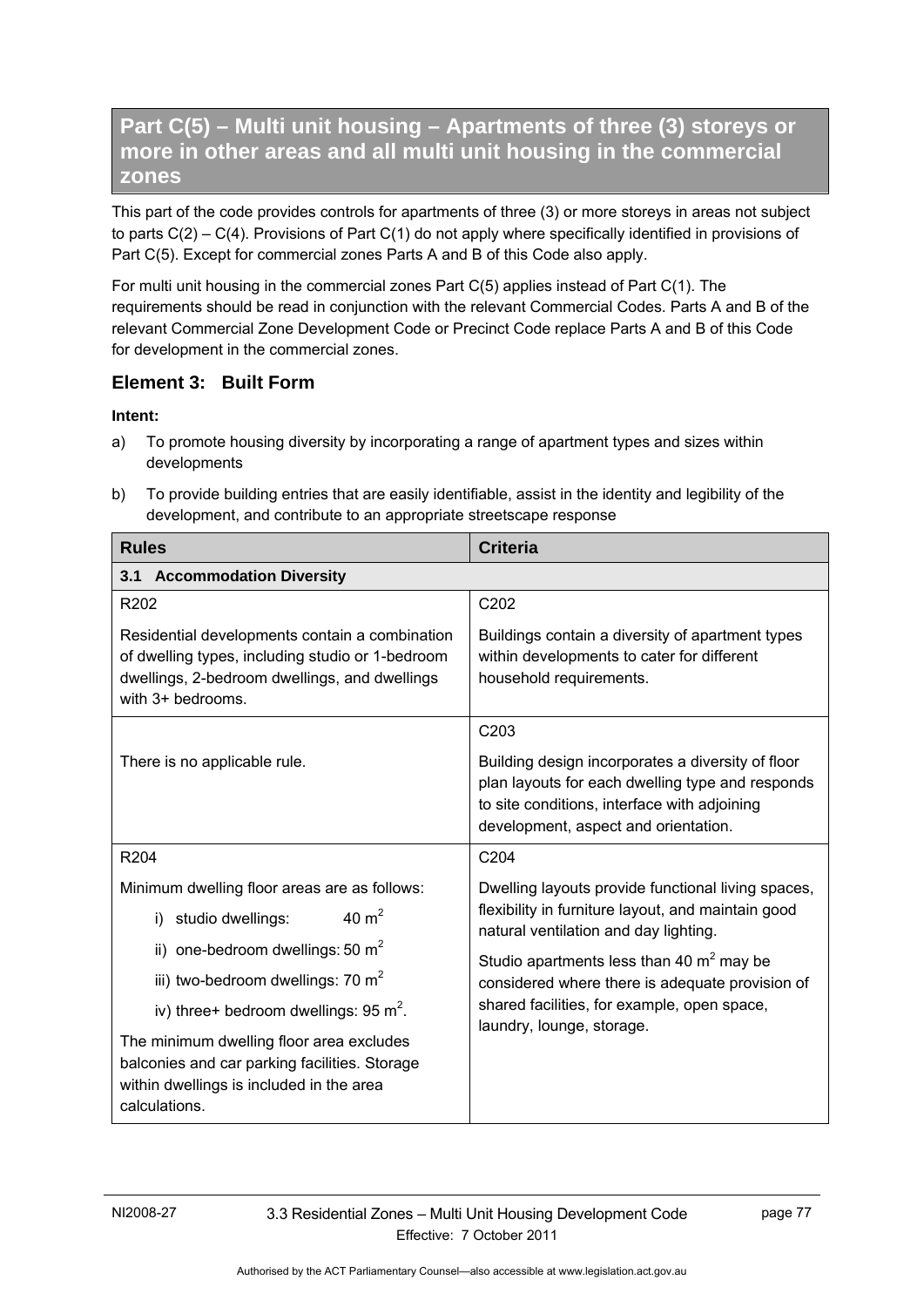## Part C(5) – Multi unit housing – Apartments of three (3) storeys or more in other areas and all multi unit housing in the commercial zones

This part of the code provides controls for apartments of three (3) or more storeys in areas not subject to parts C(2) – C(4). Provisions of Part C(1) do not apply where specifically identified in provisions of Part C(5). Except for commercial zones Parts A and B of this Code also apply.

For multi unit housing in the commercial zones Part C(5) applies instead of Part C(1). The requirements should be read in conjunction with the relevant Commercial Codes. Parts A and B of the relevant Commercial Zone Development Code or Precinct Code replace Parts A and B of this Code for development in the commercial zones.

### Element 3: Built Form

**Intent:**

a) To promote housing diversity by incorporating a range of apartment types and sizes within developments

b) To provide building entries that are easily identifiable, assist in the identity and legibility of the development, and contribute to an appropriate streetscape response

| Rules | Criteria |
|---|---|
| **3.1 Accommodation Diversity** | |
| R202<br><br>Residential developments contain a combination of dwelling types, including studio or 1-bedroom dwellings, 2-bedroom dwellings, and dwellings with 3+ bedrooms. | C202<br><br>Buildings contain a diversity of apartment types within developments to cater for different household requirements. |
| There is no applicable rule. | C203<br><br>Building design incorporates a diversity of floor plan layouts for each dwelling type and responds to site conditions, interface with adjoining development, aspect and orientation. |
| R204<br><br>Minimum dwelling floor areas are as follows:<br><br>i) studio dwellings: 40 $m^2$<br>ii) one-bedroom dwellings: 50 $m^2$<br>iii) two-bedroom dwellings: 70 $m^2$<br>iv) three+ bedroom dwellings: 95 $m^2$.<br><br>The minimum dwelling floor area excludes balconies and car parking facilities. Storage within dwellings is included in the area calculations. | C204<br><br>Dwelling layouts provide functional living spaces, flexibility in furniture layout, and maintain good natural ventilation and day lighting.<br><br>Studio apartments less than 40 $m^2$ may be considered where there is adequate provision of shared facilities, for example, open space, laundry, lounge, storage. |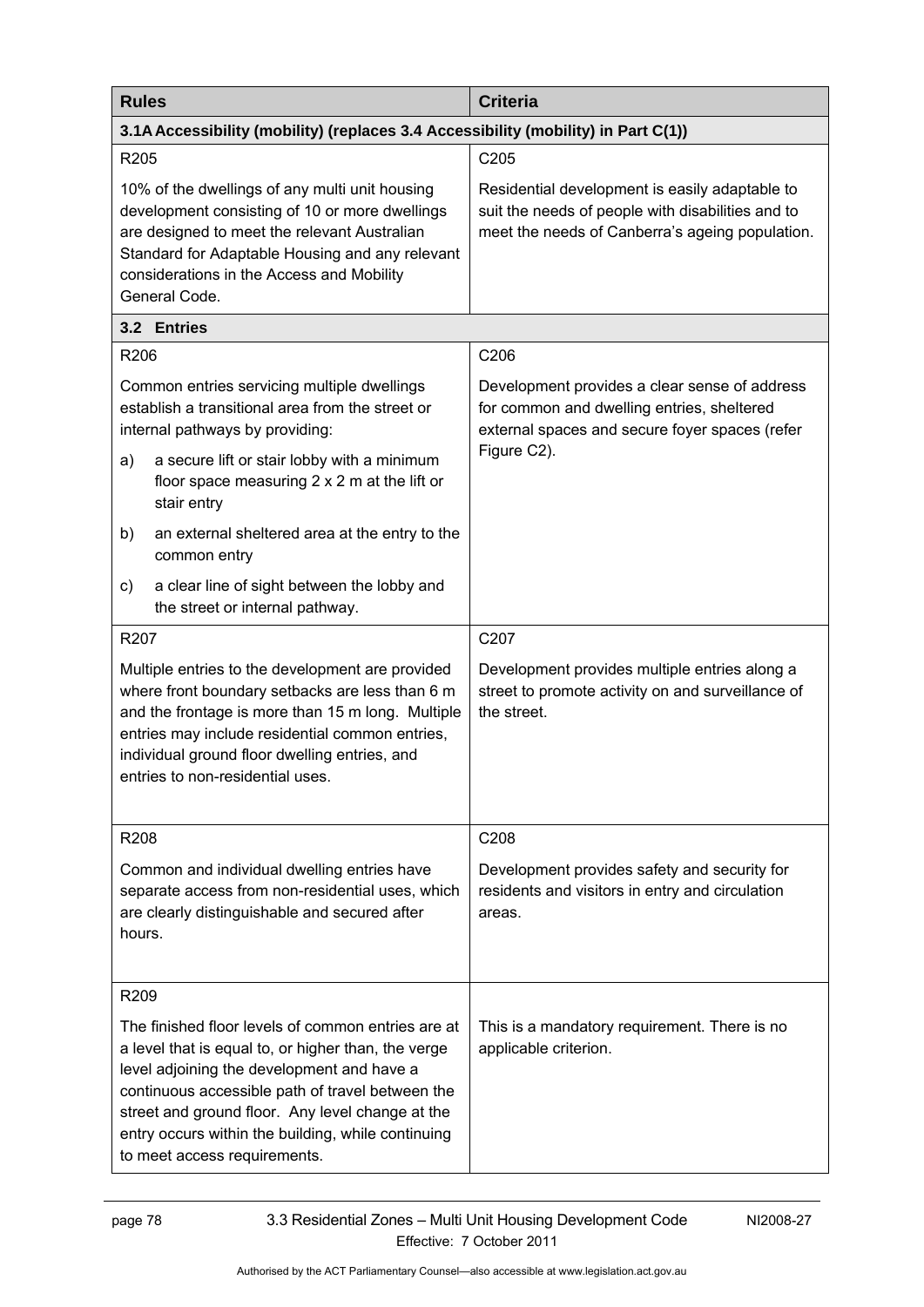| Rules | Criteria |
|---|---|
| **3.1A Accessibility (mobility) (replaces 3.4 Accessibility (mobility) in Part C(1))** | |
| R205<br><br>10% of the dwellings of any multi unit housing development consisting of 10 or more dwellings are designed to meet the relevant Australian Standard for Adaptable Housing and any relevant considerations in the Access and Mobility General Code. | C205<br><br>Residential development is easily adaptable to suit the needs of people with disabilities and to meet the needs of Canberra's ageing population. |
| **3.2 Entries** | |
| R206<br><br>Common entries servicing multiple dwellings establish a transitional area from the street or internal pathways by providing:<br><br>a) a secure lift or stair lobby with a minimum floor space measuring 2 x 2 m at the lift or stair entry<br><br>b) an external sheltered area at the entry to the common entry<br><br>c) a clear line of sight between the lobby and the street or internal pathway. | C206<br><br>Development provides a clear sense of address for common and dwelling entries, sheltered external spaces and secure foyer spaces (refer Figure C2). |
| R207<br><br>Multiple entries to the development are provided where front boundary setbacks are less than 6 m and the frontage is more than 15 m long. Multiple entries may include residential common entries, individual ground floor dwelling entries, and entries to non-residential uses. | C207<br><br>Development provides multiple entries along a street to promote activity on and surveillance of the street. |
| R208<br><br>Common and individual dwelling entries have separate access from non-residential uses, which are clearly distinguishable and secured after hours. | C208<br><br>Development provides safety and security for residents and visitors in entry and circulation areas. |
| R209<br><br>The finished floor levels of common entries are at a level that is equal to, or higher than, the verge level adjoining the development and have a continuous accessible path of travel between the street and ground floor. Any level change at the entry occurs within the building, while continuing to meet access requirements. | This is a mandatory requirement. There is no applicable criterion. |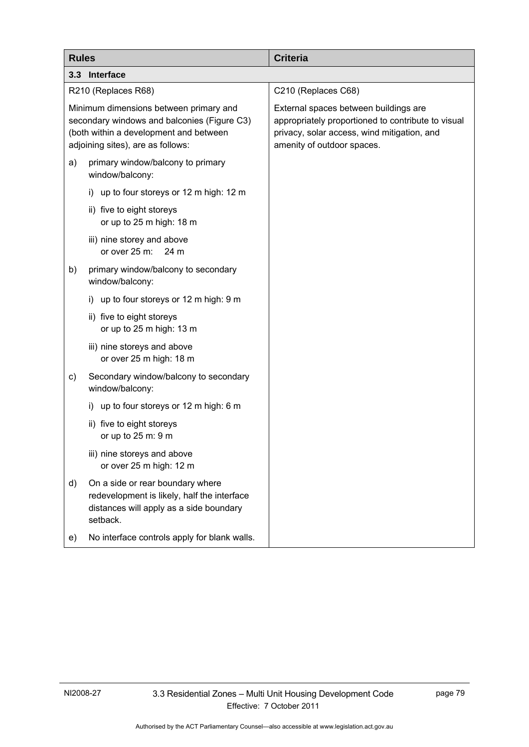| Rules | Criteria |
|---|---|
| **3.3 Interface** | |
| R210 (Replaces R68)<br><br>Minimum dimensions between primary and secondary windows and balconies (Figure C3) (both within a development and between adjoining sites), are as follows:<br><br>a) primary window/balcony to primary window/balcony:<br>i) up to four storeys or 12 m high: 12 m<br>ii) five to eight storeys or up to 25 m high: 18 m<br>iii) nine storey and above or over 25 m: 24 m<br><br>b) primary window/balcony to secondary window/balcony:<br>i) up to four storeys or 12 m high: 9 m<br>ii) five to eight storeys or up to 25 m high: 13 m<br>iii) nine storeys and above or over 25 m high: 18 m<br><br>c) Secondary window/balcony to secondary window/balcony:<br>i) up to four storeys or 12 m high: 6 m<br>ii) five to eight storeys or up to 25 m: 9 m<br>iii) nine storeys and above or over 25 m high: 12 m<br><br>d) On a side or rear boundary where redevelopment is likely, half the interface distances will apply as a side boundary setback.<br><br>e) No interface controls apply for blank walls. | C210 (Replaces C68)<br><br>External spaces between buildings are appropriately proportioned to contribute to visual privacy, solar access, wind mitigation, and amenity of outdoor spaces. |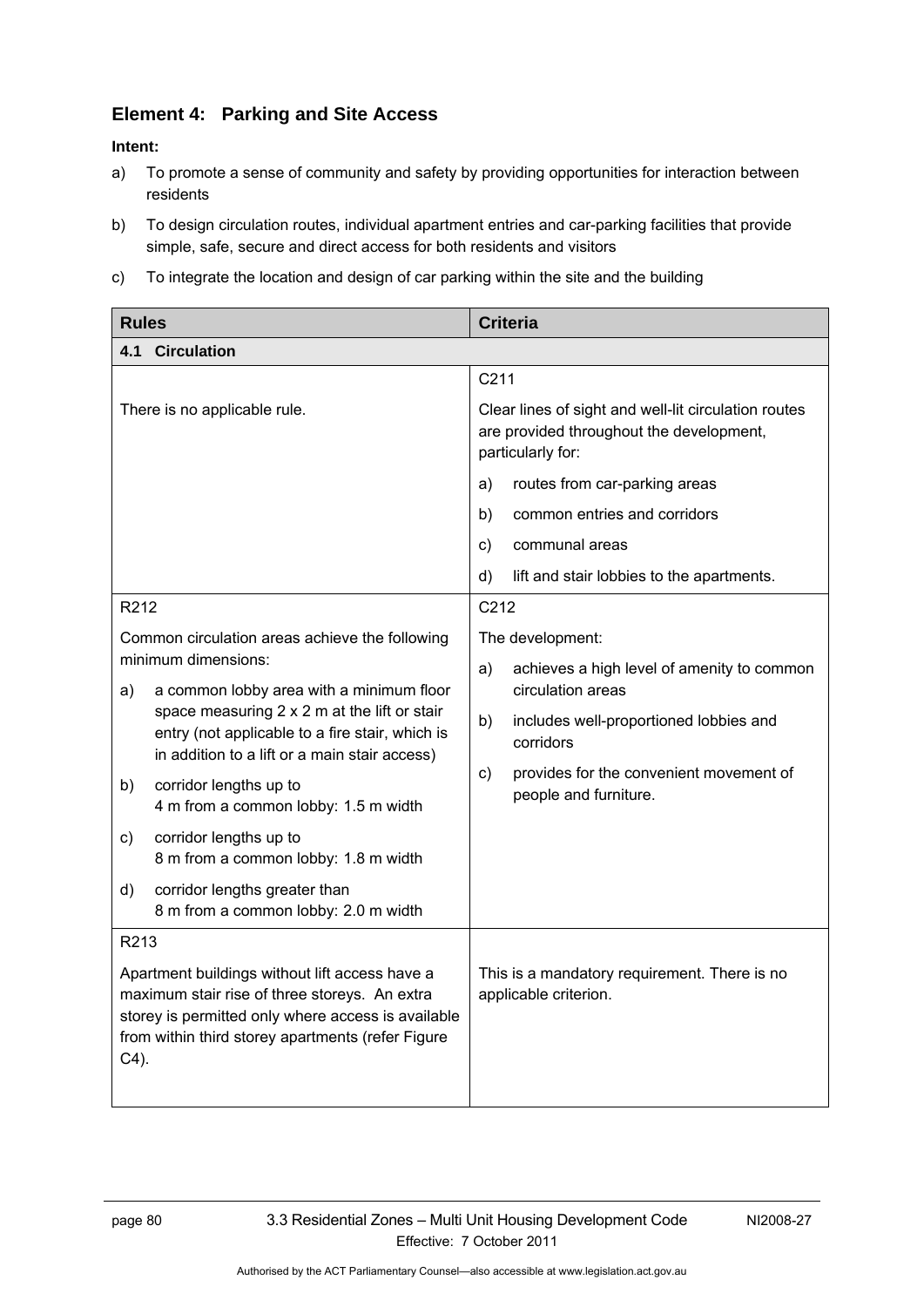## Element 4: Parking and Site Access

**Intent:**

a) To promote a sense of community and safety by providing opportunities for interaction between residents

b) To design circulation routes, individual apartment entries and car-parking facilities that provide simple, safe, secure and direct access for both residents and visitors

c) To integrate the location and design of car parking within the site and the building

| Rules | Criteria |
|---|---|
| **4.1 Circulation** | |
| There is no applicable rule. | C211<br><br>Clear lines of sight and well-lit circulation routes are provided throughout the development, particularly for:<br><br>a) routes from car-parking areas<br>b) common entries and corridors<br>c) communal areas<br>d) lift and stair lobbies to the apartments. |
| R212<br><br>Common circulation areas achieve the following minimum dimensions:<br><br>a) a common lobby area with a minimum floor space measuring 2 x 2 m at the lift or stair entry (not applicable to a fire stair, which is in addition to a lift or a main stair access)<br>b) corridor lengths up to 4 m from a common lobby: 1.5 m width<br>c) corridor lengths up to 8 m from a common lobby: 1.8 m width<br>d) corridor lengths greater than 8 m from a common lobby: 2.0 m width | C212<br><br>The development:<br><br>a) achieves a high level of amenity to common circulation areas<br>b) includes well-proportioned lobbies and corridors<br>c) provides for the convenient movement of people and furniture. |
| R213<br><br>Apartment buildings without lift access have a maximum stair rise of three storeys. An extra storey is permitted only where access is available from within third storey apartments (refer Figure C4). | This is a mandatory requirement. There is no applicable criterion. |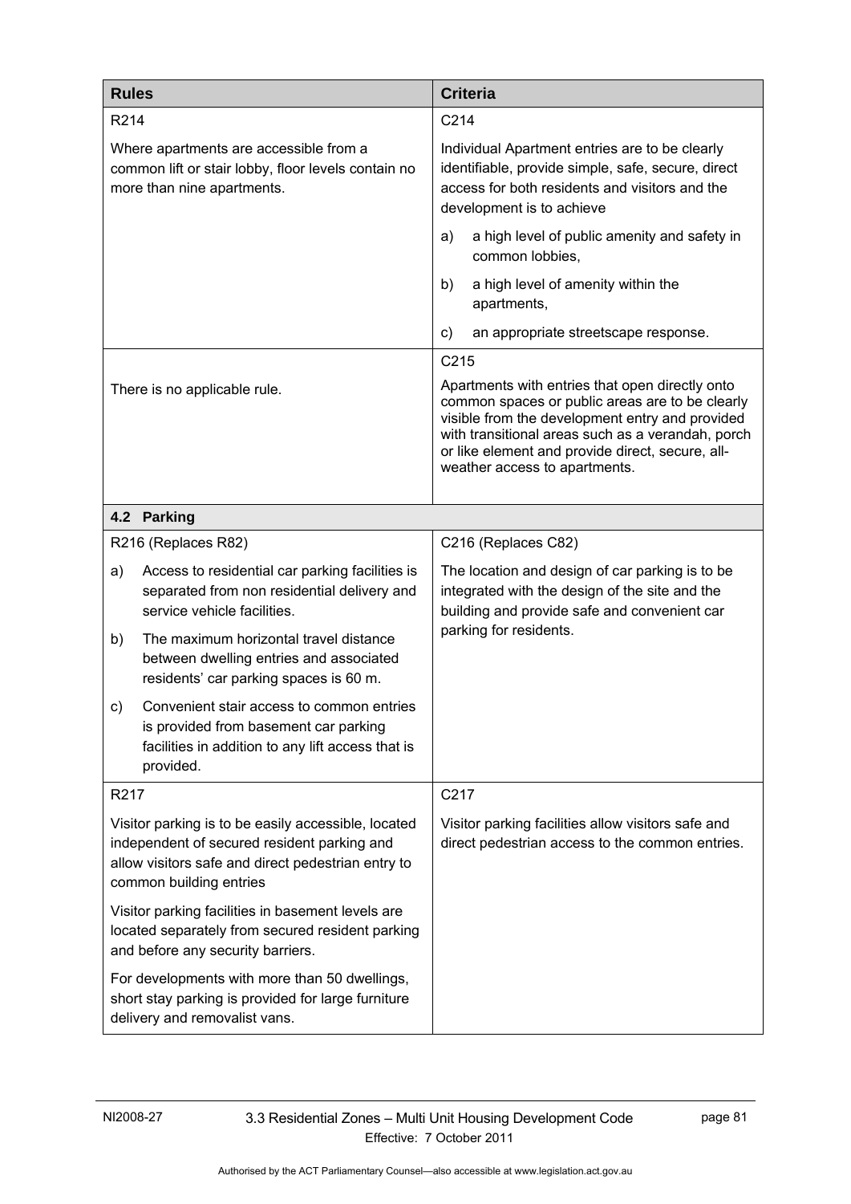| Rules | Criteria |
|---|---|
| R214<br><br>Where apartments are accessible from a common lift or stair lobby, floor levels contain no more than nine apartments. | C214<br><br>Individual Apartment entries are to be clearly identifiable, provide simple, safe, secure, direct access for both residents and visitors and the development is to achieve<br><br>a) a high level of public amenity and safety in common lobbies,<br><br>b) a high level of amenity within the apartments,<br><br>c) an appropriate streetscape response. |
| There is no applicable rule. | C215<br><br>Apartments with entries that open directly onto common spaces or public areas are to be clearly visible from the development entry and provided with transitional areas such as a verandah, porch or like element and provide direct, secure, all-weather access to apartments. |
| **4.2 Parking** | |
| R216 (Replaces R82)<br><br>a) Access to residential car parking facilities is separated from non residential delivery and service vehicle facilities.<br><br>b) The maximum horizontal travel distance between dwelling entries and associated residents' car parking spaces is 60 m.<br><br>c) Convenient stair access to common entries is provided from basement car parking facilities in addition to any lift access that is provided. | C216 (Replaces C82)<br><br>The location and design of car parking is to be integrated with the design of the site and the building and provide safe and convenient car parking for residents. |
| R217<br><br>Visitor parking is to be easily accessible, located independent of secured resident parking and allow visitors safe and direct pedestrian entry to common building entries<br><br>Visitor parking facilities in basement levels are located separately from secured resident parking and before any security barriers.<br><br>For developments with more than 50 dwellings, short stay parking is provided for large furniture delivery and removalist vans. | C217<br><br>Visitor parking facilities allow visitors safe and direct pedestrian access to the common entries. |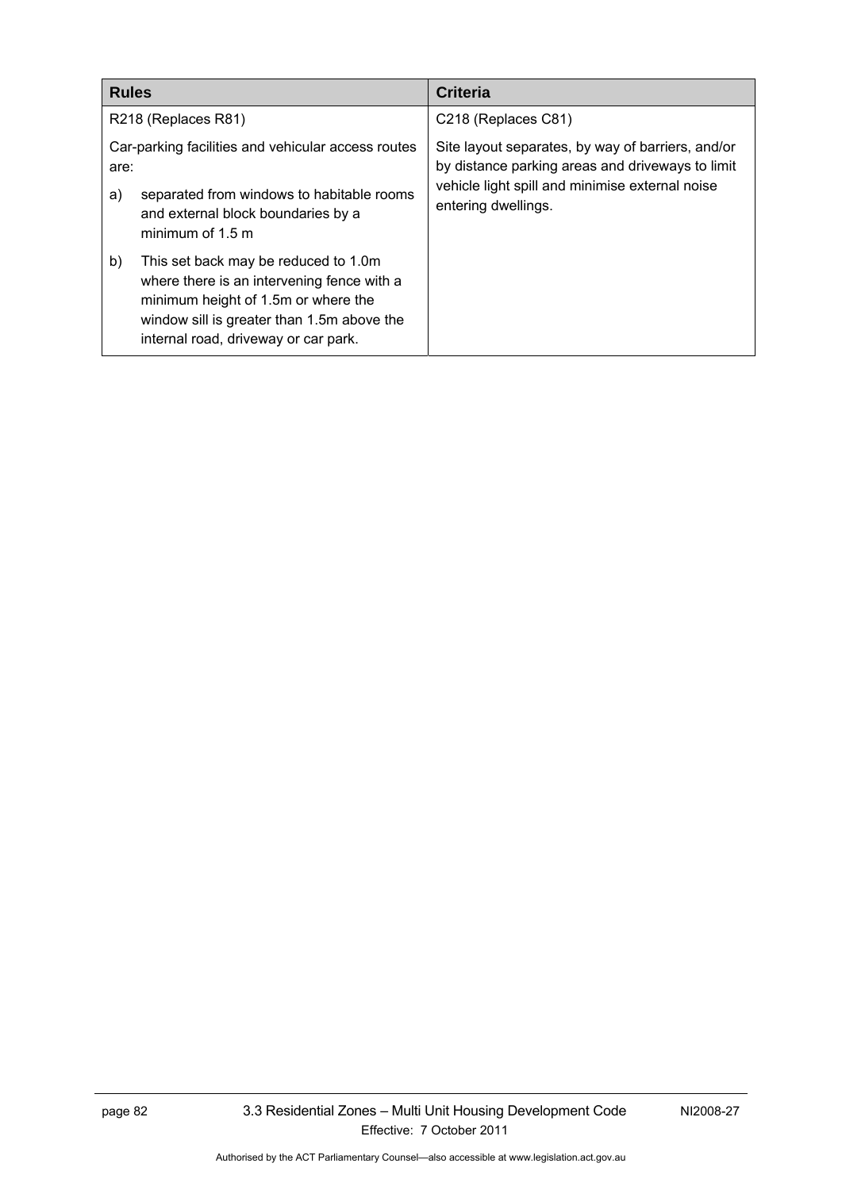| Rules | Criteria |
|---|---|
| R218 (Replaces R81)<br><br>Car-parking facilities and vehicular access routes are:<br><br>a) separated from windows to habitable rooms and external block boundaries by a minimum of 1.5 m<br><br>b) This set back may be reduced to 1.0m where there is an intervening fence with a minimum height of 1.5m or where the window sill is greater than 1.5m above the internal road, driveway or car park. | C218 (Replaces C81)<br><br>Site layout separates, by way of barriers, and/or by distance parking areas and driveways to limit vehicle light spill and minimise external noise entering dwellings. |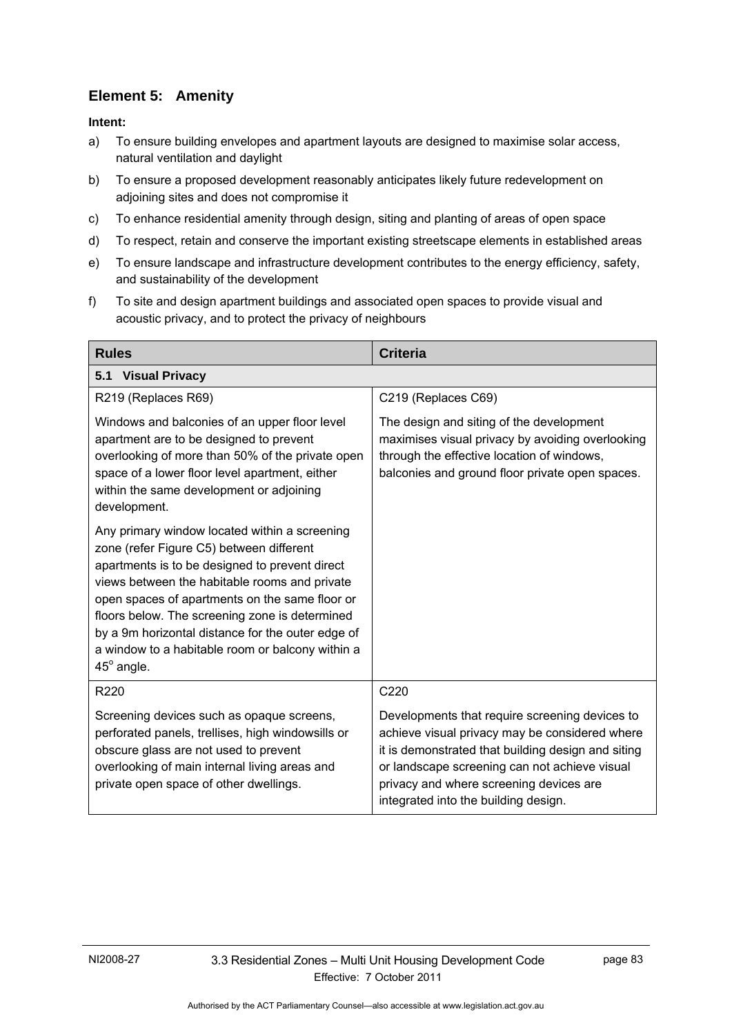## Element 5: Amenity

**Intent:**

a) To ensure building envelopes and apartment layouts are designed to maximise solar access, natural ventilation and daylight

b) To ensure a proposed development reasonably anticipates likely future redevelopment on adjoining sites and does not compromise it

c) To enhance residential amenity through design, siting and planting of areas of open space

d) To respect, retain and conserve the important existing streetscape elements in established areas

e) To ensure landscape and infrastructure development contributes to the energy efficiency, safety, and sustainability of the development

f) To site and design apartment buildings and associated open spaces to provide visual and acoustic privacy, and to protect the privacy of neighbours

| Rules | Criteria |
|---|---|
| **5.1 Visual Privacy** | |
| R219 (Replaces R69)<br><br>Windows and balconies of an upper floor level apartment are to be designed to prevent overlooking of more than 50% of the private open space of a lower floor level apartment, either within the same development or adjoining development.<br><br>Any primary window located within a screening zone (refer Figure C5) between different apartments is to be designed to prevent direct views between the habitable rooms and private open spaces of apartments on the same floor or floors below. The screening zone is determined by a 9m horizontal distance for the outer edge of a window to a habitable room or balcony within a $45^{\circ}$ angle. | C219 (Replaces C69)<br><br>The design and siting of the development maximises visual privacy by avoiding overlooking through the effective location of windows, balconies and ground floor private open spaces. |
| R220<br><br>Screening devices such as opaque screens, perforated panels, trellises, high windowsills or obscure glass are not used to prevent overlooking of main internal living areas and private open space of other dwellings. | C220<br><br>Developments that require screening devices to achieve visual privacy may be considered where it is demonstrated that building design and siting or landscape screening can not achieve visual privacy and where screening devices are integrated into the building design. |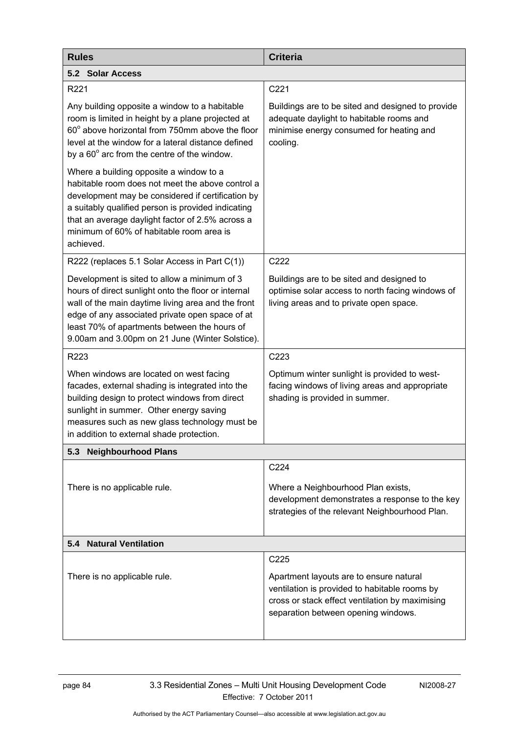| Rules | Criteria |
|---|---|
| **5.2 Solar Access** | |
| R221<br><br>Any building opposite a window to a habitable room is limited in height by a plane projected at 60° above horizontal from 750mm above the floor level at the window for a lateral distance defined by a 60° arc from the centre of the window.<br><br>Where a building opposite a window to a habitable room does not meet the above control a development may be considered if certification by a suitably qualified person is provided indicating that an average daylight factor of 2.5% across a minimum of 60% of habitable room area is achieved. | C221<br><br>Buildings are to be sited and designed to provide adequate daylight to habitable rooms and minimise energy consumed for heating and cooling. |
| R222 (replaces 5.1 Solar Access in Part C(1))<br><br>Development is sited to allow a minimum of 3 hours of direct sunlight onto the floor or internal wall of the main daytime living area and the front edge of any associated private open space of at least 70% of apartments between the hours of 9.00am and 3.00pm on 21 June (Winter Solstice). | C222<br><br>Buildings are to be sited and designed to optimise solar access to north facing windows of living areas and to private open space. |
| R223<br><br>When windows are located on west facing facades, external shading is integrated into the building design to protect windows from direct sunlight in summer. Other energy saving measures such as new glass technology must be in addition to external shade protection. | C223<br><br>Optimum winter sunlight is provided to west-facing windows of living areas and appropriate shading is provided in summer. |
| **5.3 Neighbourhood Plans** | |
| There is no applicable rule. | C224<br><br>Where a Neighbourhood Plan exists, development demonstrates a response to the key strategies of the relevant Neighbourhood Plan. |
| **5.4 Natural Ventilation** | |
| There is no applicable rule. | C225<br><br>Apartment layouts are to ensure natural ventilation is provided to habitable rooms by cross or stack effect ventilation by maximising separation between opening windows. |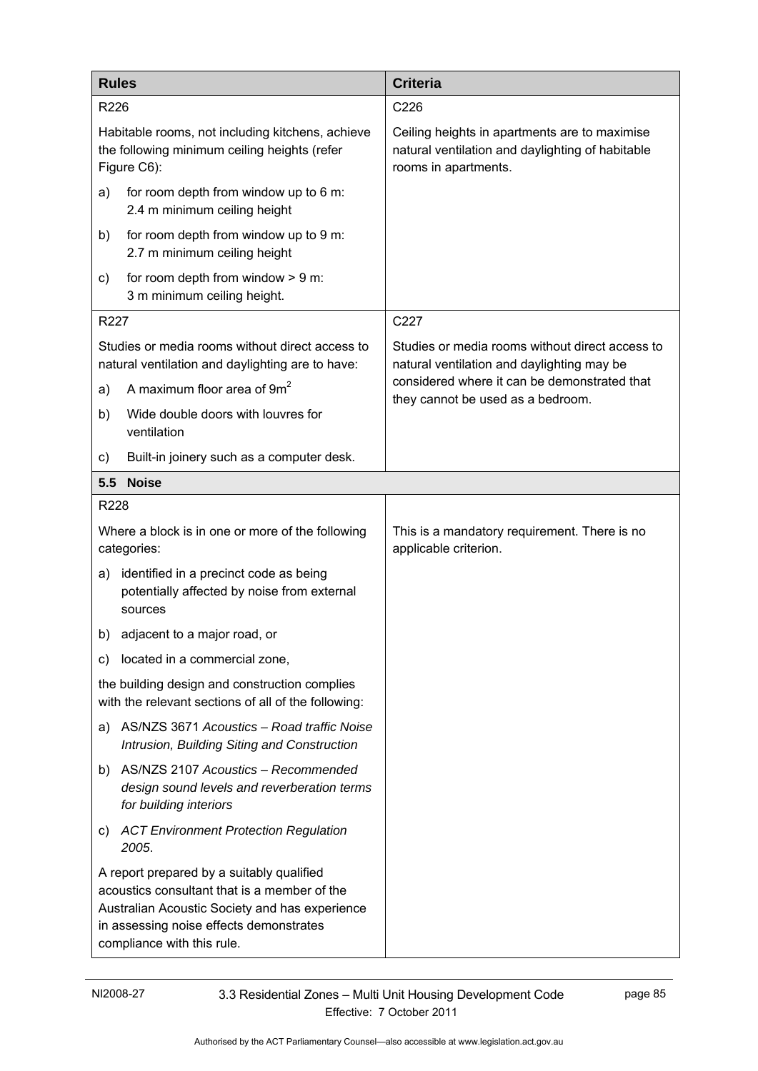| Rules | Criteria |
|---|---|
| R226<br><br>Habitable rooms, not including kitchens, achieve the following minimum ceiling heights (refer Figure C6):<br><br>a) for room depth from window up to 6 m: 2.4 m minimum ceiling height<br><br>b) for room depth from window up to 9 m: 2.7 m minimum ceiling height<br><br>c) for room depth from window > 9 m: 3 m minimum ceiling height. | C226<br><br>Ceiling heights in apartments are to maximise natural ventilation and daylighting of habitable rooms in apartments. |
| R227<br><br>Studies or media rooms without direct access to natural ventilation and daylighting are to have:<br><br>a) A maximum floor area of $9m^2$<br><br>b) Wide double doors with louvres for ventilation<br><br>c) Built-in joinery such as a computer desk. | C227<br><br>Studies or media rooms without direct access to natural ventilation and daylighting may be considered where it can be demonstrated that they cannot be used as a bedroom. |
| **5.5 Noise** | |
| R228<br><br>Where a block is in one or more of the following categories:<br><br>a) identified in a precinct code as being potentially affected by noise from external sources<br><br>b) adjacent to a major road, or<br><br>c) located in a commercial zone,<br><br>the building design and construction complies with the relevant sections of all of the following:<br><br>a) AS/NZS 3671 *Acoustics – Road traffic Noise Intrusion, Building Siting and Construction*<br><br>b) AS/NZS 2107 *Acoustics – Recommended design sound levels and reverberation terms for building interiors*<br><br>c) *ACT Environment Protection Regulation 2005*.<br><br>A report prepared by a suitably qualified acoustics consultant that is a member of the Australian Acoustic Society and has experience in assessing noise effects demonstrates compliance with this rule. | This is a mandatory requirement. There is no applicable criterion. |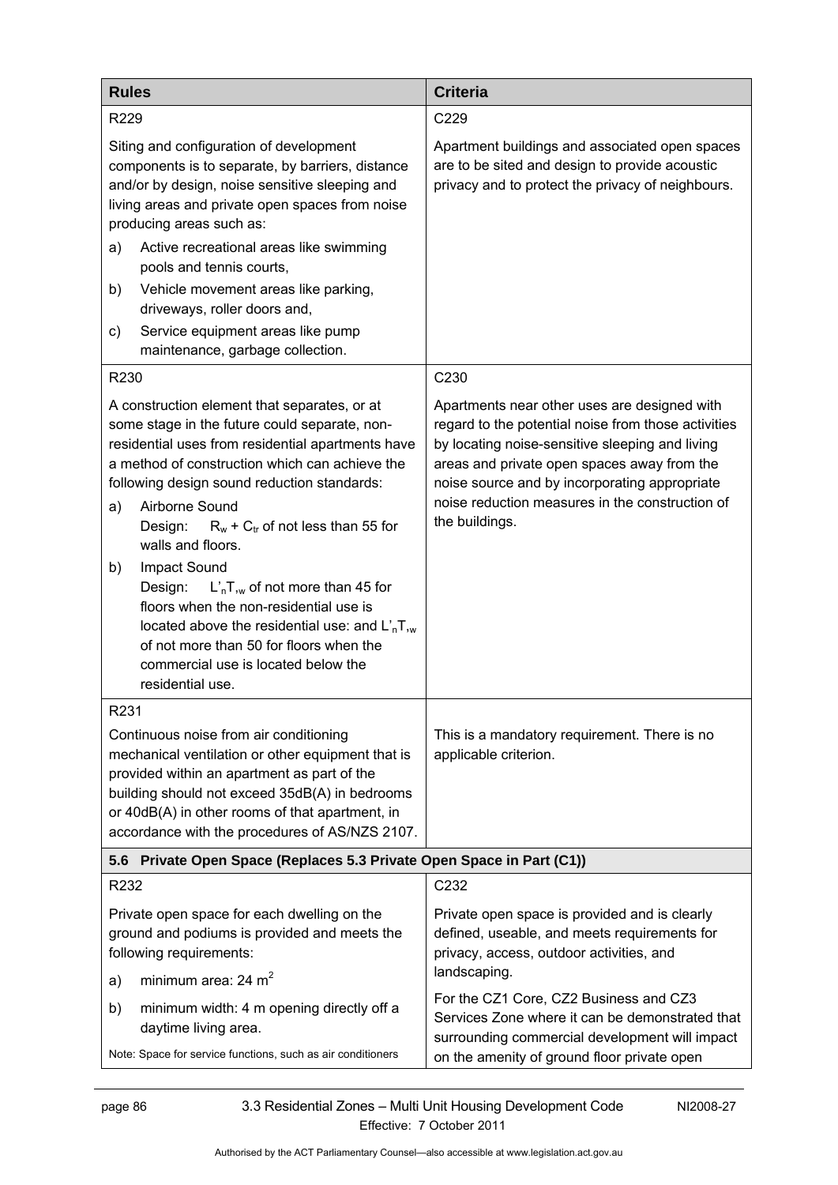| Rules | Criteria |
|---|---|
| R229<br><br>Siting and configuration of development components is to separate, by barriers, distance and/or by design, noise sensitive sleeping and living areas and private open spaces from noise producing areas such as:<br>a) Active recreational areas like swimming pools and tennis courts,<br>b) Vehicle movement areas like parking, driveways, roller doors and,<br>c) Service equipment areas like pump maintenance, garbage collection. | C229<br><br>Apartment buildings and associated open spaces are to be sited and design to provide acoustic privacy and to protect the privacy of neighbours. |
| R230<br><br>A construction element that separates, or at some stage in the future could separate, non-residential uses from residential apartments have a method of construction which can achieve the following design sound reduction standards:<br>a) Airborne Sound<br>Design: $R_w + C_{tr}$ of not less than 55 for walls and floors.<br>b) Impact Sound<br>Design: $L'_nT_{,w}$ of not more than 45 for floors when the non-residential use is located above the residential use: and $L'_nT_{,w}$ of not more than 50 for floors when the commercial use is located below the residential use. | C230<br><br>Apartments near other uses are designed with regard to the potential noise from those activities by locating noise-sensitive sleeping and living areas and private open spaces away from the noise source and by incorporating appropriate noise reduction measures in the construction of the buildings. |
| R231<br><br>Continuous noise from air conditioning mechanical ventilation or other equipment that is provided within an apartment as part of the building should not exceed 35dB(A) in bedrooms or 40dB(A) in other rooms of that apartment, in accordance with the procedures of AS/NZS 2107. | This is a mandatory requirement. There is no applicable criterion. |
| **5.6 Private Open Space (Replaces 5.3 Private Open Space in Part (C1))** | |
| R232<br><br>Private open space for each dwelling on the ground and podiums is provided and meets the following requirements:<br>a) minimum area: 24 $m^2$<br>b) minimum width: 4 m opening directly off a daytime living area.<br><br>Note: Space for service functions, such as air conditioners | C232<br><br>Private open space is provided and is clearly defined, useable, and meets requirements for privacy, access, outdoor activities, and landscaping.<br><br>For the CZ1 Core, CZ2 Business and CZ3 Services Zone where it can be demonstrated that surrounding commercial development will impact on the amenity of ground floor private open |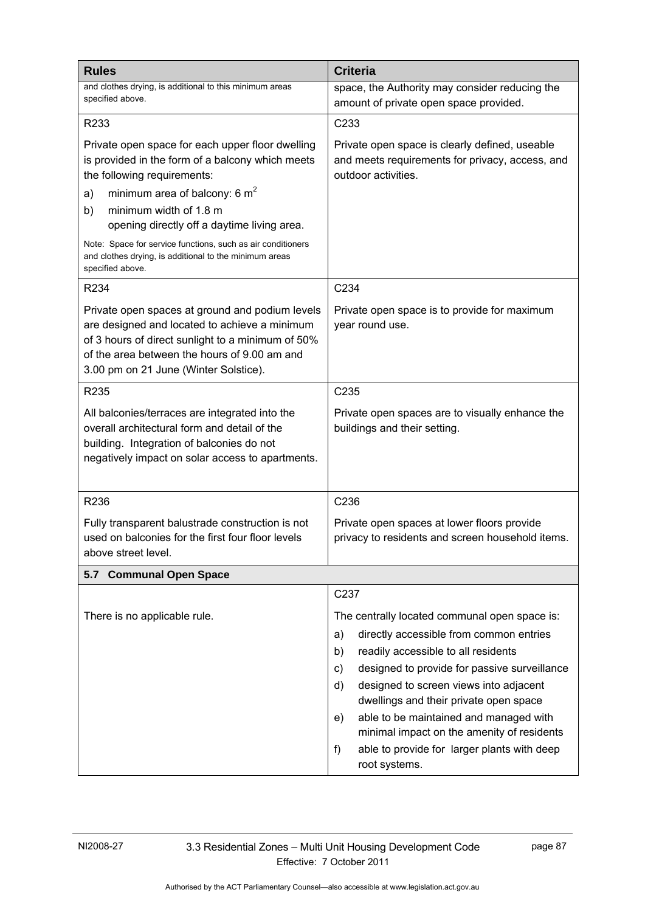| Rules | Criteria |
|---|---|
| and clothes drying, is additional to this minimum areas specified above. | space, the Authority may consider reducing the amount of private open space provided. |
| R233<br><br>Private open space for each upper floor dwelling is provided in the form of a balcony which meets the following requirements:<br>a) minimum area of balcony: 6 $m^2$<br>b) minimum width of 1.8 m opening directly off a daytime living area.<br><br>Note: Space for service functions, such as air conditioners and clothes drying, is additional to the minimum areas specified above. | C233<br><br>Private open space is clearly defined, useable and meets requirements for privacy, access, and outdoor activities. |
| R234<br><br>Private open spaces at ground and podium levels are designed and located to achieve a minimum of 3 hours of direct sunlight to a minimum of 50% of the area between the hours of 9.00 am and 3.00 pm on 21 June (Winter Solstice). | C234<br><br>Private open space is to provide for maximum year round use. |
| R235<br><br>All balconies/terraces are integrated into the overall architectural form and detail of the building. Integration of balconies do not negatively impact on solar access to apartments. | C235<br><br>Private open spaces are to visually enhance the buildings and their setting. |
| R236<br><br>Fully transparent balustrade construction is not used on balconies for the first four floor levels above street level. | C236<br><br>Private open spaces at lower floors provide privacy to residents and screen household items. |
| **5.7 Communal Open Space** | |
| There is no applicable rule. | C237<br><br>The centrally located communal open space is:<br>a) directly accessible from common entries<br>b) readily accessible to all residents<br>c) designed to provide for passive surveillance<br>d) designed to screen views into adjacent dwellings and their private open space<br>e) able to be maintained and managed with minimal impact on the amenity of residents<br>f) able to provide for larger plants with deep root systems. |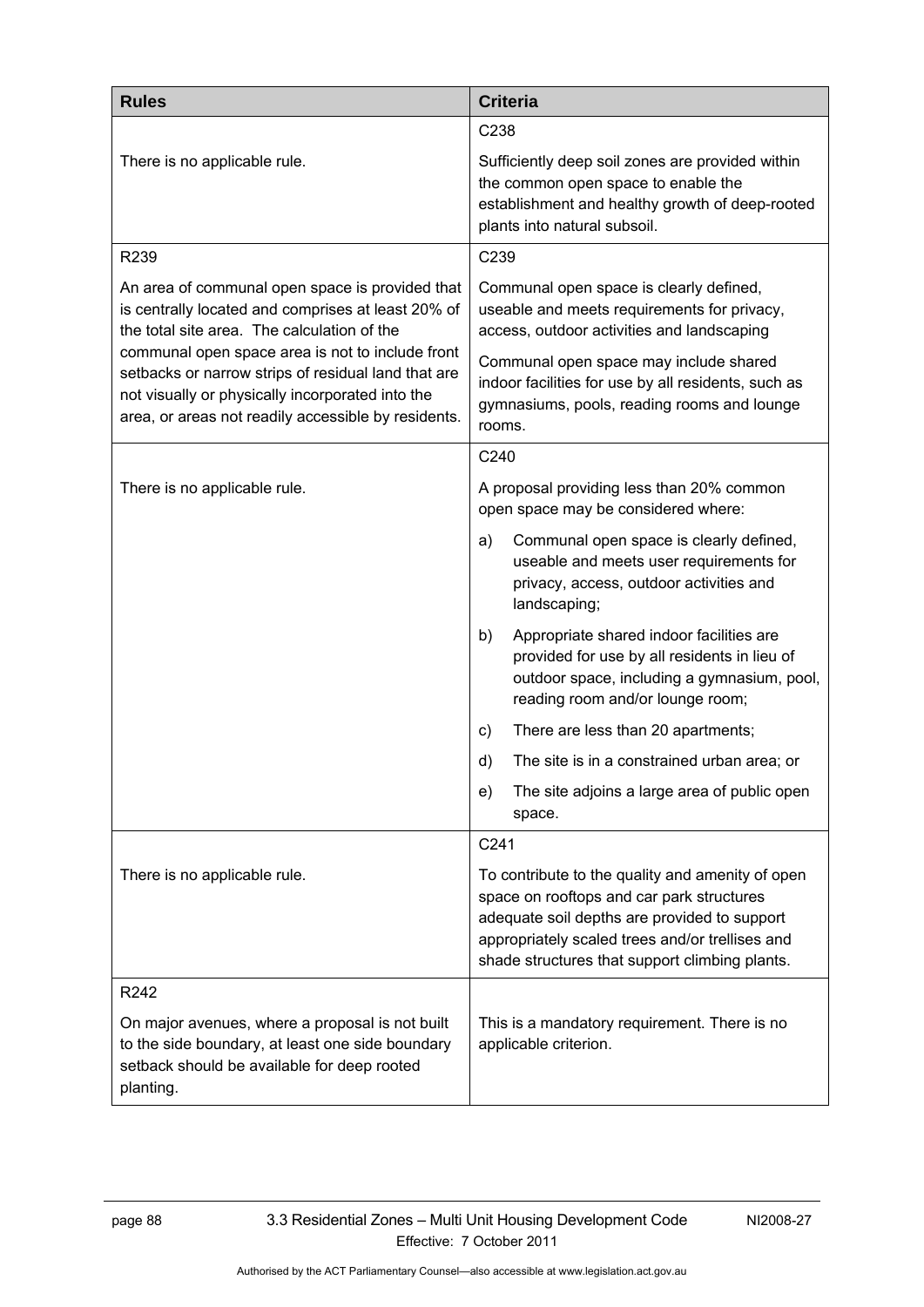| Rules | Criteria |
| --- | --- |
| There is no applicable rule. | C238<br><br>Sufficiently deep soil zones are provided within the common open space to enable the establishment and healthy growth of deep-rooted plants into natural subsoil. |
| R239<br><br>An area of communal open space is provided that is centrally located and comprises at least 20% of the total site area. The calculation of the communal open space area is not to include front setbacks or narrow strips of residual land that are not visually or physically incorporated into the area, or areas not readily accessible by residents. | C239<br><br>Communal open space is clearly defined, useable and meets requirements for privacy, access, outdoor activities and landscaping<br><br>Communal open space may include shared indoor facilities for use by all residents, such as gymnasiums, pools, reading rooms and lounge rooms. |
| There is no applicable rule. | C240<br><br>A proposal providing less than 20% common open space may be considered where:<br><br>a) Communal open space is clearly defined, useable and meets user requirements for privacy, access, outdoor activities and landscaping;<br><br>b) Appropriate shared indoor facilities are provided for use by all residents in lieu of outdoor space, including a gymnasium, pool, reading room and/or lounge room;<br><br>c) There are less than 20 apartments;<br><br>d) The site is in a constrained urban area; or<br><br>e) The site adjoins a large area of public open space. |
| There is no applicable rule. | C241<br><br>To contribute to the quality and amenity of open space on rooftops and car park structures adequate soil depths are provided to support appropriately scaled trees and/or trellises and shade structures that support climbing plants. |
| R242<br><br>On major avenues, where a proposal is not built to the side boundary, at least one side boundary setback should be available for deep rooted planting. | This is a mandatory requirement. There is no applicable criterion. |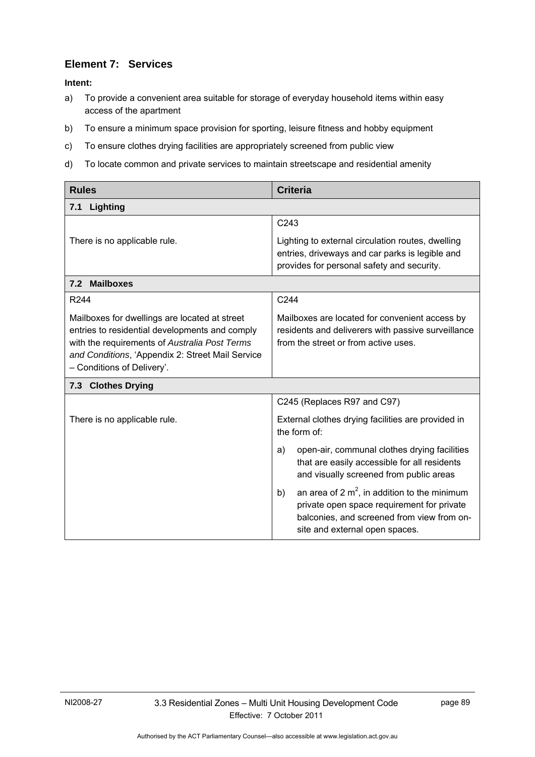## Element 7: Services

**Intent:**

a) To provide a convenient area suitable for storage of everyday household items within easy access of the apartment

b) To ensure a minimum space provision for sporting, leisure fitness and hobby equipment

c) To ensure clothes drying facilities are appropriately screened from public view

d) To locate common and private services to maintain streetscape and residential amenity

| Rules | Criteria |
|---|---|
| **7.1 Lighting** | |
| There is no applicable rule. | C243<br><br>Lighting to external circulation routes, dwelling entries, driveways and car parks is legible and provides for personal safety and security. |
| **7.2 Mailboxes** | |
| R244<br><br>Mailboxes for dwellings are located at street entries to residential developments and comply with the requirements of *Australia Post Terms and Conditions*, 'Appendix 2: Street Mail Service – Conditions of Delivery'. | C244<br><br>Mailboxes are located for convenient access by residents and deliverers with passive surveillance from the street or from active uses. |
| **7.3 Clothes Drying** | |
| There is no applicable rule. | C245 (Replaces R97 and C97)<br><br>External clothes drying facilities are provided in the form of:<br><br>a) open-air, communal clothes drying facilities that are easily accessible for all residents and visually screened from public areas<br><br>b) an area of 2 $m^2$, in addition to the minimum private open space requirement for private balconies, and screened from view from on-site and external open spaces. |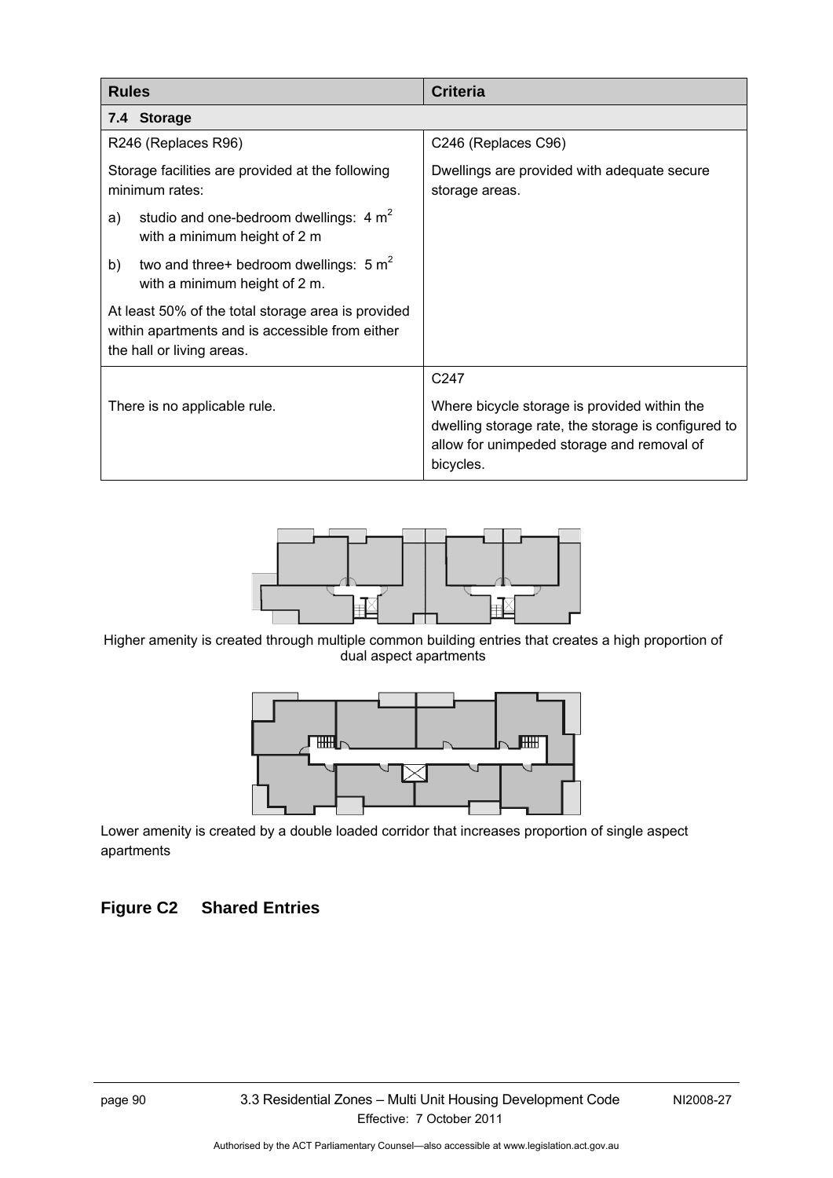| Rules | Criteria |
|---|---|
| **7.4 Storage** | |
| R246 (Replaces R96)<br><br>Storage facilities are provided at the following minimum rates:<br><br>a) studio and one-bedroom dwellings: 4 $m^2$ with a minimum height of 2 m<br><br>b) two and three+ bedroom dwellings: 5 $m^2$ with a minimum height of 2 m.<br><br>At least 50% of the total storage area is provided within apartments and is accessible from either the hall or living areas. | C246 (Replaces C96)<br><br>Dwellings are provided with adequate secure storage areas. |
| There is no applicable rule. | C247<br><br>Where bicycle storage is provided within the dwelling storage rate, the storage is configured to allow for unimpeded storage and removal of bicycles. |

Higher amenity is created through multiple common building entries that creates a high proportion of dual aspect apartments

Lower amenity is created by a double loaded corridor that increases proportion of single aspect apartments

**Figure C2 Shared Entries**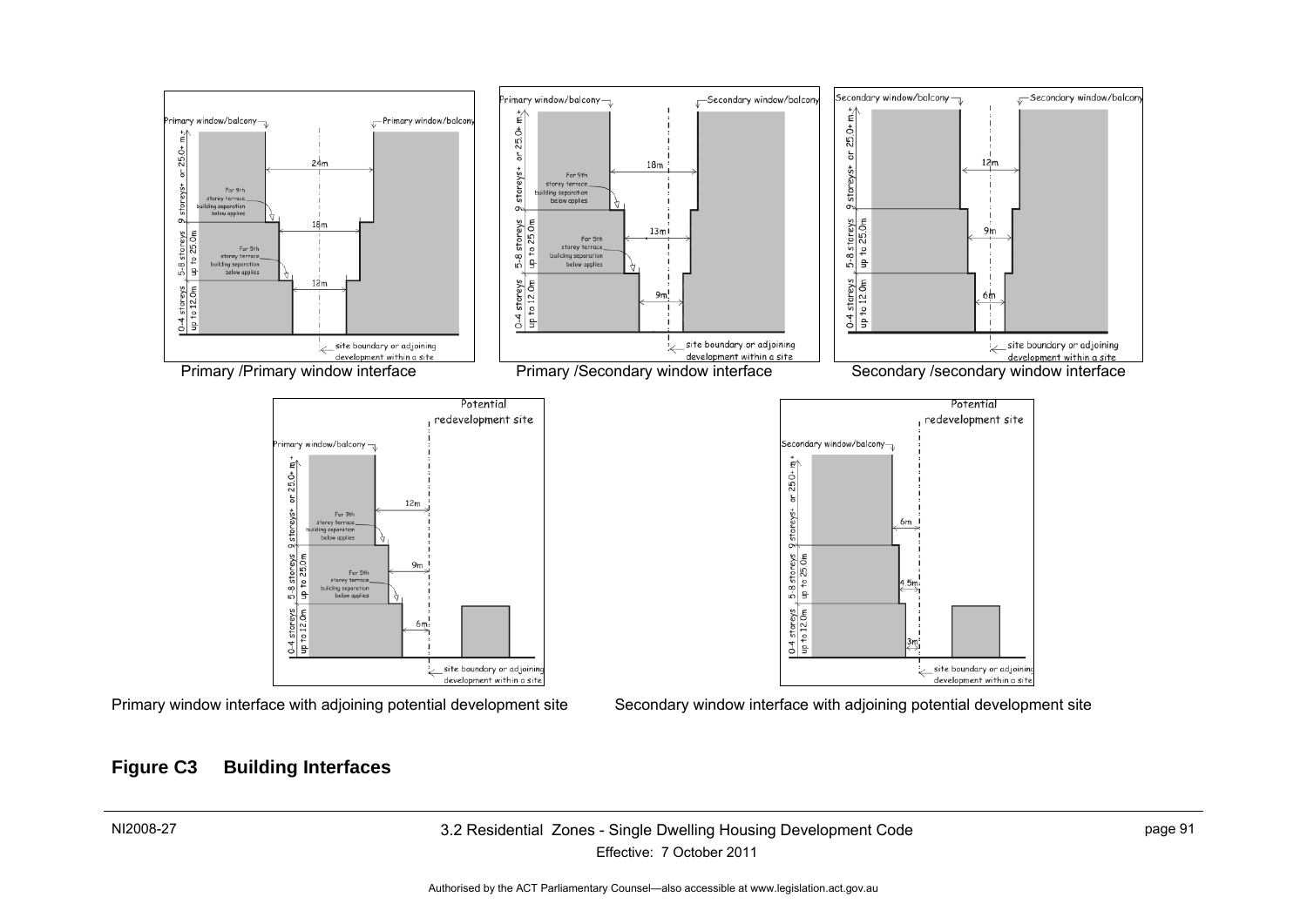Primary /Primary window interface

Primary /Secondary window interface

Secondary /secondary window interface

Primary window interface with adjoining potential development site

Secondary window interface with adjoining potential development site

**Figure C3 Building Interfaces**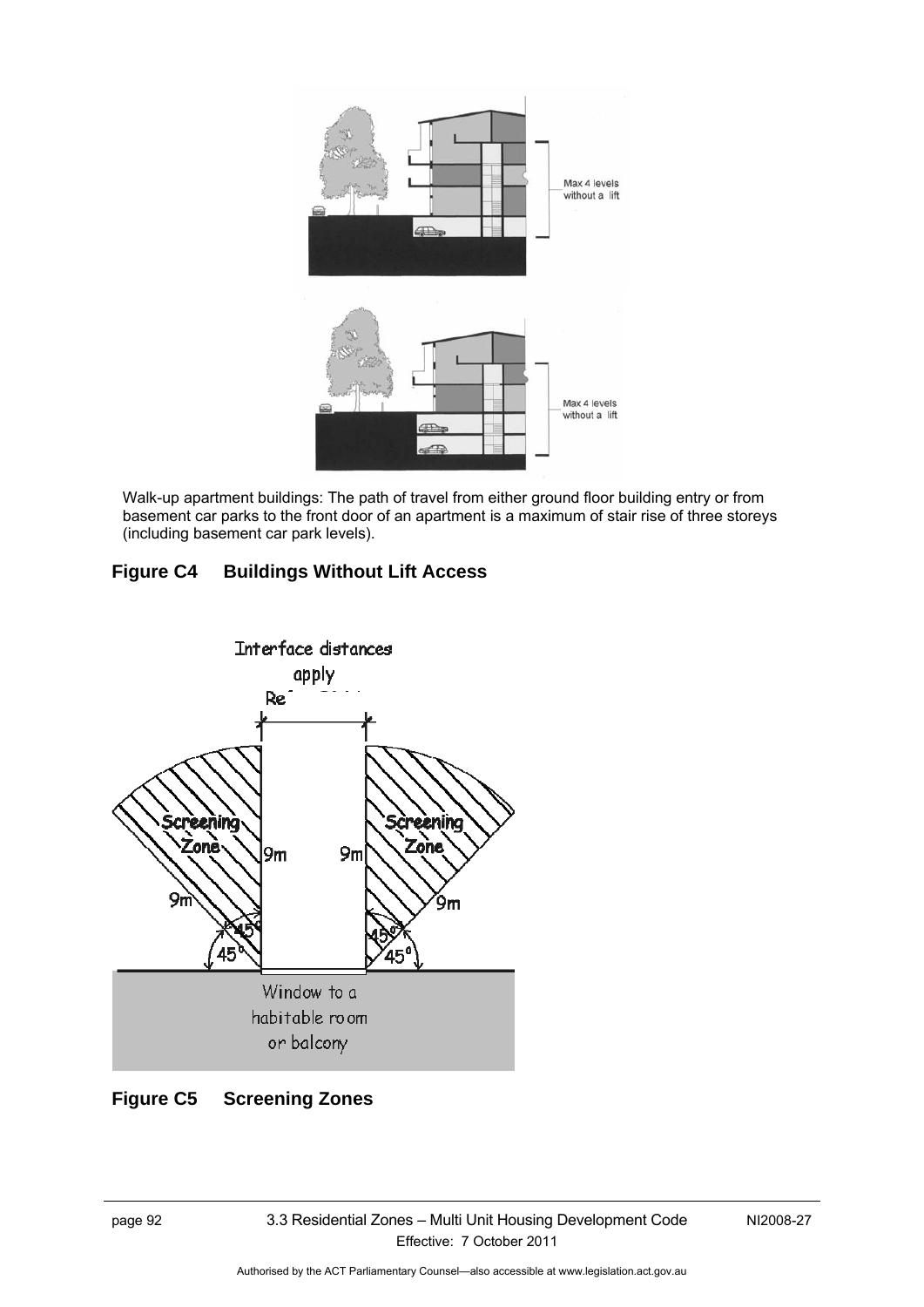Walk-up apartment buildings: The path of travel from either ground floor building entry or from basement car parks to the front door of an apartment is a maximum of stair rise of three storeys (including basement car park levels).

**Figure C4 Buildings Without Lift Access**

**Figure C5 Screening Zones**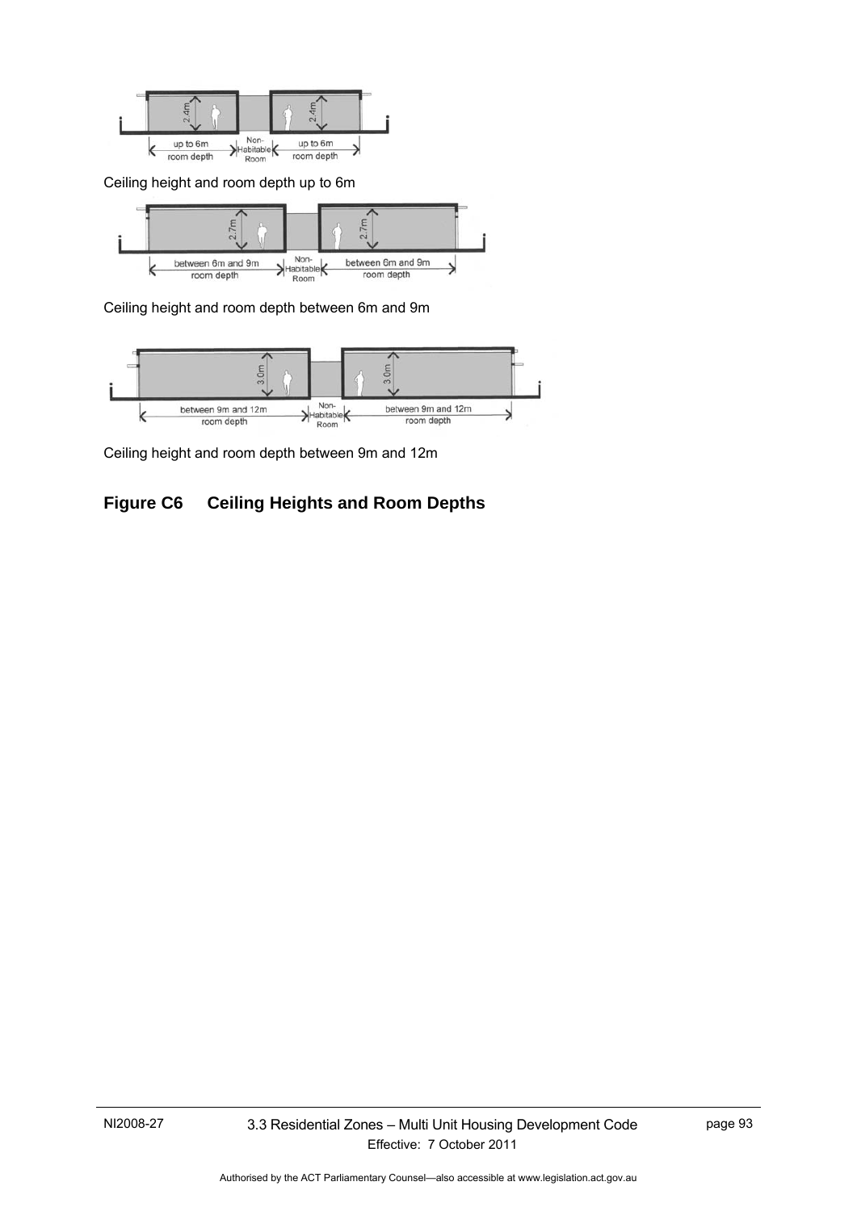Ceiling height and room depth up to 6m

Ceiling height and room depth between 6m and 9m

Ceiling height and room depth between 9m and 12m

**Figure C6 Ceiling Heights and Room Depths**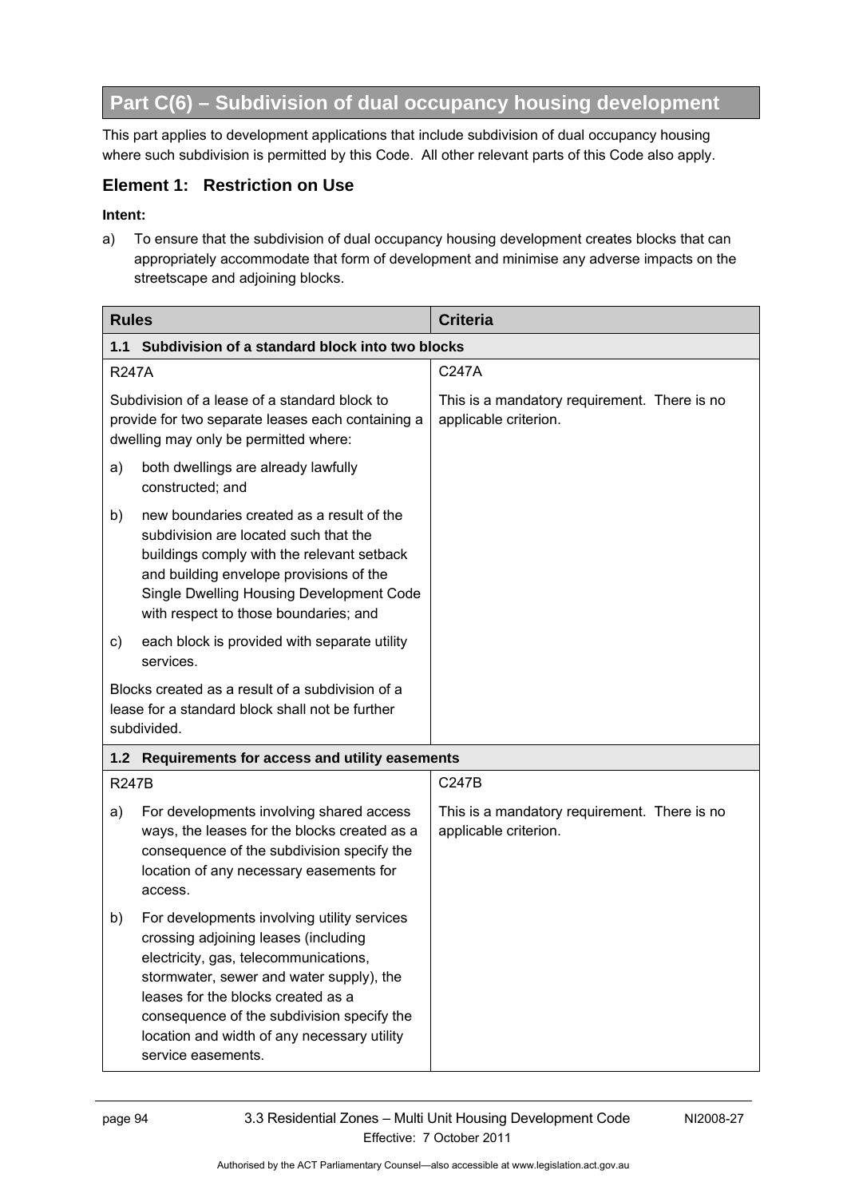# Part C(6) – Subdivision of dual occupancy housing development

This part applies to development applications that include subdivision of dual occupancy housing where such subdivision is permitted by this Code. All other relevant parts of this Code also apply.

## Element 1: Restriction on Use

**Intent:**

a) To ensure that the subdivision of dual occupancy housing development creates blocks that can appropriately accommodate that form of development and minimise any adverse impacts on the streetscape and adjoining blocks.

| Rules | Criteria |
|---|---|
| **1.1 Subdivision of a standard block into two blocks** | |
| R247A<br><br>Subdivision of a lease of a standard block to provide for two separate leases each containing a dwelling may only be permitted where:<br><br>a) both dwellings are already lawfully constructed; and<br><br>b) new boundaries created as a result of the subdivision are located such that the buildings comply with the relevant setback and building envelope provisions of the Single Dwelling Housing Development Code with respect to those boundaries; and<br><br>c) each block is provided with separate utility services.<br><br>Blocks created as a result of a subdivision of a lease for a standard block shall not be further subdivided. | C247A<br><br>This is a mandatory requirement. There is no applicable criterion. |
| **1.2 Requirements for access and utility easements** | |
| R247B<br><br>a) For developments involving shared access ways, the leases for the blocks created as a consequence of the subdivision specify the location of any necessary easements for access.<br><br>b) For developments involving utility services crossing adjoining leases (including electricity, gas, telecommunications, stormwater, sewer and water supply), the leases for the blocks created as a consequence of the subdivision specify the location and width of any necessary utility service easements. | C247B<br><br>This is a mandatory requirement. There is no applicable criterion. |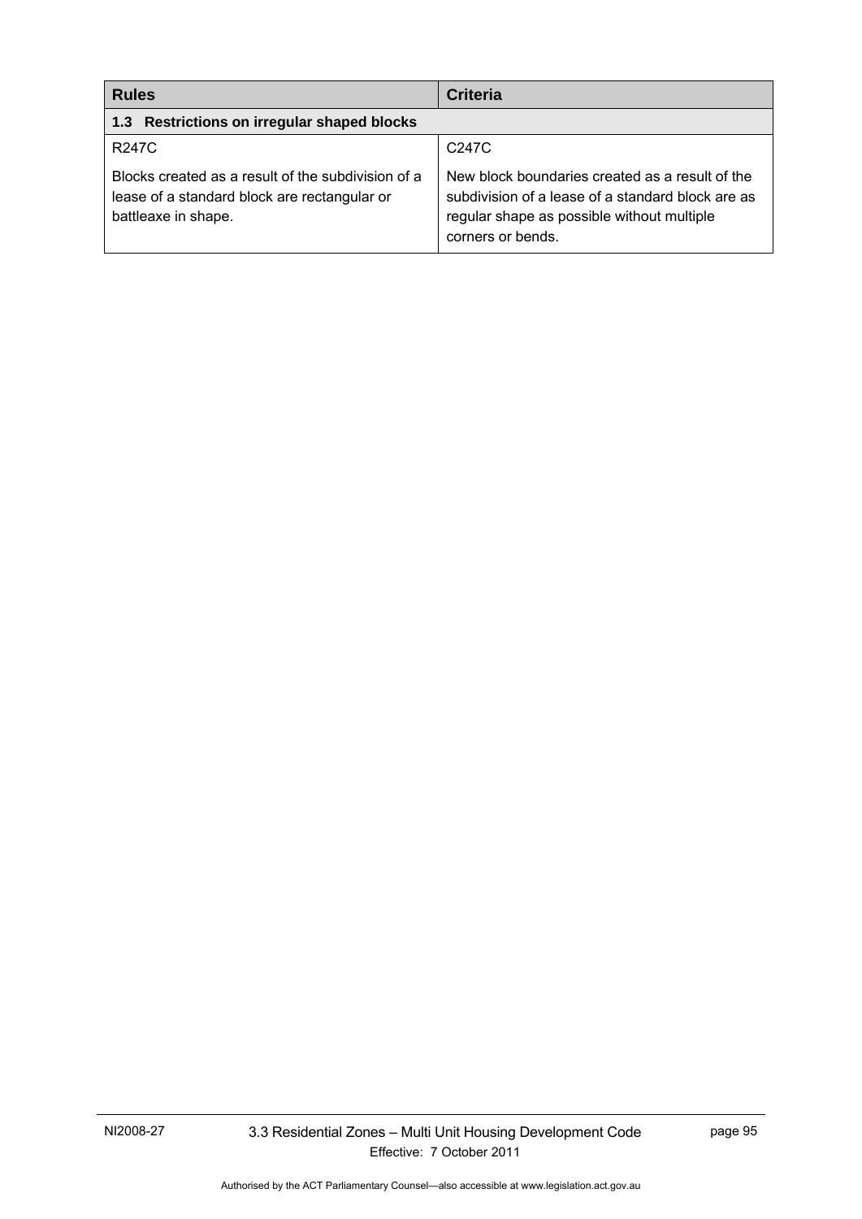| Rules | Criteria |
| --- | --- |
| **1.3 Restrictions on irregular shaped blocks** | |
| R247C<br><br>Blocks created as a result of the subdivision of a lease of a standard block are rectangular or battleaxe in shape. | C247C<br><br>New block boundaries created as a result of the subdivision of a lease of a standard block are as regular shape as possible without multiple corners or bends. |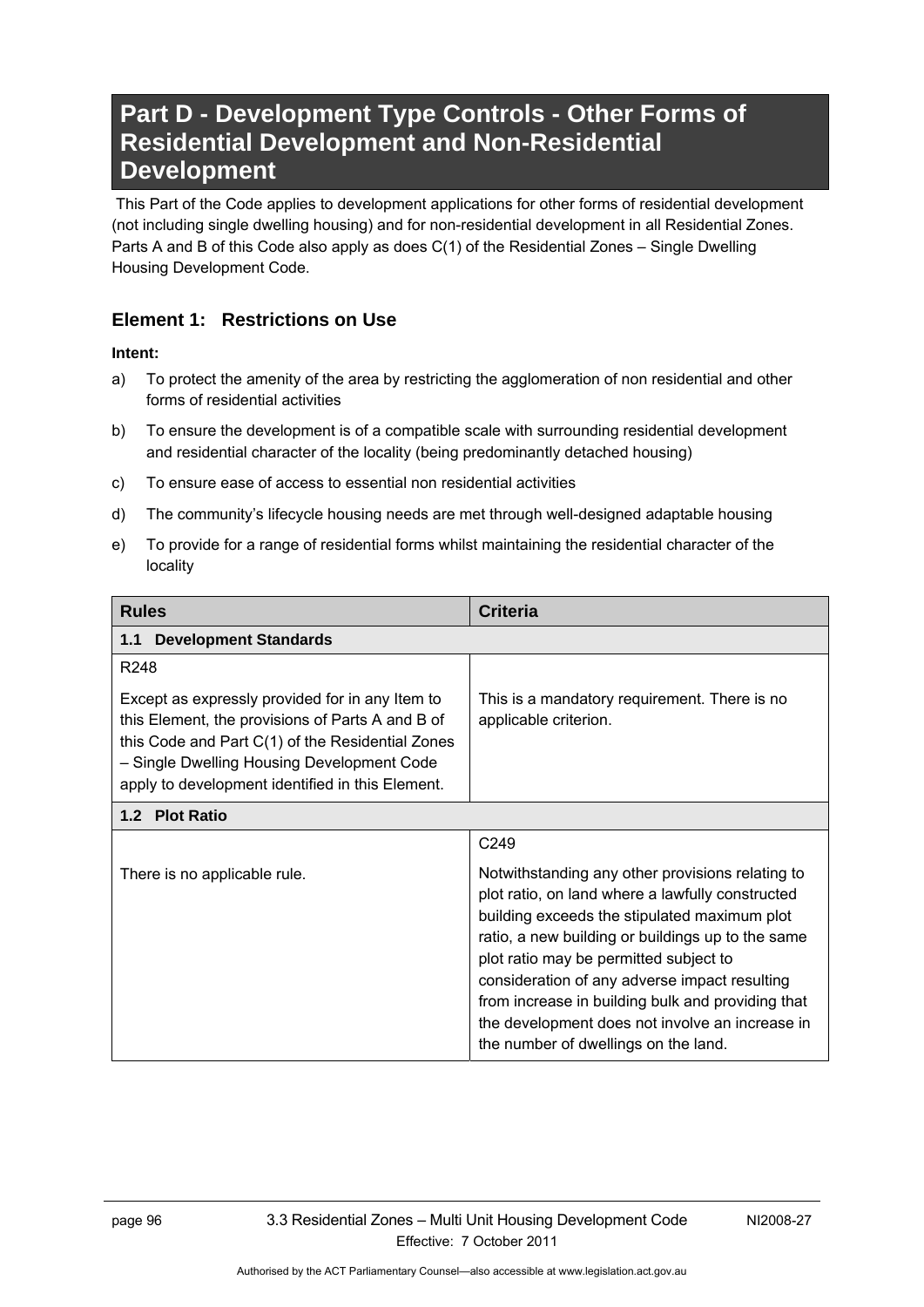# Part D - Development Type Controls - Other Forms of Residential Development and Non-Residential Development

This Part of the Code applies to development applications for other forms of residential development (not including single dwelling housing) and for non-residential development in all Residential Zones. Parts A and B of this Code also apply as does C(1) of the Residential Zones – Single Dwelling Housing Development Code.

## Element 1: Restrictions on Use

**Intent:**

a) To protect the amenity of the area by restricting the agglomeration of non residential and other forms of residential activities

b) To ensure the development is of a compatible scale with surrounding residential development and residential character of the locality (being predominantly detached housing)

c) To ensure ease of access to essential non residential activities

d) The community's lifecycle housing needs are met through well-designed adaptable housing

e) To provide for a range of residential forms whilst maintaining the residential character of the locality

| Rules | Criteria |
|---|---|
| **1.1 Development Standards** | |
| R248<br><br>Except as expressly provided for in any Item to this Element, the provisions of Parts A and B of this Code and Part C(1) of the Residential Zones – Single Dwelling Housing Development Code apply to development identified in this Element. | This is a mandatory requirement. There is no applicable criterion. |
| **1.2 Plot Ratio** | |
| There is no applicable rule. | C249<br><br>Notwithstanding any other provisions relating to plot ratio, on land where a lawfully constructed building exceeds the stipulated maximum plot ratio, a new building or buildings up to the same plot ratio may be permitted subject to consideration of any adverse impact resulting from increase in building bulk and providing that the development does not involve an increase in the number of dwellings on the land. |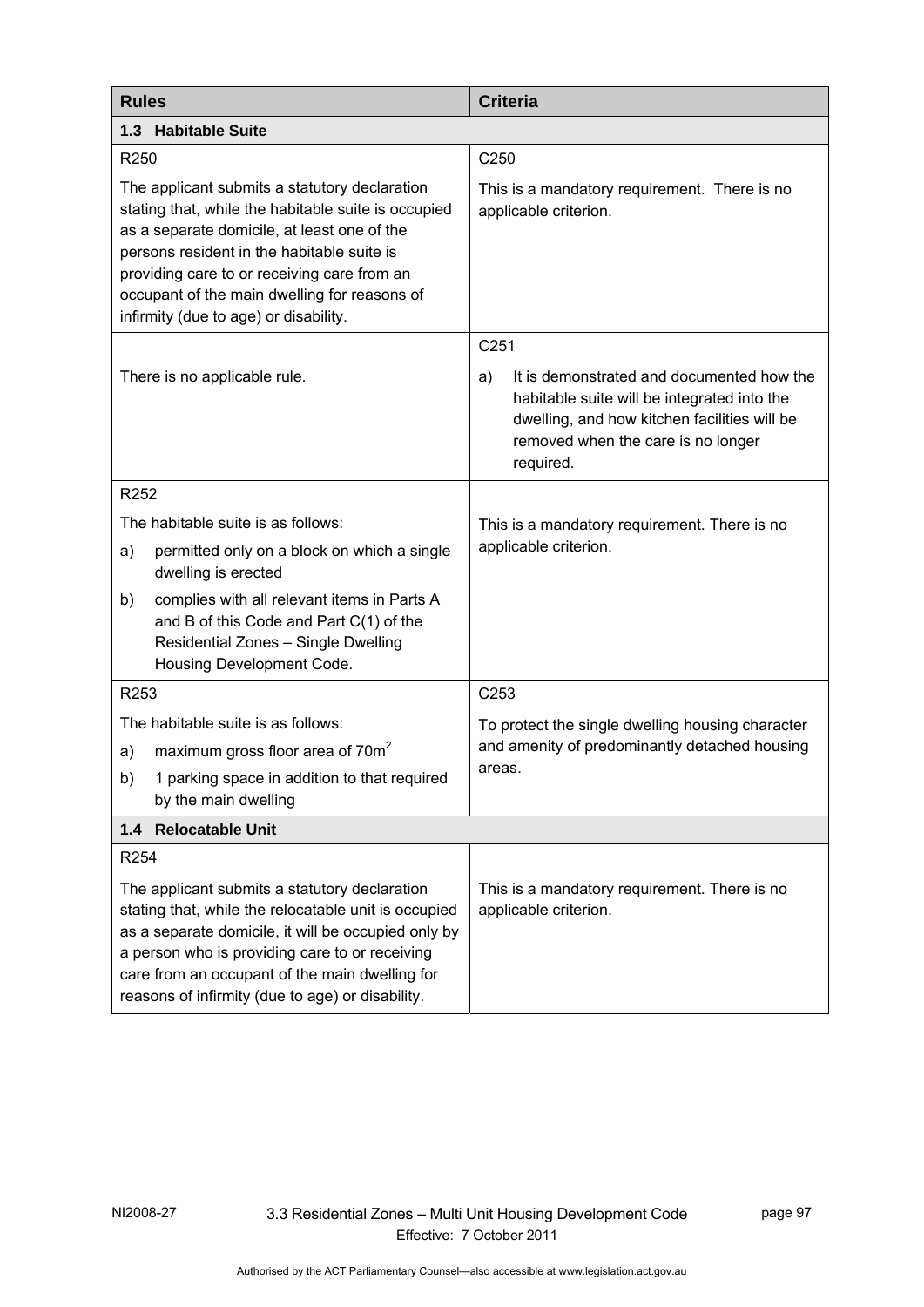| Rules | Criteria |
|---|---|
| **1.3 Habitable Suite** | |
| R250<br><br>The applicant submits a statutory declaration stating that, while the habitable suite is occupied as a separate domicile, at least one of the persons resident in the habitable suite is providing care to or receiving care from an occupant of the main dwelling for reasons of infirmity (due to age) or disability. | C250<br><br>This is a mandatory requirement. There is no applicable criterion. |
| There is no applicable rule. | C251<br><br>a) It is demonstrated and documented how the habitable suite will be integrated into the dwelling, and how kitchen facilities will be removed when the care is no longer required. |
| R252<br><br>The habitable suite is as follows:<br>a) permitted only on a block on which a single dwelling is erected<br>b) complies with all relevant items in Parts A and B of this Code and Part C(1) of the Residential Zones – Single Dwelling Housing Development Code. | This is a mandatory requirement. There is no applicable criterion. |
| R253<br><br>The habitable suite is as follows:<br>a) maximum gross floor area of $70m^2$<br>b) 1 parking space in addition to that required by the main dwelling | C253<br><br>To protect the single dwelling housing character and amenity of predominantly detached housing areas. |
| **1.4 Relocatable Unit** | |
| R254<br><br>The applicant submits a statutory declaration stating that, while the relocatable unit is occupied as a separate domicile, it will be occupied only by a person who is providing care to or receiving care from an occupant of the main dwelling for reasons of infirmity (due to age) or disability. | This is a mandatory requirement. There is no applicable criterion. |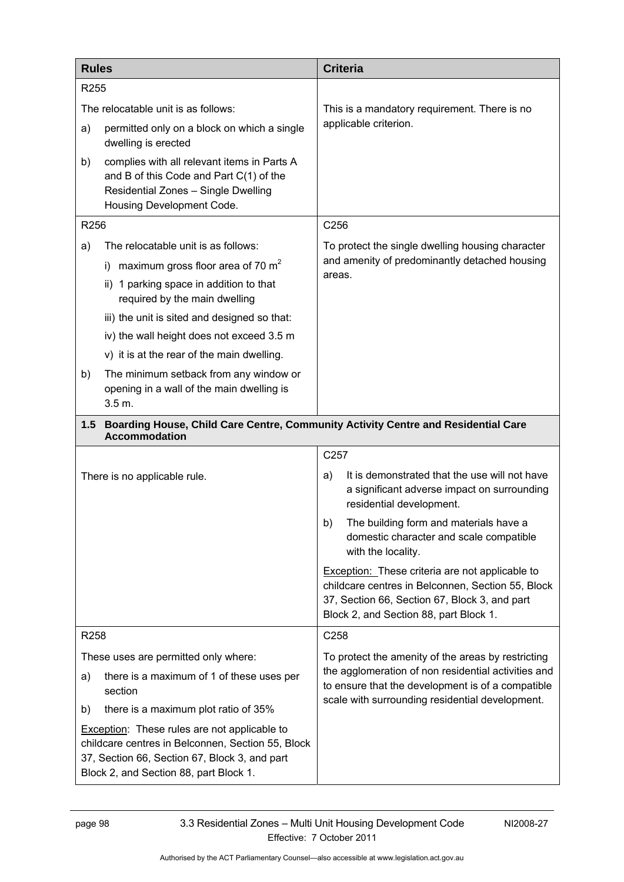| Rules | Criteria |
|---|---|
| R255<br><br>The relocatable unit is as follows:<br><br>a) permitted only on a block on which a single dwelling is erected<br><br>b) complies with all relevant items in Parts A and B of this Code and Part C(1) of the Residential Zones – Single Dwelling Housing Development Code. | This is a mandatory requirement. There is no applicable criterion. |
| R256<br><br>a) The relocatable unit is as follows:<br><br>i) maximum gross floor area of 70 $m^2$<br><br>ii) 1 parking space in addition to that required by the main dwelling<br><br>iii) the unit is sited and designed so that:<br><br>iv) the wall height does not exceed 3.5 m<br><br>v) it is at the rear of the main dwelling.<br><br>b) The minimum setback from any window or opening in a wall of the main dwelling is 3.5 m. | C256<br><br>To protect the single dwelling housing character and amenity of predominantly detached housing areas. |
| **1.5 Boarding House, Child Care Centre, Community Activity Centre and Residential Care Accommodation** | |
| There is no applicable rule. | C257<br><br>a) It is demonstrated that the use will not have a significant adverse impact on surrounding residential development.<br><br>b) The building form and materials have a domestic character and scale compatible with the locality.<br><br>Exception: These criteria are not applicable to childcare centres in Belconnen, Section 55, Block 37, Section 66, Section 67, Block 3, and part Block 2, and Section 88, part Block 1. |
| R258<br><br>These uses are permitted only where:<br><br>a) there is a maximum of 1 of these uses per section<br><br>b) there is a maximum plot ratio of 35%<br><br>Exception: These rules are not applicable to childcare centres in Belconnen, Section 55, Block 37, Section 66, Section 67, Block 3, and part Block 2, and Section 88, part Block 1. | C258<br><br>To protect the amenity of the areas by restricting the agglomeration of non residential activities and to ensure that the development is of a compatible scale with surrounding residential development. |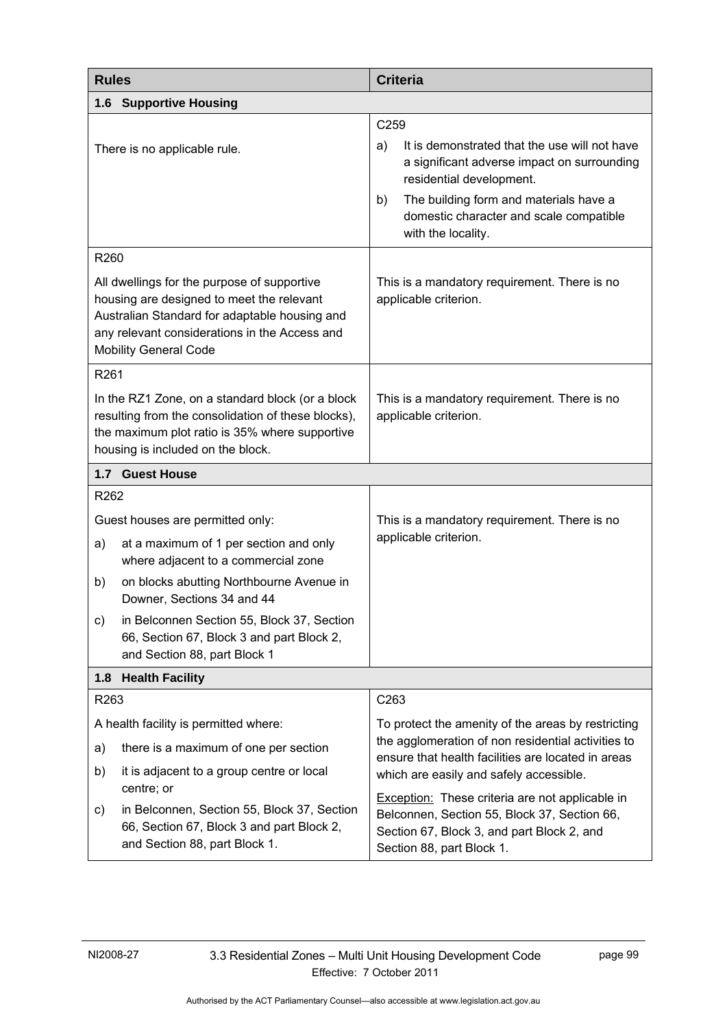| Rules | Criteria |
|---|---|
| **1.6 Supportive Housing** | |
| There is no applicable rule. | C259<br>a) It is demonstrated that the use will not have a significant adverse impact on surrounding residential development.<br>b) The building form and materials have a domestic character and scale compatible with the locality. |
| R260<br>All dwellings for the purpose of supportive housing are designed to meet the relevant Australian Standard for adaptable housing and any relevant considerations in the Access and Mobility General Code | This is a mandatory requirement. There is no applicable criterion. |
| R261<br>In the RZ1 Zone, on a standard block (or a block resulting from the consolidation of these blocks), the maximum plot ratio is 35% where supportive housing is included on the block. | This is a mandatory requirement. There is no applicable criterion. |
| **1.7 Guest House** | |
| R262<br>Guest houses are permitted only:<br>a) at a maximum of 1 per section and only where adjacent to a commercial zone<br>b) on blocks abutting Northbourne Avenue in Downer, Sections 34 and 44<br>c) in Belconnen Section 55, Block 37, Section 66, Section 67, Block 3 and part Block 2, and Section 88, part Block 1 | This is a mandatory requirement. There is no applicable criterion. |
| **1.8 Health Facility** | |
| R263<br>A health facility is permitted where:<br>a) there is a maximum of one per section<br>b) it is adjacent to a group centre or local centre; or<br>c) in Belconnen, Section 55, Block 37, Section 66, Section 67, Block 3 and part Block 2, and Section 88, part Block 1. | C263<br>To protect the amenity of the areas by restricting the agglomeration of non residential activities to ensure that health facilities are located in areas which are easily and safely accessible.<br>Exception: These criteria are not applicable in Belconnen, Section 55, Block 37, Section 66, Section 67, Block 3, and part Block 2, and Section 88, part Block 1. |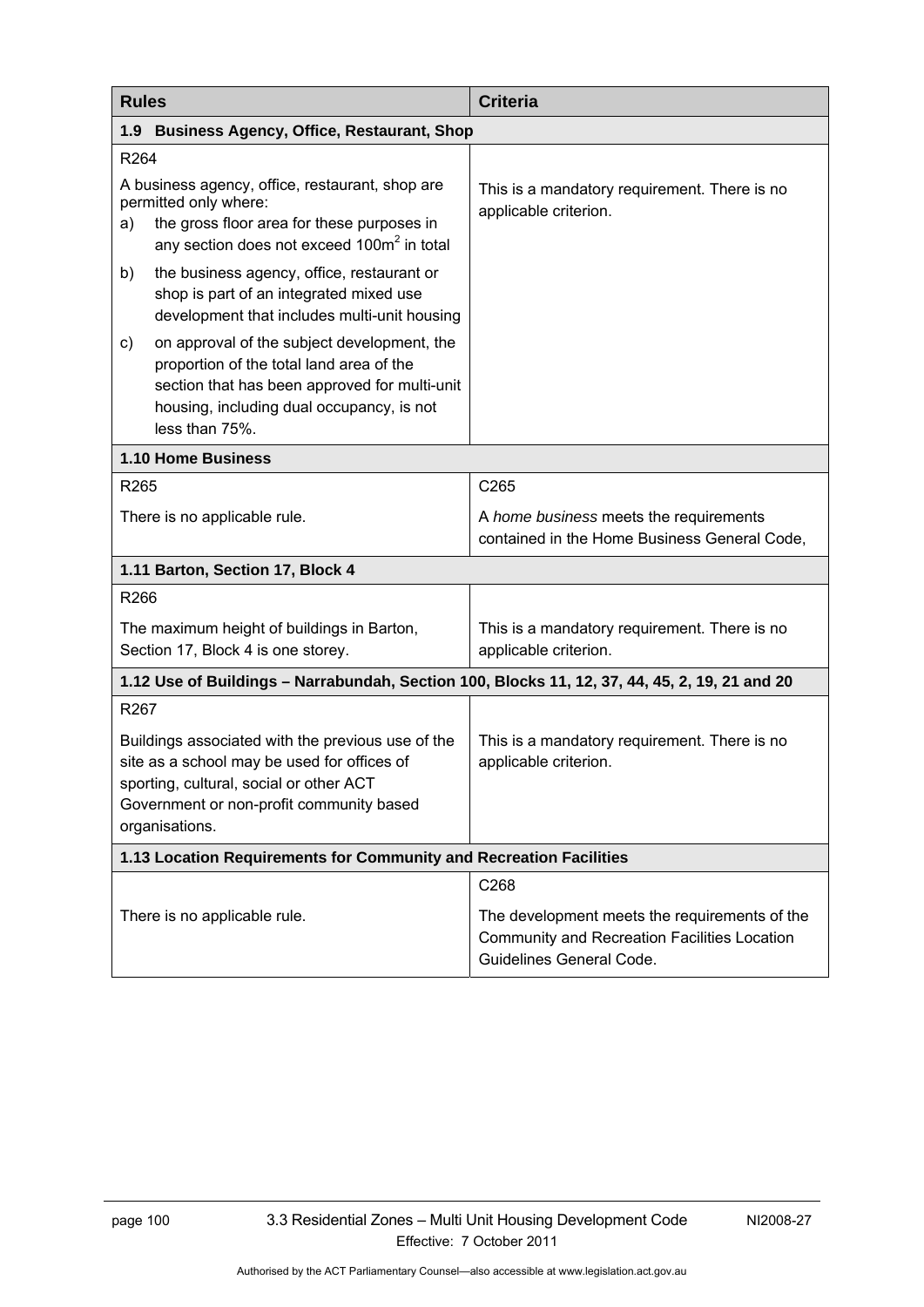| Rules | Criteria |
|---|---|
| **1.9 Business Agency, Office, Restaurant, Shop** | |
| R264<br><br>A business agency, office, restaurant, shop are permitted only where:<br>a) the gross floor area for these purposes in any section does not exceed $100m^2$ in total<br>b) the business agency, office, restaurant or shop is part of an integrated mixed use development that includes multi-unit housing<br>c) on approval of the subject development, the proportion of the total land area of the section that has been approved for multi-unit housing, including dual occupancy, is not less than 75%. | This is a mandatory requirement. There is no applicable criterion. |
| **1.10 Home Business** | |
| R265<br><br>There is no applicable rule. | C265<br><br>A *home business* meets the requirements contained in the Home Business General Code, |
| **1.11 Barton, Section 17, Block 4** | |
| R266<br><br>The maximum height of buildings in Barton, Section 17, Block 4 is one storey. | This is a mandatory requirement. There is no applicable criterion. |
| **1.12 Use of Buildings – Narrabundah, Section 100, Blocks 11, 12, 37, 44, 45, 2, 19, 21 and 20** | |
| R267<br><br>Buildings associated with the previous use of the site as a school may be used for offices of sporting, cultural, social or other ACT Government or non-profit community based organisations. | This is a mandatory requirement. There is no applicable criterion. |
| **1.13 Location Requirements for Community and Recreation Facilities** | |
| There is no applicable rule. | C268<br><br>The development meets the requirements of the Community and Recreation Facilities Location Guidelines General Code. |